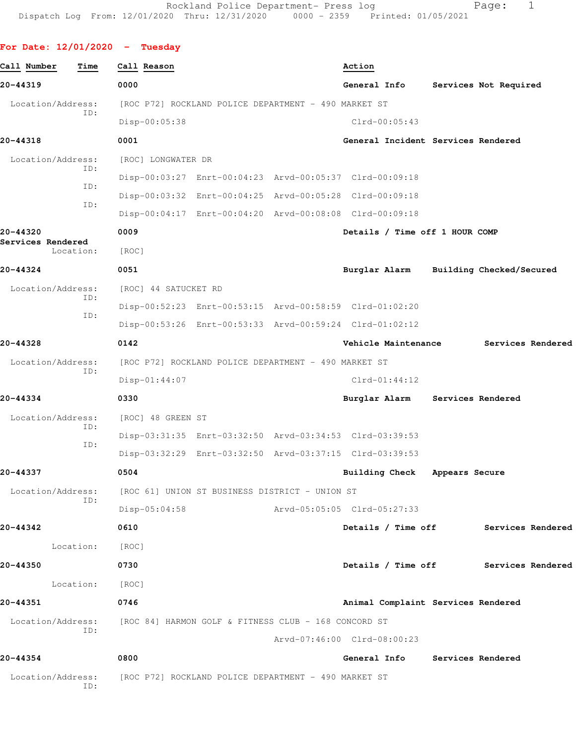Rockland Police Department- Press log
Dispatch Log From: 12/01/2020 Thru: 12/31/2020 0000 - 2359 Printed: 01/05/2021

## For Date: 12/01/2020 - Tuesday

| Call Number | Time | Call Reason | Action |
|---|---|---|---|

**20-44319** 0000 General Info Services Not Required

Location/Address: [ROC P72] ROCKLAND POLICE DEPARTMENT - 490 MARKET ST
ID: Disp-00:05:38 Clrd-00:05:43

**20-44318** 0001 General Incident Services Rendered

Location/Address: [ROC] LONGWATER DR
ID: Disp-00:03:27 Enrt-00:04:23 Arvd-00:05:37 Clrd-00:09:18
ID: Disp-00:03:32 Enrt-00:04:25 Arvd-00:05:28 Clrd-00:09:18
ID: Disp-00:04:17 Enrt-00:04:20 Arvd-00:08:08 Clrd-00:09:18

**20-44320** 0009 Details / Time off 1 HOUR COMP Services Rendered

Location: [ROC]

**20-44324** 0051 Burglar Alarm Building Checked/Secured

Location/Address: [ROC] 44 SATUCKET RD
ID: Disp-00:52:23 Enrt-00:53:15 Arvd-00:58:59 Clrd-01:02:20
ID: Disp-00:53:26 Enrt-00:53:33 Arvd-00:59:24 Clrd-01:02:12

**20-44328** 0142 Vehicle Maintenance Services Rendered

Location/Address: [ROC P72] ROCKLAND POLICE DEPARTMENT - 490 MARKET ST
ID: Disp-01:44:07 Clrd-01:44:12

**20-44334** 0330 Burglar Alarm Services Rendered

Location/Address: [ROC] 48 GREEN ST
ID: Disp-03:31:35 Enrt-03:32:50 Arvd-03:34:53 Clrd-03:39:53
ID: Disp-03:32:29 Enrt-03:32:50 Arvd-03:37:15 Clrd-03:39:53

**20-44337** 0504 Building Check Appears Secure

Location/Address: [ROC 61] UNION ST BUSINESS DISTRICT - UNION ST
ID: Disp-05:04:58 Arvd-05:05:05 Clrd-05:27:33

**20-44342** 0610 Details / Time off Services Rendered

Location: [ROC]

**20-44350** 0730 Details / Time off Services Rendered

Location: [ROC]

**20-44351** 0746 Animal Complaint Services Rendered

Location/Address: [ROC 84] HARMON GOLF & FITNESS CLUB - 168 CONCORD ST
ID: Arvd-07:46:00 Clrd-08:00:23

**20-44354** 0800 General Info Services Rendered

Location/Address: [ROC P72] ROCKLAND POLICE DEPARTMENT - 490 MARKET ST
ID: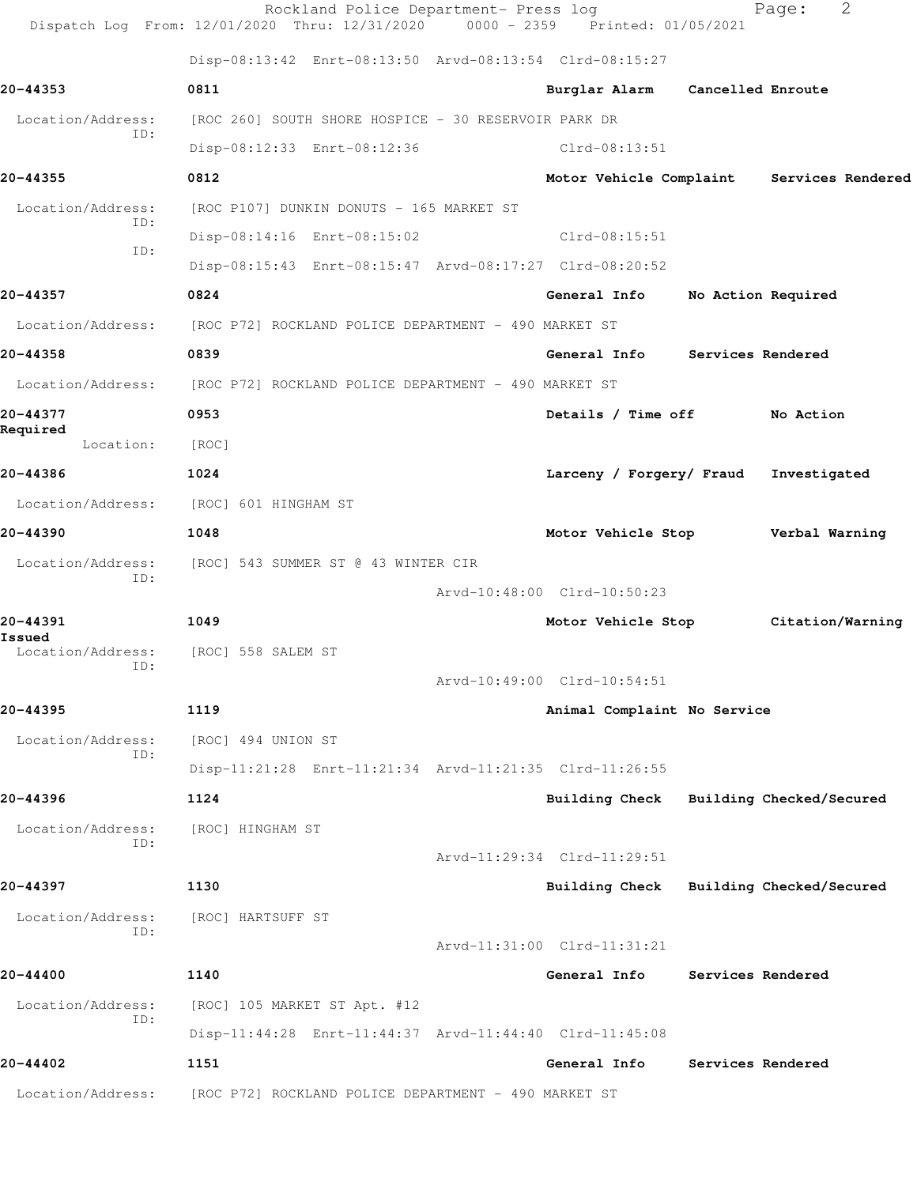Disp-08:13:42 Enrt-08:13:50 Arvd-08:13:54 Clrd-08:15:27

**20-44353** 0811 Burglar Alarm Cancelled Enroute

Location/Address: [ROC 260] SOUTH SHORE HOSPICE - 30 RESERVOIR PARK DR
ID:
Disp-08:12:33 Enrt-08:12:36 Clrd-08:13:51

**20-44355** 0812 Motor Vehicle Complaint Services Rendered

Location/Address: [ROC P107] DUNKIN DONUTS - 165 MARKET ST
ID:
Disp-08:14:16 Enrt-08:15:02 Clrd-08:15:51
ID:
Disp-08:15:43 Enrt-08:15:47 Arvd-08:17:27 Clrd-08:20:52

**20-44357** 0824 General Info No Action Required

Location/Address: [ROC P72] ROCKLAND POLICE DEPARTMENT - 490 MARKET ST

**20-44358** 0839 General Info Services Rendered

Location/Address: [ROC P72] ROCKLAND POLICE DEPARTMENT - 490 MARKET ST

**20-44377** 0953 Details / Time off No Action Required

Location: [ROC]

**20-44386** 1024 Larceny / Forgery/ Fraud Investigated

Location/Address: [ROC] 601 HINGHAM ST

**20-44390** 1048 Motor Vehicle Stop Verbal Warning

Location/Address: [ROC] 543 SUMMER ST @ 43 WINTER CIR
ID:
Arvd-10:48:00 Clrd-10:50:23

**20-44391** 1049 Motor Vehicle Stop Citation/Warning Issued

Location/Address: [ROC] 558 SALEM ST
ID:
Arvd-10:49:00 Clrd-10:54:51

**20-44395** 1119 Animal Complaint No Service

Location/Address: [ROC] 494 UNION ST
ID:
Disp-11:21:28 Enrt-11:21:34 Arvd-11:21:35 Clrd-11:26:55

**20-44396** 1124 Building Check Building Checked/Secured

Location/Address: [ROC] HINGHAM ST
ID:
Arvd-11:29:34 Clrd-11:29:51

**20-44397** 1130 Building Check Building Checked/Secured

Location/Address: [ROC] HARTSUFF ST
ID:
Arvd-11:31:00 Clrd-11:31:21

**20-44400** 1140 General Info Services Rendered

Location/Address: [ROC] 105 MARKET ST Apt. #12
ID:
Disp-11:44:28 Enrt-11:44:37 Arvd-11:44:40 Clrd-11:45:08

**20-44402** 1151 General Info Services Rendered

Location/Address: [ROC P72] ROCKLAND POLICE DEPARTMENT - 490 MARKET ST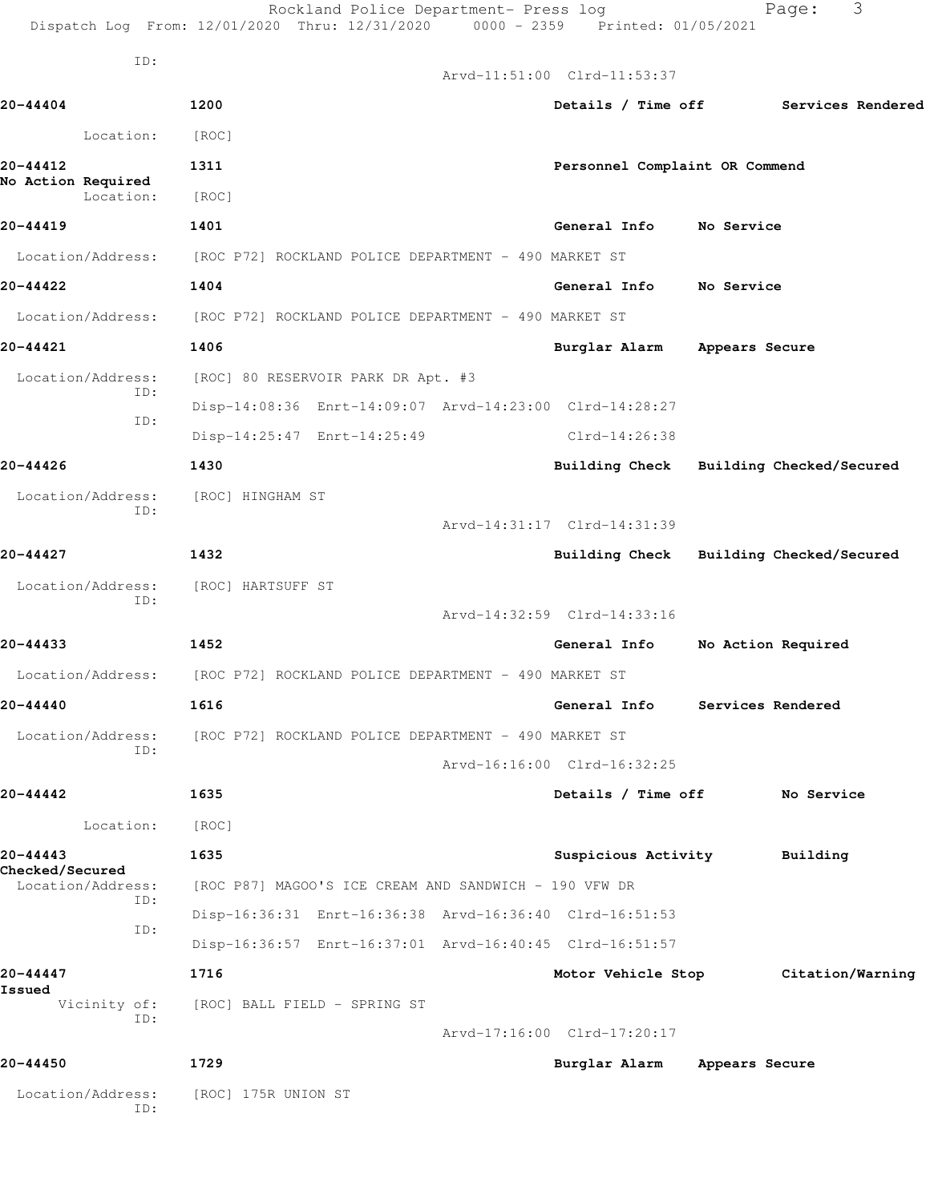ID:
Arvd-11:51:00 Clrd-11:53:37

**20-44404** 1200 **Details / Time off** **Services Rendered**

Location: [ROC]

**20-44412** 1311 **Personnel Complaint OR Commend**
**No Action Required**

Location: [ROC]

**20-44419** 1401 **General Info** **No Service**

Location/Address: [ROC P72] ROCKLAND POLICE DEPARTMENT - 490 MARKET ST

**20-44422** 1404 **General Info** **No Service**

Location/Address: [ROC P72] ROCKLAND POLICE DEPARTMENT - 490 MARKET ST

**20-44421** 1406 **Burglar Alarm** **Appears Secure**

Location/Address: [ROC] 80 RESERVOIR PARK DR Apt. #3
ID:
Disp-14:08:36 Enrt-14:09:07 Arvd-14:23:00 Clrd-14:28:27
ID:
Disp-14:25:47 Enrt-14:25:49 Clrd-14:26:38

**20-44426** 1430 **Building Check** **Building Checked/Secured**

Location/Address: [ROC] HINGHAM ST
ID:
Arvd-14:31:17 Clrd-14:31:39

**20-44427** 1432 **Building Check** **Building Checked/Secured**

Location/Address: [ROC] HARTSUFF ST
ID:
Arvd-14:32:59 Clrd-14:33:16

**20-44433** 1452 **General Info** **No Action Required**

Location/Address: [ROC P72] ROCKLAND POLICE DEPARTMENT - 490 MARKET ST

**20-44440** 1616 **General Info** **Services Rendered**

Location/Address: [ROC P72] ROCKLAND POLICE DEPARTMENT - 490 MARKET ST
ID:
Arvd-16:16:00 Clrd-16:32:25

**20-44442** 1635 **Details / Time off** **No Service**

Location: [ROC]

**20-44443** 1635 **Suspicious Activity** **Building Checked/Secured**

Location/Address: [ROC P87] MAGOO'S ICE CREAM AND SANDWICH - 190 VFW DR
ID:
Disp-16:36:31 Enrt-16:36:38 Arvd-16:36:40 Clrd-16:51:53
ID:
Disp-16:36:57 Enrt-16:37:01 Arvd-16:40:45 Clrd-16:51:57

**20-44447** 1716 **Motor Vehicle Stop** **Citation/Warning Issued**

Vicinity of: [ROC] BALL FIELD - SPRING ST
ID:
Arvd-17:16:00 Clrd-17:20:17

**20-44450** 1729 **Burglar Alarm** **Appears Secure**

Location/Address: [ROC] 175R UNION ST
ID: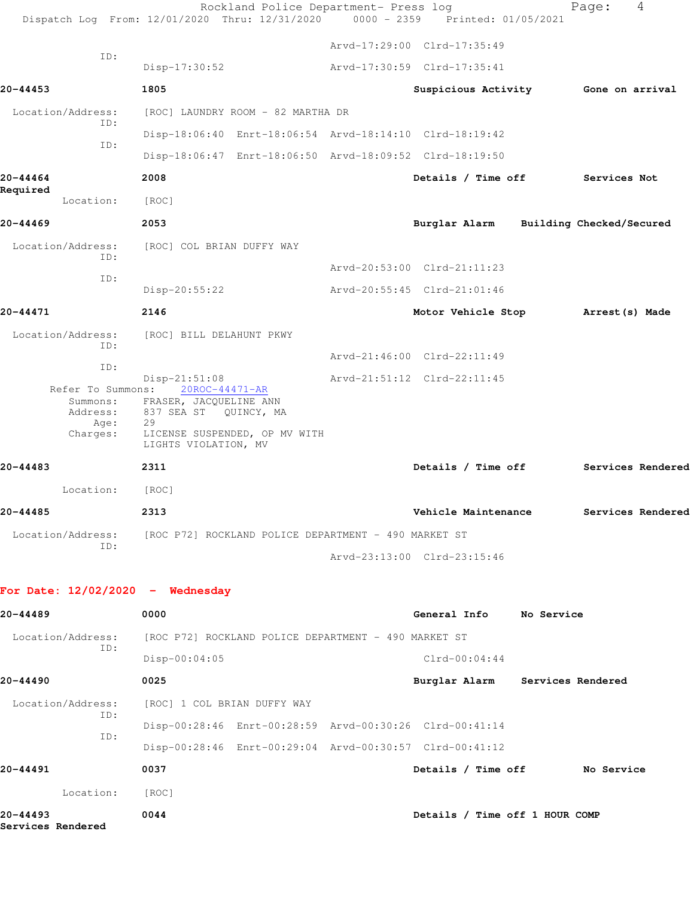Arvd-17:29:00 Clrd-17:35:49

ID:

Disp-17:30:52 Arvd-17:30:59 Clrd-17:35:41

**20-44453** **1805** **Suspicious Activity** **Gone on arrival**

Location/Address: [ROC] LAUNDRY ROOM - 82 MARTHA DR

ID:

Disp-18:06:40 Enrt-18:06:54 Arvd-18:14:10 Clrd-18:19:42

ID:

Disp-18:06:47 Enrt-18:06:50 Arvd-18:09:52 Clrd-18:19:50

**20-44464** **2008** **Details / Time off** **Services Not Required**

Location: [ROC]

**20-44469** **2053** **Burglar Alarm** **Building Checked/Secured**

Location/Address: [ROC] COL BRIAN DUFFY WAY

ID:

Arvd-20:53:00 Clrd-21:11:23

ID:

Disp-20:55:22 Arvd-20:55:45 Clrd-21:01:46

**20-44471** **2146** **Motor Vehicle Stop** **Arrest(s) Made**

Location/Address: [ROC] BILL DELAHUNT PKWY

ID:

Arvd-21:46:00 Clrd-22:11:49

ID:

Disp-21:51:08 Arvd-21:51:12 Clrd-22:11:45

Refer To Summons: 20ROC-44471-AR

Summons: FRASER, JACQUELINE ANN

Address: 837 SEA ST QUINCY, MA

Age: 29

Charges: LICENSE SUSPENDED, OP MV WITH LIGHTS VIOLATION, MV

**20-44483** **2311** **Details / Time off** **Services Rendered**

Location: [ROC]

**20-44485** **2313** **Vehicle Maintenance** **Services Rendered**

Location/Address: [ROC P72] ROCKLAND POLICE DEPARTMENT - 490 MARKET ST

ID:

Arvd-23:13:00 Clrd-23:15:46

## For Date: 12/02/2020 - Wednesday

**20-44489** **0000** **General Info** **No Service**

Location/Address: [ROC P72] ROCKLAND POLICE DEPARTMENT - 490 MARKET ST

ID:

Disp-00:04:05 Clrd-00:04:44

**20-44490** **0025** **Burglar Alarm** **Services Rendered**

Location/Address: [ROC] 1 COL BRIAN DUFFY WAY

ID:

Disp-00:28:46 Enrt-00:28:59 Arvd-00:30:26 Clrd-00:41:14

ID:

Disp-00:28:46 Enrt-00:29:04 Arvd-00:30:57 Clrd-00:41:12

**20-44491** **0037** **Details / Time off** **No Service**

Location: [ROC]

**20-44493** **0044** **Details / Time off 1 HOUR COMP** **Services Rendered**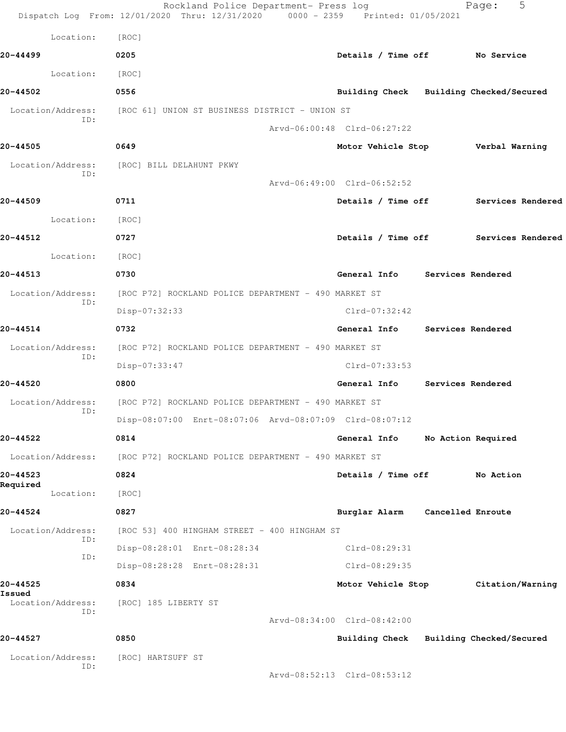Location: [ROC]

**20-44499** 0205 **Details / Time off** **No Service**

Location: [ROC]

**20-44502** 0556 **Building Check** **Building Checked/Secured**

Location/Address: [ROC 61] UNION ST BUSINESS DISTRICT - UNION ST
ID:
Arvd-06:00:48 Clrd-06:27:22

**20-44505** 0649 **Motor Vehicle Stop** **Verbal Warning**

Location/Address: [ROC] BILL DELAHUNT PKWY
ID:
Arvd-06:49:00 Clrd-06:52:52

**20-44509** 0711 **Details / Time off** **Services Rendered**

Location: [ROC]

**20-44512** 0727 **Details / Time off** **Services Rendered**

Location: [ROC]

**20-44513** 0730 **General Info** **Services Rendered**

Location/Address: [ROC P72] ROCKLAND POLICE DEPARTMENT - 490 MARKET ST
ID:
Disp-07:32:33 Clrd-07:32:42

**20-44514** 0732 **General Info** **Services Rendered**

Location/Address: [ROC P72] ROCKLAND POLICE DEPARTMENT - 490 MARKET ST
ID:
Disp-07:33:47 Clrd-07:33:53

**20-44520** 0800 **General Info** **Services Rendered**

Location/Address: [ROC P72] ROCKLAND POLICE DEPARTMENT - 490 MARKET ST
ID:
Disp-08:07:00 Enrt-08:07:06 Arvd-08:07:09 Clrd-08:07:12

**20-44522** 0814 **General Info** **No Action Required**

Location/Address: [ROC P72] ROCKLAND POLICE DEPARTMENT - 490 MARKET ST

**20-44523** 0824 **Details / Time off** **No Action Required**

Location: [ROC]

**20-44524** 0827 **Burglar Alarm** **Cancelled Enroute**

Location/Address: [ROC 53] 400 HINGHAM STREET - 400 HINGHAM ST
ID:
Disp-08:28:01 Enrt-08:28:34 Clrd-08:29:31
ID:
Disp-08:28:28 Enrt-08:28:31 Clrd-08:29:35

**20-44525** 0834 **Motor Vehicle Stop** **Citation/Warning Issued**

Location/Address: [ROC] 185 LIBERTY ST
ID:
Arvd-08:34:00 Clrd-08:42:00

**20-44527** 0850 **Building Check** **Building Checked/Secured**

Location/Address: [ROC] HARTSUFF ST
ID:
Arvd-08:52:13 Clrd-08:53:12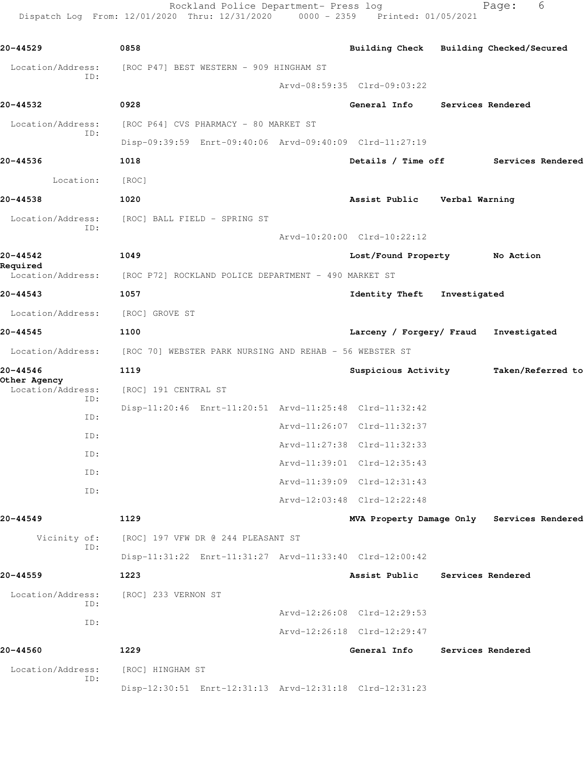Rockland Police Department- Press log
Dispatch Log From: 12/01/2020 Thru: 12/31/2020 0000 - 2359 Printed: 01/05/2021

**20-44529** 0858 Building Check Building Checked/Secured

Location/Address: [ROC P47] BEST WESTERN - 909 HINGHAM ST
ID:
Arvd-08:59:35 Clrd-09:03:22

**20-44532** 0928 General Info Services Rendered

Location/Address: [ROC P64] CVS PHARMACY - 80 MARKET ST
ID:
Disp-09:39:59 Enrt-09:40:06 Arvd-09:40:09 Clrd-11:27:19

**20-44536** 1018 Details / Time off Services Rendered

Location: [ROC]

**20-44538** 1020 Assist Public Verbal Warning

Location/Address: [ROC] BALL FIELD - SPRING ST
ID:
Arvd-10:20:00 Clrd-10:22:12

**20-44542** 1049 Lost/Found Property No Action Required

Location/Address: [ROC P72] ROCKLAND POLICE DEPARTMENT - 490 MARKET ST

**20-44543** 1057 Identity Theft Investigated

Location/Address: [ROC] GROVE ST

**20-44545** 1100 Larceny / Forgery/ Fraud Investigated

Location/Address: [ROC 70] WEBSTER PARK NURSING AND REHAB - 56 WEBSTER ST

**20-44546** 1119 Suspicious Activity Taken/Referred to Other Agency

Location/Address: [ROC] 191 CENTRAL ST
ID:
Disp-11:20:46 Enrt-11:20:51 Arvd-11:25:48 Clrd-11:32:42
ID:
Arvd-11:26:07 Clrd-11:32:37
ID:
Arvd-11:27:38 Clrd-11:32:33
ID:
Arvd-11:39:01 Clrd-12:35:43
ID:
Arvd-11:39:09 Clrd-12:31:43
ID:
Arvd-12:03:48 Clrd-12:22:48

**20-44549** 1129 MVA Property Damage Only Services Rendered

Vicinity of: [ROC] 197 VFW DR @ 244 PLEASANT ST
ID:
Disp-11:31:22 Enrt-11:31:27 Arvd-11:33:40 Clrd-12:00:42

**20-44559** 1223 Assist Public Services Rendered

Location/Address: [ROC] 233 VERNON ST
ID:
Arvd-12:26:08 Clrd-12:29:53
ID:
Arvd-12:26:18 Clrd-12:29:47

**20-44560** 1229 General Info Services Rendered

Location/Address: [ROC] HINGHAM ST
ID:
Disp-12:30:51 Enrt-12:31:13 Arvd-12:31:18 Clrd-12:31:23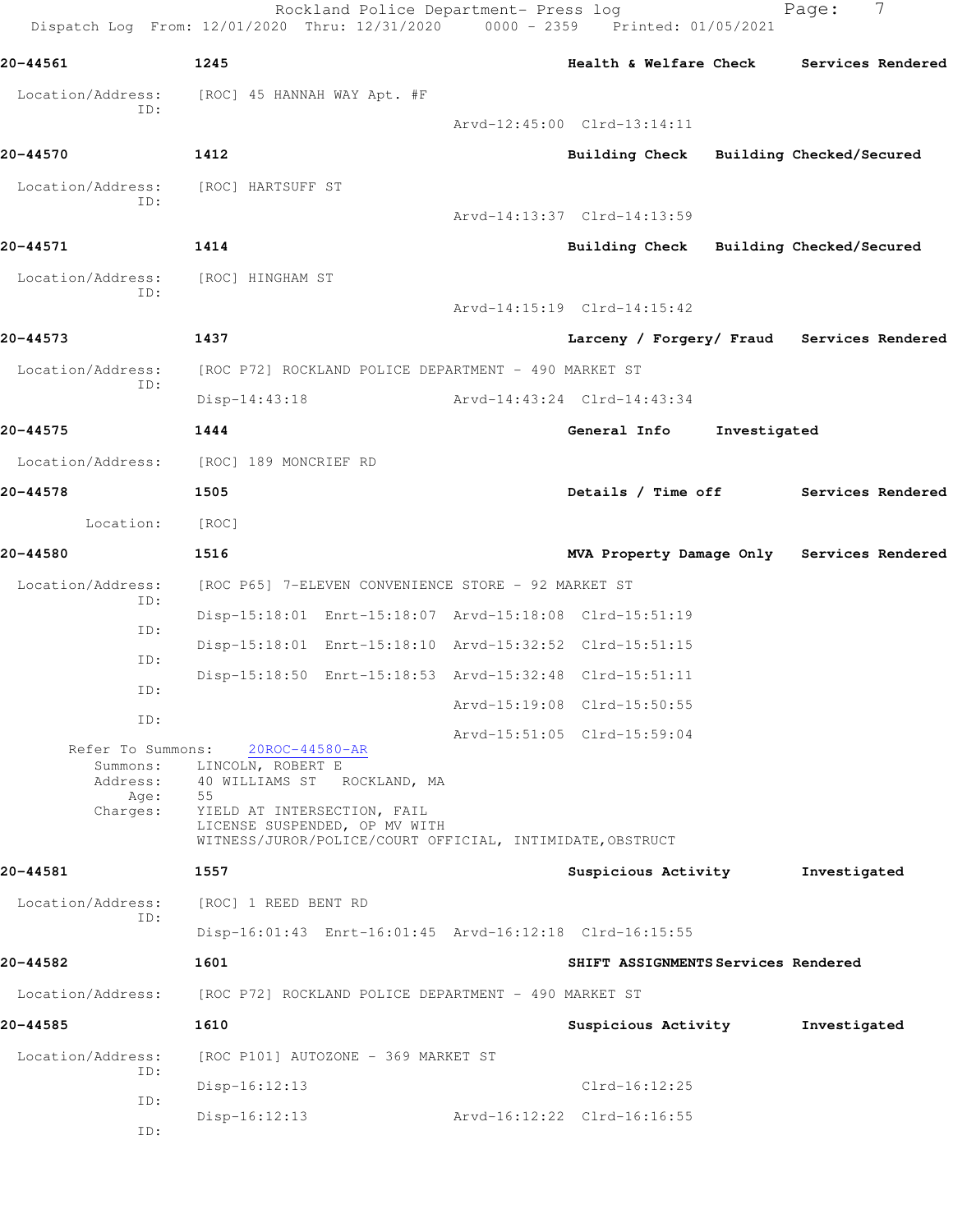**20-44561** **1245** **Health & Welfare Check** **Services Rendered**

Location/Address: [ROC] 45 HANNAH WAY Apt. #F
ID:
Arvd-12:45:00 Clrd-13:14:11

**20-44570** **1412** **Building Check** **Building Checked/Secured**

Location/Address: [ROC] HARTSUFF ST
ID:
Arvd-14:13:37 Clrd-14:13:59

**20-44571** **1414** **Building Check** **Building Checked/Secured**

Location/Address: [ROC] HINGHAM ST
ID:
Arvd-14:15:19 Clrd-14:15:42

**20-44573** **1437** **Larceny / Forgery/ Fraud** **Services Rendered**

Location/Address: [ROC P72] ROCKLAND POLICE DEPARTMENT - 490 MARKET ST
ID:
Disp-14:43:18 Arvd-14:43:24 Clrd-14:43:34

**20-44575** **1444** **General Info** **Investigated**

Location/Address: [ROC] 189 MONCRIEF RD

**20-44578** **1505** **Details / Time off** **Services Rendered**

Location: [ROC]

**20-44580** **1516** **MVA Property Damage Only** **Services Rendered**

Location/Address: [ROC P65] 7-ELEVEN CONVENIENCE STORE - 92 MARKET ST
ID:
Disp-15:18:01 Enrt-15:18:07 Arvd-15:18:08 Clrd-15:51:19
ID:
Disp-15:18:01 Enrt-15:18:10 Arvd-15:32:52 Clrd-15:51:15
ID:
Disp-15:18:50 Enrt-15:18:53 Arvd-15:32:48 Clrd-15:51:11
ID:
Arvd-15:19:08 Clrd-15:50:55
ID:
Arvd-15:51:05 Clrd-15:59:04

Refer To Summons: 20ROC-44580-AR
Summons: LINCOLN, ROBERT E
Address: 40 WILLIAMS ST ROCKLAND, MA
Age: 55
Charges: YIELD AT INTERSECTION, FAIL
LICENSE SUSPENDED, OP MV WITH
WITNESS/JUROR/POLICE/COURT OFFICIAL, INTIMIDATE,OBSTRUCT

**20-44581** **1557** **Suspicious Activity** **Investigated**

Location/Address: [ROC] 1 REED BENT RD
ID:
Disp-16:01:43 Enrt-16:01:45 Arvd-16:12:18 Clrd-16:15:55

**20-44582** **1601** **SHIFT ASSIGNMENTS** **Services Rendered**

Location/Address: [ROC P72] ROCKLAND POLICE DEPARTMENT - 490 MARKET ST

**20-44585** **1610** **Suspicious Activity** **Investigated**

Location/Address: [ROC P101] AUTOZONE - 369 MARKET ST
ID:
Disp-16:12:13 Clrd-16:12:25
ID:
Disp-16:12:13 Arvd-16:12:22 Clrd-16:16:55
ID: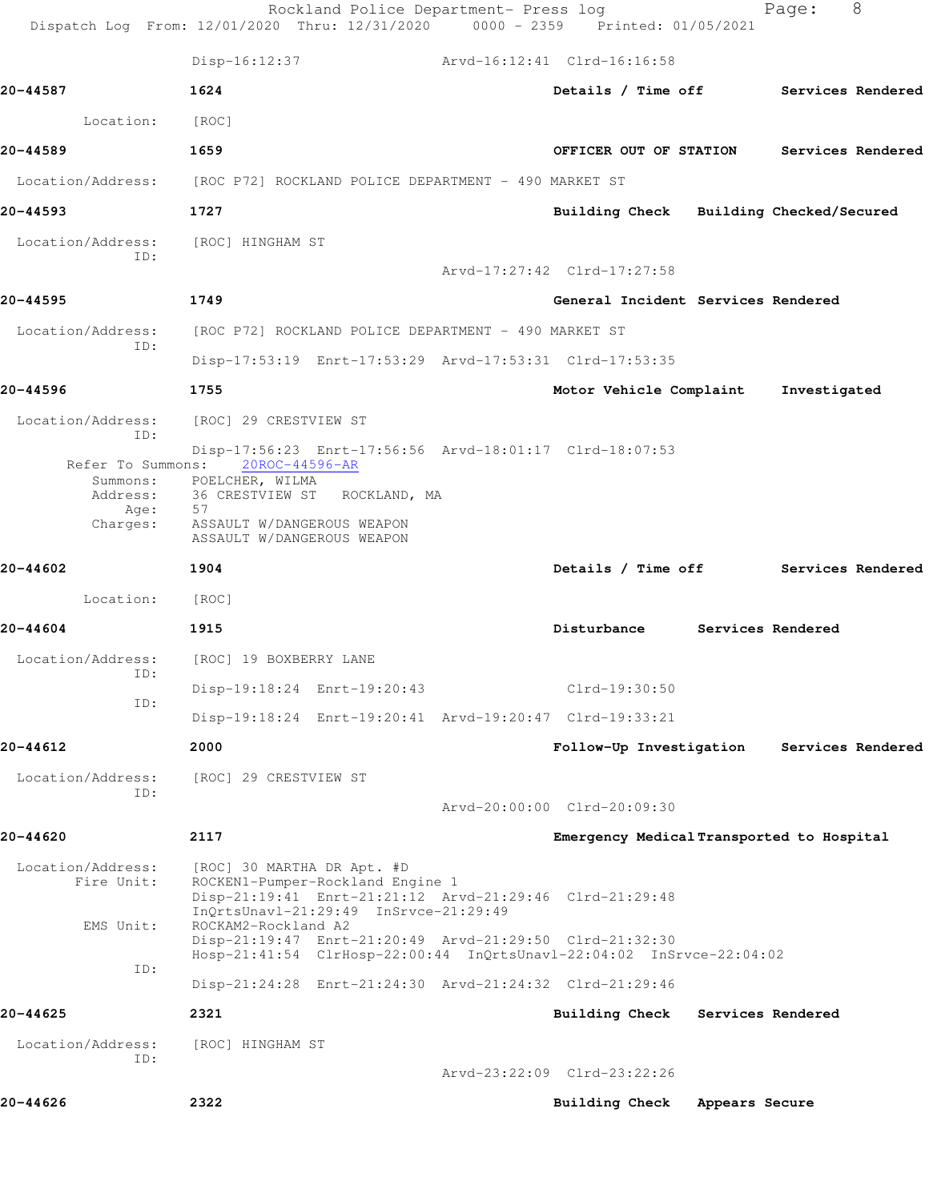Disp-16:12:37 Arvd-16:12:41 Clrd-16:16:58

**20-44587** 1624 **Details / Time off** **Services Rendered**

Location: [ROC]

**20-44589** 1659 **OFFICER OUT OF STATION** **Services Rendered**

Location/Address: [ROC P72] ROCKLAND POLICE DEPARTMENT - 490 MARKET ST

**20-44593** 1727 **Building Check** **Building Checked/Secured**

Location/Address: [ROC] HINGHAM ST
ID:
Arvd-17:27:42 Clrd-17:27:58

**20-44595** 1749 **General Incident** **Services Rendered**

Location/Address: [ROC P72] ROCKLAND POLICE DEPARTMENT - 490 MARKET ST
ID:
Disp-17:53:19 Enrt-17:53:29 Arvd-17:53:31 Clrd-17:53:35

**20-44596** 1755 **Motor Vehicle Complaint** **Investigated**

Location/Address: [ROC] 29 CRESTVIEW ST
ID:
Disp-17:56:23 Enrt-17:56:56 Arvd-18:01:17 Clrd-18:07:53
Refer To Summons: 20ROC-44596-AR
Summons: POELCHER, WILMA
Address: 36 CRESTVIEW ST ROCKLAND, MA
Age: 57
Charges: ASSAULT W/DANGEROUS WEAPON
ASSAULT W/DANGEROUS WEAPON

**20-44602** 1904 **Details / Time off** **Services Rendered**

Location: [ROC]

**20-44604** 1915 **Disturbance** **Services Rendered**

Location/Address: [ROC] 19 BOXBERRY LANE
ID:
Disp-19:18:24 Enrt-19:20:43 Clrd-19:30:50
ID:
Disp-19:18:24 Enrt-19:20:41 Arvd-19:20:47 Clrd-19:33:21

**20-44612** 2000 **Follow-Up Investigation** **Services Rendered**

Location/Address: [ROC] 29 CRESTVIEW ST
ID:
Arvd-20:00:00 Clrd-20:09:30

**20-44620** 2117 **Emergency Medical** **Transported to Hospital**

Location/Address: [ROC] 30 MARTHA DR Apt. #D
Fire Unit: ROCKEN1-Pumper-Rockland Engine 1
Disp-21:19:41 Enrt-21:21:12 Arvd-21:29:46 Clrd-21:29:48
InQrtsUnavl-21:29:49 InSrvce-21:29:49
EMS Unit: ROCKAM2-Rockland A2
Disp-21:19:47 Enrt-21:20:49 Arvd-21:29:50 Clrd-21:32:30
Hosp-21:41:54 ClrHosp-22:00:44 InQrtsUnavl-22:04:02 InSrvce-22:04:02
ID:
Disp-21:24:28 Enrt-21:24:30 Arvd-21:24:32 Clrd-21:29:46

**20-44625** 2321 **Building Check** **Services Rendered**

Location/Address: [ROC] HINGHAM ST
ID:
Arvd-23:22:09 Clrd-23:22:26

**20-44626** 2322 **Building Check** **Appears Secure**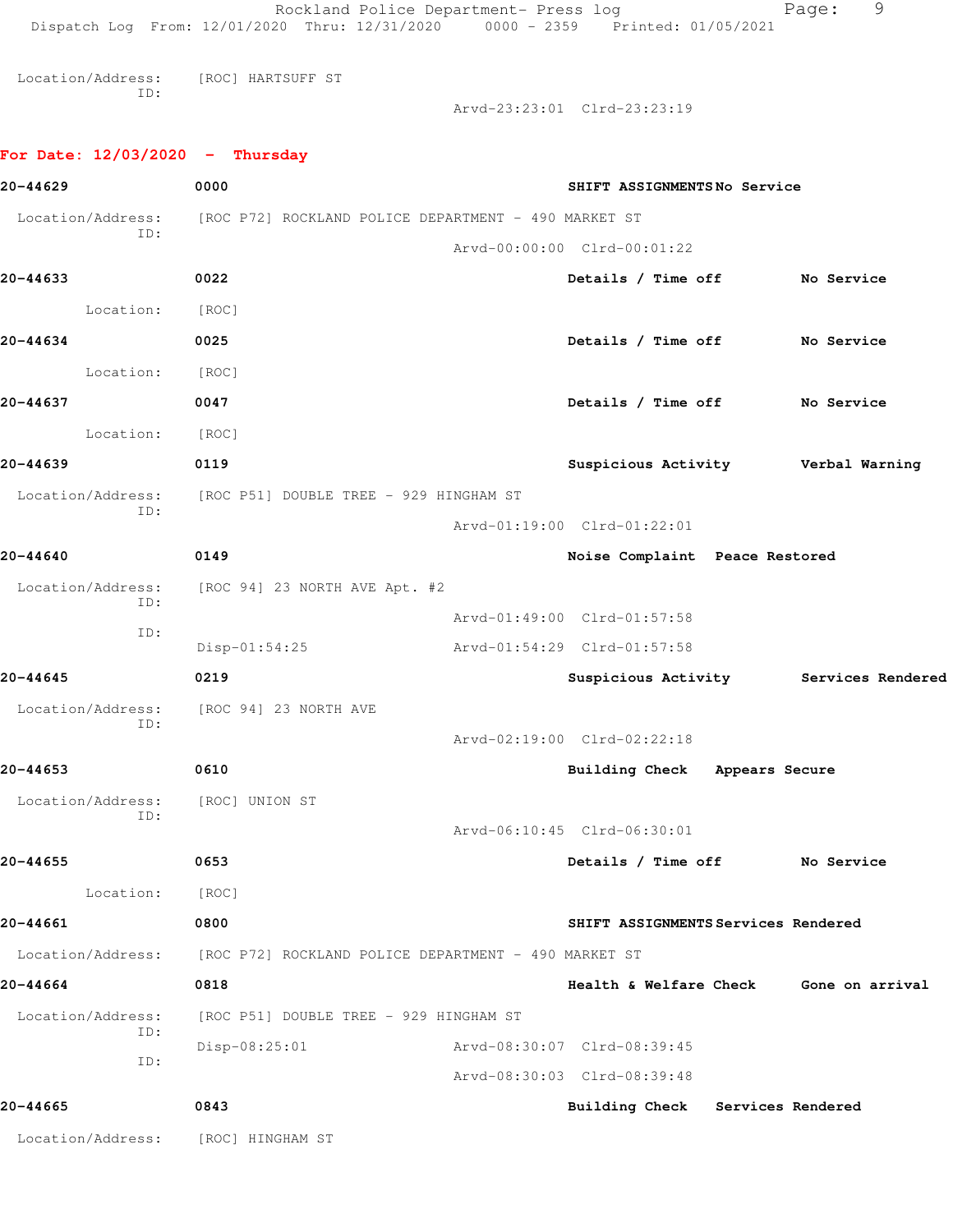Location/Address: [ROC] HARTSUFF ST
ID:
Arvd-23:23:01 Clrd-23:23:19

## For Date: 12/03/2020 - Thursday

**20-44629** 0000 **SHIFT ASSIGNMENTS** **No Service**

Location/Address: [ROC P72] ROCKLAND POLICE DEPARTMENT - 490 MARKET ST
ID:
Arvd-00:00:00 Clrd-00:01:22

**20-44633** 0022 **Details / Time off** **No Service**

Location: [ROC]

**20-44634** 0025 **Details / Time off** **No Service**

Location: [ROC]

**20-44637** 0047 **Details / Time off** **No Service**

Location: [ROC]

**20-44639** 0119 **Suspicious Activity** **Verbal Warning**

Location/Address: [ROC P51] DOUBLE TREE - 929 HINGHAM ST
ID:
Arvd-01:19:00 Clrd-01:22:01

**20-44640** 0149 **Noise Complaint** **Peace Restored**

Location/Address: [ROC 94] 23 NORTH AVE Apt. #2
ID:
Arvd-01:49:00 Clrd-01:57:58
ID:
Disp-01:54:25 Arvd-01:54:29 Clrd-01:57:58

**20-44645** 0219 **Suspicious Activity** **Services Rendered**

Location/Address: [ROC 94] 23 NORTH AVE
ID:
Arvd-02:19:00 Clrd-02:22:18

**20-44653** 0610 **Building Check** **Appears Secure**

Location/Address: [ROC] UNION ST
ID:
Arvd-06:10:45 Clrd-06:30:01

**20-44655** 0653 **Details / Time off** **No Service**

Location: [ROC]

**20-44661** 0800 **SHIFT ASSIGNMENTS** **Services Rendered**

Location/Address: [ROC P72] ROCKLAND POLICE DEPARTMENT - 490 MARKET ST

**20-44664** 0818 **Health & Welfare Check** **Gone on arrival**

Location/Address: [ROC P51] DOUBLE TREE - 929 HINGHAM ST
ID:
Disp-08:25:01 Arvd-08:30:07 Clrd-08:39:45
ID:
Arvd-08:30:03 Clrd-08:39:48

**20-44665** 0843 **Building Check** **Services Rendered**

Location/Address: [ROC] HINGHAM ST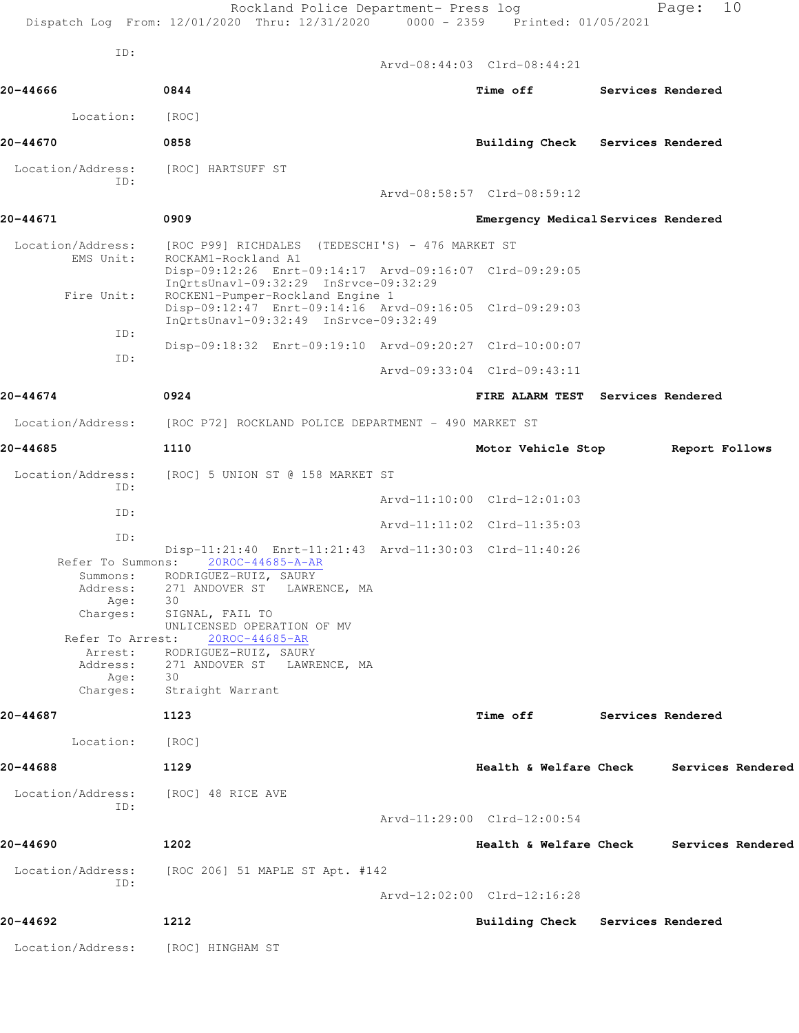ID:

Arvd-08:44:03 Clrd-08:44:21

**20-44666** 0844 **Time off** **Services Rendered**

Location: [ROC]

**20-44670** 0858 **Building Check** **Services Rendered**

Location/Address: [ROC] HARTSUFF ST
ID:
Arvd-08:58:57 Clrd-08:59:12

**20-44671** 0909 **Emergency Medical** **Services Rendered**

Location/Address: [ROC P99] RICHDALES (TEDESCHI'S) - 476 MARKET ST
EMS Unit: ROCKAM1-Rockland A1
Disp-09:12:26 Enrt-09:14:17 Arvd-09:16:07 Clrd-09:29:05
InQrtsUnavl-09:32:29 InSrvce-09:32:29
Fire Unit: ROCKEN1-Pumper-Rockland Engine 1
Disp-09:12:47 Enrt-09:14:16 Arvd-09:16:05 Clrd-09:29:03
InQrtsUnavl-09:32:49 InSrvce-09:32:49
ID:
Disp-09:18:32 Enrt-09:19:10 Arvd-09:20:27 Clrd-10:00:07
ID:
Arvd-09:33:04 Clrd-09:43:11

**20-44674** 0924 **FIRE ALARM TEST** **Services Rendered**

Location/Address: [ROC P72] ROCKLAND POLICE DEPARTMENT - 490 MARKET ST

**20-44685** 1110 **Motor Vehicle Stop** **Report Follows**

Location/Address: [ROC] 5 UNION ST @ 158 MARKET ST
ID:
Arvd-11:10:00 Clrd-12:01:03
ID:
Arvd-11:11:02 Clrd-11:35:03
ID:
Disp-11:21:40 Enrt-11:21:43 Arvd-11:30:03 Clrd-11:40:26
Refer To Summons: 20ROC-44685-A-AR
Summons: RODRIGUEZ-RUIZ, SAURY
Address: 271 ANDOVER ST LAWRENCE, MA
Age: 30
Charges: SIGNAL, FAIL TO
UNLICENSED OPERATION OF MV
Refer To Arrest: 20ROC-44685-AR
Arrest: RODRIGUEZ-RUIZ, SAURY
Address: 271 ANDOVER ST LAWRENCE, MA
Age: 30
Charges: Straight Warrant

**20-44687** 1123 **Time off** **Services Rendered**

Location: [ROC]

**20-44688** 1129 **Health & Welfare Check** **Services Rendered**

Location/Address: [ROC] 48 RICE AVE
ID:
Arvd-11:29:00 Clrd-12:00:54

**20-44690** 1202 **Health & Welfare Check** **Services Rendered**

Location/Address: [ROC 206] 51 MAPLE ST Apt. #142
ID:
Arvd-12:02:00 Clrd-12:16:28

**20-44692** 1212 **Building Check** **Services Rendered**

Location/Address: [ROC] HINGHAM ST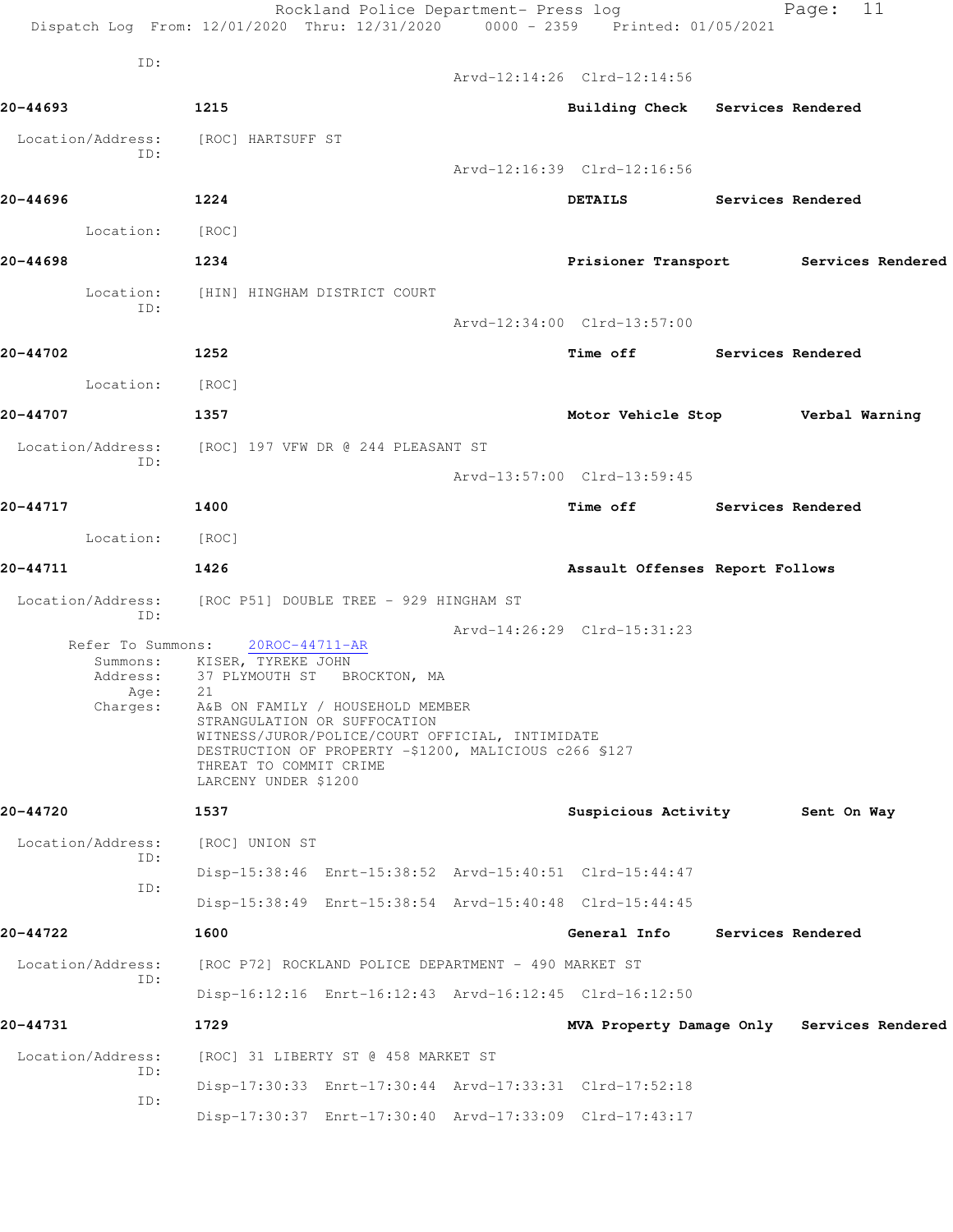ID:

Arvd-12:14:26 Clrd-12:14:56

**20-44693** 1215 **Building Check Services Rendered**

Location/Address: [ROC] HARTSUFF ST
ID:
Arvd-12:16:39 Clrd-12:16:56

**20-44696** 1224 **DETAILS Services Rendered**

Location: [ROC]

**20-44698** 1234 **Prisioner Transport Services Rendered**

Location: [HIN] HINGHAM DISTRICT COURT
ID:
Arvd-12:34:00 Clrd-13:57:00

**20-44702** 1252 **Time off Services Rendered**

Location: [ROC]

**20-44707** 1357 **Motor Vehicle Stop Verbal Warning**

Location/Address: [ROC] 197 VFW DR @ 244 PLEASANT ST
ID:
Arvd-13:57:00 Clrd-13:59:45

**20-44717** 1400 **Time off Services Rendered**

Location: [ROC]

**20-44711** 1426 **Assault Offenses Report Follows**

Location/Address: [ROC P51] DOUBLE TREE - 929 HINGHAM ST
ID:
Arvd-14:26:29 Clrd-15:31:23

Refer To Summons: 20ROC-44711-AR
Summons: KISER, TYREKE JOHN
Address: 37 PLYMOUTH ST BROCKTON, MA
Age: 21
Charges: A&B ON FAMILY / HOUSEHOLD MEMBER
STRANGULATION OR SUFFOCATION
WITNESS/JUROR/POLICE/COURT OFFICIAL, INTIMIDATE
DESTRUCTION OF PROPERTY -$1200, MALICIOUS c266 §127
THREAT TO COMMIT CRIME
LARCENY UNDER $1200

**20-44720** 1537 **Suspicious Activity Sent On Way**

Location/Address: [ROC] UNION ST
ID:
Disp-15:38:46 Enrt-15:38:52 Arvd-15:40:51 Clrd-15:44:47
ID:
Disp-15:38:49 Enrt-15:38:54 Arvd-15:40:48 Clrd-15:44:45

**20-44722** 1600 **General Info Services Rendered**

Location/Address: [ROC P72] ROCKLAND POLICE DEPARTMENT - 490 MARKET ST
ID:
Disp-16:12:16 Enrt-16:12:43 Arvd-16:12:45 Clrd-16:12:50

**20-44731** 1729 **MVA Property Damage Only Services Rendered**

Location/Address: [ROC] 31 LIBERTY ST @ 458 MARKET ST
ID:
Disp-17:30:33 Enrt-17:30:44 Arvd-17:33:31 Clrd-17:52:18
ID:
Disp-17:30:37 Enrt-17:30:40 Arvd-17:33:09 Clrd-17:43:17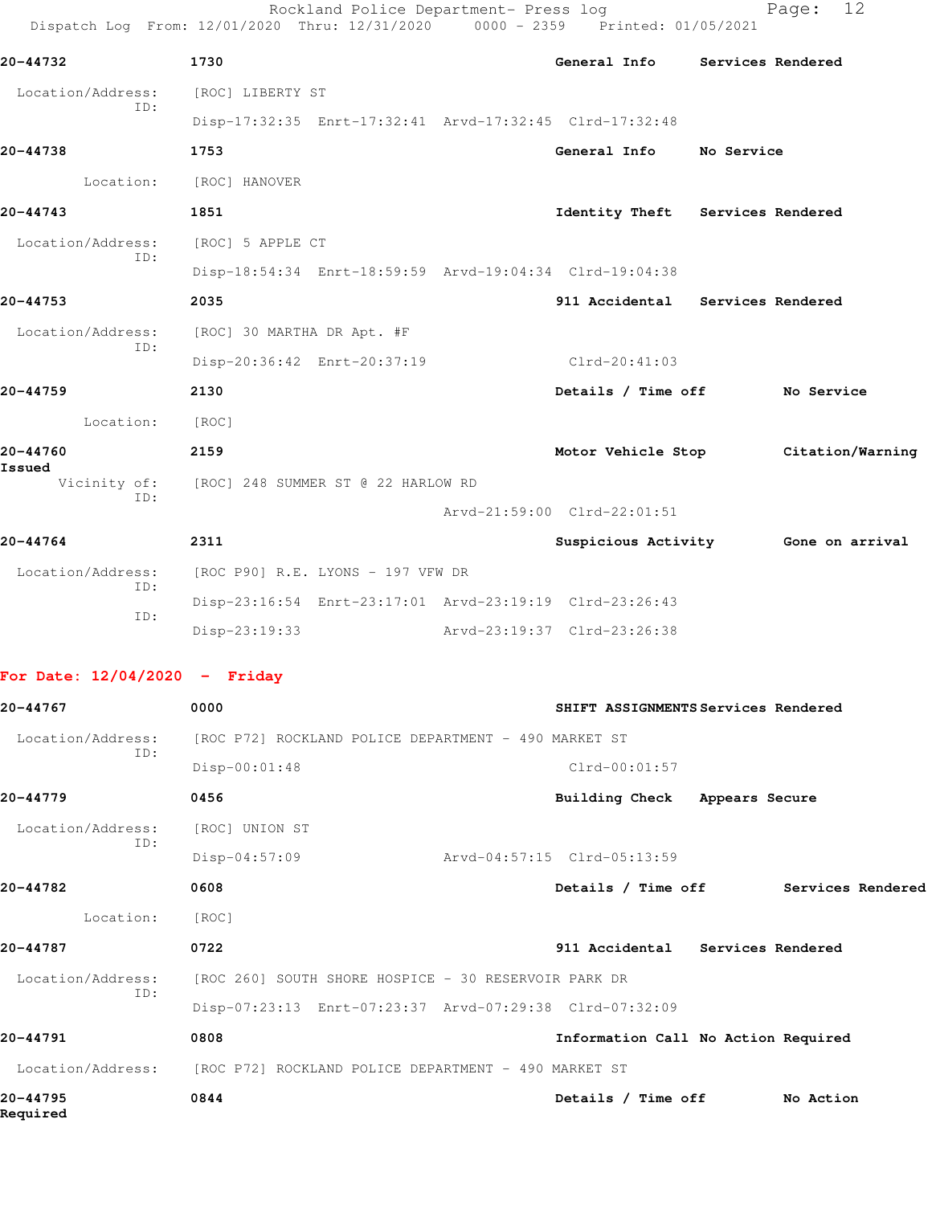20-44732 1730 General Info Services Rendered

Location/Address: [ROC] LIBERTY ST
ID:
Disp-17:32:35 Enrt-17:32:41 Arvd-17:32:45 Clrd-17:32:48

20-44738 1753 General Info No Service

Location: [ROC] HANOVER

20-44743 1851 Identity Theft Services Rendered

Location/Address: [ROC] 5 APPLE CT
ID:
Disp-18:54:34 Enrt-18:59:59 Arvd-19:04:34 Clrd-19:04:38

20-44753 2035 911 Accidental Services Rendered

Location/Address: [ROC] 30 MARTHA DR Apt. #F
ID:
Disp-20:36:42 Enrt-20:37:19 Clrd-20:41:03

20-44759 2130 Details / Time off No Service

Location: [ROC]

20-44760 2159 Motor Vehicle Stop Citation/Warning Issued

Vicinity of: [ROC] 248 SUMMER ST @ 22 HARLOW RD
ID:
Arvd-21:59:00 Clrd-22:01:51

20-44764 2311 Suspicious Activity Gone on arrival

Location/Address: [ROC P90] R.E. LYONS - 197 VFW DR
ID:
Disp-23:16:54 Enrt-23:17:01 Arvd-23:19:19 Clrd-23:26:43
ID:
Disp-23:19:33 Arvd-23:19:37 Clrd-23:26:38

**For Date: 12/04/2020 - Friday**

20-44767 0000 SHIFT ASSIGNMENTS Services Rendered

Location/Address: [ROC P72] ROCKLAND POLICE DEPARTMENT - 490 MARKET ST
ID:
Disp-00:01:48 Clrd-00:01:57

20-44779 0456 Building Check Appears Secure

Location/Address: [ROC] UNION ST
ID:
Disp-04:57:09 Arvd-04:57:15 Clrd-05:13:59

20-44782 0608 Details / Time off Services Rendered

Location: [ROC]

20-44787 0722 911 Accidental Services Rendered

Location/Address: [ROC 260] SOUTH SHORE HOSPICE - 30 RESERVOIR PARK DR
ID:
Disp-07:23:13 Enrt-07:23:37 Arvd-07:29:38 Clrd-07:32:09

20-44791 0808 Information Call No Action Required

Location/Address: [ROC P72] ROCKLAND POLICE DEPARTMENT - 490 MARKET ST

20-44795 0844 Details / Time off No Action Required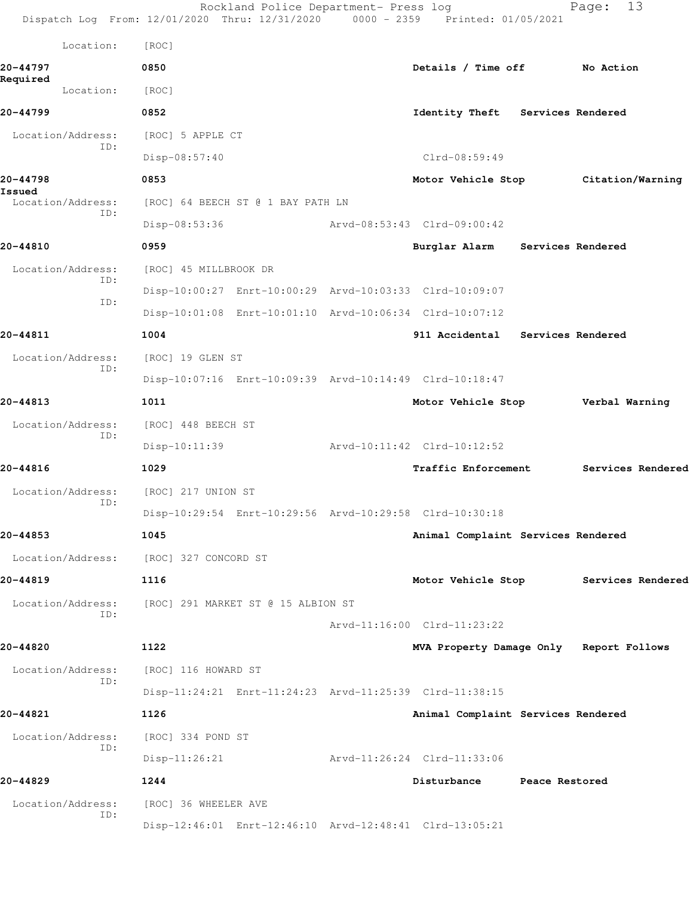Location: [ROC]

**20-44797** 0850 Details / Time off No Action Required
Location: [ROC]

**20-44799** 0852 Identity Theft Services Rendered
Location/Address: [ROC] 5 APPLE CT
ID:
Disp-08:57:40 Clrd-08:59:49

**20-44798** 0853 Motor Vehicle Stop Citation/Warning Issued
Location/Address: [ROC] 64 BEECH ST @ 1 BAY PATH LN
ID:
Disp-08:53:36 Arvd-08:53:43 Clrd-09:00:42

**20-44810** 0959 Burglar Alarm Services Rendered
Location/Address: [ROC] 45 MILLBROOK DR
ID:
Disp-10:00:27 Enrt-10:00:29 Arvd-10:03:33 Clrd-10:09:07
ID:
Disp-10:01:08 Enrt-10:01:10 Arvd-10:06:34 Clrd-10:07:12

**20-44811** 1004 911 Accidental Services Rendered
Location/Address: [ROC] 19 GLEN ST
ID:
Disp-10:07:16 Enrt-10:09:39 Arvd-10:14:49 Clrd-10:18:47

**20-44813** 1011 Motor Vehicle Stop Verbal Warning
Location/Address: [ROC] 448 BEECH ST
ID:
Disp-10:11:39 Arvd-10:11:42 Clrd-10:12:52

**20-44816** 1029 Traffic Enforcement Services Rendered
Location/Address: [ROC] 217 UNION ST
ID:
Disp-10:29:54 Enrt-10:29:56 Arvd-10:29:58 Clrd-10:30:18

**20-44853** 1045 Animal Complaint Services Rendered
Location/Address: [ROC] 327 CONCORD ST

**20-44819** 1116 Motor Vehicle Stop Services Rendered
Location/Address: [ROC] 291 MARKET ST @ 15 ALBION ST
ID:
Arvd-11:16:00 Clrd-11:23:22

**20-44820** 1122 MVA Property Damage Only Report Follows
Location/Address: [ROC] 116 HOWARD ST
ID:
Disp-11:24:21 Enrt-11:24:23 Arvd-11:25:39 Clrd-11:38:15

**20-44821** 1126 Animal Complaint Services Rendered
Location/Address: [ROC] 334 POND ST
ID:
Disp-11:26:21 Arvd-11:26:24 Clrd-11:33:06

**20-44829** 1244 Disturbance Peace Restored
Location/Address: [ROC] 36 WHEELER AVE
ID:
Disp-12:46:01 Enrt-12:46:10 Arvd-12:48:41 Clrd-13:05:21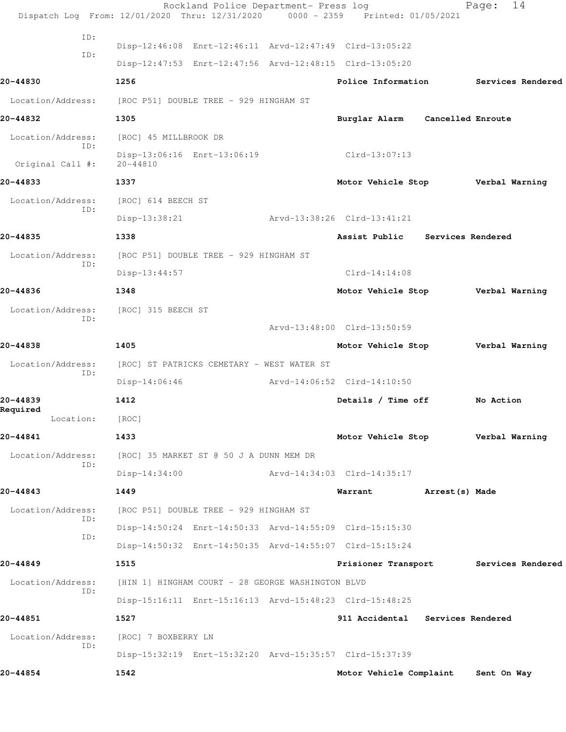ID:
Disp-12:46:08 Enrt-12:46:11 Arvd-12:47:49 Clrd-13:05:22

ID:
Disp-12:47:53 Enrt-12:47:56 Arvd-12:48:15 Clrd-13:05:20

**20-44830** 1256 **Police Information** **Services Rendered**

Location/Address: [ROC P51] DOUBLE TREE - 929 HINGHAM ST

**20-44832** 1305 **Burglar Alarm** **Cancelled Enroute**

Location/Address: [ROC] 45 MILLBROOK DR
ID:
Disp-13:06:16 Enrt-13:06:19 Clrd-13:07:13
Original Call #: 20-44810

**20-44833** 1337 **Motor Vehicle Stop** **Verbal Warning**

Location/Address: [ROC] 614 BEECH ST
ID:
Disp-13:38:21 Arvd-13:38:26 Clrd-13:41:21

**20-44835** 1338 **Assist Public** **Services Rendered**

Location/Address: [ROC P51] DOUBLE TREE - 929 HINGHAM ST
ID:
Disp-13:44:57 Clrd-14:14:08

**20-44836** 1348 **Motor Vehicle Stop** **Verbal Warning**

Location/Address: [ROC] 315 BEECH ST
ID:
Arvd-13:48:00 Clrd-13:50:59

**20-44838** 1405 **Motor Vehicle Stop** **Verbal Warning**

Location/Address: [ROC] ST PATRICKS CEMETARY - WEST WATER ST
ID:
Disp-14:06:46 Arvd-14:06:52 Clrd-14:10:50

**20-44839** 1412 **Details / Time off** **No Action Required**

Location: [ROC]

**20-44841** 1433 **Motor Vehicle Stop** **Verbal Warning**

Location/Address: [ROC] 35 MARKET ST @ 50 J A DUNN MEM DR
ID:
Disp-14:34:00 Arvd-14:34:03 Clrd-14:35:17

**20-44843** 1449 **Warrant** **Arrest(s) Made**

Location/Address: [ROC P51] DOUBLE TREE - 929 HINGHAM ST
ID:
Disp-14:50:24 Enrt-14:50:33 Arvd-14:55:09 Clrd-15:15:30
ID:
Disp-14:50:32 Enrt-14:50:35 Arvd-14:55:07 Clrd-15:15:24

**20-44849** 1515 **Prisioner Transport** **Services Rendered**

Location/Address: [HIN 1] HINGHAM COURT - 28 GEORGE WASHINGTON BLVD
ID:
Disp-15:16:11 Enrt-15:16:13 Arvd-15:48:23 Clrd-15:48:25

**20-44851** 1527 **911 Accidental** **Services Rendered**

Location/Address: [ROC] 7 BOXBERRY LN
ID:
Disp-15:32:19 Enrt-15:32:20 Arvd-15:35:57 Clrd-15:37:39

**20-44854** 1542 **Motor Vehicle Complaint** **Sent On Way**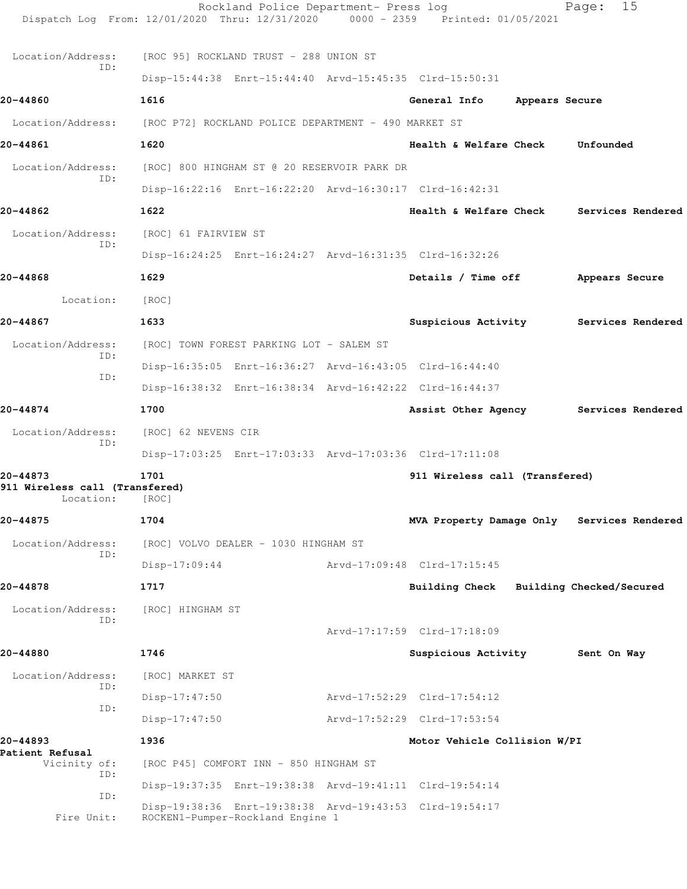Location/Address: [ROC 95] ROCKLAND TRUST - 288 UNION ST
ID:
Disp-15:44:38 Enrt-15:44:40 Arvd-15:45:35 Clrd-15:50:31

**20-44860** 1616 General Info Appears Secure

Location/Address: [ROC P72] ROCKLAND POLICE DEPARTMENT - 490 MARKET ST

**20-44861** 1620 Health & Welfare Check Unfounded

Location/Address: [ROC] 800 HINGHAM ST @ 20 RESERVOIR PARK DR
ID:
Disp-16:22:16 Enrt-16:22:20 Arvd-16:30:17 Clrd-16:42:31

**20-44862** 1622 Health & Welfare Check Services Rendered

Location/Address: [ROC] 61 FAIRVIEW ST
ID:
Disp-16:24:25 Enrt-16:24:27 Arvd-16:31:35 Clrd-16:32:26

**20-44868** 1629 Details / Time off Appears Secure

Location: [ROC]

**20-44867** 1633 Suspicious Activity Services Rendered

Location/Address: [ROC] TOWN FOREST PARKING LOT - SALEM ST
ID:
Disp-16:35:05 Enrt-16:36:27 Arvd-16:43:05 Clrd-16:44:40
ID:
Disp-16:38:32 Enrt-16:38:34 Arvd-16:42:22 Clrd-16:44:37

**20-44874** 1700 Assist Other Agency Services Rendered

Location/Address: [ROC] 62 NEVENS CIR
ID:
Disp-17:03:25 Enrt-17:03:33 Arvd-17:03:36 Clrd-17:11:08

**20-44873** 1701 911 Wireless call (Transfered)
**911 Wireless call (Transfered)**
Location: [ROC]

**20-44875** 1704 MVA Property Damage Only Services Rendered

Location/Address: [ROC] VOLVO DEALER - 1030 HINGHAM ST
ID:
Disp-17:09:44 Arvd-17:09:48 Clrd-17:15:45

**20-44878** 1717 Building Check Building Checked/Secured

Location/Address: [ROC] HINGHAM ST
ID:
Arvd-17:17:59 Clrd-17:18:09

**20-44880** 1746 Suspicious Activity Sent On Way

Location/Address: [ROC] MARKET ST
ID:
Disp-17:47:50 Arvd-17:52:29 Clrd-17:54:12
ID:
Disp-17:47:50 Arvd-17:52:29 Clrd-17:53:54

**20-44893** 1936 Motor Vehicle Collision W/PI
**Patient Refusal**
Vicinity of: [ROC P45] COMFORT INN - 850 HINGHAM ST
ID:
Disp-19:37:35 Enrt-19:38:38 Arvd-19:41:11 Clrd-19:54:14
ID:
Disp-19:38:36 Enrt-19:38:38 Arvd-19:43:53 Clrd-19:54:17
Fire Unit: ROCKEN1-Pumper-Rockland Engine 1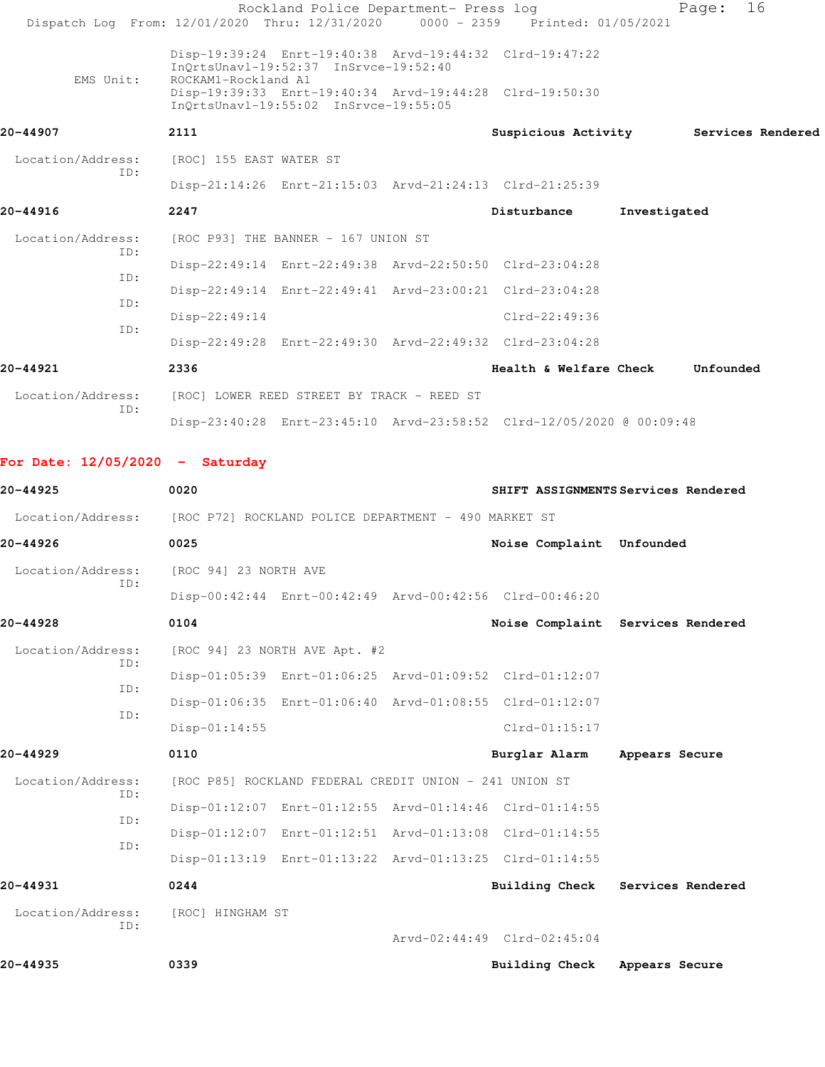Disp-19:39:24 Enrt-19:40:38 Arvd-19:44:32 Clrd-19:47:22
InQrtsUnavl-19:52:37 InSrvce-19:52:40

EMS Unit: ROCKAM1-Rockland A1
Disp-19:39:33 Enrt-19:40:34 Arvd-19:44:28 Clrd-19:50:30
InQrtsUnavl-19:55:02 InSrvce-19:55:05

**20-44907** 2111 Suspicious Activity Services Rendered

Location/Address: [ROC] 155 EAST WATER ST
ID:
Disp-21:14:26 Enrt-21:15:03 Arvd-21:24:13 Clrd-21:25:39

**20-44916** 2247 Disturbance Investigated

Location/Address: [ROC P93] THE BANNER - 167 UNION ST
ID:
Disp-22:49:14 Enrt-22:49:38 Arvd-22:50:50 Clrd-23:04:28
ID:
Disp-22:49:14 Enrt-22:49:41 Arvd-23:00:21 Clrd-23:04:28
ID:
Disp-22:49:14 Clrd-22:49:36
ID:
Disp-22:49:28 Enrt-22:49:30 Arvd-22:49:32 Clrd-23:04:28

**20-44921** 2336 Health & Welfare Check Unfounded

Location/Address: [ROC] LOWER REED STREET BY TRACK - REED ST
ID:
Disp-23:40:28 Enrt-23:45:10 Arvd-23:58:52 Clrd-12/05/2020 @ 00:09:48

## For Date: 12/05/2020 - Saturday

**20-44925** 0020 SHIFT ASSIGNMENTS Services Rendered

Location/Address: [ROC P72] ROCKLAND POLICE DEPARTMENT - 490 MARKET ST

**20-44926** 0025 Noise Complaint Unfounded

Location/Address: [ROC 94] 23 NORTH AVE
ID:
Disp-00:42:44 Enrt-00:42:49 Arvd-00:42:56 Clrd-00:46:20

**20-44928** 0104 Noise Complaint Services Rendered

Location/Address: [ROC 94] 23 NORTH AVE Apt. #2
ID:
Disp-01:05:39 Enrt-01:06:25 Arvd-01:09:52 Clrd-01:12:07
ID:
Disp-01:06:35 Enrt-01:06:40 Arvd-01:08:55 Clrd-01:12:07
ID:
Disp-01:14:55 Clrd-01:15:17

**20-44929** 0110 Burglar Alarm Appears Secure

Location/Address: [ROC P85] ROCKLAND FEDERAL CREDIT UNION - 241 UNION ST
ID:
Disp-01:12:07 Enrt-01:12:55 Arvd-01:14:46 Clrd-01:14:55
ID:
Disp-01:12:07 Enrt-01:12:51 Arvd-01:13:08 Clrd-01:14:55
ID:
Disp-01:13:19 Enrt-01:13:22 Arvd-01:13:25 Clrd-01:14:55

**20-44931** 0244 Building Check Services Rendered

Location/Address: [ROC] HINGHAM ST
ID:
Arvd-02:44:49 Clrd-02:45:04

**20-44935** 0339 Building Check Appears Secure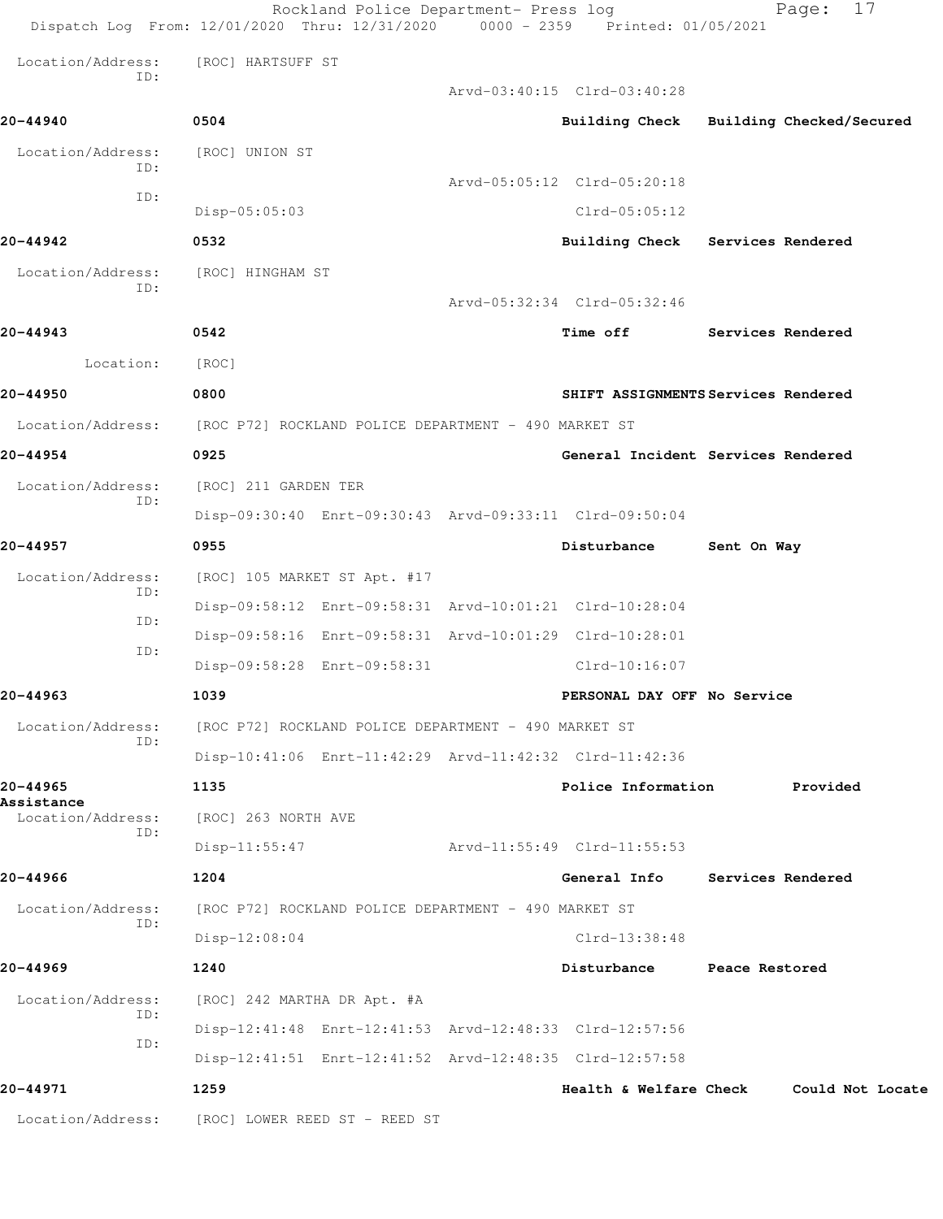Location/Address: [ROC] HARTSUFF ST
ID:
Arvd-03:40:15 Clrd-03:40:28

**20-44940** **0504** **Building Check** **Building Checked/Secured**

Location/Address: [ROC] UNION ST
ID:
Arvd-05:05:12 Clrd-05:20:18
ID:
Disp-05:05:03 Clrd-05:05:12

**20-44942** **0532** **Building Check** **Services Rendered**

Location/Address: [ROC] HINGHAM ST
ID:
Arvd-05:32:34 Clrd-05:32:46

**20-44943** **0542** **Time off** **Services Rendered**

Location: [ROC]

**20-44950** **0800** **SHIFT ASSIGNMENTS** **Services Rendered**

Location/Address: [ROC P72] ROCKLAND POLICE DEPARTMENT - 490 MARKET ST

**20-44954** **0925** **General Incident** **Services Rendered**

Location/Address: [ROC] 211 GARDEN TER
ID:
Disp-09:30:40 Enrt-09:30:43 Arvd-09:33:11 Clrd-09:50:04

**20-44957** **0955** **Disturbance** **Sent On Way**

Location/Address: [ROC] 105 MARKET ST Apt. #17
ID:
Disp-09:58:12 Enrt-09:58:31 Arvd-10:01:21 Clrd-10:28:04
ID:
Disp-09:58:16 Enrt-09:58:31 Arvd-10:01:29 Clrd-10:28:01
ID:
Disp-09:58:28 Enrt-09:58:31 Clrd-10:16:07

**20-44963** **1039** **PERSONAL DAY OFF** **No Service**

Location/Address: [ROC P72] ROCKLAND POLICE DEPARTMENT - 490 MARKET ST
ID:
Disp-10:41:06 Enrt-11:42:29 Arvd-11:42:32 Clrd-11:42:36

**20-44965** **1135** **Police Information** **Provided Assistance**

Location/Address: [ROC] 263 NORTH AVE
ID:
Disp-11:55:47 Arvd-11:55:49 Clrd-11:55:53

**20-44966** **1204** **General Info** **Services Rendered**

Location/Address: [ROC P72] ROCKLAND POLICE DEPARTMENT - 490 MARKET ST
ID:
Disp-12:08:04 Clrd-13:38:48

**20-44969** **1240** **Disturbance** **Peace Restored**

Location/Address: [ROC] 242 MARTHA DR Apt. #A
ID:
Disp-12:41:48 Enrt-12:41:53 Arvd-12:48:33 Clrd-12:57:56
ID:
Disp-12:41:51 Enrt-12:41:52 Arvd-12:48:35 Clrd-12:57:58

**20-44971** **1259** **Health & Welfare Check** **Could Not Locate**

Location/Address: [ROC] LOWER REED ST - REED ST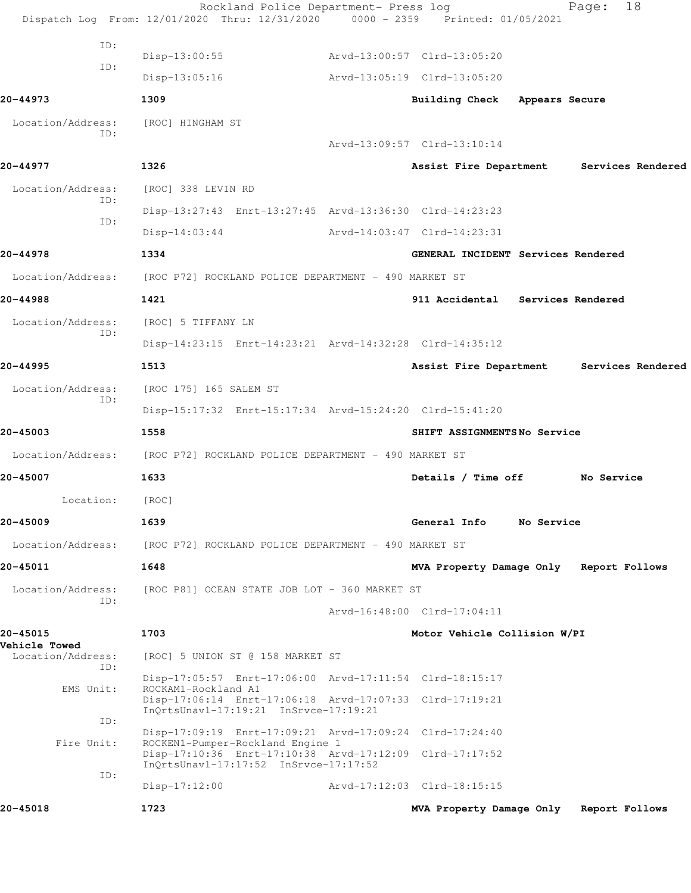```
          ID:
                 Disp-13:00:55              Arvd-13:00:57  Clrd-13:05:20
          ID:
                 Disp-13:05:16              Arvd-13:05:19  Clrd-13:05:20

20-44973         1309                                      Building Check   Appears Secure

 Location/Address:    [ROC] HINGHAM ST
          ID:
                                            Arvd-13:09:57  Clrd-13:10:14

20-44977         1326                                      Assist Fire Department    Services Rendered

 Location/Address:    [ROC] 338 LEVIN RD
          ID:
                 Disp-13:27:43  Enrt-13:27:45  Arvd-13:36:30  Clrd-14:23:23
          ID:
                 Disp-14:03:44              Arvd-14:03:47  Clrd-14:23:31

20-44978         1334                                      GENERAL INCIDENT Services Rendered

 Location/Address:    [ROC P72] ROCKLAND POLICE DEPARTMENT - 490 MARKET ST

20-44988         1421                                      911 Accidental   Services Rendered

 Location/Address:    [ROC] 5 TIFFANY LN
          ID:
                 Disp-14:23:15  Enrt-14:23:21  Arvd-14:32:28  Clrd-14:35:12

20-44995         1513                                      Assist Fire Department    Services Rendered

 Location/Address:    [ROC 175] 165 SALEM ST
          ID:
                 Disp-15:17:32  Enrt-15:17:34  Arvd-15:24:20  Clrd-15:41:20

20-45003         1558                                      SHIFT ASSIGNMENTS No Service

 Location/Address:    [ROC P72] ROCKLAND POLICE DEPARTMENT - 490 MARKET ST

20-45007         1633                                      Details / Time off        No Service

        Location:     [ROC]

20-45009         1639                                      General Info     No Service

 Location/Address:    [ROC P72] ROCKLAND POLICE DEPARTMENT - 490 MARKET ST

20-45011         1648                                      MVA Property Damage Only   Report Follows

 Location/Address:    [ROC P81] OCEAN STATE JOB LOT - 360 MARKET ST
          ID:
                                            Arvd-16:48:00  Clrd-17:04:11

20-45015         1703                                      Motor Vehicle Collision W/PI
Vehicle Towed
 Location/Address:    [ROC] 5 UNION ST @ 158 MARKET ST
          ID:
                 Disp-17:05:57  Enrt-17:06:00  Arvd-17:11:54  Clrd-18:15:17
       EMS Unit:      ROCKAM1-Rockland A1
                 Disp-17:06:14  Enrt-17:06:18  Arvd-17:07:33  Clrd-17:19:21
                 InQrtsUnavl-17:19:21  InSrvce-17:19:21
          ID:
                 Disp-17:09:19  Enrt-17:09:21  Arvd-17:09:24  Clrd-17:24:40
      Fire Unit:      ROCKEN1-Pumper-Rockland Engine 1
                 Disp-17:10:36  Enrt-17:10:38  Arvd-17:12:09  Clrd-17:17:52
                 InQrtsUnavl-17:17:52  InSrvce-17:17:52
          ID:
                 Disp-17:12:00              Arvd-17:12:03  Clrd-18:15:15

20-45018         1723                                      MVA Property Damage Only   Report Follows
```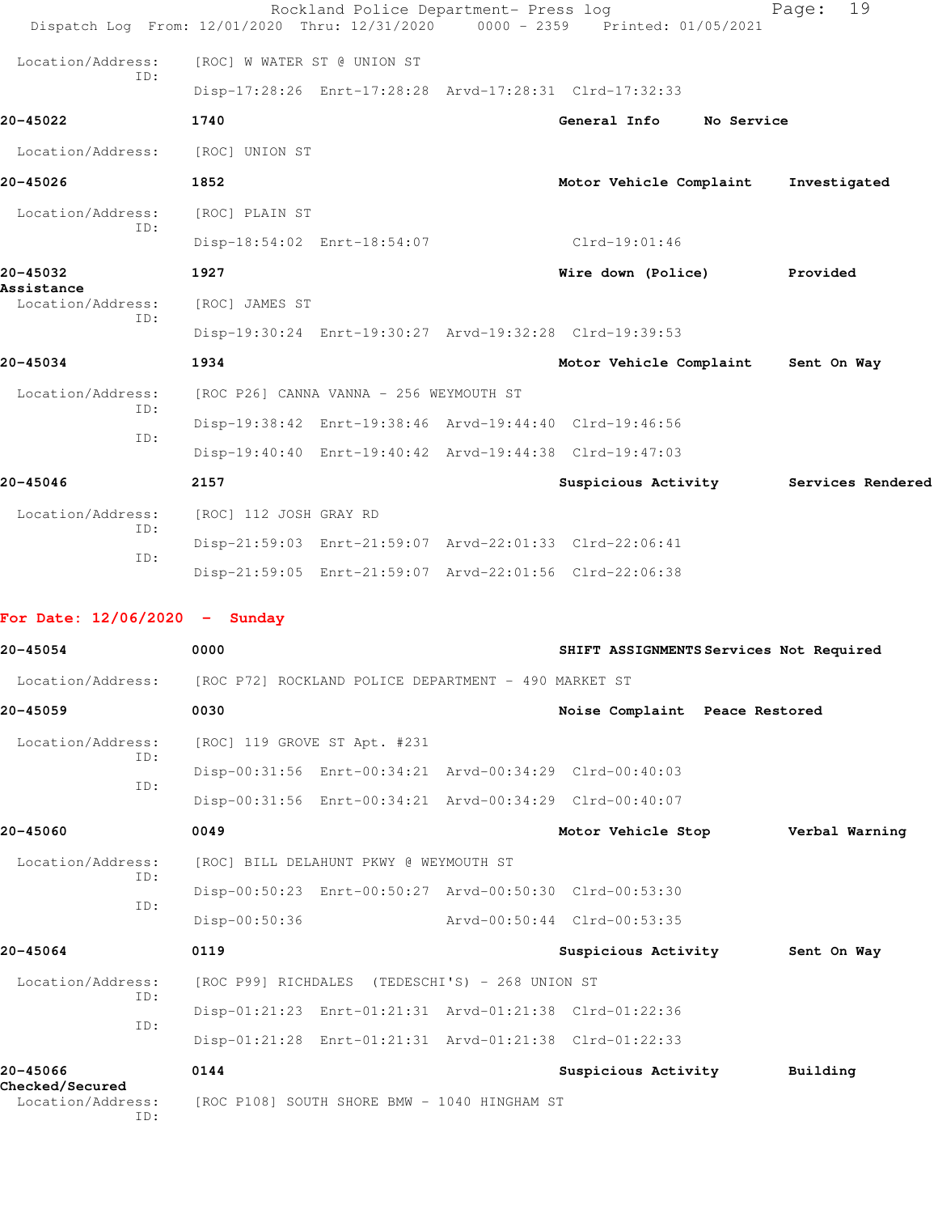Location/Address: [ROC] W WATER ST @ UNION ST
ID:
Disp-17:28:26 Enrt-17:28:28 Arvd-17:28:31 Clrd-17:32:33

**20-45022** 1740 General Info No Service

Location/Address: [ROC] UNION ST

**20-45026** 1852 Motor Vehicle Complaint Investigated

Location/Address: [ROC] PLAIN ST
ID:
Disp-18:54:02 Enrt-18:54:07 Clrd-19:01:46

**20-45032** 1927 Wire down (Police) Provided Assistance

Location/Address: [ROC] JAMES ST
ID:
Disp-19:30:24 Enrt-19:30:27 Arvd-19:32:28 Clrd-19:39:53

**20-45034** 1934 Motor Vehicle Complaint Sent On Way

Location/Address: [ROC P26] CANNA VANNA - 256 WEYMOUTH ST
ID:
Disp-19:38:42 Enrt-19:38:46 Arvd-19:44:40 Clrd-19:46:56
ID:
Disp-19:40:40 Enrt-19:40:42 Arvd-19:44:38 Clrd-19:47:03

**20-45046** 2157 Suspicious Activity Services Rendered

Location/Address: [ROC] 112 JOSH GRAY RD
ID:
Disp-21:59:03 Enrt-21:59:07 Arvd-22:01:33 Clrd-22:06:41
ID:
Disp-21:59:05 Enrt-21:59:07 Arvd-22:01:56 Clrd-22:06:38

## For Date: 12/06/2020 - Sunday

**20-45054** 0000 SHIFT ASSIGNMENTS Services Not Required

Location/Address: [ROC P72] ROCKLAND POLICE DEPARTMENT - 490 MARKET ST

**20-45059** 0030 Noise Complaint Peace Restored

Location/Address: [ROC] 119 GROVE ST Apt. #231
ID:
Disp-00:31:56 Enrt-00:34:21 Arvd-00:34:29 Clrd-00:40:03
ID:
Disp-00:31:56 Enrt-00:34:21 Arvd-00:34:29 Clrd-00:40:07

**20-45060** 0049 Motor Vehicle Stop Verbal Warning

Location/Address: [ROC] BILL DELAHUNT PKWY @ WEYMOUTH ST
ID:
Disp-00:50:23 Enrt-00:50:27 Arvd-00:50:30 Clrd-00:53:30
ID:
Disp-00:50:36 Arvd-00:50:44 Clrd-00:53:35

**20-45064** 0119 Suspicious Activity Sent On Way

Location/Address: [ROC P99] RICHDALES (TEDESCHI'S) - 268 UNION ST
ID:
Disp-01:21:23 Enrt-01:21:31 Arvd-01:21:38 Clrd-01:22:36
ID:
Disp-01:21:28 Enrt-01:21:31 Arvd-01:21:38 Clrd-01:22:33

**20-45066** 0144 Suspicious Activity Building Checked/Secured

Location/Address: [ROC P108] SOUTH SHORE BMW - 1040 HINGHAM ST
ID: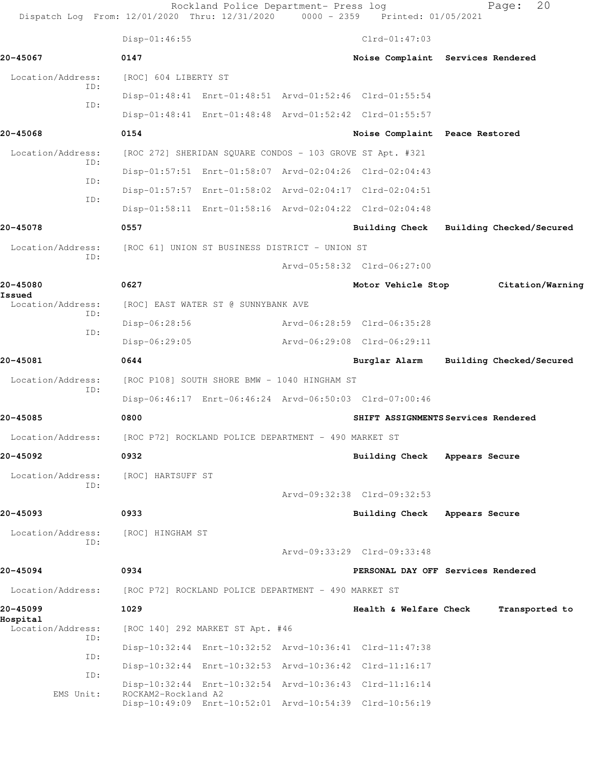Disp-01:46:55 Clrd-01:47:03

**20-45067** 0147 **Noise Complaint Services Rendered**

Location/Address: [ROC] 604 LIBERTY ST
ID: Disp-01:48:41 Enrt-01:48:51 Arvd-01:52:46 Clrd-01:55:54
ID: Disp-01:48:41 Enrt-01:48:48 Arvd-01:52:42 Clrd-01:55:57

**20-45068** 0154 **Noise Complaint Peace Restored**

Location/Address: [ROC 272] SHERIDAN SQUARE CONDOS - 103 GROVE ST Apt. #321
ID: Disp-01:57:51 Enrt-01:58:07 Arvd-02:04:26 Clrd-02:04:43
ID: Disp-01:57:57 Enrt-01:58:02 Arvd-02:04:17 Clrd-02:04:51
ID: Disp-01:58:11 Enrt-01:58:16 Arvd-02:04:22 Clrd-02:04:48

**20-45078** 0557 **Building Check Building Checked/Secured**

Location/Address: [ROC 61] UNION ST BUSINESS DISTRICT - UNION ST
ID: Arvd-05:58:32 Clrd-06:27:00

**20-45080** 0627 **Motor Vehicle Stop Citation/Warning Issued**

Location/Address: [ROC] EAST WATER ST @ SUNNYBANK AVE
ID: Disp-06:28:56 Arvd-06:28:59 Clrd-06:35:28
ID: Disp-06:29:05 Arvd-06:29:08 Clrd-06:29:11

**20-45081** 0644 **Burglar Alarm Building Checked/Secured**

Location/Address: [ROC P108] SOUTH SHORE BMW - 1040 HINGHAM ST
ID: Disp-06:46:17 Enrt-06:46:24 Arvd-06:50:03 Clrd-07:00:46

**20-45085** 0800 **SHIFT ASSIGNMENTS Services Rendered**

Location/Address: [ROC P72] ROCKLAND POLICE DEPARTMENT - 490 MARKET ST

**20-45092** 0932 **Building Check Appears Secure**

Location/Address: [ROC] HARTSUFF ST
ID: Arvd-09:32:38 Clrd-09:32:53

**20-45093** 0933 **Building Check Appears Secure**

Location/Address: [ROC] HINGHAM ST
ID: Arvd-09:33:29 Clrd-09:33:48

**20-45094** 0934 **PERSONAL DAY OFF Services Rendered**

Location/Address: [ROC P72] ROCKLAND POLICE DEPARTMENT - 490 MARKET ST

**20-45099** 1029 **Health & Welfare Check Transported to Hospital**

Location/Address: [ROC 140] 292 MARKET ST Apt. #46
ID: Disp-10:32:44 Enrt-10:32:52 Arvd-10:36:41 Clrd-11:47:38
ID: Disp-10:32:44 Enrt-10:32:53 Arvd-10:36:42 Clrd-11:16:17
ID: Disp-10:32:44 Enrt-10:32:54 Arvd-10:36:43 Clrd-11:16:14
EMS Unit: ROCKAM2-Rockland A2
Disp-10:49:09 Enrt-10:52:01 Arvd-10:54:39 Clrd-10:56:19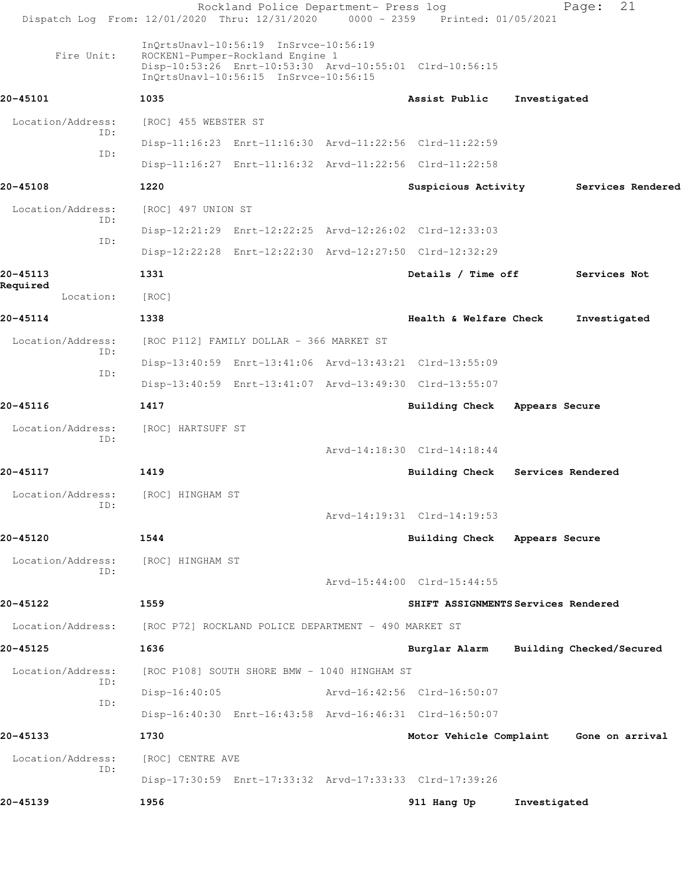InQrtsUnavl-10:56:19 InSrvce-10:56:19

Fire Unit: ROCKEN1-Pumper-Rockland Engine 1
Disp-10:53:26 Enrt-10:53:30 Arvd-10:55:01 Clrd-10:56:15
InQrtsUnavl-10:56:15 InSrvce-10:56:15

**20-45101** **1035** **Assist Public** **Investigated**

Location/Address: [ROC] 455 WEBSTER ST
ID: Disp-11:16:23 Enrt-11:16:30 Arvd-11:22:56 Clrd-11:22:59
ID: Disp-11:16:27 Enrt-11:16:32 Arvd-11:22:56 Clrd-11:22:58

**20-45108** **1220** **Suspicious Activity** **Services Rendered**

Location/Address: [ROC] 497 UNION ST
ID: Disp-12:21:29 Enrt-12:22:25 Arvd-12:26:02 Clrd-12:33:03
ID: Disp-12:22:28 Enrt-12:22:30 Arvd-12:27:50 Clrd-12:32:29

**20-45113** **1331** **Details / Time off** **Services Not Required**

Location: [ROC]

**20-45114** **1338** **Health & Welfare Check** **Investigated**

Location/Address: [ROC P112] FAMILY DOLLAR - 366 MARKET ST
ID: Disp-13:40:59 Enrt-13:41:06 Arvd-13:43:21 Clrd-13:55:09
ID: Disp-13:40:59 Enrt-13:41:07 Arvd-13:49:30 Clrd-13:55:07

**20-45116** **1417** **Building Check** **Appears Secure**

Location/Address: [ROC] HARTSUFF ST
ID: Arvd-14:18:30 Clrd-14:18:44

**20-45117** **1419** **Building Check** **Services Rendered**

Location/Address: [ROC] HINGHAM ST
ID: Arvd-14:19:31 Clrd-14:19:53

**20-45120** **1544** **Building Check** **Appears Secure**

Location/Address: [ROC] HINGHAM ST
ID: Arvd-15:44:00 Clrd-15:44:55

**20-45122** **1559** **SHIFT ASSIGNMENTS** **Services Rendered**

Location/Address: [ROC P72] ROCKLAND POLICE DEPARTMENT - 490 MARKET ST

**20-45125** **1636** **Burglar Alarm** **Building Checked/Secured**

Location/Address: [ROC P108] SOUTH SHORE BMW - 1040 HINGHAM ST
ID: Disp-16:40:05 Arvd-16:42:56 Clrd-16:50:07
ID: Disp-16:40:30 Enrt-16:43:58 Arvd-16:46:31 Clrd-16:50:07

**20-45133** **1730** **Motor Vehicle Complaint** **Gone on arrival**

Location/Address: [ROC] CENTRE AVE
ID: Disp-17:30:59 Enrt-17:33:32 Arvd-17:33:33 Clrd-17:39:26

**20-45139** **1956** **911 Hang Up** **Investigated**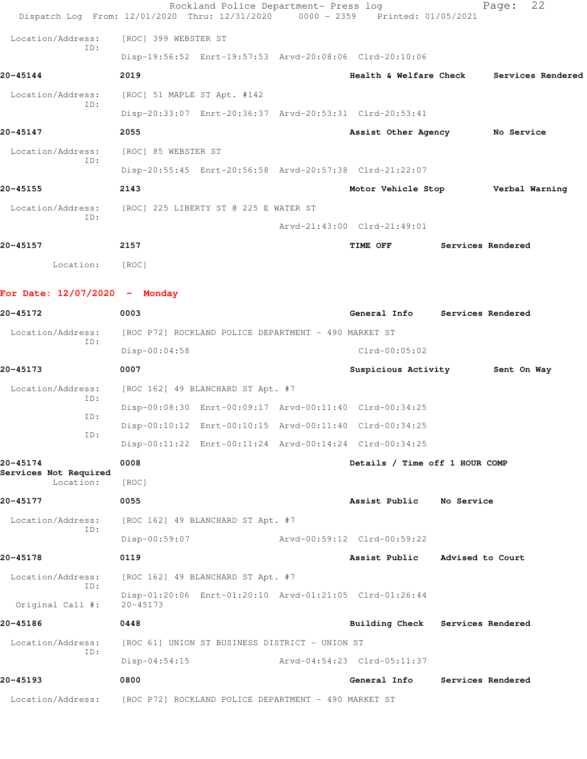Location/Address: [ROC] 399 WEBSTER ST
ID:
Disp-19:56:52 Enrt-19:57:53 Arvd-20:08:06 Clrd-20:10:06

**20-45144** 2019 Health & Welfare Check Services Rendered

Location/Address: [ROC] 51 MAPLE ST Apt. #142
ID:
Disp-20:33:07 Enrt-20:36:37 Arvd-20:53:31 Clrd-20:53:41

**20-45147** 2055 Assist Other Agency No Service

Location/Address: [ROC] 85 WEBSTER ST
ID:
Disp-20:55:45 Enrt-20:56:58 Arvd-20:57:38 Clrd-21:22:07

**20-45155** 2143 Motor Vehicle Stop Verbal Warning

Location/Address: [ROC] 225 LIBERTY ST @ 225 E WATER ST
ID:
Arvd-21:43:00 Clrd-21:49:01

**20-45157** 2157 TIME OFF Services Rendered

Location: [ROC]

## For Date: 12/07/2020 - Monday

**20-45172** 0003 General Info Services Rendered

Location/Address: [ROC P72] ROCKLAND POLICE DEPARTMENT - 490 MARKET ST
ID:
Disp-00:04:58 Clrd-00:05:02

**20-45173** 0007 Suspicious Activity Sent On Way

Location/Address: [ROC 162] 49 BLANCHARD ST Apt. #7
ID:
Disp-00:08:30 Enrt-00:09:17 Arvd-00:11:40 Clrd-00:34:25
ID:
Disp-00:10:12 Enrt-00:10:15 Arvd-00:11:40 Clrd-00:34:25
ID:
Disp-00:11:22 Enrt-00:11:24 Arvd-00:14:24 Clrd-00:34:25

**20-45174** 0008 Details / Time off 1 HOUR COMP
Services Not Required
Location: [ROC]

**20-45177** 0055 Assist Public No Service

Location/Address: [ROC 162] 49 BLANCHARD ST Apt. #7
ID:
Disp-00:59:07 Arvd-00:59:12 Clrd-00:59:22

**20-45178** 0119 Assist Public Advised to Court

Location/Address: [ROC 162] 49 BLANCHARD ST Apt. #7
ID:
Disp-01:20:06 Enrt-01:20:10 Arvd-01:21:05 Clrd-01:26:44
Original Call #: 20-45173

**20-45186** 0448 Building Check Services Rendered

Location/Address: [ROC 61] UNION ST BUSINESS DISTRICT - UNION ST
ID:
Disp-04:54:15 Arvd-04:54:23 Clrd-05:11:37

**20-45193** 0800 General Info Services Rendered

Location/Address: [ROC P72] ROCKLAND POLICE DEPARTMENT - 490 MARKET ST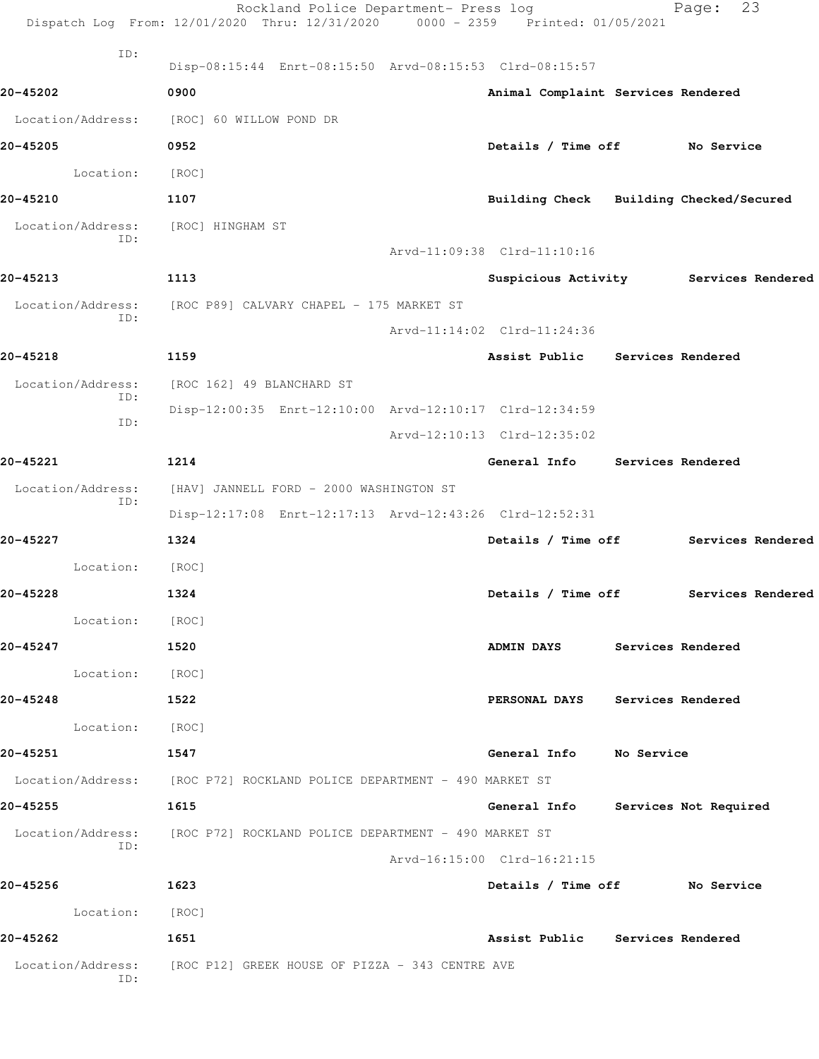ID:
Disp-08:15:44 Enrt-08:15:50 Arvd-08:15:53 Clrd-08:15:57

**20-45202** 0900 **Animal Complaint Services Rendered**

Location/Address: [ROC] 60 WILLOW POND DR

**20-45205** 0952 **Details / Time off No Service**

Location: [ROC]

**20-45210** 1107 **Building Check Building Checked/Secured**

Location/Address: [ROC] HINGHAM ST
ID:
Arvd-11:09:38 Clrd-11:10:16

**20-45213** 1113 **Suspicious Activity Services Rendered**

Location/Address: [ROC P89] CALVARY CHAPEL - 175 MARKET ST
ID:
Arvd-11:14:02 Clrd-11:24:36

**20-45218** 1159 **Assist Public Services Rendered**

Location/Address: [ROC 162] 49 BLANCHARD ST
ID:
Disp-12:00:35 Enrt-12:10:00 Arvd-12:10:17 Clrd-12:34:59
ID:
Arvd-12:10:13 Clrd-12:35:02

**20-45221** 1214 **General Info Services Rendered**

Location/Address: [HAV] JANNELL FORD - 2000 WASHINGTON ST
ID:
Disp-12:17:08 Enrt-12:17:13 Arvd-12:43:26 Clrd-12:52:31

**20-45227** 1324 **Details / Time off Services Rendered**

Location: [ROC]

**20-45228** 1324 **Details / Time off Services Rendered**

Location: [ROC]

**20-45247** 1520 **ADMIN DAYS Services Rendered**

Location: [ROC]

**20-45248** 1522 **PERSONAL DAYS Services Rendered**

Location: [ROC]

**20-45251** 1547 **General Info No Service**

Location/Address: [ROC P72] ROCKLAND POLICE DEPARTMENT - 490 MARKET ST

**20-45255** 1615 **General Info Services Not Required**

Location/Address: [ROC P72] ROCKLAND POLICE DEPARTMENT - 490 MARKET ST
ID:
Arvd-16:15:00 Clrd-16:21:15

**20-45256** 1623 **Details / Time off No Service**

Location: [ROC]

**20-45262** 1651 **Assist Public Services Rendered**

Location/Address: [ROC P12] GREEK HOUSE OF PIZZA - 343 CENTRE AVE
ID: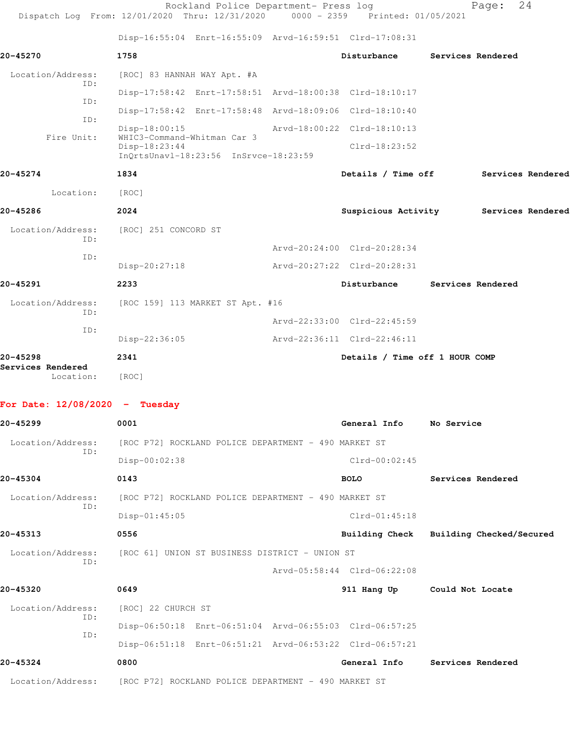Disp-16:55:04 Enrt-16:55:09 Arvd-16:59:51 Clrd-17:08:31

**20-45270** **1758** **Disturbance** **Services Rendered**

Location/Address: [ROC] 83 HANNAH WAY Apt. #A

ID: Disp-17:58:42 Enrt-17:58:51 Arvd-18:00:38 Clrd-18:10:17

ID: Disp-17:58:42 Enrt-17:58:48 Arvd-18:09:06 Clrd-18:10:40

ID: Disp-18:00:15 Arvd-18:00:22 Clrd-18:10:13

Fire Unit: WHIC3-Command-Whitman Car 3
Disp-18:23:44 Clrd-18:23:52
InQrtsUnavl-18:23:56 InSrvce-18:23:59

**20-45274** **1834** **Details / Time off** **Services Rendered**

Location: [ROC]

**20-45286** **2024** **Suspicious Activity** **Services Rendered**

Location/Address: [ROC] 251 CONCORD ST

ID: Arvd-20:24:00 Clrd-20:28:34

ID: Disp-20:27:18 Arvd-20:27:22 Clrd-20:28:31

**20-45291** **2233** **Disturbance** **Services Rendered**

Location/Address: [ROC 159] 113 MARKET ST Apt. #16

ID: Arvd-22:33:00 Clrd-22:45:59

ID: Disp-22:36:05 Arvd-22:36:11 Clrd-22:46:11

**20-45298** **2341** **Details / Time off 1 HOUR COMP**
**Services Rendered**

Location: [ROC]

## For Date: 12/08/2020 - Tuesday

**20-45299** **0001** **General Info** **No Service**

Location/Address: [ROC P72] ROCKLAND POLICE DEPARTMENT - 490 MARKET ST

ID: Disp-00:02:38 Clrd-00:02:45

**20-45304** **0143** **BOLO** **Services Rendered**

Location/Address: [ROC P72] ROCKLAND POLICE DEPARTMENT - 490 MARKET ST

ID: Disp-01:45:05 Clrd-01:45:18

**20-45313** **0556** **Building Check** **Building Checked/Secured**

Location/Address: [ROC 61] UNION ST BUSINESS DISTRICT - UNION ST

ID: Arvd-05:58:44 Clrd-06:22:08

**20-45320** **0649** **911 Hang Up** **Could Not Locate**

Location/Address: [ROC] 22 CHURCH ST

ID: Disp-06:50:18 Enrt-06:51:04 Arvd-06:55:03 Clrd-06:57:25

ID: Disp-06:51:18 Enrt-06:51:21 Arvd-06:53:22 Clrd-06:57:21

**20-45324** **0800** **General Info** **Services Rendered**

Location/Address: [ROC P72] ROCKLAND POLICE DEPARTMENT - 490 MARKET ST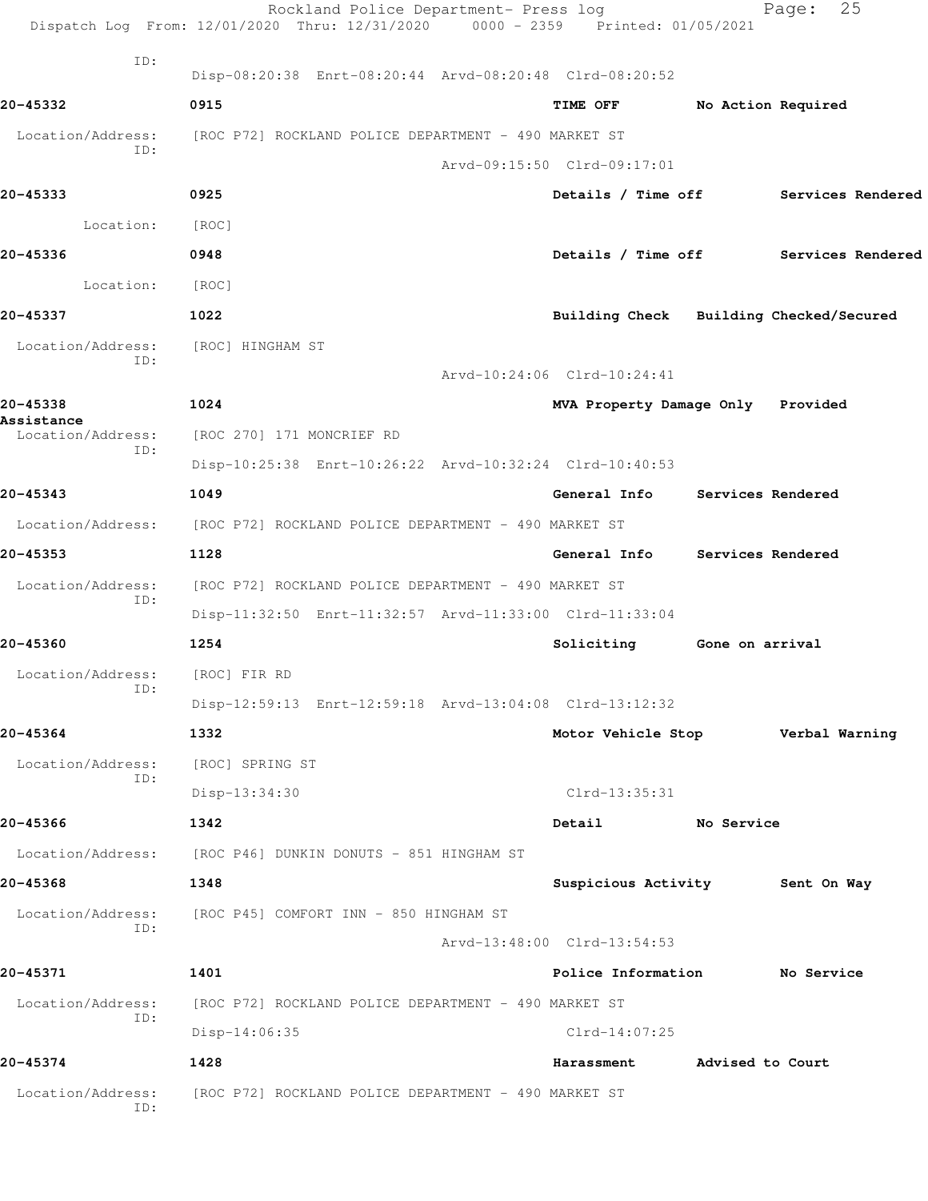ID:
Disp-08:20:38 Enrt-08:20:44 Arvd-08:20:48 Clrd-08:20:52

**20-45332** **0915** **TIME OFF** **No Action Required**

Location/Address: [ROC P72] ROCKLAND POLICE DEPARTMENT - 490 MARKET ST
ID:
Arvd-09:15:50 Clrd-09:17:01

**20-45333** **0925** **Details / Time off** **Services Rendered**

Location: [ROC]

**20-45336** **0948** **Details / Time off** **Services Rendered**

Location: [ROC]

**20-45337** **1022** **Building Check** **Building Checked/Secured**

Location/Address: [ROC] HINGHAM ST
ID:
Arvd-10:24:06 Clrd-10:24:41

**20-45338** **1024** **MVA Property Damage Only** **Provided Assistance**

Location/Address: [ROC 270] 171 MONCRIEF RD
ID:
Disp-10:25:38 Enrt-10:26:22 Arvd-10:32:24 Clrd-10:40:53

**20-45343** **1049** **General Info** **Services Rendered**

Location/Address: [ROC P72] ROCKLAND POLICE DEPARTMENT - 490 MARKET ST

**20-45353** **1128** **General Info** **Services Rendered**

Location/Address: [ROC P72] ROCKLAND POLICE DEPARTMENT - 490 MARKET ST
ID:
Disp-11:32:50 Enrt-11:32:57 Arvd-11:33:00 Clrd-11:33:04

**20-45360** **1254** **Soliciting** **Gone on arrival**

Location/Address: [ROC] FIR RD
ID:
Disp-12:59:13 Enrt-12:59:18 Arvd-13:04:08 Clrd-13:12:32

**20-45364** **1332** **Motor Vehicle Stop** **Verbal Warning**

Location/Address: [ROC] SPRING ST
ID:
Disp-13:34:30 Clrd-13:35:31

**20-45366** **1342** **Detail** **No Service**

Location/Address: [ROC P46] DUNKIN DONUTS - 851 HINGHAM ST

**20-45368** **1348** **Suspicious Activity** **Sent On Way**

Location/Address: [ROC P45] COMFORT INN - 850 HINGHAM ST
ID:
Arvd-13:48:00 Clrd-13:54:53

**20-45371** **1401** **Police Information** **No Service**

Location/Address: [ROC P72] ROCKLAND POLICE DEPARTMENT - 490 MARKET ST
ID:
Disp-14:06:35 Clrd-14:07:25

**20-45374** **1428** **Harassment** **Advised to Court**

Location/Address: [ROC P72] ROCKLAND POLICE DEPARTMENT - 490 MARKET ST
ID: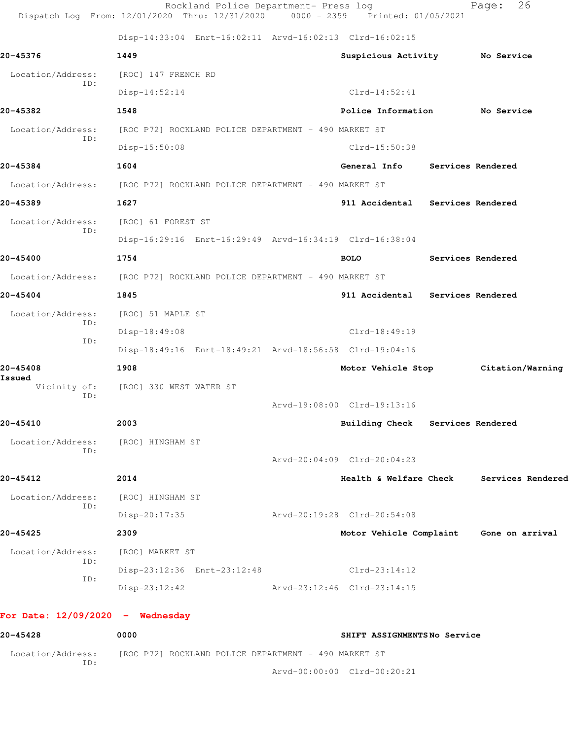Disp-14:33:04 Enrt-16:02:11 Arvd-16:02:13 Clrd-16:02:15

**20-45376** **1449** **Suspicious Activity** **No Service**

Location/Address: [ROC] 147 FRENCH RD
ID:
Disp-14:52:14 Clrd-14:52:41

**20-45382** **1548** **Police Information** **No Service**

Location/Address: [ROC P72] ROCKLAND POLICE DEPARTMENT - 490 MARKET ST
ID:
Disp-15:50:08 Clrd-15:50:38

**20-45384** **1604** **General Info** **Services Rendered**

Location/Address: [ROC P72] ROCKLAND POLICE DEPARTMENT - 490 MARKET ST

**20-45389** **1627** **911 Accidental** **Services Rendered**

Location/Address: [ROC] 61 FOREST ST
ID:
Disp-16:29:16 Enrt-16:29:49 Arvd-16:34:19 Clrd-16:38:04

**20-45400** **1754** **BOLO** **Services Rendered**

Location/Address: [ROC P72] ROCKLAND POLICE DEPARTMENT - 490 MARKET ST

**20-45404** **1845** **911 Accidental** **Services Rendered**

Location/Address: [ROC] 51 MAPLE ST
ID:
Disp-18:49:08 Clrd-18:49:19
ID:
Disp-18:49:16 Enrt-18:49:21 Arvd-18:56:58 Clrd-19:04:16

**20-45408** **1908** **Motor Vehicle Stop** **Citation/Warning Issued**

Vicinity of: [ROC] 330 WEST WATER ST
ID:
Arvd-19:08:00 Clrd-19:13:16

**20-45410** **2003** **Building Check** **Services Rendered**

Location/Address: [ROC] HINGHAM ST
ID:
Arvd-20:04:09 Clrd-20:04:23

**20-45412** **2014** **Health & Welfare Check** **Services Rendered**

Location/Address: [ROC] HINGHAM ST
ID:
Disp-20:17:35 Arvd-20:19:28 Clrd-20:54:08

**20-45425** **2309** **Motor Vehicle Complaint** **Gone on arrival**

Location/Address: [ROC] MARKET ST
ID:
Disp-23:12:36 Enrt-23:12:48 Clrd-23:14:12
ID:
Disp-23:12:42 Arvd-23:12:46 Clrd-23:14:15

**For Date: 12/09/2020 - Wednesday**

**20-45428** **0000** **SHIFT ASSIGNMENTS** **No Service**

Location/Address: [ROC P72] ROCKLAND POLICE DEPARTMENT - 490 MARKET ST
ID:
Arvd-00:00:00 Clrd-00:20:21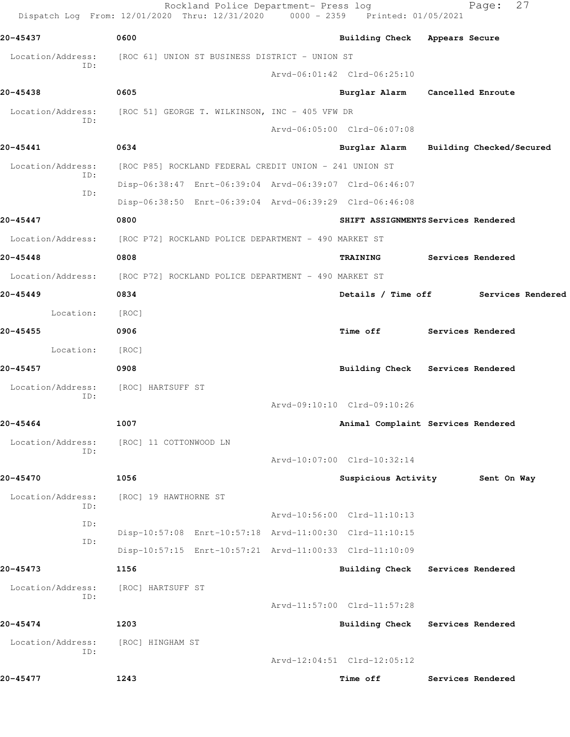**20-45437** | **0600** | **Building Check** | **Appears Secure**

Location/Address: [ROC 61] UNION ST BUSINESS DISTRICT - UNION ST
ID: Arvd-06:01:42 Clrd-06:25:10

**20-45438** | **0605** | **Burglar Alarm** | **Cancelled Enroute**

Location/Address: [ROC 51] GEORGE T. WILKINSON, INC - 405 VFW DR
ID: Arvd-06:05:00 Clrd-06:07:08

**20-45441** | **0634** | **Burglar Alarm** | **Building Checked/Secured**

Location/Address: [ROC P85] ROCKLAND FEDERAL CREDIT UNION - 241 UNION ST
ID: Disp-06:38:47 Enrt-06:39:04 Arvd-06:39:07 Clrd-06:46:07
ID: Disp-06:38:50 Enrt-06:39:04 Arvd-06:39:29 Clrd-06:46:08

**20-45447** | **0800** | **SHIFT ASSIGNMENTS** | **Services Rendered**

Location/Address: [ROC P72] ROCKLAND POLICE DEPARTMENT - 490 MARKET ST

**20-45448** | **0808** | **TRAINING** | **Services Rendered**

Location/Address: [ROC P72] ROCKLAND POLICE DEPARTMENT - 490 MARKET ST

**20-45449** | **0834** | **Details / Time off** | **Services Rendered**

Location: [ROC]

**20-45455** | **0906** | **Time off** | **Services Rendered**

Location: [ROC]

**20-45457** | **0908** | **Building Check** | **Services Rendered**

Location/Address: [ROC] HARTSUFF ST
ID: Arvd-09:10:10 Clrd-09:10:26

**20-45464** | **1007** | **Animal Complaint** | **Services Rendered**

Location/Address: [ROC] 11 COTTONWOOD LN
ID: Arvd-10:07:00 Clrd-10:32:14

**20-45470** | **1056** | **Suspicious Activity** | **Sent On Way**

Location/Address: [ROC] 19 HAWTHORNE ST
ID: Arvd-10:56:00 Clrd-11:10:13
ID: Disp-10:57:08 Enrt-10:57:18 Arvd-11:00:30 Clrd-11:10:15
ID: Disp-10:57:15 Enrt-10:57:21 Arvd-11:00:33 Clrd-11:10:09

**20-45473** | **1156** | **Building Check** | **Services Rendered**

Location/Address: [ROC] HARTSUFF ST
ID: Arvd-11:57:00 Clrd-11:57:28

**20-45474** | **1203** | **Building Check** | **Services Rendered**

Location/Address: [ROC] HINGHAM ST
ID: Arvd-12:04:51 Clrd-12:05:12

**20-45477** | **1243** | **Time off** | **Services Rendered**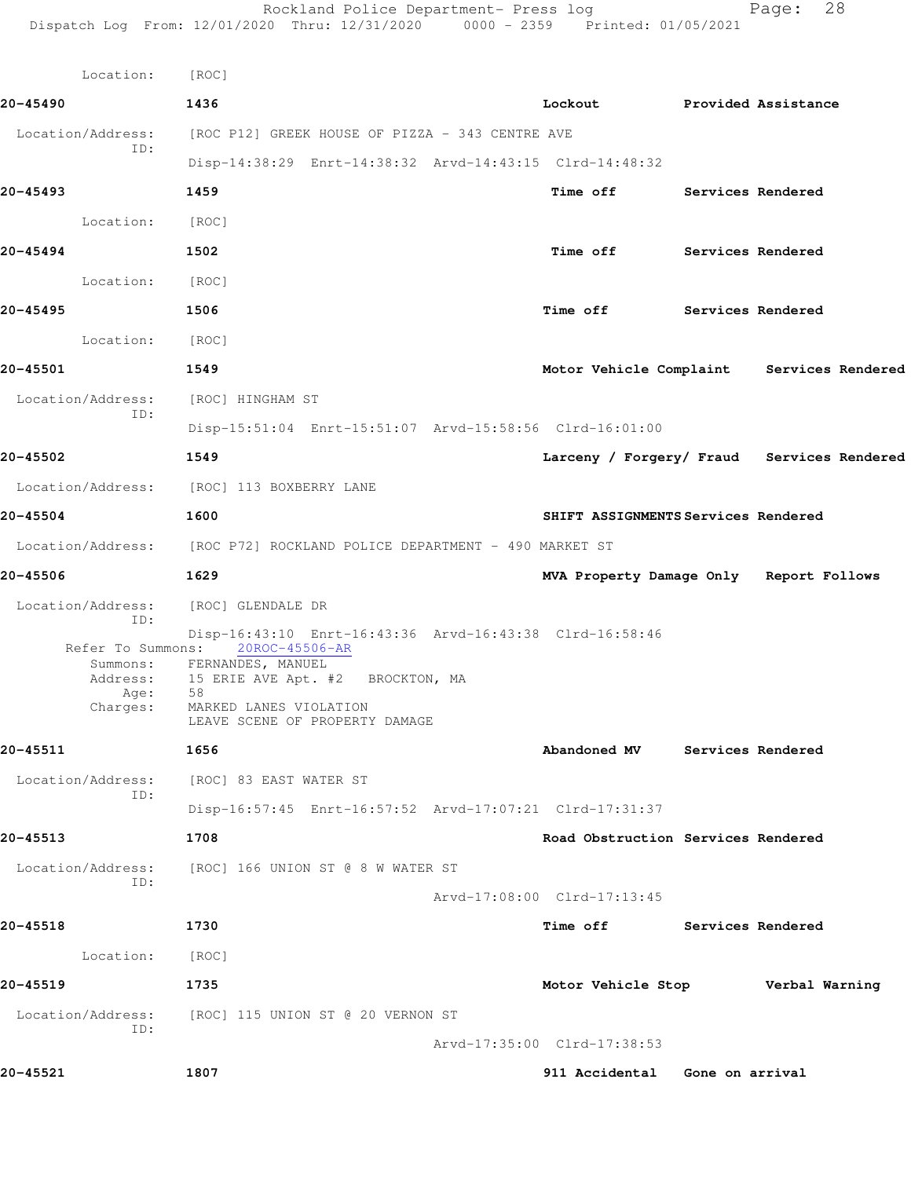Location: [ROC]

**20-45490** **1436** **Lockout** **Provided Assistance**

Location/Address: [ROC P12] GREEK HOUSE OF PIZZA - 343 CENTRE AVE
ID:
Disp-14:38:29 Enrt-14:38:32 Arvd-14:43:15 Clrd-14:48:32

**20-45493** **1459** **Time off** **Services Rendered**

Location: [ROC]

**20-45494** **1502** **Time off** **Services Rendered**

Location: [ROC]

**20-45495** **1506** **Time off** **Services Rendered**

Location: [ROC]

**20-45501** **1549** **Motor Vehicle Complaint** **Services Rendered**

Location/Address: [ROC] HINGHAM ST
ID:
Disp-15:51:04 Enrt-15:51:07 Arvd-15:58:56 Clrd-16:01:00

**20-45502** **1549** **Larceny / Forgery/ Fraud** **Services Rendered**

Location/Address: [ROC] 113 BOXBERRY LANE

**20-45504** **1600** **SHIFT ASSIGNMENTS** **Services Rendered**

Location/Address: [ROC P72] ROCKLAND POLICE DEPARTMENT - 490 MARKET ST

**20-45506** **1629** **MVA Property Damage Only** **Report Follows**

Location/Address: [ROC] GLENDALE DR
ID:
Disp-16:43:10 Enrt-16:43:36 Arvd-16:43:38 Clrd-16:58:46
Refer To Summons: 20ROC-45506-AR
Summons: FERNANDES, MANUEL
Address: 15 ERIE AVE Apt. #2 BROCKTON, MA
Age: 58
Charges: MARKED LANES VIOLATION
LEAVE SCENE OF PROPERTY DAMAGE

**20-45511** **1656** **Abandoned MV** **Services Rendered**

Location/Address: [ROC] 83 EAST WATER ST
ID:
Disp-16:57:45 Enrt-16:57:52 Arvd-17:07:21 Clrd-17:31:37

**20-45513** **1708** **Road Obstruction** **Services Rendered**

Location/Address: [ROC] 166 UNION ST @ 8 W WATER ST
ID:
Arvd-17:08:00 Clrd-17:13:45

**20-45518** **1730** **Time off** **Services Rendered**

Location: [ROC]

**20-45519** **1735** **Motor Vehicle Stop** **Verbal Warning**

Location/Address: [ROC] 115 UNION ST @ 20 VERNON ST
ID:
Arvd-17:35:00 Clrd-17:38:53

**20-45521** **1807** **911 Accidental** **Gone on arrival**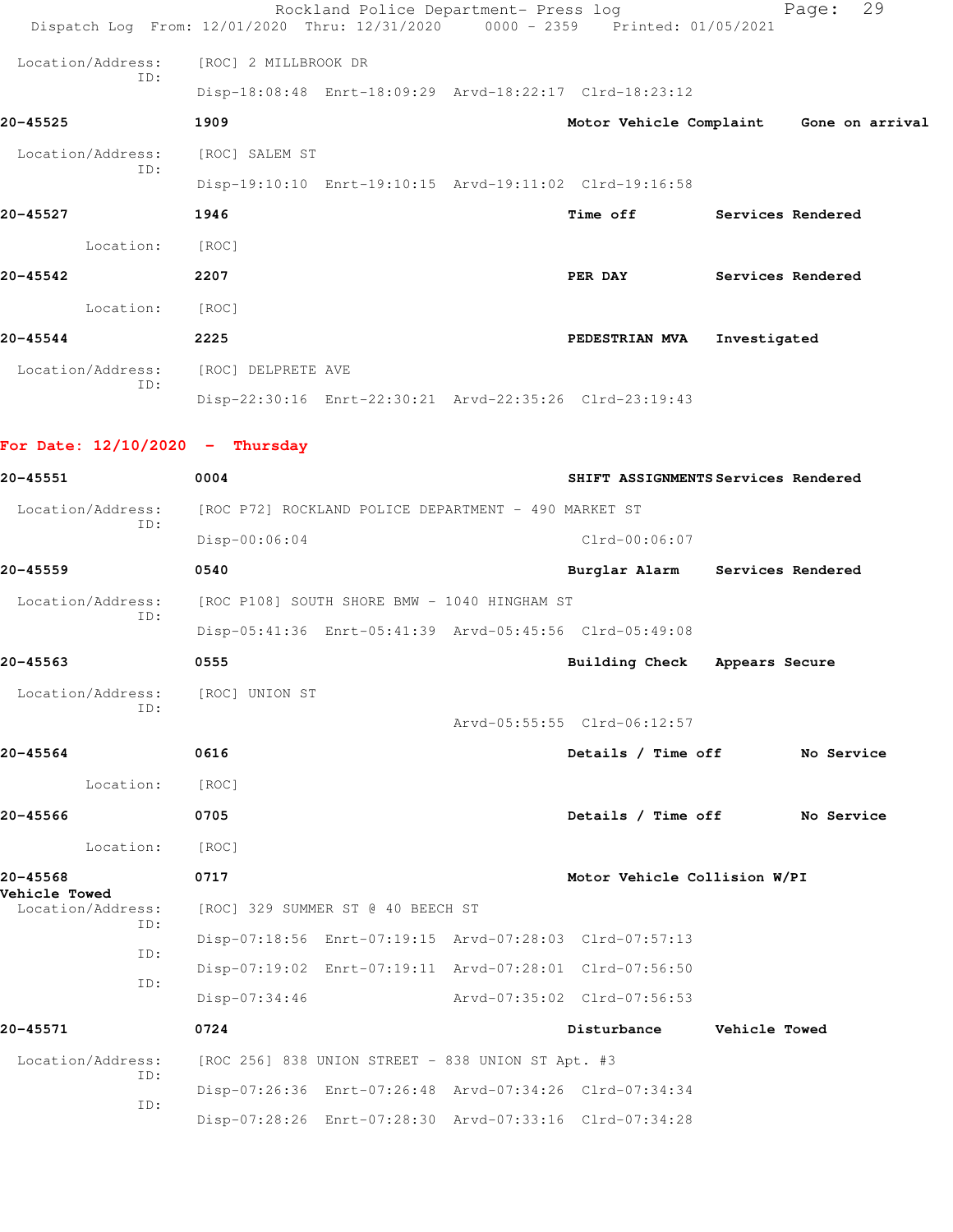Location/Address: [ROC] 2 MILLBROOK DR
ID:
Disp-18:08:48 Enrt-18:09:29 Arvd-18:22:17 Clrd-18:23:12

**20-45525** **1909** **Motor Vehicle Complaint** **Gone on arrival**

Location/Address: [ROC] SALEM ST
ID:
Disp-19:10:10 Enrt-19:10:15 Arvd-19:11:02 Clrd-19:16:58

**20-45527** **1946** **Time off** **Services Rendered**

Location: [ROC]

**20-45542** **2207** **PER DAY** **Services Rendered**

Location: [ROC]

**20-45544** **2225** **PEDESTRIAN MVA** **Investigated**

Location/Address: [ROC] DELPRETE AVE
ID:
Disp-22:30:16 Enrt-22:30:21 Arvd-22:35:26 Clrd-23:19:43

## For Date: 12/10/2020 - Thursday

**20-45551** **0004** **SHIFT ASSIGNMENTS** **Services Rendered**

Location/Address: [ROC P72] ROCKLAND POLICE DEPARTMENT - 490 MARKET ST
ID:
Disp-00:06:04 Clrd-00:06:07

**20-45559** **0540** **Burglar Alarm** **Services Rendered**

Location/Address: [ROC P108] SOUTH SHORE BMW - 1040 HINGHAM ST
ID:
Disp-05:41:36 Enrt-05:41:39 Arvd-05:45:56 Clrd-05:49:08

**20-45563** **0555** **Building Check** **Appears Secure**

Location/Address: [ROC] UNION ST
ID:
Arvd-05:55:55 Clrd-06:12:57

**20-45564** **0616** **Details / Time off** **No Service**

Location: [ROC]

**20-45566** **0705** **Details / Time off** **No Service**

Location: [ROC]

**20-45568** **0717** **Motor Vehicle Collision W/PI**
**Vehicle Towed**

Location/Address: [ROC] 329 SUMMER ST @ 40 BEECH ST
ID:
Disp-07:18:56 Enrt-07:19:15 Arvd-07:28:03 Clrd-07:57:13
ID:
Disp-07:19:02 Enrt-07:19:11 Arvd-07:28:01 Clrd-07:56:50
ID:
Disp-07:34:46 Arvd-07:35:02 Clrd-07:56:53

**20-45571** **0724** **Disturbance** **Vehicle Towed**

Location/Address: [ROC 256] 838 UNION STREET - 838 UNION ST Apt. #3
ID:
Disp-07:26:36 Enrt-07:26:48 Arvd-07:34:26 Clrd-07:34:34
ID:
Disp-07:28:26 Enrt-07:28:30 Arvd-07:33:16 Clrd-07:34:28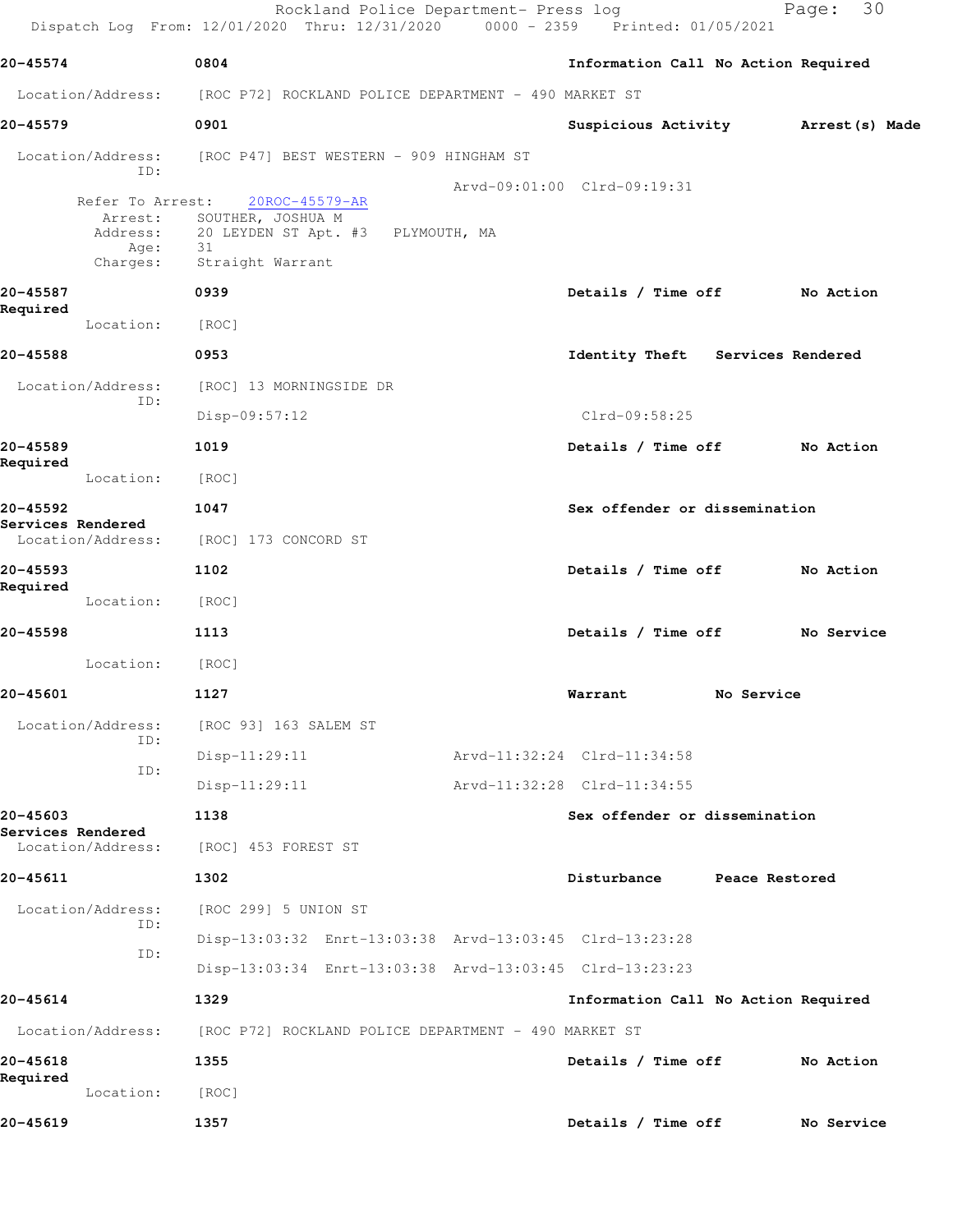20-45574 0804 Information Call No Action Required

Location/Address: [ROC P72] ROCKLAND POLICE DEPARTMENT - 490 MARKET ST

20-45579 0901 Suspicious Activity Arrest(s) Made

Location/Address: [ROC P47] BEST WESTERN - 909 HINGHAM ST
ID:
Arvd-09:01:00 Clrd-09:19:31
Refer To Arrest: 20ROC-45579-AR
Arrest: SOUTHER, JOSHUA M
Address: 20 LEYDEN ST Apt. #3 PLYMOUTH, MA
Age: 31
Charges: Straight Warrant

20-45587 0939 Details / Time off No Action Required

Location: [ROC]

20-45588 0953 Identity Theft Services Rendered

Location/Address: [ROC] 13 MORNINGSIDE DR
ID:
Disp-09:57:12 Clrd-09:58:25

20-45589 1019 Details / Time off No Action Required

Location: [ROC]

20-45592 1047 Sex offender or dissemination Services Rendered

Location/Address: [ROC] 173 CONCORD ST

20-45593 1102 Details / Time off No Action Required

Location: [ROC]

20-45598 1113 Details / Time off No Service

Location: [ROC]

20-45601 1127 Warrant No Service

Location/Address: [ROC 93] 163 SALEM ST
ID:
Disp-11:29:11 Arvd-11:32:24 Clrd-11:34:58
ID:
Disp-11:29:11 Arvd-11:32:28 Clrd-11:34:55

20-45603 1138 Sex offender or dissemination Services Rendered

Location/Address: [ROC] 453 FOREST ST

20-45611 1302 Disturbance Peace Restored

Location/Address: [ROC 299] 5 UNION ST
ID:
Disp-13:03:32 Enrt-13:03:38 Arvd-13:03:45 Clrd-13:23:28
ID:
Disp-13:03:34 Enrt-13:03:38 Arvd-13:03:45 Clrd-13:23:23

20-45614 1329 Information Call No Action Required

Location/Address: [ROC P72] ROCKLAND POLICE DEPARTMENT - 490 MARKET ST

20-45618 1355 Details / Time off No Action Required

Location: [ROC]

20-45619 1357 Details / Time off No Service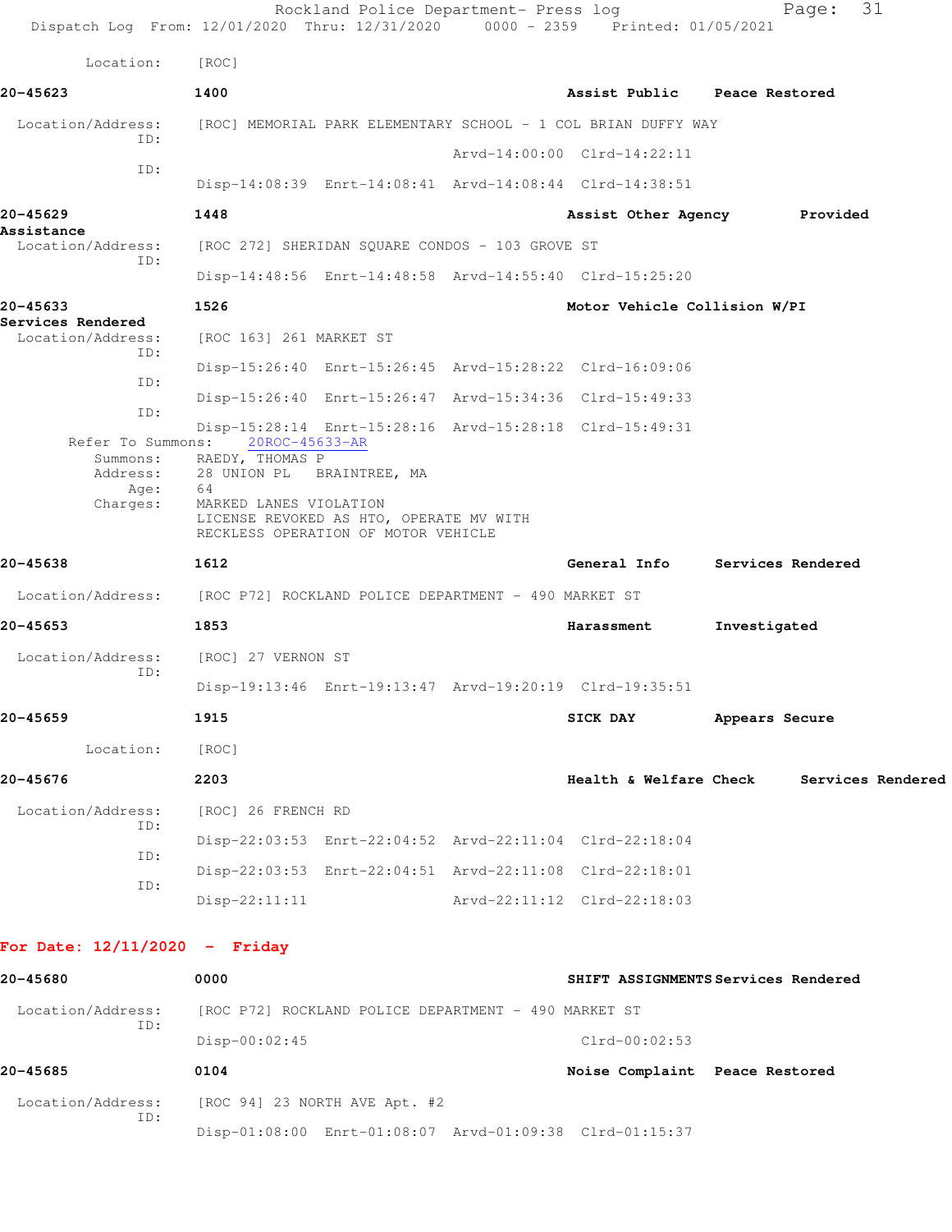Location: [ROC]

**20-45623** **1400** **Assist Public** **Peace Restored**

Location/Address: [ROC] MEMORIAL PARK ELEMENTARY SCHOOL - 1 COL BRIAN DUFFY WAY

ID: Arvd-14:00:00 Clrd-14:22:11

ID: Disp-14:08:39 Enrt-14:08:41 Arvd-14:08:44 Clrd-14:38:51

**20-45629** **1448** **Assist Other Agency** **Provided Assistance**

Location/Address: [ROC 272] SHERIDAN SQUARE CONDOS - 103 GROVE ST

ID: Disp-14:48:56 Enrt-14:48:58 Arvd-14:55:40 Clrd-15:25:20

**20-45633** **1526** **Motor Vehicle Collision W/PI** **Services Rendered**

Location/Address: [ROC 163] 261 MARKET ST

ID: Disp-15:26:40 Enrt-15:26:45 Arvd-15:28:22 Clrd-16:09:06

ID: Disp-15:26:40 Enrt-15:26:47 Arvd-15:34:36 Clrd-15:49:33

ID: Disp-15:28:14 Enrt-15:28:16 Arvd-15:28:18 Clrd-15:49:31

Refer To Summons: 20ROC-45633-AR

Summons: RAEDY, THOMAS P

Address: 28 UNION PL BRAINTREE, MA

Age: 64

Charges: MARKED LANES VIOLATION
LICENSE REVOKED AS HTO, OPERATE MV WITH
RECKLESS OPERATION OF MOTOR VEHICLE

**20-45638** **1612** **General Info** **Services Rendered**

Location/Address: [ROC P72] ROCKLAND POLICE DEPARTMENT - 490 MARKET ST

**20-45653** **1853** **Harassment** **Investigated**

Location/Address: [ROC] 27 VERNON ST

ID: Disp-19:13:46 Enrt-19:13:47 Arvd-19:20:19 Clrd-19:35:51

**20-45659** **1915** **SICK DAY** **Appears Secure**

Location: [ROC]

**20-45676** **2203** **Health & Welfare Check** **Services Rendered**

Location/Address: [ROC] 26 FRENCH RD

ID: Disp-22:03:53 Enrt-22:04:52 Arvd-22:11:04 Clrd-22:18:04

ID: Disp-22:03:53 Enrt-22:04:51 Arvd-22:11:08 Clrd-22:18:01

ID: Disp-22:11:11 Arvd-22:11:12 Clrd-22:18:03

## For Date: 12/11/2020 - Friday

**20-45680** **0000** **SHIFT ASSIGNMENTS** **Services Rendered**

Location/Address: [ROC P72] ROCKLAND POLICE DEPARTMENT - 490 MARKET ST

ID: Disp-00:02:45 Clrd-00:02:53

**20-45685** **0104** **Noise Complaint** **Peace Restored**

Location/Address: [ROC 94] 23 NORTH AVE Apt. #2

ID: Disp-01:08:00 Enrt-01:08:07 Arvd-01:09:38 Clrd-01:15:37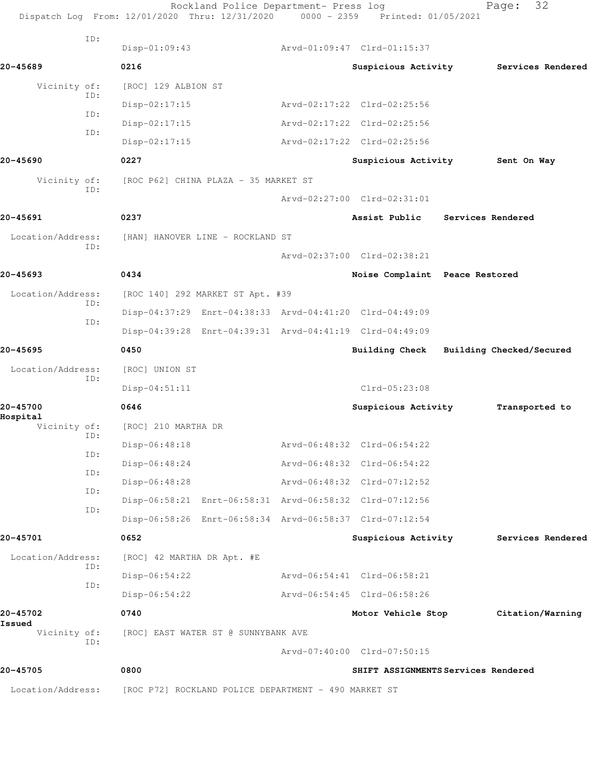ID:
Disp-01:09:43 Arvd-01:09:47 Clrd-01:15:37

**20-45689** 0216 **Suspicious Activity** **Services Rendered**

Vicinity of: [ROC] 129 ALBION ST
ID:
Disp-02:17:15 Arvd-02:17:22 Clrd-02:25:56
ID:
Disp-02:17:15 Arvd-02:17:22 Clrd-02:25:56
ID:
Disp-02:17:15 Arvd-02:17:22 Clrd-02:25:56

**20-45690** 0227 **Suspicious Activity** **Sent On Way**

Vicinity of: [ROC P62] CHINA PLAZA - 35 MARKET ST
ID:
Arvd-02:27:00 Clrd-02:31:01

**20-45691** 0237 **Assist Public** **Services Rendered**

Location/Address: [HAN] HANOVER LINE - ROCKLAND ST
ID:
Arvd-02:37:00 Clrd-02:38:21

**20-45693** 0434 **Noise Complaint** **Peace Restored**

Location/Address: [ROC 140] 292 MARKET ST Apt. #39
ID:
Disp-04:37:29 Enrt-04:38:33 Arvd-04:41:20 Clrd-04:49:09
ID:
Disp-04:39:28 Enrt-04:39:31 Arvd-04:41:19 Clrd-04:49:09

**20-45695** 0450 **Building Check** **Building Checked/Secured**

Location/Address: [ROC] UNION ST
ID:
Disp-04:51:11 Clrd-05:23:08

**20-45700** 0646 **Suspicious Activity** **Transported to Hospital**

Vicinity of: [ROC] 210 MARTHA DR
ID:
Disp-06:48:18 Arvd-06:48:32 Clrd-06:54:22
ID:
Disp-06:48:24 Arvd-06:48:32 Clrd-06:54:22
ID:
Disp-06:48:28 Arvd-06:48:32 Clrd-07:12:52
ID:
Disp-06:58:21 Enrt-06:58:31 Arvd-06:58:32 Clrd-07:12:56
ID:
Disp-06:58:26 Enrt-06:58:34 Arvd-06:58:37 Clrd-07:12:54

**20-45701** 0652 **Suspicious Activity** **Services Rendered**

Location/Address: [ROC] 42 MARTHA DR Apt. #E
ID:
Disp-06:54:22 Arvd-06:54:41 Clrd-06:58:21
ID:
Disp-06:54:22 Arvd-06:54:45 Clrd-06:58:26

**20-45702** 0740 **Motor Vehicle Stop** **Citation/Warning Issued**

Vicinity of: [ROC] EAST WATER ST @ SUNNYBANK AVE
ID:
Arvd-07:40:00 Clrd-07:50:15

**20-45705** 0800 **SHIFT ASSIGNMENTS** **Services Rendered**

Location/Address: [ROC P72] ROCKLAND POLICE DEPARTMENT - 490 MARKET ST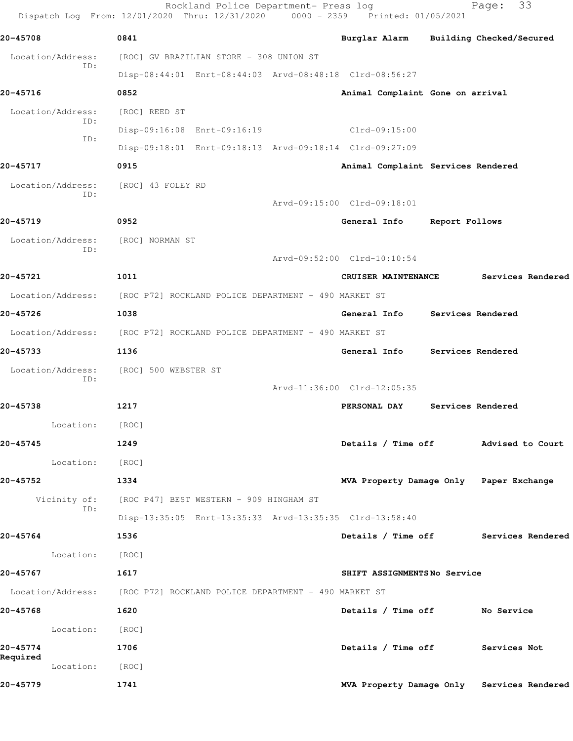Rockland Police Department- Press log
Dispatch Log From: 12/01/2020 Thru: 12/31/2020 0000 - 2359 Printed: 01/05/2021

**20-45708** **0841** **Burglar Alarm** **Building Checked/Secured**

Location/Address: [ROC] GV BRAZILIAN STORE - 308 UNION ST
ID:
Disp-08:44:01 Enrt-08:44:03 Arvd-08:48:18 Clrd-08:56:27

**20-45716** **0852** **Animal Complaint** **Gone on arrival**

Location/Address: [ROC] REED ST
ID:
Disp-09:16:08 Enrt-09:16:19 Clrd-09:15:00
ID:
Disp-09:18:01 Enrt-09:18:13 Arvd-09:18:14 Clrd-09:27:09

**20-45717** **0915** **Animal Complaint** **Services Rendered**

Location/Address: [ROC] 43 FOLEY RD
ID:
Arvd-09:15:00 Clrd-09:18:01

**20-45719** **0952** **General Info** **Report Follows**

Location/Address: [ROC] NORMAN ST
ID:
Arvd-09:52:00 Clrd-10:10:54

**20-45721** **1011** **CRUISER MAINTENANCE** **Services Rendered**

Location/Address: [ROC P72] ROCKLAND POLICE DEPARTMENT - 490 MARKET ST

**20-45726** **1038** **General Info** **Services Rendered**

Location/Address: [ROC P72] ROCKLAND POLICE DEPARTMENT - 490 MARKET ST

**20-45733** **1136** **General Info** **Services Rendered**

Location/Address: [ROC] 500 WEBSTER ST
ID:
Arvd-11:36:00 Clrd-12:05:35

**20-45738** **1217** **PERSONAL DAY** **Services Rendered**

Location: [ROC]

**20-45745** **1249** **Details / Time off** **Advised to Court**

Location: [ROC]

**20-45752** **1334** **MVA Property Damage Only** **Paper Exchange**

Vicinity of: [ROC P47] BEST WESTERN - 909 HINGHAM ST
ID:
Disp-13:35:05 Enrt-13:35:33 Arvd-13:35:35 Clrd-13:58:40

**20-45764** **1536** **Details / Time off** **Services Rendered**

Location: [ROC]

**20-45767** **1617** **SHIFT ASSIGNMENTS** **No Service**

Location/Address: [ROC P72] ROCKLAND POLICE DEPARTMENT - 490 MARKET ST

**20-45768** **1620** **Details / Time off** **No Service**

Location: [ROC]

**20-45774** **1706** **Details / Time off** **Services Not Required**

Location: [ROC]

**20-45779** **1741** **MVA Property Damage Only** **Services Rendered**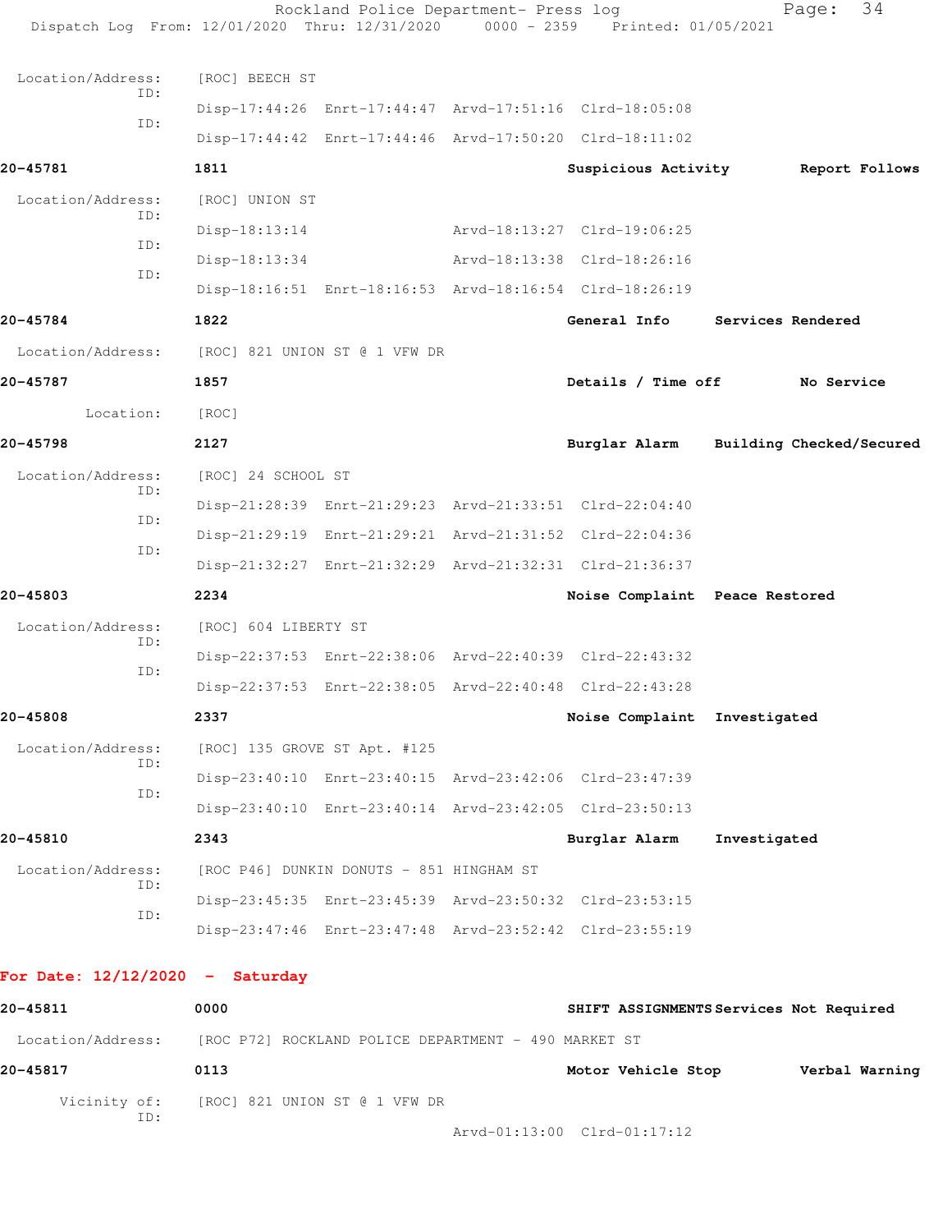Location/Address: [ROC] BEECH ST

ID: Disp-17:44:26 Enrt-17:44:47 Arvd-17:51:16 Clrd-18:05:08

ID: Disp-17:44:42 Enrt-17:44:46 Arvd-17:50:20 Clrd-18:11:02

**20-45781** 1811 **Suspicious Activity** **Report Follows**

Location/Address: [ROC] UNION ST

ID: Disp-18:13:14 Arvd-18:13:27 Clrd-19:06:25

ID: Disp-18:13:34 Arvd-18:13:38 Clrd-18:26:16

ID: Disp-18:16:51 Enrt-18:16:53 Arvd-18:16:54 Clrd-18:26:19

**20-45784** 1822 **General Info** **Services Rendered**

Location/Address: [ROC] 821 UNION ST @ 1 VFW DR

**20-45787** 1857 **Details / Time off** **No Service**

Location: [ROC]

**20-45798** 2127 **Burglar Alarm** **Building Checked/Secured**

Location/Address: [ROC] 24 SCHOOL ST

ID: Disp-21:28:39 Enrt-21:29:23 Arvd-21:33:51 Clrd-22:04:40

ID: Disp-21:29:19 Enrt-21:29:21 Arvd-21:31:52 Clrd-22:04:36

ID: Disp-21:32:27 Enrt-21:32:29 Arvd-21:32:31 Clrd-21:36:37

**20-45803** 2234 **Noise Complaint** **Peace Restored**

Location/Address: [ROC] 604 LIBERTY ST

ID: Disp-22:37:53 Enrt-22:38:06 Arvd-22:40:39 Clrd-22:43:32

ID: Disp-22:37:53 Enrt-22:38:05 Arvd-22:40:48 Clrd-22:43:28

**20-45808** 2337 **Noise Complaint** **Investigated**

Location/Address: [ROC] 135 GROVE ST Apt. #125

ID: Disp-23:40:10 Enrt-23:40:15 Arvd-23:42:06 Clrd-23:47:39

ID: Disp-23:40:10 Enrt-23:40:14 Arvd-23:42:05 Clrd-23:50:13

**20-45810** 2343 **Burglar Alarm** **Investigated**

Location/Address: [ROC P46] DUNKIN DONUTS - 851 HINGHAM ST

ID: Disp-23:45:35 Enrt-23:45:39 Arvd-23:50:32 Clrd-23:53:15

ID: Disp-23:47:46 Enrt-23:47:48 Arvd-23:52:42 Clrd-23:55:19

## For Date: 12/12/2020 - Saturday

**20-45811** 0000 **SHIFT ASSIGNMENTS** **Services Not Required**

Location/Address: [ROC P72] ROCKLAND POLICE DEPARTMENT - 490 MARKET ST

**20-45817** 0113 **Motor Vehicle Stop** **Verbal Warning**

Vicinity of: [ROC] 821 UNION ST @ 1 VFW DR

ID: Arvd-01:13:00 Clrd-01:17:12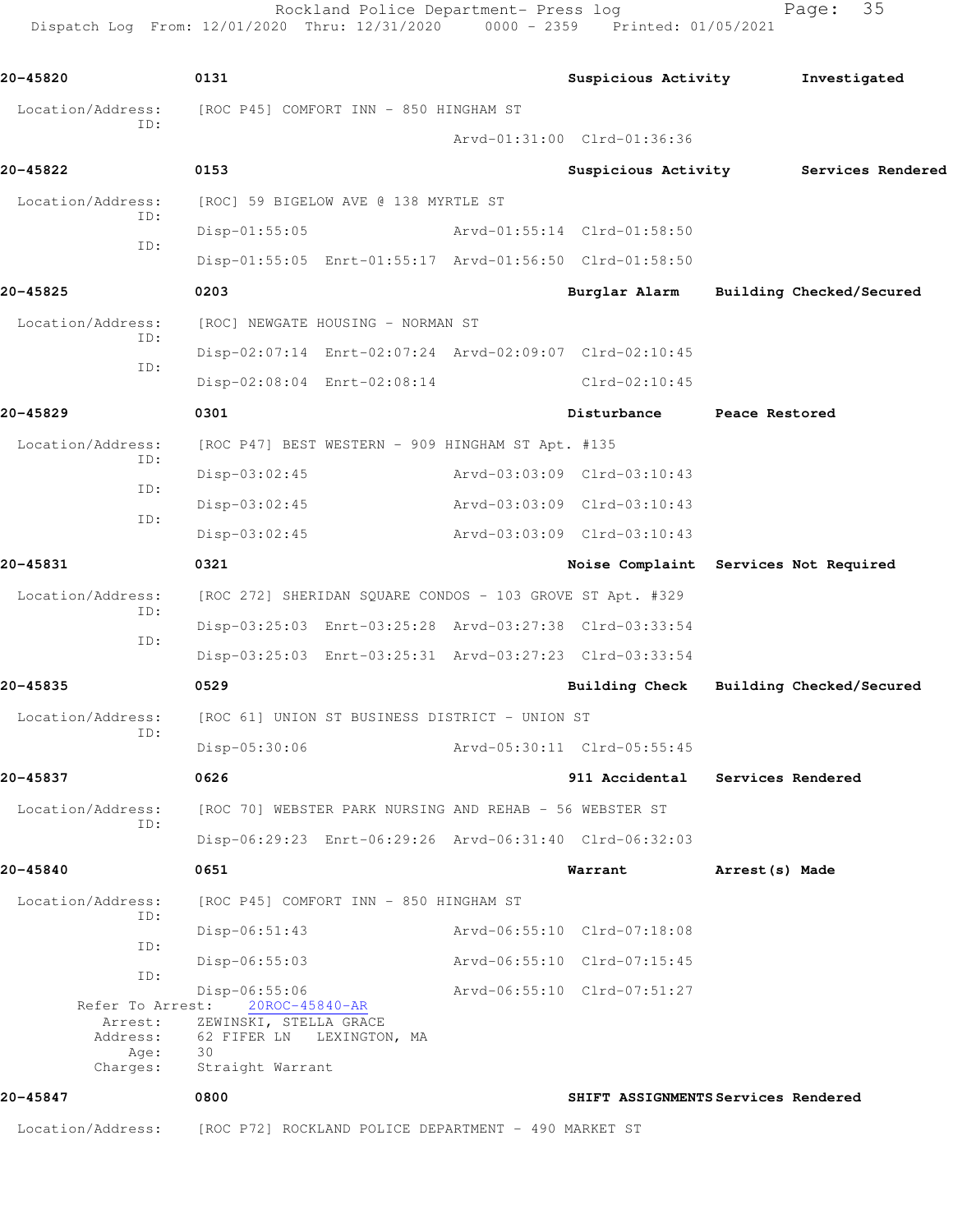Rockland Police Department- Press log
Dispatch Log From: 12/01/2020 Thru: 12/31/2020 0000 - 2359 Printed: 01/05/2021

**20-45820** 0131 Suspicious Activity Investigated

Location/Address: [ROC P45] COMFORT INN - 850 HINGHAM ST
ID: Arvd-01:31:00 Clrd-01:36:36

**20-45822** 0153 Suspicious Activity Services Rendered

Location/Address: [ROC] 59 BIGELOW AVE @ 138 MYRTLE ST
ID: Disp-01:55:05 Arvd-01:55:14 Clrd-01:58:50
ID: Disp-01:55:05 Enrt-01:55:17 Arvd-01:56:50 Clrd-01:58:50

**20-45825** 0203 Burglar Alarm Building Checked/Secured

Location/Address: [ROC] NEWGATE HOUSING - NORMAN ST
ID: Disp-02:07:14 Enrt-02:07:24 Arvd-02:09:07 Clrd-02:10:45
ID: Disp-02:08:04 Enrt-02:08:14 Clrd-02:10:45

**20-45829** 0301 Disturbance Peace Restored

Location/Address: [ROC P47] BEST WESTERN - 909 HINGHAM ST Apt. #135
ID: Disp-03:02:45 Arvd-03:03:09 Clrd-03:10:43
ID: Disp-03:02:45 Arvd-03:03:09 Clrd-03:10:43
ID: Disp-03:02:45 Arvd-03:03:09 Clrd-03:10:43

**20-45831** 0321 Noise Complaint Services Not Required

Location/Address: [ROC 272] SHERIDAN SQUARE CONDOS - 103 GROVE ST Apt. #329
ID: Disp-03:25:03 Enrt-03:25:28 Arvd-03:27:38 Clrd-03:33:54
ID: Disp-03:25:03 Enrt-03:25:31 Arvd-03:27:23 Clrd-03:33:54

**20-45835** 0529 Building Check Building Checked/Secured

Location/Address: [ROC 61] UNION ST BUSINESS DISTRICT - UNION ST
ID: Disp-05:30:06 Arvd-05:30:11 Clrd-05:55:45

**20-45837** 0626 911 Accidental Services Rendered

Location/Address: [ROC 70] WEBSTER PARK NURSING AND REHAB - 56 WEBSTER ST
ID: Disp-06:29:23 Enrt-06:29:26 Arvd-06:31:40 Clrd-06:32:03

**20-45840** 0651 Warrant Arrest(s) Made

Location/Address: [ROC P45] COMFORT INN - 850 HINGHAM ST
ID: Disp-06:51:43 Arvd-06:55:10 Clrd-07:18:08
ID: Disp-06:55:03 Arvd-06:55:10 Clrd-07:15:45
ID: Disp-06:55:06 Arvd-06:55:10 Clrd-07:51:27
Refer To Arrest: 20ROC-45840-AR
Arrest: ZEWINSKI, STELLA GRACE
Address: 62 FIFER LN LEXINGTON, MA
Age: 30
Charges: Straight Warrant

**20-45847** 0800 SHIFT ASSIGNMENTS Services Rendered

Location/Address: [ROC P72] ROCKLAND POLICE DEPARTMENT - 490 MARKET ST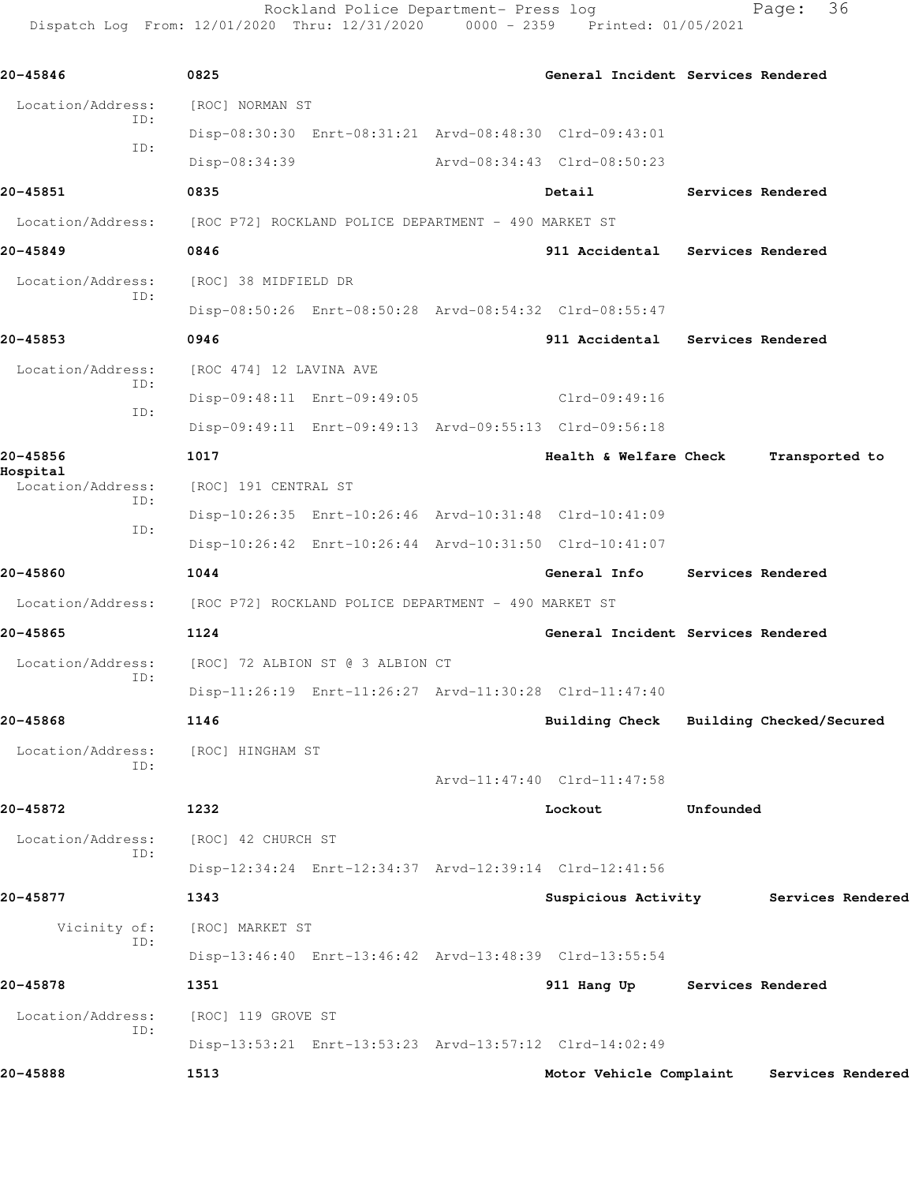**20-45846** 0825 General Incident Services Rendered

Location/Address: [ROC] NORMAN ST
ID: Disp-08:30:30 Enrt-08:31:21 Arvd-08:48:30 Clrd-09:43:01
ID: Disp-08:34:39 Arvd-08:34:43 Clrd-08:50:23

**20-45851** 0835 Detail Services Rendered

Location/Address: [ROC P72] ROCKLAND POLICE DEPARTMENT - 490 MARKET ST

**20-45849** 0846 911 Accidental Services Rendered

Location/Address: [ROC] 38 MIDFIELD DR
ID: Disp-08:50:26 Enrt-08:50:28 Arvd-08:54:32 Clrd-08:55:47

**20-45853** 0946 911 Accidental Services Rendered

Location/Address: [ROC 474] 12 LAVINA AVE
ID: Disp-09:48:11 Enrt-09:49:05 Clrd-09:49:16
ID: Disp-09:49:11 Enrt-09:49:13 Arvd-09:55:13 Clrd-09:56:18

**20-45856** 1017 Health & Welfare Check Transported to Hospital

Location/Address: [ROC] 191 CENTRAL ST
ID: Disp-10:26:35 Enrt-10:26:46 Arvd-10:31:48 Clrd-10:41:09
ID: Disp-10:26:42 Enrt-10:26:44 Arvd-10:31:50 Clrd-10:41:07

**20-45860** 1044 General Info Services Rendered

Location/Address: [ROC P72] ROCKLAND POLICE DEPARTMENT - 490 MARKET ST

**20-45865** 1124 General Incident Services Rendered

Location/Address: [ROC] 72 ALBION ST @ 3 ALBION CT
ID: Disp-11:26:19 Enrt-11:26:27 Arvd-11:30:28 Clrd-11:47:40

**20-45868** 1146 Building Check Building Checked/Secured

Location/Address: [ROC] HINGHAM ST
ID: Arvd-11:47:40 Clrd-11:47:58

**20-45872** 1232 Lockout Unfounded

Location/Address: [ROC] 42 CHURCH ST
ID: Disp-12:34:24 Enrt-12:34:37 Arvd-12:39:14 Clrd-12:41:56

**20-45877** 1343 Suspicious Activity Services Rendered

Vicinity of: [ROC] MARKET ST
ID: Disp-13:46:40 Enrt-13:46:42 Arvd-13:48:39 Clrd-13:55:54

**20-45878** 1351 911 Hang Up Services Rendered

Location/Address: [ROC] 119 GROVE ST
ID: Disp-13:53:21 Enrt-13:53:23 Arvd-13:57:12 Clrd-14:02:49

**20-45888** 1513 Motor Vehicle Complaint Services Rendered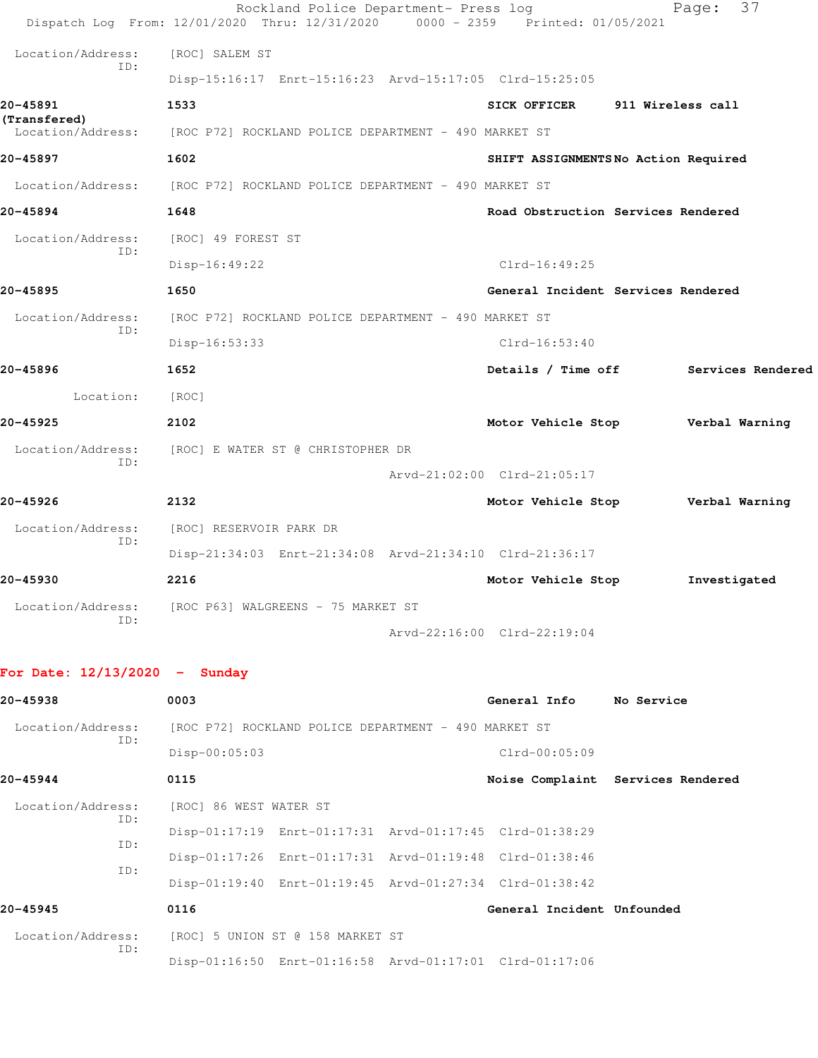Location/Address: [ROC] SALEM ST
ID:
Disp-15:16:17 Enrt-15:16:23 Arvd-15:17:05 Clrd-15:25:05

**20-45891** 1533 SICK OFFICER 911 Wireless call
**(Transfered)**
Location/Address: [ROC P72] ROCKLAND POLICE DEPARTMENT - 490 MARKET ST

**20-45897** 1602 SHIFT ASSIGNMENTS No Action Required
Location/Address: [ROC P72] ROCKLAND POLICE DEPARTMENT - 490 MARKET ST

**20-45894** 1648 Road Obstruction Services Rendered
Location/Address: [ROC] 49 FOREST ST
ID:
Disp-16:49:22 Clrd-16:49:25

**20-45895** 1650 General Incident Services Rendered
Location/Address: [ROC P72] ROCKLAND POLICE DEPARTMENT - 490 MARKET ST
ID:
Disp-16:53:33 Clrd-16:53:40

**20-45896** 1652 Details / Time off Services Rendered
Location: [ROC]

**20-45925** 2102 Motor Vehicle Stop Verbal Warning
Location/Address: [ROC] E WATER ST @ CHRISTOPHER DR
ID:
Arvd-21:02:00 Clrd-21:05:17

**20-45926** 2132 Motor Vehicle Stop Verbal Warning
Location/Address: [ROC] RESERVOIR PARK DR
ID:
Disp-21:34:03 Enrt-21:34:08 Arvd-21:34:10 Clrd-21:36:17

**20-45930** 2216 Motor Vehicle Stop Investigated
Location/Address: [ROC P63] WALGREENS - 75 MARKET ST
ID:
Arvd-22:16:00 Clrd-22:19:04

## For Date: 12/13/2020 - Sunday

**20-45938** 0003 General Info No Service
Location/Address: [ROC P72] ROCKLAND POLICE DEPARTMENT - 490 MARKET ST
ID:
Disp-00:05:03 Clrd-00:05:09

**20-45944** 0115 Noise Complaint Services Rendered
Location/Address: [ROC] 86 WEST WATER ST
ID:
Disp-01:17:19 Enrt-01:17:31 Arvd-01:17:45 Clrd-01:38:29
ID:
Disp-01:17:26 Enrt-01:17:31 Arvd-01:19:48 Clrd-01:38:46
ID:
Disp-01:19:40 Enrt-01:19:45 Arvd-01:27:34 Clrd-01:38:42

**20-45945** 0116 General Incident Unfounded
Location/Address: [ROC] 5 UNION ST @ 158 MARKET ST
ID:
Disp-01:16:50 Enrt-01:16:58 Arvd-01:17:01 Clrd-01:17:06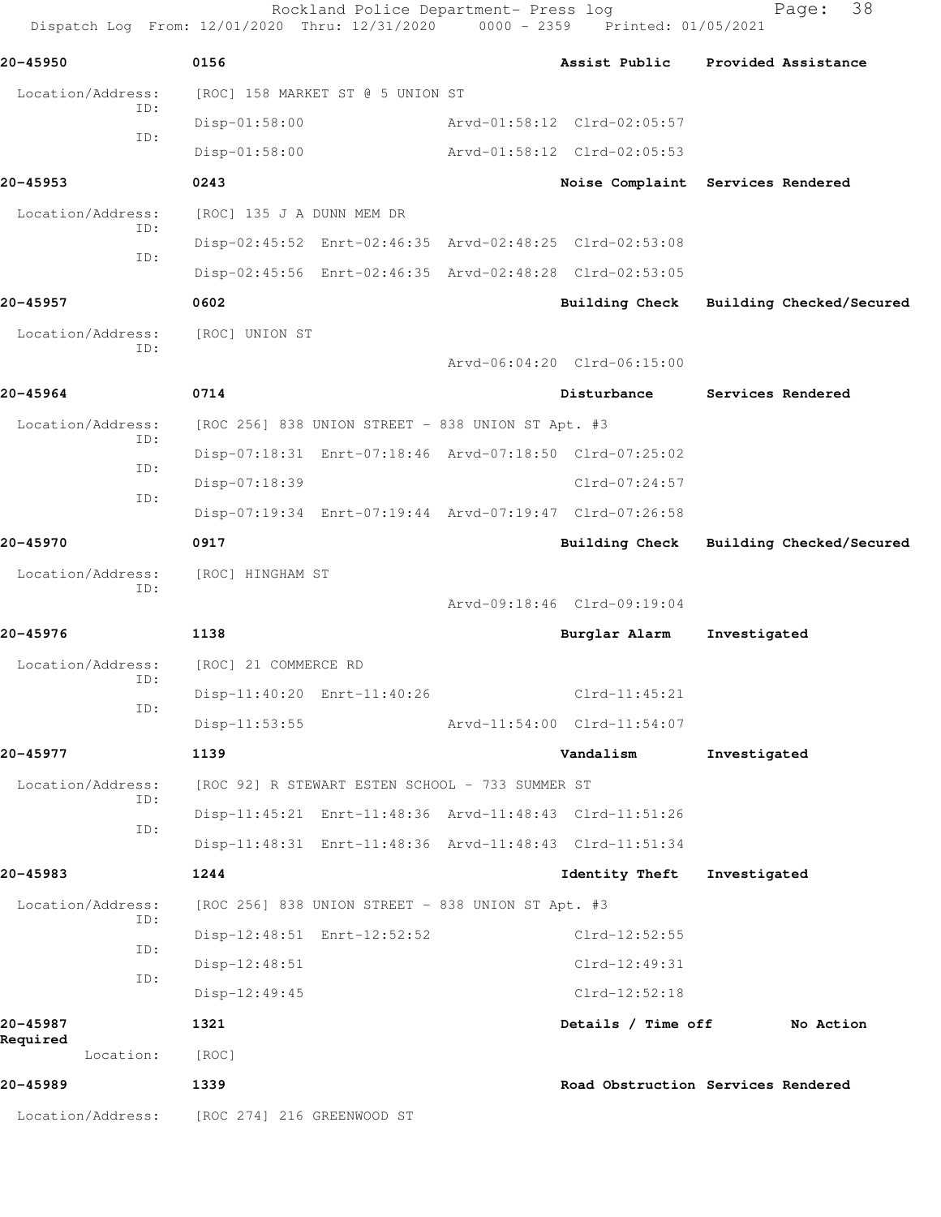Rockland Police Department- Press log
Dispatch Log From: 12/01/2020 Thru: 12/31/2020 0000 - 2359 Printed: 01/05/2021

**20-45950** 0156 **Assist Public** **Provided Assistance**

Location/Address: [ROC] 158 MARKET ST @ 5 UNION ST
ID: Disp-01:58:00 Arvd-01:58:12 Clrd-02:05:57
ID: Disp-01:58:00 Arvd-01:58:12 Clrd-02:05:53

**20-45953** 0243 **Noise Complaint** **Services Rendered**

Location/Address: [ROC] 135 J A DUNN MEM DR
ID: Disp-02:45:52 Enrt-02:46:35 Arvd-02:48:25 Clrd-02:53:08
ID: Disp-02:45:56 Enrt-02:46:35 Arvd-02:48:28 Clrd-02:53:05

**20-45957** 0602 **Building Check** **Building Checked/Secured**

Location/Address: [ROC] UNION ST
ID: Arvd-06:04:20 Clrd-06:15:00

**20-45964** 0714 **Disturbance** **Services Rendered**

Location/Address: [ROC 256] 838 UNION STREET - 838 UNION ST Apt. #3
ID: Disp-07:18:31 Enrt-07:18:46 Arvd-07:18:50 Clrd-07:25:02
ID: Disp-07:18:39 Clrd-07:24:57
ID: Disp-07:19:34 Enrt-07:19:44 Arvd-07:19:47 Clrd-07:26:58

**20-45970** 0917 **Building Check** **Building Checked/Secured**

Location/Address: [ROC] HINGHAM ST
ID: Arvd-09:18:46 Clrd-09:19:04

**20-45976** 1138 **Burglar Alarm** **Investigated**

Location/Address: [ROC] 21 COMMERCE RD
ID: Disp-11:40:20 Enrt-11:40:26 Clrd-11:45:21
ID: Disp-11:53:55 Arvd-11:54:00 Clrd-11:54:07

**20-45977** 1139 **Vandalism** **Investigated**

Location/Address: [ROC 92] R STEWART ESTEN SCHOOL - 733 SUMMER ST
ID: Disp-11:45:21 Enrt-11:48:36 Arvd-11:48:43 Clrd-11:51:26
ID: Disp-11:48:31 Enrt-11:48:36 Arvd-11:48:43 Clrd-11:51:34

**20-45983** 1244 **Identity Theft** **Investigated**

Location/Address: [ROC 256] 838 UNION STREET - 838 UNION ST Apt. #3
ID: Disp-12:48:51 Enrt-12:52:52 Clrd-12:52:55
ID: Disp-12:48:51 Clrd-12:49:31
ID: Disp-12:49:45 Clrd-12:52:18

**20-45987** 1321 **Details / Time off** **No Action Required**

Location: [ROC]

**20-45989** 1339 **Road Obstruction** **Services Rendered**

Location/Address: [ROC 274] 216 GREENWOOD ST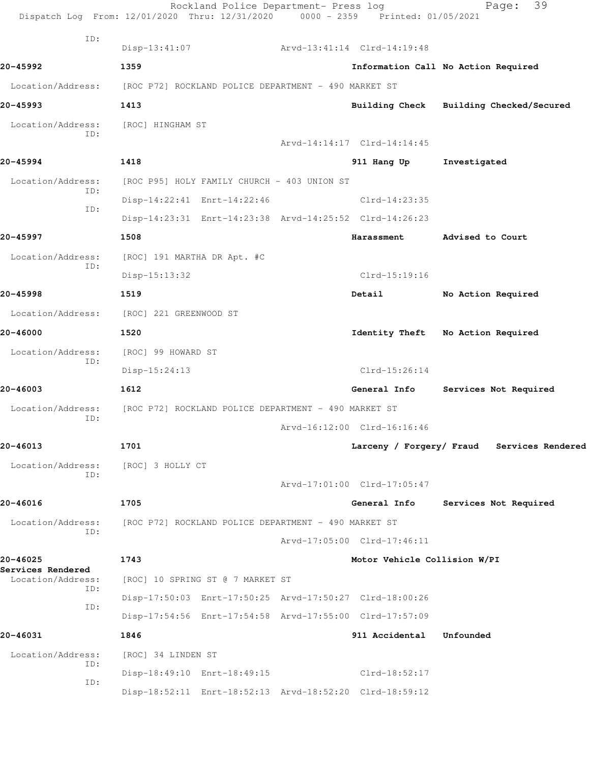ID:
Disp-13:41:07 Arvd-13:41:14 Clrd-14:19:48

**20-45992** 1359 Information Call No Action Required

Location/Address: [ROC P72] ROCKLAND POLICE DEPARTMENT - 490 MARKET ST

**20-45993** 1413 Building Check Building Checked/Secured

Location/Address: [ROC] HINGHAM ST
ID:
Arvd-14:14:17 Clrd-14:14:45

**20-45994** 1418 911 Hang Up Investigated

Location/Address: [ROC P95] HOLY FAMILY CHURCH - 403 UNION ST
ID:
Disp-14:22:41 Enrt-14:22:46 Clrd-14:23:35
ID:
Disp-14:23:31 Enrt-14:23:38 Arvd-14:25:52 Clrd-14:26:23

**20-45997** 1508 Harassment Advised to Court

Location/Address: [ROC] 191 MARTHA DR Apt. #C
ID:
Disp-15:13:32 Clrd-15:19:16

**20-45998** 1519 Detail No Action Required

Location/Address: [ROC] 221 GREENWOOD ST

**20-46000** 1520 Identity Theft No Action Required

Location/Address: [ROC] 99 HOWARD ST
ID:
Disp-15:24:13 Clrd-15:26:14

**20-46003** 1612 General Info Services Not Required

Location/Address: [ROC P72] ROCKLAND POLICE DEPARTMENT - 490 MARKET ST
ID:
Arvd-16:12:00 Clrd-16:16:46

**20-46013** 1701 Larceny / Forgery/ Fraud Services Rendered

Location/Address: [ROC] 3 HOLLY CT
ID:
Arvd-17:01:00 Clrd-17:05:47

**20-46016** 1705 General Info Services Not Required

Location/Address: [ROC P72] ROCKLAND POLICE DEPARTMENT - 490 MARKET ST
ID:
Arvd-17:05:00 Clrd-17:46:11

**20-46025** 1743 Motor Vehicle Collision W/PI
**Services Rendered**

Location/Address: [ROC] 10 SPRING ST @ 7 MARKET ST
ID:
Disp-17:50:03 Enrt-17:50:25 Arvd-17:50:27 Clrd-18:00:26
ID:
Disp-17:54:56 Enrt-17:54:58 Arvd-17:55:00 Clrd-17:57:09

**20-46031** 1846 911 Accidental Unfounded

Location/Address: [ROC] 34 LINDEN ST
ID:
Disp-18:49:10 Enrt-18:49:15 Clrd-18:52:17
ID:
Disp-18:52:11 Enrt-18:52:13 Arvd-18:52:20 Clrd-18:59:12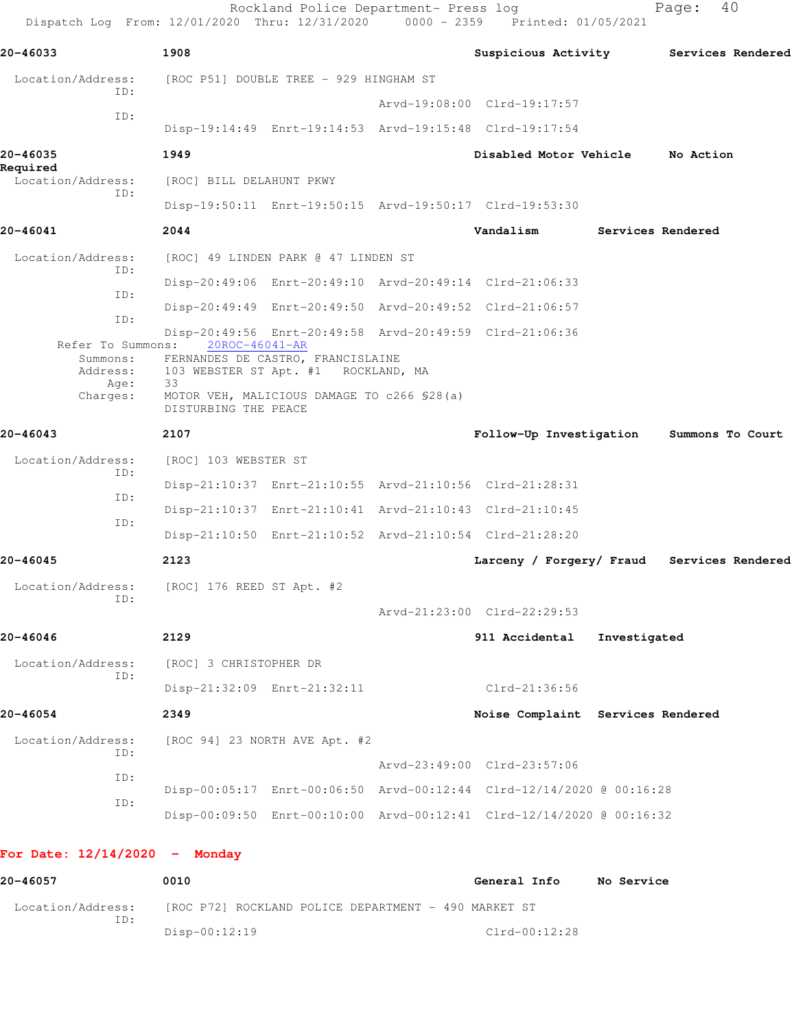**20-46033** **1908** **Suspicious Activity** **Services Rendered**

Location/Address: [ROC P51] DOUBLE TREE - 929 HINGHAM ST

ID: Arvd-19:08:00 Clrd-19:17:57

ID: Disp-19:14:49 Enrt-19:14:53 Arvd-19:15:48 Clrd-19:17:54

**20-46035** **1949** **Disabled Motor Vehicle** **No Action Required**

Location/Address: [ROC] BILL DELAHUNT PKWY

ID: Disp-19:50:11 Enrt-19:50:15 Arvd-19:50:17 Clrd-19:53:30

**20-46041** **2044** **Vandalism** **Services Rendered**

Location/Address: [ROC] 49 LINDEN PARK @ 47 LINDEN ST

ID: Disp-20:49:06 Enrt-20:49:10 Arvd-20:49:14 Clrd-21:06:33

ID: Disp-20:49:49 Enrt-20:49:50 Arvd-20:49:52 Clrd-21:06:57

ID: Disp-20:49:56 Enrt-20:49:58 Arvd-20:49:59 Clrd-21:06:36

Refer To Summons: 20ROC-46041-AR

Summons: FERNANDES DE CASTRO, FRANCISLAINE

Address: 103 WEBSTER ST Apt. #1 ROCKLAND, MA

Age: 33

Charges: MOTOR VEH, MALICIOUS DAMAGE TO c266 §28(a)
DISTURBING THE PEACE

**20-46043** **2107** **Follow-Up Investigation** **Summons To Court**

Location/Address: [ROC] 103 WEBSTER ST

ID: Disp-21:10:37 Enrt-21:10:55 Arvd-21:10:56 Clrd-21:28:31

ID: Disp-21:10:37 Enrt-21:10:41 Arvd-21:10:43 Clrd-21:10:45

ID: Disp-21:10:50 Enrt-21:10:52 Arvd-21:10:54 Clrd-21:28:20

**20-46045** **2123** **Larceny / Forgery/ Fraud** **Services Rendered**

Location/Address: [ROC] 176 REED ST Apt. #2

ID: Arvd-21:23:00 Clrd-22:29:53

**20-46046** **2129** **911 Accidental** **Investigated**

Location/Address: [ROC] 3 CHRISTOPHER DR

ID: Disp-21:32:09 Enrt-21:32:11 Clrd-21:36:56

**20-46054** **2349** **Noise Complaint** **Services Rendered**

Location/Address: [ROC 94] 23 NORTH AVE Apt. #2

ID: Arvd-23:49:00 Clrd-23:57:06

ID: Disp-00:05:17 Enrt-00:06:50 Arvd-00:12:44 Clrd-12/14/2020 @ 00:16:28

ID: Disp-00:09:50 Enrt-00:10:00 Arvd-00:12:41 Clrd-12/14/2020 @ 00:16:32

## For Date: 12/14/2020 - Monday

**20-46057** **0010** **General Info** **No Service**

Location/Address: [ROC P72] ROCKLAND POLICE DEPARTMENT - 490 MARKET ST

ID: Disp-00:12:19 Clrd-00:12:28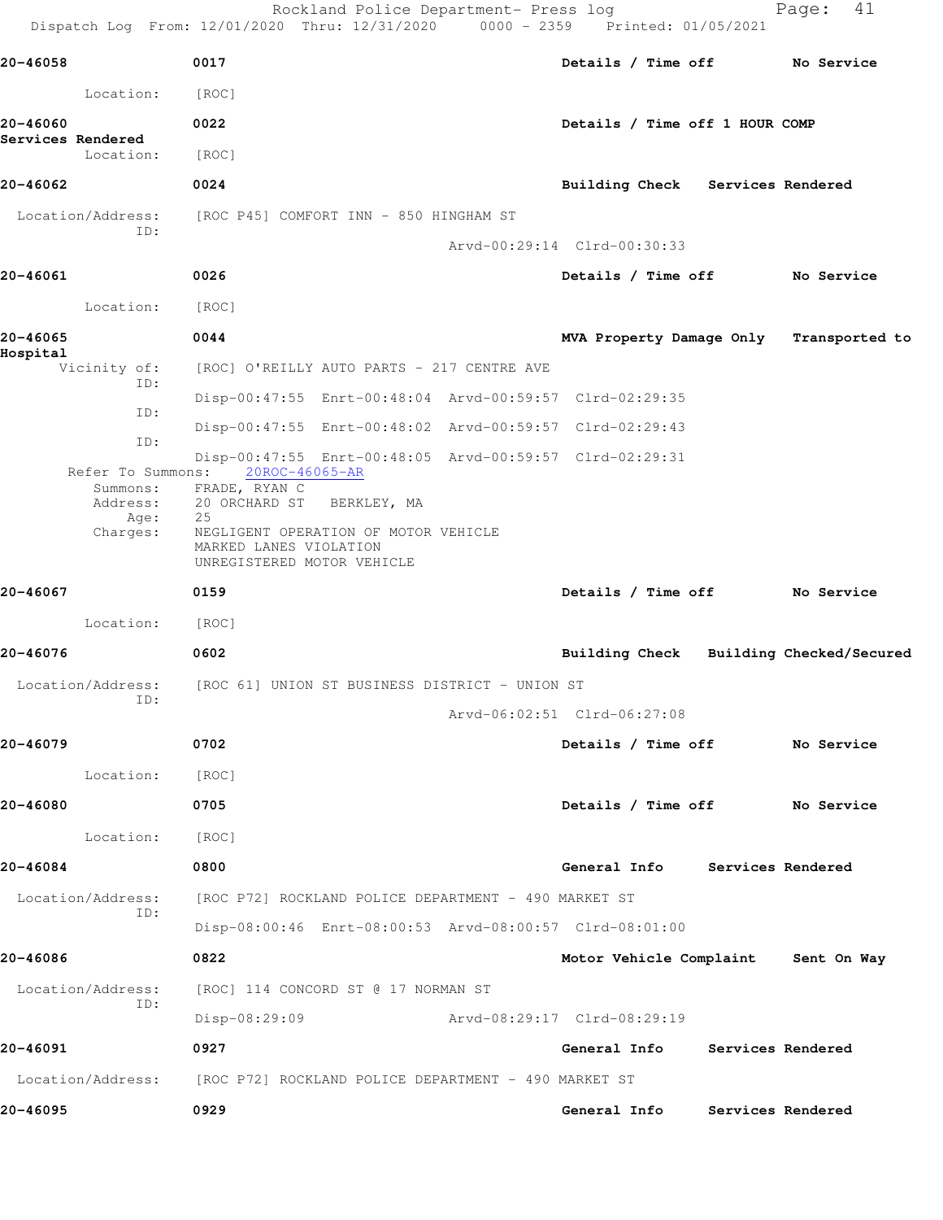**20-46058** 0017 **Details / Time off** **No Service**

Location: [ROC]

**20-46060** 0022 **Details / Time off 1 HOUR COMP**
**Services Rendered**

Location: [ROC]

**20-46062** 0024 **Building Check** **Services Rendered**

Location/Address: [ROC P45] COMFORT INN - 850 HINGHAM ST
ID:
Arvd-00:29:14 Clrd-00:30:33

**20-46061** 0026 **Details / Time off** **No Service**

Location: [ROC]

**20-46065** 0044 **MVA Property Damage Only** **Transported to Hospital**

Vicinity of: [ROC] O'REILLY AUTO PARTS - 217 CENTRE AVE
ID:
Disp-00:47:55 Enrt-00:48:04 Arvd-00:59:57 Clrd-02:29:35
ID:
Disp-00:47:55 Enrt-00:48:02 Arvd-00:59:57 Clrd-02:29:43
ID:
Disp-00:47:55 Enrt-00:48:05 Arvd-00:59:57 Clrd-02:29:31

Refer To Summons: 20ROC-46065-AR
Summons: FRADE, RYAN C
Address: 20 ORCHARD ST BERKLEY, MA
Age: 25
Charges: NEGLIGENT OPERATION OF MOTOR VEHICLE
MARKED LANES VIOLATION
UNREGISTERED MOTOR VEHICLE

**20-46067** 0159 **Details / Time off** **No Service**

Location: [ROC]

**20-46076** 0602 **Building Check** **Building Checked/Secured**

Location/Address: [ROC 61] UNION ST BUSINESS DISTRICT - UNION ST
ID:
Arvd-06:02:51 Clrd-06:27:08

**20-46079** 0702 **Details / Time off** **No Service**

Location: [ROC]

**20-46080** 0705 **Details / Time off** **No Service**

Location: [ROC]

**20-46084** 0800 **General Info** **Services Rendered**

Location/Address: [ROC P72] ROCKLAND POLICE DEPARTMENT - 490 MARKET ST
ID:
Disp-08:00:46 Enrt-08:00:53 Arvd-08:00:57 Clrd-08:01:00

**20-46086** 0822 **Motor Vehicle Complaint** **Sent On Way**

Location/Address: [ROC] 114 CONCORD ST @ 17 NORMAN ST
ID:
Disp-08:29:09 Arvd-08:29:17 Clrd-08:29:19

**20-46091** 0927 **General Info** **Services Rendered**

Location/Address: [ROC P72] ROCKLAND POLICE DEPARTMENT - 490 MARKET ST

**20-46095** 0929 **General Info** **Services Rendered**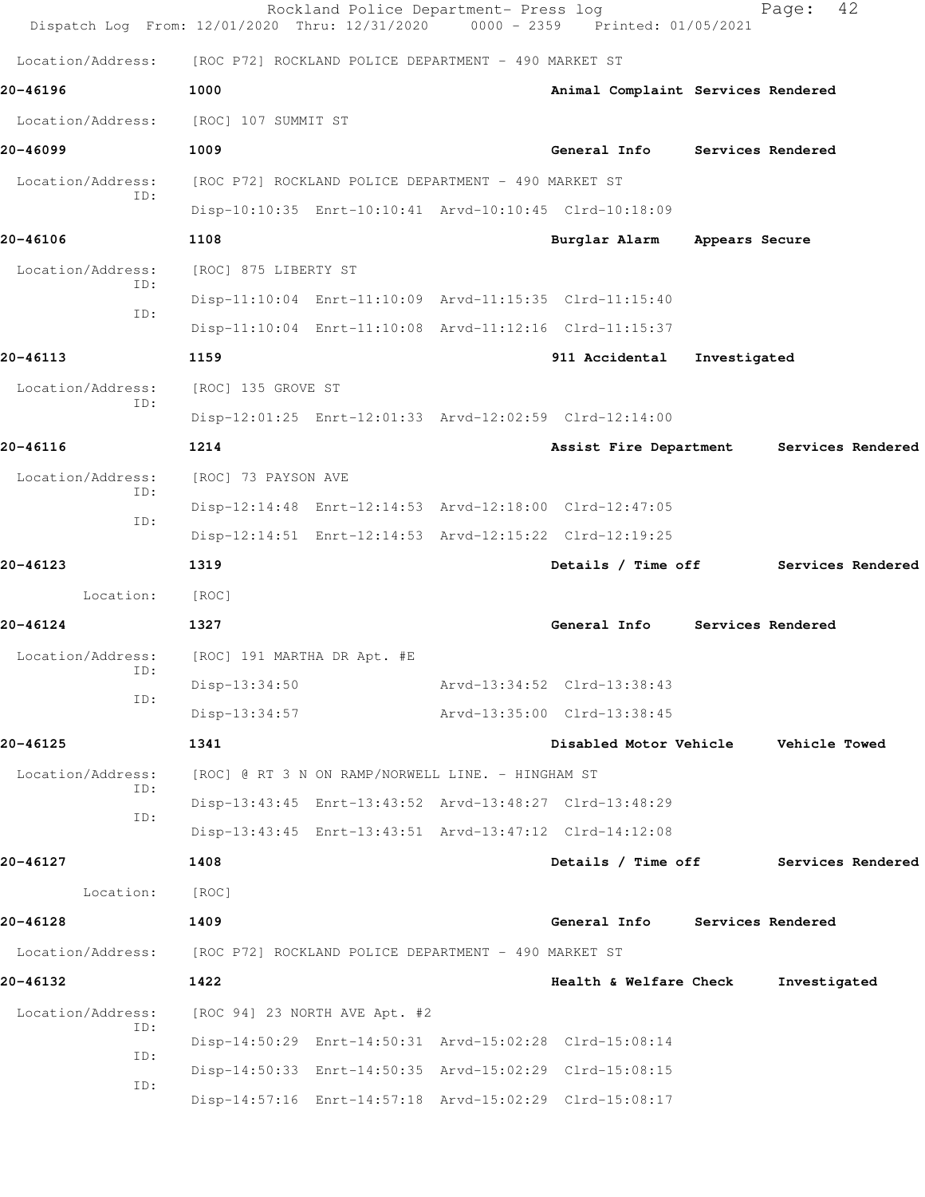Location/Address: [ROC P72] ROCKLAND POLICE DEPARTMENT - 490 MARKET ST

**20-46196** 1000 **Animal Complaint Services Rendered**

Location/Address: [ROC] 107 SUMMIT ST

**20-46099** 1009 **General Info Services Rendered**

Location/Address: [ROC P72] ROCKLAND POLICE DEPARTMENT - 490 MARKET ST
ID: Disp-10:10:35 Enrt-10:10:41 Arvd-10:10:45 Clrd-10:18:09

**20-46106** 1108 **Burglar Alarm Appears Secure**

Location/Address: [ROC] 875 LIBERTY ST
ID: Disp-11:10:04 Enrt-11:10:09 Arvd-11:15:35 Clrd-11:15:40
ID: Disp-11:10:04 Enrt-11:10:08 Arvd-11:12:16 Clrd-11:15:37

**20-46113** 1159 **911 Accidental Investigated**

Location/Address: [ROC] 135 GROVE ST
ID: Disp-12:01:25 Enrt-12:01:33 Arvd-12:02:59 Clrd-12:14:00

**20-46116** 1214 **Assist Fire Department Services Rendered**

Location/Address: [ROC] 73 PAYSON AVE
ID: Disp-12:14:48 Enrt-12:14:53 Arvd-12:18:00 Clrd-12:47:05
ID: Disp-12:14:51 Enrt-12:14:53 Arvd-12:15:22 Clrd-12:19:25

**20-46123** 1319 **Details / Time off Services Rendered**

Location: [ROC]

**20-46124** 1327 **General Info Services Rendered**

Location/Address: [ROC] 191 MARTHA DR Apt. #E
ID: Disp-13:34:50 Arvd-13:34:52 Clrd-13:38:43
ID: Disp-13:34:57 Arvd-13:35:00 Clrd-13:38:45

**20-46125** 1341 **Disabled Motor Vehicle Vehicle Towed**

Location/Address: [ROC] @ RT 3 N ON RAMP/NORWELL LINE. - HINGHAM ST
ID: Disp-13:43:45 Enrt-13:43:52 Arvd-13:48:27 Clrd-13:48:29
ID: Disp-13:43:45 Enrt-13:43:51 Arvd-13:47:12 Clrd-14:12:08

**20-46127** 1408 **Details / Time off Services Rendered**

Location: [ROC]

**20-46128** 1409 **General Info Services Rendered**

Location/Address: [ROC P72] ROCKLAND POLICE DEPARTMENT - 490 MARKET ST

**20-46132** 1422 **Health & Welfare Check Investigated**

Location/Address: [ROC 94] 23 NORTH AVE Apt. #2
ID: Disp-14:50:29 Enrt-14:50:31 Arvd-15:02:28 Clrd-15:08:14
ID: Disp-14:50:33 Enrt-14:50:35 Arvd-15:02:29 Clrd-15:08:15
ID: Disp-14:57:16 Enrt-14:57:18 Arvd-15:02:29 Clrd-15:08:17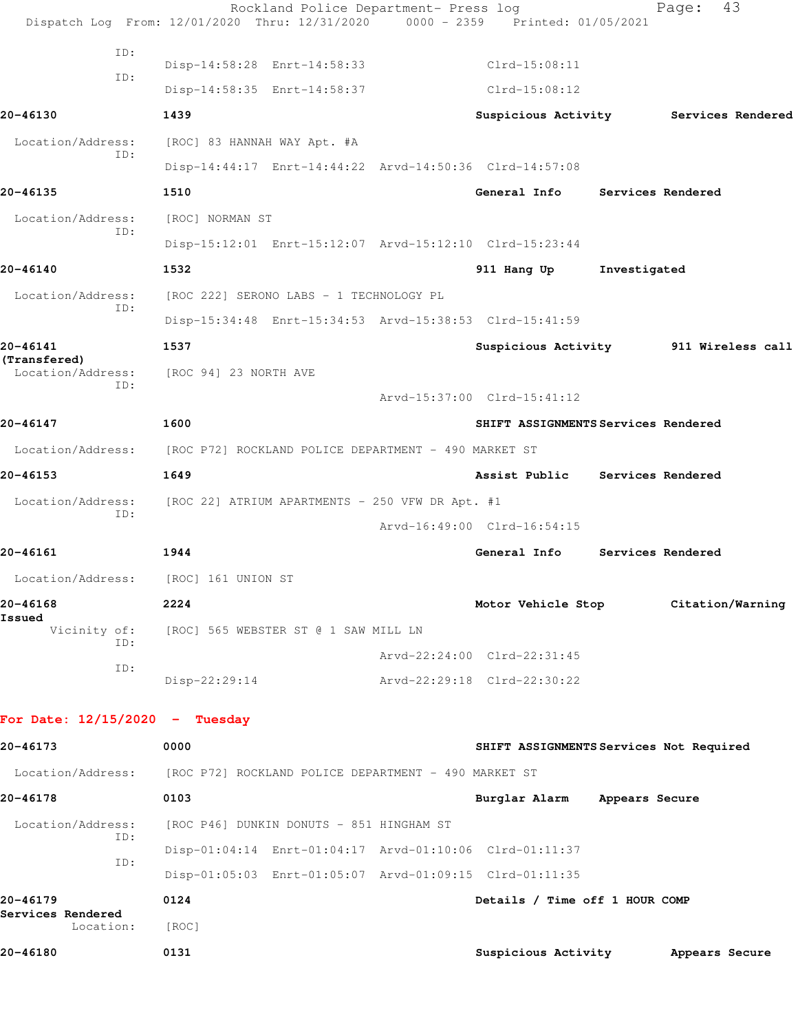ID:

Disp-14:58:28 Enrt-14:58:33 Clrd-15:08:11

ID:

Disp-14:58:35 Enrt-14:58:37 Clrd-15:08:12

**20-46130** **1439** **Suspicious Activity** **Services Rendered**

Location/Address: [ROC] 83 HANNAH WAY Apt. #A

ID:

Disp-14:44:17 Enrt-14:44:22 Arvd-14:50:36 Clrd-14:57:08

**20-46135** **1510** **General Info** **Services Rendered**

Location/Address: [ROC] NORMAN ST

ID:

Disp-15:12:01 Enrt-15:12:07 Arvd-15:12:10 Clrd-15:23:44

**20-46140** **1532** **911 Hang Up** **Investigated**

Location/Address: [ROC 222] SERONO LABS - 1 TECHNOLOGY PL

ID:

Disp-15:34:48 Enrt-15:34:53 Arvd-15:38:53 Clrd-15:41:59

**20-46141** **1537** **Suspicious Activity** **911 Wireless call (Transfered)**

Location/Address: [ROC 94] 23 NORTH AVE

ID:

Arvd-15:37:00 Clrd-15:41:12

**20-46147** **1600** **SHIFT ASSIGNMENTS** **Services Rendered**

Location/Address: [ROC P72] ROCKLAND POLICE DEPARTMENT - 490 MARKET ST

**20-46153** **1649** **Assist Public** **Services Rendered**

Location/Address: [ROC 22] ATRIUM APARTMENTS - 250 VFW DR Apt. #1

ID:

Arvd-16:49:00 Clrd-16:54:15

**20-46161** **1944** **General Info** **Services Rendered**

Location/Address: [ROC] 161 UNION ST

**20-46168** **2224** **Motor Vehicle Stop** **Citation/Warning Issued**

Vicinity of: [ROC] 565 WEBSTER ST @ 1 SAW MILL LN

ID:

Arvd-22:24:00 Clrd-22:31:45

ID:

Disp-22:29:14 Arvd-22:29:18 Clrd-22:30:22

**For Date: 12/15/2020 - Tuesday**

**20-46173** **0000** **SHIFT ASSIGNMENTS** **Services Not Required**

Location/Address: [ROC P72] ROCKLAND POLICE DEPARTMENT - 490 MARKET ST

**20-46178** **0103** **Burglar Alarm** **Appears Secure**

Location/Address: [ROC P46] DUNKIN DONUTS - 851 HINGHAM ST

ID:

Disp-01:04:14 Enrt-01:04:17 Arvd-01:10:06 Clrd-01:11:37

ID:

Disp-01:05:03 Enrt-01:05:07 Arvd-01:09:15 Clrd-01:11:35

**20-46179** **0124** **Details / Time off 1 HOUR COMP** **Services Rendered**

Location: [ROC]

**20-46180** **0131** **Suspicious Activity** **Appears Secure**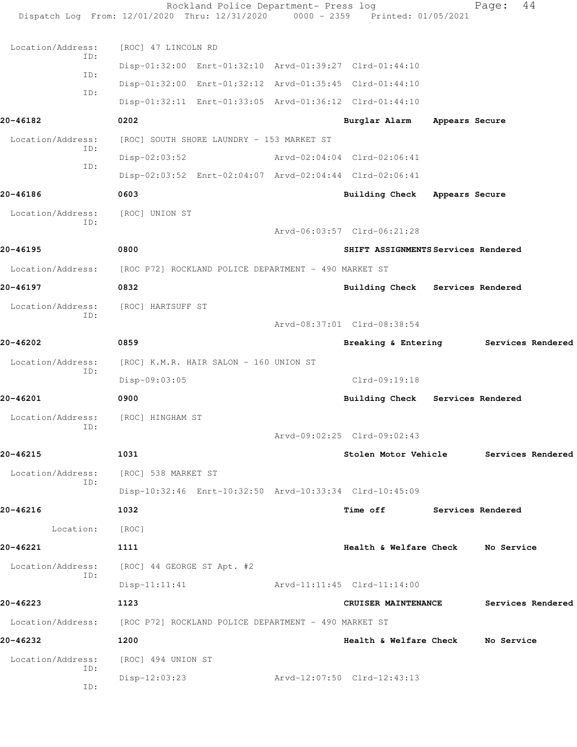Location/Address: [ROC] 47 LINCOLN RD

ID: Disp-01:32:00 Enrt-01:32:10 Arvd-01:39:27 Clrd-01:44:10

ID: Disp-01:32:00 Enrt-01:32:12 Arvd-01:35:45 Clrd-01:44:10

ID: Disp-01:32:11 Enrt-01:33:05 Arvd-01:36:12 Clrd-01:44:10

**20-46182** **0202** **Burglar Alarm** **Appears Secure**

Location/Address: [ROC] SOUTH SHORE LAUNDRY - 153 MARKET ST

ID: Disp-02:03:52 Arvd-02:04:04 Clrd-02:06:41

ID: Disp-02:03:52 Enrt-02:04:07 Arvd-02:04:44 Clrd-02:06:41

**20-46186** **0603** **Building Check** **Appears Secure**

Location/Address: [ROC] UNION ST

ID: Arvd-06:03:57 Clrd-06:21:28

**20-46195** **0800** **SHIFT ASSIGNMENTS** **Services Rendered**

Location/Address: [ROC P72] ROCKLAND POLICE DEPARTMENT - 490 MARKET ST

**20-46197** **0832** **Building Check** **Services Rendered**

Location/Address: [ROC] HARTSUFF ST

ID: Arvd-08:37:01 Clrd-08:38:54

**20-46202** **0859** **Breaking & Entering** **Services Rendered**

Location/Address: [ROC] K.M.R. HAIR SALON - 160 UNION ST

ID: Disp-09:03:05 Clrd-09:19:18

**20-46201** **0900** **Building Check** **Services Rendered**

Location/Address: [ROC] HINGHAM ST

ID: Arvd-09:02:25 Clrd-09:02:43

**20-46215** **1031** **Stolen Motor Vehicle** **Services Rendered**

Location/Address: [ROC] 538 MARKET ST

ID: Disp-10:32:46 Enrt-10:32:50 Arvd-10:33:34 Clrd-10:45:09

**20-46216** **1032** **Time off** **Services Rendered**

Location: [ROC]

**20-46221** **1111** **Health & Welfare Check** **No Service**

Location/Address: [ROC] 44 GEORGE ST Apt. #2

ID: Disp-11:11:41 Arvd-11:11:45 Clrd-11:14:00

**20-46223** **1123** **CRUISER MAINTENANCE** **Services Rendered**

Location/Address: [ROC P72] ROCKLAND POLICE DEPARTMENT - 490 MARKET ST

**20-46232** **1200** **Health & Welfare Check** **No Service**

Location/Address: [ROC] 494 UNION ST

ID: Disp-12:03:23 Arvd-12:07:50 Clrd-12:43:13

ID: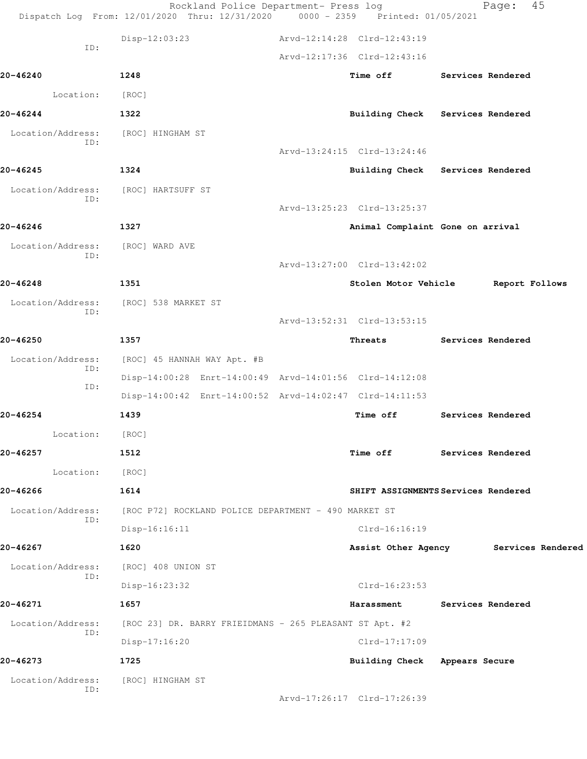Rockland Police Department- Press log

Dispatch Log From: 12/01/2020 Thru: 12/31/2020 0000 - 2359 Printed: 01/05/2021

```
                    Disp-12:03:23              Arvd-12:14:28  Clrd-12:43:19
          ID:
                                               Arvd-12:17:36  Clrd-12:43:16

20-46240            1248                                Time off         Services Rendered

        Location:   [ROC]

20-46244            1322                                Building Check   Services Rendered

 Location/Address:  [ROC] HINGHAM ST
          ID:
                                               Arvd-13:24:15  Clrd-13:24:46

20-46245            1324                                Building Check   Services Rendered

 Location/Address:  [ROC] HARTSUFF ST
          ID:
                                               Arvd-13:25:23  Clrd-13:25:37

20-46246            1327                                Animal Complaint Gone on arrival

 Location/Address:  [ROC] WARD AVE
          ID:
                                               Arvd-13:27:00  Clrd-13:42:02

20-46248            1351                                Stolen Motor Vehicle       Report Follows

 Location/Address:  [ROC] 538 MARKET ST
          ID:
                                               Arvd-13:52:31  Clrd-13:53:15

20-46250            1357                                Threats          Services Rendered

 Location/Address:  [ROC] 45 HANNAH WAY Apt. #B
          ID:
                    Disp-14:00:28  Enrt-14:00:49  Arvd-14:01:56  Clrd-14:12:08
          ID:
                    Disp-14:00:42  Enrt-14:00:52  Arvd-14:02:47  Clrd-14:11:53

20-46254            1439                                Time off         Services Rendered

        Location:   [ROC]

20-46257            1512                                Time off         Services Rendered

        Location:   [ROC]

20-46266            1614                                SHIFT ASSIGNMENTS Services Rendered

 Location/Address:  [ROC P72] ROCKLAND POLICE DEPARTMENT - 490 MARKET ST
          ID:
                    Disp-16:16:11                             Clrd-16:16:19

20-46267            1620                                Assist Other Agency        Services Rendered

 Location/Address:  [ROC] 408 UNION ST
          ID:
                    Disp-16:23:32                             Clrd-16:23:53

20-46271            1657                                Harassment       Services Rendered

 Location/Address:  [ROC 23] DR. BARRY FRIEIDMANS - 265 PLEASANT ST Apt. #2
          ID:
                    Disp-17:16:20                             Clrd-17:17:09

20-46273            1725                                Building Check   Appears Secure

 Location/Address:  [ROC] HINGHAM ST
          ID:
                                               Arvd-17:26:17  Clrd-17:26:39
```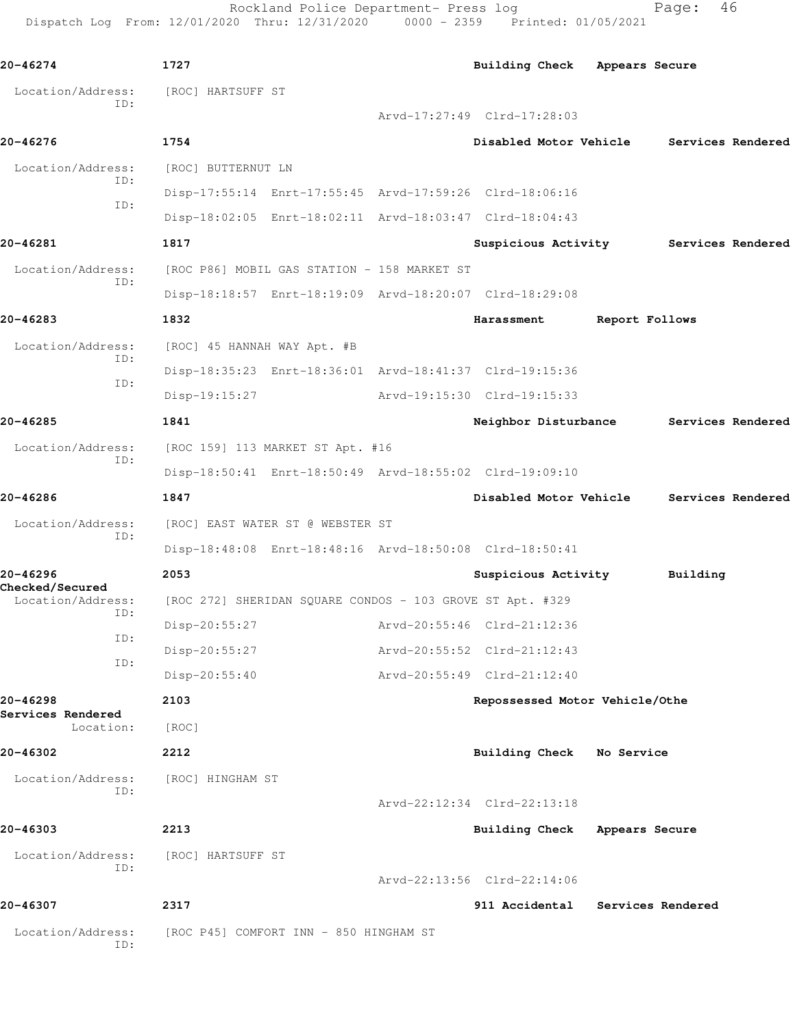**20-46274** 1727 Building Check Appears Secure

Location/Address: [ROC] HARTSUFF ST
ID:
Arvd-17:27:49 Clrd-17:28:03

**20-46276** 1754 Disabled Motor Vehicle Services Rendered

Location/Address: [ROC] BUTTERNUT LN
ID:
Disp-17:55:14 Enrt-17:55:45 Arvd-17:59:26 Clrd-18:06:16
ID:
Disp-18:02:05 Enrt-18:02:11 Arvd-18:03:47 Clrd-18:04:43

**20-46281** 1817 Suspicious Activity Services Rendered

Location/Address: [ROC P86] MOBIL GAS STATION - 158 MARKET ST
ID:
Disp-18:18:57 Enrt-18:19:09 Arvd-18:20:07 Clrd-18:29:08

**20-46283** 1832 Harassment Report Follows

Location/Address: [ROC] 45 HANNAH WAY Apt. #B
ID:
Disp-18:35:23 Enrt-18:36:01 Arvd-18:41:37 Clrd-19:15:36
ID:
Disp-19:15:27 Arvd-19:15:30 Clrd-19:15:33

**20-46285** 1841 Neighbor Disturbance Services Rendered

Location/Address: [ROC 159] 113 MARKET ST Apt. #16
ID:
Disp-18:50:41 Enrt-18:50:49 Arvd-18:55:02 Clrd-19:09:10

**20-46286** 1847 Disabled Motor Vehicle Services Rendered

Location/Address: [ROC] EAST WATER ST @ WEBSTER ST
ID:
Disp-18:48:08 Enrt-18:48:16 Arvd-18:50:08 Clrd-18:50:41

**20-46296** 2053 Suspicious Activity Building Checked/Secured

Location/Address: [ROC 272] SHERIDAN SQUARE CONDOS - 103 GROVE ST Apt. #329
ID:
Disp-20:55:27 Arvd-20:55:46 Clrd-21:12:36
ID:
Disp-20:55:27 Arvd-20:55:52 Clrd-21:12:43
ID:
Disp-20:55:40 Arvd-20:55:49 Clrd-21:12:40

**20-46298** 2103 Repossessed Motor Vehicle/Othe Services Rendered

Location: [ROC]

**20-46302** 2212 Building Check No Service

Location/Address: [ROC] HINGHAM ST
ID:
Arvd-22:12:34 Clrd-22:13:18

**20-46303** 2213 Building Check Appears Secure

Location/Address: [ROC] HARTSUFF ST
ID:
Arvd-22:13:56 Clrd-22:14:06

**20-46307** 2317 911 Accidental Services Rendered

Location/Address: [ROC P45] COMFORT INN - 850 HINGHAM ST
ID: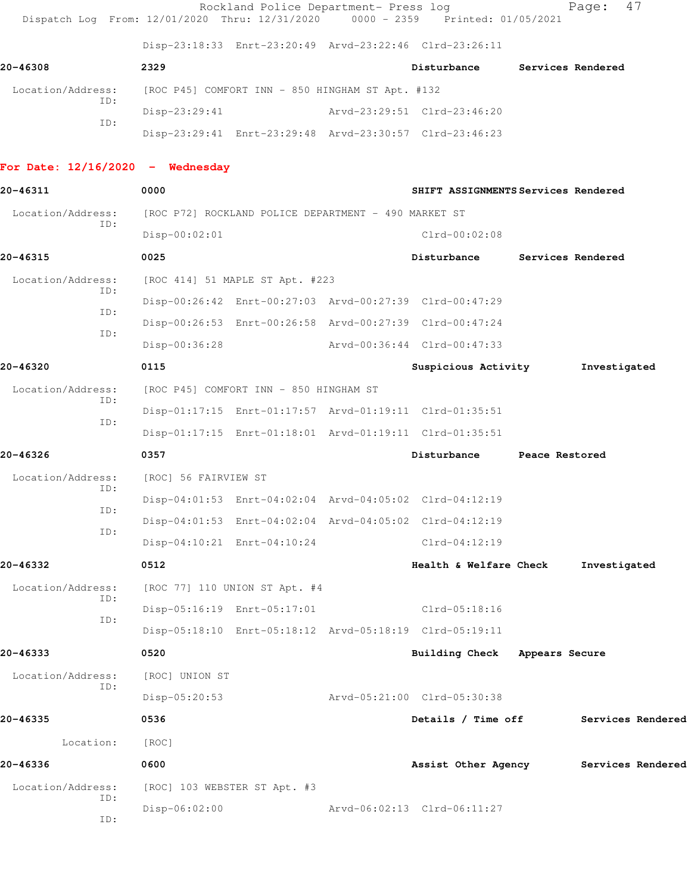Disp-23:18:33 Enrt-23:20:49 Arvd-23:22:46 Clrd-23:26:11

**20-46308** 2329 **Disturbance** **Services Rendered**

Location/Address: [ROC P45] COMFORT INN - 850 HINGHAM ST Apt. #132
ID: Disp-23:29:41 Arvd-23:29:51 Clrd-23:46:20
ID: Disp-23:29:41 Enrt-23:29:48 Arvd-23:30:57 Clrd-23:46:23

## For Date: 12/16/2020 - Wednesday

**20-46311** 0000 **SHIFT ASSIGNMENTS** **Services Rendered**

Location/Address: [ROC P72] ROCKLAND POLICE DEPARTMENT - 490 MARKET ST
ID: Disp-00:02:01 Clrd-00:02:08

**20-46315** 0025 **Disturbance** **Services Rendered**

Location/Address: [ROC 414] 51 MAPLE ST Apt. #223
ID: Disp-00:26:42 Enrt-00:27:03 Arvd-00:27:39 Clrd-00:47:29
ID: Disp-00:26:53 Enrt-00:26:58 Arvd-00:27:39 Clrd-00:47:24
ID: Disp-00:36:28 Arvd-00:36:44 Clrd-00:47:33

**20-46320** 0115 **Suspicious Activity** **Investigated**

Location/Address: [ROC P45] COMFORT INN - 850 HINGHAM ST
ID: Disp-01:17:15 Enrt-01:17:57 Arvd-01:19:11 Clrd-01:35:51
ID: Disp-01:17:15 Enrt-01:18:01 Arvd-01:19:11 Clrd-01:35:51

**20-46326** 0357 **Disturbance** **Peace Restored**

Location/Address: [ROC] 56 FAIRVIEW ST
ID: Disp-04:01:53 Enrt-04:02:04 Arvd-04:05:02 Clrd-04:12:19
ID: Disp-04:01:53 Enrt-04:02:04 Arvd-04:05:02 Clrd-04:12:19
ID: Disp-04:10:21 Enrt-04:10:24 Clrd-04:12:19

**20-46332** 0512 **Health & Welfare Check** **Investigated**

Location/Address: [ROC 77] 110 UNION ST Apt. #4
ID: Disp-05:16:19 Enrt-05:17:01 Clrd-05:18:16
ID: Disp-05:18:10 Enrt-05:18:12 Arvd-05:18:19 Clrd-05:19:11

**20-46333** 0520 **Building Check** **Appears Secure**

Location/Address: [ROC] UNION ST
ID: Disp-05:20:53 Arvd-05:21:00 Clrd-05:30:38

**20-46335** 0536 **Details / Time off** **Services Rendered**

Location: [ROC]

**20-46336** 0600 **Assist Other Agency** **Services Rendered**

Location/Address: [ROC] 103 WEBSTER ST Apt. #3
ID: Disp-06:02:00 Arvd-06:02:13 Clrd-06:11:27
ID: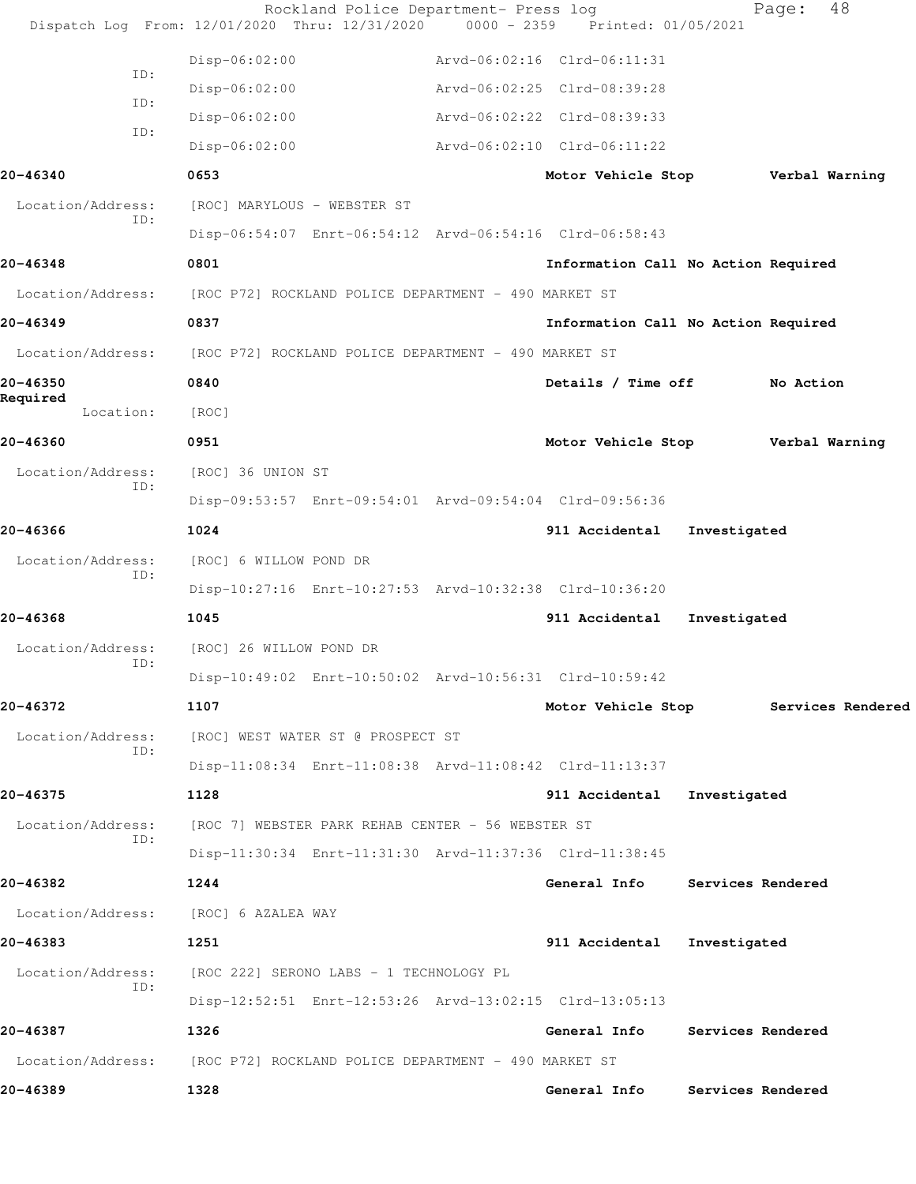Disp-06:02:00 Arvd-06:02:16 Clrd-06:11:31

ID:

Disp-06:02:00 Arvd-06:02:25 Clrd-08:39:28

ID:

Disp-06:02:00 Arvd-06:02:22 Clrd-08:39:33

ID:

Disp-06:02:00 Arvd-06:02:10 Clrd-06:11:22

**20-46340** **0653** **Motor Vehicle Stop** **Verbal Warning**

Location/Address: [ROC] MARYLOUS - WEBSTER ST

ID:

Disp-06:54:07 Enrt-06:54:12 Arvd-06:54:16 Clrd-06:58:43

**20-46348** **0801** **Information Call No Action Required**

Location/Address: [ROC P72] ROCKLAND POLICE DEPARTMENT - 490 MARKET ST

**20-46349** **0837** **Information Call No Action Required**

Location/Address: [ROC P72] ROCKLAND POLICE DEPARTMENT - 490 MARKET ST

**20-46350** **0840** **Details / Time off** **No Action Required**

Location: [ROC]

**20-46360** **0951** **Motor Vehicle Stop** **Verbal Warning**

Location/Address: [ROC] 36 UNION ST

ID:

Disp-09:53:57 Enrt-09:54:01 Arvd-09:54:04 Clrd-09:56:36

**20-46366** **1024** **911 Accidental** **Investigated**

Location/Address: [ROC] 6 WILLOW POND DR

ID:

Disp-10:27:16 Enrt-10:27:53 Arvd-10:32:38 Clrd-10:36:20

**20-46368** **1045** **911 Accidental** **Investigated**

Location/Address: [ROC] 26 WILLOW POND DR

ID:

Disp-10:49:02 Enrt-10:50:02 Arvd-10:56:31 Clrd-10:59:42

**20-46372** **1107** **Motor Vehicle Stop** **Services Rendered**

Location/Address: [ROC] WEST WATER ST @ PROSPECT ST

ID:

Disp-11:08:34 Enrt-11:08:38 Arvd-11:08:42 Clrd-11:13:37

**20-46375** **1128** **911 Accidental** **Investigated**

Location/Address: [ROC 7] WEBSTER PARK REHAB CENTER - 56 WEBSTER ST

ID:

Disp-11:30:34 Enrt-11:31:30 Arvd-11:37:36 Clrd-11:38:45

**20-46382** **1244** **General Info** **Services Rendered**

Location/Address: [ROC] 6 AZALEA WAY

**20-46383** **1251** **911 Accidental** **Investigated**

Location/Address: [ROC 222] SERONO LABS - 1 TECHNOLOGY PL

ID:

Disp-12:52:51 Enrt-12:53:26 Arvd-13:02:15 Clrd-13:05:13

**20-46387** **1326** **General Info** **Services Rendered**

Location/Address: [ROC P72] ROCKLAND POLICE DEPARTMENT - 490 MARKET ST

**20-46389** **1328** **General Info** **Services Rendered**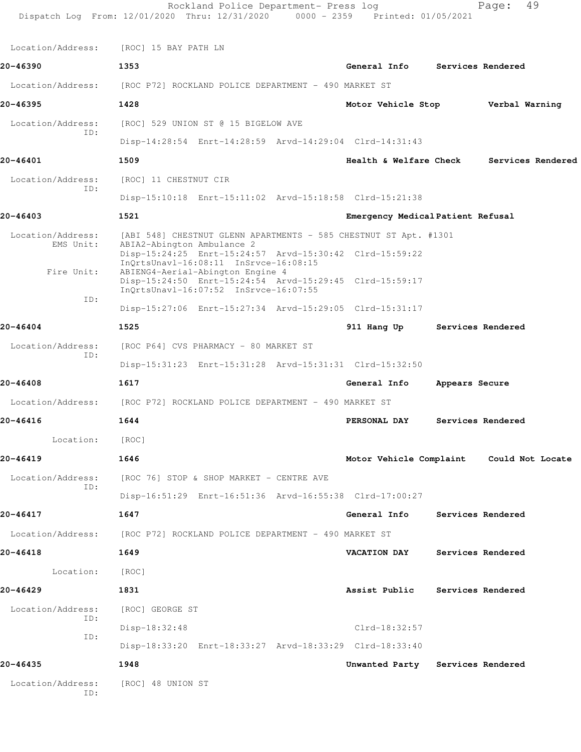Location/Address: [ROC] 15 BAY PATH LN

**20-46390** 1353 General Info Services Rendered

Location/Address: [ROC P72] ROCKLAND POLICE DEPARTMENT - 490 MARKET ST

**20-46395** 1428 Motor Vehicle Stop Verbal Warning

Location/Address: [ROC] 529 UNION ST @ 15 BIGELOW AVE
ID:
Disp-14:28:54 Enrt-14:28:59 Arvd-14:29:04 Clrd-14:31:43

**20-46401** 1509 Health & Welfare Check Services Rendered

Location/Address: [ROC] 11 CHESTNUT CIR
ID:
Disp-15:10:18 Enrt-15:11:02 Arvd-15:18:58 Clrd-15:21:38

**20-46403** 1521 Emergency Medical Patient Refusal

Location/Address: [ABI 548] CHESTNUT GLENN APARTMENTS - 585 CHESTNUT ST Apt. #1301
EMS Unit: ABIA2-Abington Ambulance 2
Disp-15:24:25 Enrt-15:24:57 Arvd-15:30:42 Clrd-15:59:22
InQrtsUnavl-16:08:11 InSrvce-16:08:15
Fire Unit: ABIENG4-Aerial-Abington Engine 4
Disp-15:24:50 Enrt-15:24:54 Arvd-15:29:45 Clrd-15:59:17
InQrtsUnavl-16:07:52 InSrvce-16:07:55
ID:
Disp-15:27:06 Enrt-15:27:34 Arvd-15:29:05 Clrd-15:31:17

**20-46404** 1525 911 Hang Up Services Rendered

Location/Address: [ROC P64] CVS PHARMACY - 80 MARKET ST
ID:
Disp-15:31:23 Enrt-15:31:28 Arvd-15:31:31 Clrd-15:32:50

**20-46408** 1617 General Info Appears Secure

Location/Address: [ROC P72] ROCKLAND POLICE DEPARTMENT - 490 MARKET ST

**20-46416** 1644 PERSONAL DAY Services Rendered

Location: [ROC]

**20-46419** 1646 Motor Vehicle Complaint Could Not Locate

Location/Address: [ROC 76] STOP & SHOP MARKET - CENTRE AVE
ID:
Disp-16:51:29 Enrt-16:51:36 Arvd-16:55:38 Clrd-17:00:27

**20-46417** 1647 General Info Services Rendered

Location/Address: [ROC P72] ROCKLAND POLICE DEPARTMENT - 490 MARKET ST

**20-46418** 1649 VACATION DAY Services Rendered

Location: [ROC]

**20-46429** 1831 Assist Public Services Rendered

Location/Address: [ROC] GEORGE ST
ID:
Disp-18:32:48 Clrd-18:32:57
ID:
Disp-18:33:20 Enrt-18:33:27 Arvd-18:33:29 Clrd-18:33:40

**20-46435** 1948 Unwanted Party Services Rendered

Location/Address: [ROC] 48 UNION ST
ID: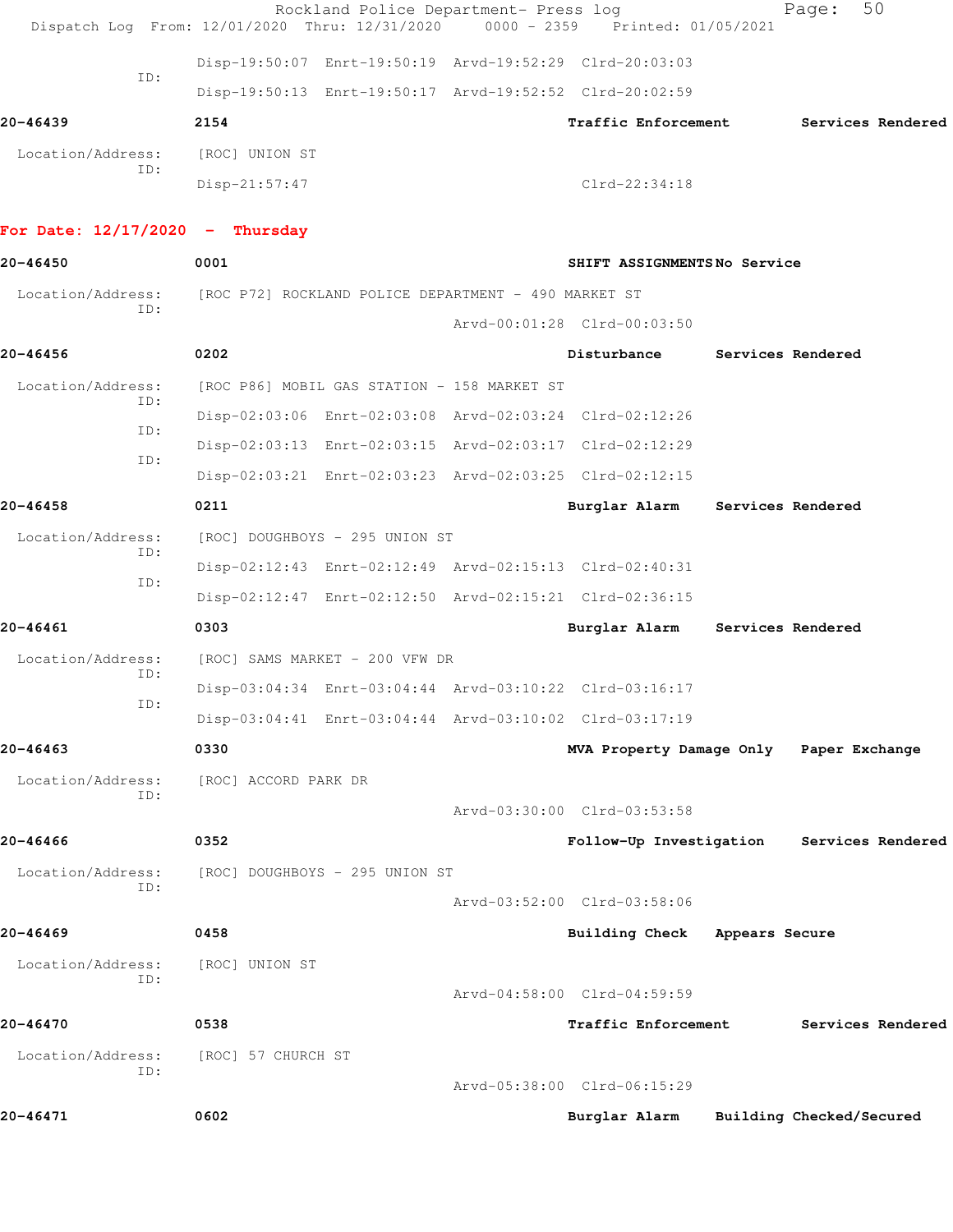Rockland Police Department- Press log
Dispatch Log From: 12/01/2020 Thru: 12/31/2020 0000 - 2359 Printed: 01/05/2021

ID: Disp-19:50:07 Enrt-19:50:19 Arvd-19:52:29 Clrd-20:03:03
Disp-19:50:13 Enrt-19:50:17 Arvd-19:52:52 Clrd-20:02:59

**20-46439** 2154 **Traffic Enforcement** **Services Rendered**

Location/Address: [ROC] UNION ST
ID: Disp-21:57:47 Clrd-22:34:18

## For Date: 12/17/2020 - Thursday

**20-46450** 0001 **SHIFT ASSIGNMENTS** **No Service**

Location/Address: [ROC P72] ROCKLAND POLICE DEPARTMENT - 490 MARKET ST
ID: Arvd-00:01:28 Clrd-00:03:50

**20-46456** 0202 **Disturbance** **Services Rendered**

Location/Address: [ROC P86] MOBIL GAS STATION - 158 MARKET ST
ID: Disp-02:03:06 Enrt-02:03:08 Arvd-02:03:24 Clrd-02:12:26
ID: Disp-02:03:13 Enrt-02:03:15 Arvd-02:03:17 Clrd-02:12:29
ID: Disp-02:03:21 Enrt-02:03:23 Arvd-02:03:25 Clrd-02:12:15

**20-46458** 0211 **Burglar Alarm** **Services Rendered**

Location/Address: [ROC] DOUGHBOYS - 295 UNION ST
ID: Disp-02:12:43 Enrt-02:12:49 Arvd-02:15:13 Clrd-02:40:31
ID: Disp-02:12:47 Enrt-02:12:50 Arvd-02:15:21 Clrd-02:36:15

**20-46461** 0303 **Burglar Alarm** **Services Rendered**

Location/Address: [ROC] SAMS MARKET - 200 VFW DR
ID: Disp-03:04:34 Enrt-03:04:44 Arvd-03:10:22 Clrd-03:16:17
ID: Disp-03:04:41 Enrt-03:04:44 Arvd-03:10:02 Clrd-03:17:19

**20-46463** 0330 **MVA Property Damage Only** **Paper Exchange**

Location/Address: [ROC] ACCORD PARK DR
ID: Arvd-03:30:00 Clrd-03:53:58

**20-46466** 0352 **Follow-Up Investigation** **Services Rendered**

Location/Address: [ROC] DOUGHBOYS - 295 UNION ST
ID: Arvd-03:52:00 Clrd-03:58:06

**20-46469** 0458 **Building Check** **Appears Secure**

Location/Address: [ROC] UNION ST
ID: Arvd-04:58:00 Clrd-04:59:59

**20-46470** 0538 **Traffic Enforcement** **Services Rendered**

Location/Address: [ROC] 57 CHURCH ST
ID: Arvd-05:38:00 Clrd-06:15:29

**20-46471** 0602 **Burglar Alarm** **Building Checked/Secured**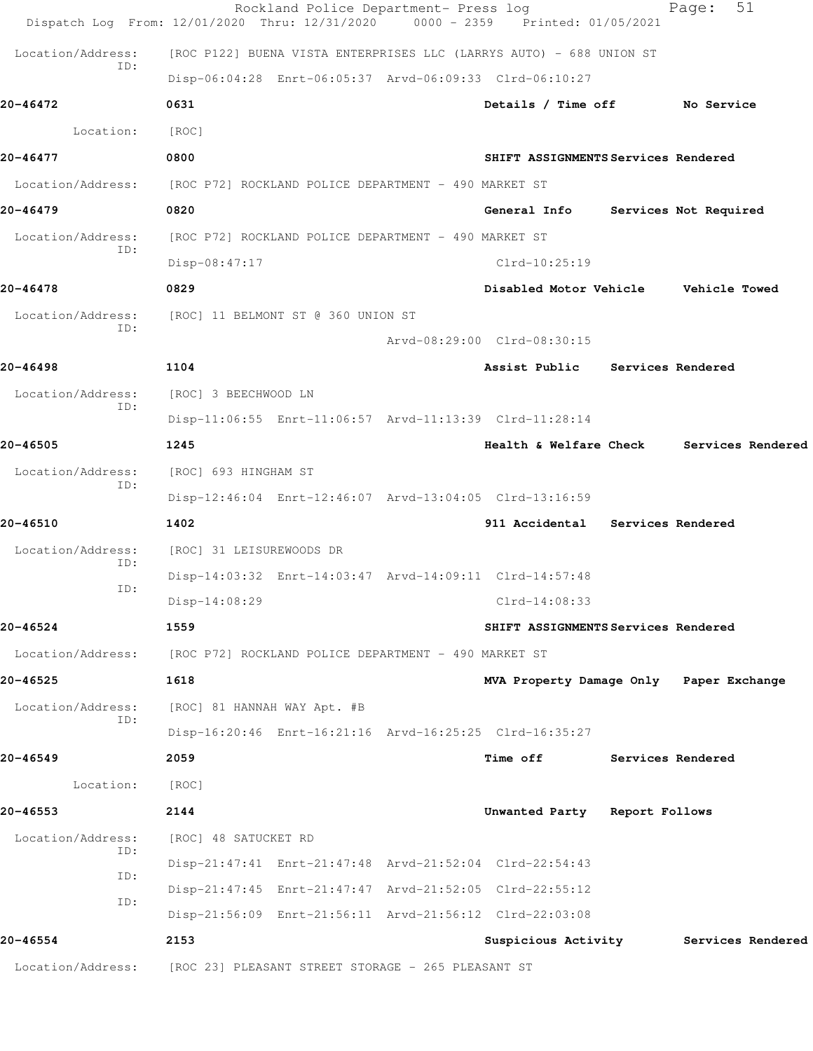Rockland Police Department- Press log
Dispatch Log From: 12/01/2020 Thru: 12/31/2020 0000 - 2359 Printed: 01/05/2021

Location/Address: [ROC P122] BUENA VISTA ENTERPRISES LLC (LARRYS AUTO) - 688 UNION ST
ID:
Disp-06:04:28 Enrt-06:05:37 Arvd-06:09:33 Clrd-06:10:27

**20-46472** **0631** **Details / Time off** **No Service**

Location: [ROC]

**20-46477** **0800** **SHIFT ASSIGNMENTS** **Services Rendered**

Location/Address: [ROC P72] ROCKLAND POLICE DEPARTMENT - 490 MARKET ST

**20-46479** **0820** **General Info** **Services Not Required**

Location/Address: [ROC P72] ROCKLAND POLICE DEPARTMENT - 490 MARKET ST
ID:
Disp-08:47:17 Clrd-10:25:19

**20-46478** **0829** **Disabled Motor Vehicle** **Vehicle Towed**

Location/Address: [ROC] 11 BELMONT ST @ 360 UNION ST
ID:
Arvd-08:29:00 Clrd-08:30:15

**20-46498** **1104** **Assist Public** **Services Rendered**

Location/Address: [ROC] 3 BEECHWOOD LN
ID:
Disp-11:06:55 Enrt-11:06:57 Arvd-11:13:39 Clrd-11:28:14

**20-46505** **1245** **Health & Welfare Check** **Services Rendered**

Location/Address: [ROC] 693 HINGHAM ST
ID:
Disp-12:46:04 Enrt-12:46:07 Arvd-13:04:05 Clrd-13:16:59

**20-46510** **1402** **911 Accidental** **Services Rendered**

Location/Address: [ROC] 31 LEISUREWOODS DR
ID:
Disp-14:03:32 Enrt-14:03:47 Arvd-14:09:11 Clrd-14:57:48
ID:
Disp-14:08:29 Clrd-14:08:33

**20-46524** **1559** **SHIFT ASSIGNMENTS** **Services Rendered**

Location/Address: [ROC P72] ROCKLAND POLICE DEPARTMENT - 490 MARKET ST

**20-46525** **1618** **MVA Property Damage Only** **Paper Exchange**

Location/Address: [ROC] 81 HANNAH WAY Apt. #B
ID:
Disp-16:20:46 Enrt-16:21:16 Arvd-16:25:25 Clrd-16:35:27

**20-46549** **2059** **Time off** **Services Rendered**

Location: [ROC]

**20-46553** **2144** **Unwanted Party** **Report Follows**

Location/Address: [ROC] 48 SATUCKET RD
ID:
Disp-21:47:41 Enrt-21:47:48 Arvd-21:52:04 Clrd-22:54:43
ID:
Disp-21:47:45 Enrt-21:47:47 Arvd-21:52:05 Clrd-22:55:12
ID:
Disp-21:56:09 Enrt-21:56:11 Arvd-21:56:12 Clrd-22:03:08

**20-46554** **2153** **Suspicious Activity** **Services Rendered**

Location/Address: [ROC 23] PLEASANT STREET STORAGE - 265 PLEASANT ST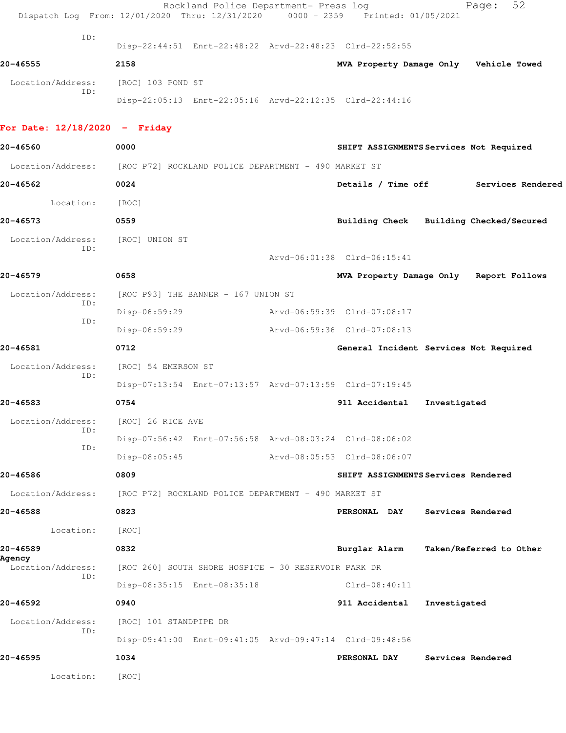ID:

Disp-22:44:51 Enrt-22:48:22 Arvd-22:48:23 Clrd-22:52:55

**20-46555** 2158 **MVA Property Damage Only Vehicle Towed**

Location/Address: [ROC] 103 POND ST

ID:

Disp-22:05:13 Enrt-22:05:16 Arvd-22:12:35 Clrd-22:44:16

## For Date: 12/18/2020 - Friday

**20-46560** 0000 **SHIFT ASSIGNMENTS Services Not Required**

Location/Address: [ROC P72] ROCKLAND POLICE DEPARTMENT - 490 MARKET ST

**20-46562** 0024 **Details / Time off Services Rendered**

Location: [ROC]

**20-46573** 0559 **Building Check Building Checked/Secured**

Location/Address: [ROC] UNION ST

ID:

Arvd-06:01:38 Clrd-06:15:41

**20-46579** 0658 **MVA Property Damage Only Report Follows**

Location/Address: [ROC P93] THE BANNER - 167 UNION ST

ID:

Disp-06:59:29 Arvd-06:59:39 Clrd-07:08:17

ID:

Disp-06:59:29 Arvd-06:59:36 Clrd-07:08:13

**20-46581** 0712 **General Incident Services Not Required**

Location/Address: [ROC] 54 EMERSON ST

ID:

Disp-07:13:54 Enrt-07:13:57 Arvd-07:13:59 Clrd-07:19:45

**20-46583** 0754 **911 Accidental Investigated**

Location/Address: [ROC] 26 RICE AVE

ID:

Disp-07:56:42 Enrt-07:56:58 Arvd-08:03:24 Clrd-08:06:02

ID:

Disp-08:05:45 Arvd-08:05:53 Clrd-08:06:07

**20-46586** 0809 **SHIFT ASSIGNMENTS Services Rendered**

Location/Address: [ROC P72] ROCKLAND POLICE DEPARTMENT - 490 MARKET ST

**20-46588** 0823 **PERSONAL DAY Services Rendered**

Location: [ROC]

**20-46589** 0832 **Burglar Alarm Taken/Referred to Other Agency**

Location/Address: [ROC 260] SOUTH SHORE HOSPICE - 30 RESERVOIR PARK DR

ID:

Disp-08:35:15 Enrt-08:35:18 Clrd-08:40:11

**20-46592** 0940 **911 Accidental Investigated**

Location/Address: [ROC] 101 STANDPIPE DR

ID:

Disp-09:41:00 Enrt-09:41:05 Arvd-09:47:14 Clrd-09:48:56

**20-46595** 1034 **PERSONAL DAY Services Rendered**

Location: [ROC]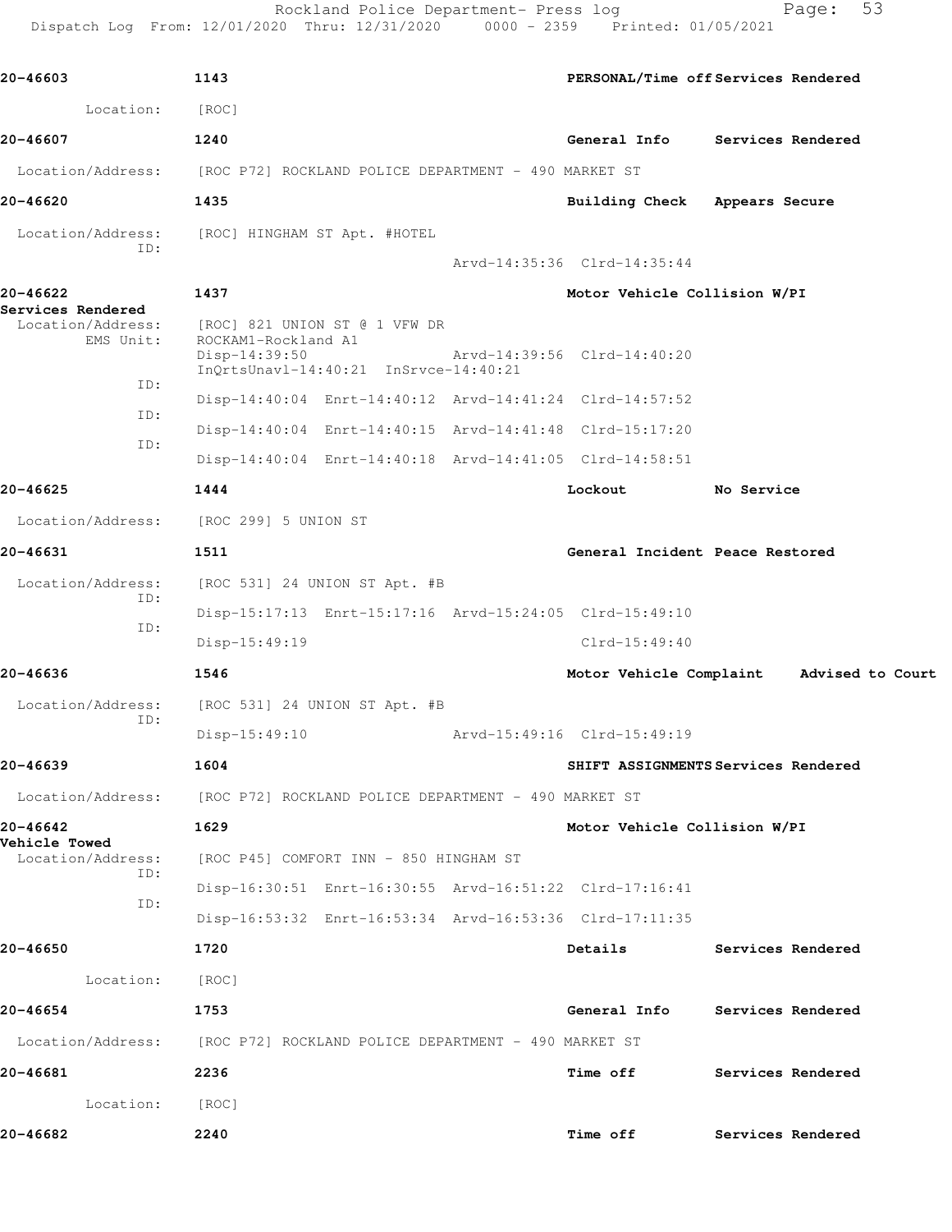| Call # | Time | Call Reason | Action |
|---|---|---|---|
| 20-46603 | 1143 | PERSONAL/Time off | Services Rendered |

Location: [ROC]

| Call # | Time | Call Reason | Action |
|---|---|---|---|
| 20-46607 | 1240 | General Info | Services Rendered |

Location/Address: [ROC P72] ROCKLAND POLICE DEPARTMENT - 490 MARKET ST

| Call # | Time | Call Reason | Action |
|---|---|---|---|
| 20-46620 | 1435 | Building Check | Appears Secure |

Location/Address: [ROC] HINGHAM ST Apt. #HOTEL
ID:
Arvd-14:35:36 Clrd-14:35:44

| Call # | Time | Call Reason | Action |
|---|---|---|---|
| 20-46622 | 1437 | Motor Vehicle Collision W/PI | Services Rendered |

Location/Address: [ROC] 821 UNION ST @ 1 VFW DR
EMS Unit: ROCKAM1-Rockland A1
Disp-14:39:50 Arvd-14:39:56 Clrd-14:40:20
InQrtsUnavl-14:40:21 InSrvce-14:40:21
ID:
Disp-14:40:04 Enrt-14:40:12 Arvd-14:41:24 Clrd-14:57:52
ID:
Disp-14:40:04 Enrt-14:40:15 Arvd-14:41:48 Clrd-15:17:20
ID:
Disp-14:40:04 Enrt-14:40:18 Arvd-14:41:05 Clrd-14:58:51

| Call # | Time | Call Reason | Action |
|---|---|---|---|
| 20-46625 | 1444 | Lockout | No Service |

Location/Address: [ROC 299] 5 UNION ST

| Call # | Time | Call Reason | Action |
|---|---|---|---|
| 20-46631 | 1511 | General Incident | Peace Restored |

Location/Address: [ROC 531] 24 UNION ST Apt. #B
ID:
Disp-15:17:13 Enrt-15:17:16 Arvd-15:24:05 Clrd-15:49:10
ID:
Disp-15:49:19 Clrd-15:49:40

| Call # | Time | Call Reason | Action |
|---|---|---|---|
| 20-46636 | 1546 | Motor Vehicle Complaint | Advised to Court |

Location/Address: [ROC 531] 24 UNION ST Apt. #B
ID:
Disp-15:49:10 Arvd-15:49:16 Clrd-15:49:19

| Call # | Time | Call Reason | Action |
|---|---|---|---|
| 20-46639 | 1604 | SHIFT ASSIGNMENTS | Services Rendered |

Location/Address: [ROC P72] ROCKLAND POLICE DEPARTMENT - 490 MARKET ST

| Call # | Time | Call Reason | Action |
|---|---|---|---|
| 20-46642 | 1629 | Motor Vehicle Collision W/PI | Vehicle Towed |

Location/Address: [ROC P45] COMFORT INN - 850 HINGHAM ST
ID:
Disp-16:30:51 Enrt-16:30:55 Arvd-16:51:22 Clrd-17:16:41
ID:
Disp-16:53:32 Enrt-16:53:34 Arvd-16:53:36 Clrd-17:11:35

| Call # | Time | Call Reason | Action |
|---|---|---|---|
| 20-46650 | 1720 | Details | Services Rendered |

Location: [ROC]

| Call # | Time | Call Reason | Action |
|---|---|---|---|
| 20-46654 | 1753 | General Info | Services Rendered |

Location/Address: [ROC P72] ROCKLAND POLICE DEPARTMENT - 490 MARKET ST

| Call # | Time | Call Reason | Action |
|---|---|---|---|
| 20-46681 | 2236 | Time off | Services Rendered |

Location: [ROC]

| Call # | Time | Call Reason | Action |
|---|---|---|---|
| 20-46682 | 2240 | Time off | Services Rendered |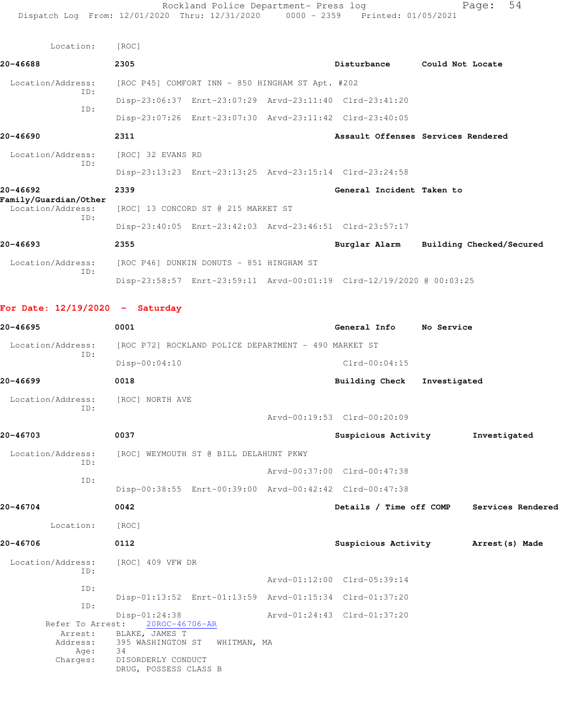Location: [ROC]

**20-46688** 2305 **Disturbance** **Could Not Locate**

Location/Address: [ROC P45] COMFORT INN - 850 HINGHAM ST Apt. #202
ID: Disp-23:06:37 Enrt-23:07:29 Arvd-23:11:40 Clrd-23:41:20
ID: Disp-23:07:26 Enrt-23:07:30 Arvd-23:11:42 Clrd-23:40:05

**20-46690** 2311 **Assault Offenses** **Services Rendered**

Location/Address: [ROC] 32 EVANS RD
ID: Disp-23:13:23 Enrt-23:13:25 Arvd-23:15:14 Clrd-23:24:58

**20-46692** 2339 **General Incident** **Taken to Family/Guardian/Other**

Location/Address: [ROC] 13 CONCORD ST @ 215 MARKET ST
ID: Disp-23:40:05 Enrt-23:42:03 Arvd-23:46:51 Clrd-23:57:17

**20-46693** 2355 **Burglar Alarm** **Building Checked/Secured**

Location/Address: [ROC P46] DUNKIN DONUTS - 851 HINGHAM ST
ID: Disp-23:58:57 Enrt-23:59:11 Arvd-00:01:19 Clrd-12/19/2020 @ 00:03:25

## For Date: 12/19/2020 - Saturday

**20-46695** 0001 **General Info** **No Service**

Location/Address: [ROC P72] ROCKLAND POLICE DEPARTMENT - 490 MARKET ST
ID: Disp-00:04:10 Clrd-00:04:15

**20-46699** 0018 **Building Check** **Investigated**

Location/Address: [ROC] NORTH AVE
ID: Arvd-00:19:53 Clrd-00:20:09

**20-46703** 0037 **Suspicious Activity** **Investigated**

Location/Address: [ROC] WEYMOUTH ST @ BILL DELAHUNT PKWY
ID: Arvd-00:37:00 Clrd-00:47:38
ID: Disp-00:38:55 Enrt-00:39:00 Arvd-00:42:42 Clrd-00:47:38

**20-46704** 0042 **Details / Time off COMP** **Services Rendered**

Location: [ROC]

**20-46706** 0112 **Suspicious Activity** **Arrest(s) Made**

Location/Address: [ROC] 409 VFW DR
ID: Arvd-01:12:00 Clrd-05:39:14
ID: Disp-01:13:52 Enrt-01:13:59 Arvd-01:15:34 Clrd-01:37:20
ID: Disp-01:24:38 Arvd-01:24:43 Clrd-01:37:20

Refer To Arrest: 20ROC-46706-AR
Arrest: BLAKE, JAMES T
Address: 395 WASHINGTON ST WHITMAN, MA
Age: 34
Charges: DISORDERLY CONDUCT
DRUG, POSSESS CLASS B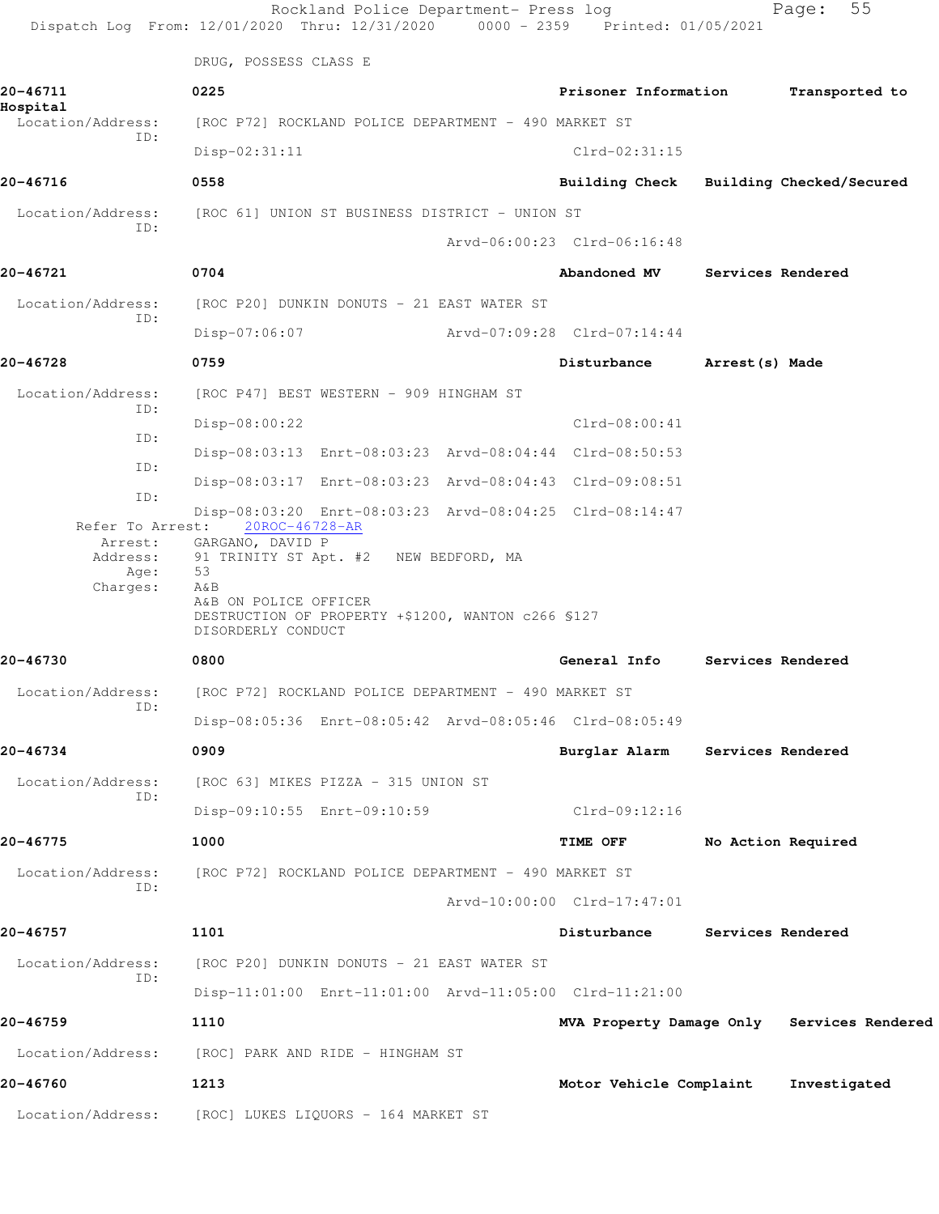DRUG, POSSESS CLASS E

**20-46711** 0225 **Prisoner Information** **Transported to Hospital**

Location/Address: [ROC P72] ROCKLAND POLICE DEPARTMENT - 490 MARKET ST
ID:
Disp-02:31:11 Clrd-02:31:15

**20-46716** 0558 **Building Check** **Building Checked/Secured**

Location/Address: [ROC 61] UNION ST BUSINESS DISTRICT - UNION ST
ID:
Arvd-06:00:23 Clrd-06:16:48

**20-46721** 0704 **Abandoned MV** **Services Rendered**

Location/Address: [ROC P20] DUNKIN DONUTS - 21 EAST WATER ST
ID:
Disp-07:06:07 Arvd-07:09:28 Clrd-07:14:44

**20-46728** 0759 **Disturbance** **Arrest(s) Made**

Location/Address: [ROC P47] BEST WESTERN - 909 HINGHAM ST
ID:
Disp-08:00:22 Clrd-08:00:41
ID:
Disp-08:03:13 Enrt-08:03:23 Arvd-08:04:44 Clrd-08:50:53
ID:
Disp-08:03:17 Enrt-08:03:23 Arvd-08:04:43 Clrd-09:08:51
ID:
Disp-08:03:20 Enrt-08:03:23 Arvd-08:04:25 Clrd-08:14:47

Refer To Arrest: 20ROC-46728-AR
Arrest: GARGANO, DAVID P
Address: 91 TRINITY ST Apt. #2 NEW BEDFORD, MA
Age: 53
Charges: A&B
A&B ON POLICE OFFICER
DESTRUCTION OF PROPERTY +$1200, WANTON c266 §127
DISORDERLY CONDUCT

**20-46730** 0800 **General Info** **Services Rendered**

Location/Address: [ROC P72] ROCKLAND POLICE DEPARTMENT - 490 MARKET ST
ID:
Disp-08:05:36 Enrt-08:05:42 Arvd-08:05:46 Clrd-08:05:49

**20-46734** 0909 **Burglar Alarm** **Services Rendered**

Location/Address: [ROC 63] MIKES PIZZA - 315 UNION ST
ID:
Disp-09:10:55 Enrt-09:10:59 Clrd-09:12:16

**20-46775** 1000 **TIME OFF** **No Action Required**

Location/Address: [ROC P72] ROCKLAND POLICE DEPARTMENT - 490 MARKET ST
ID:
Arvd-10:00:00 Clrd-17:47:01

**20-46757** 1101 **Disturbance** **Services Rendered**

Location/Address: [ROC P20] DUNKIN DONUTS - 21 EAST WATER ST
ID:
Disp-11:01:00 Enrt-11:01:00 Arvd-11:05:00 Clrd-11:21:00

**20-46759** 1110 **MVA Property Damage Only** **Services Rendered**

Location/Address: [ROC] PARK AND RIDE - HINGHAM ST

**20-46760** 1213 **Motor Vehicle Complaint** **Investigated**

Location/Address: [ROC] LUKES LIQUORS - 164 MARKET ST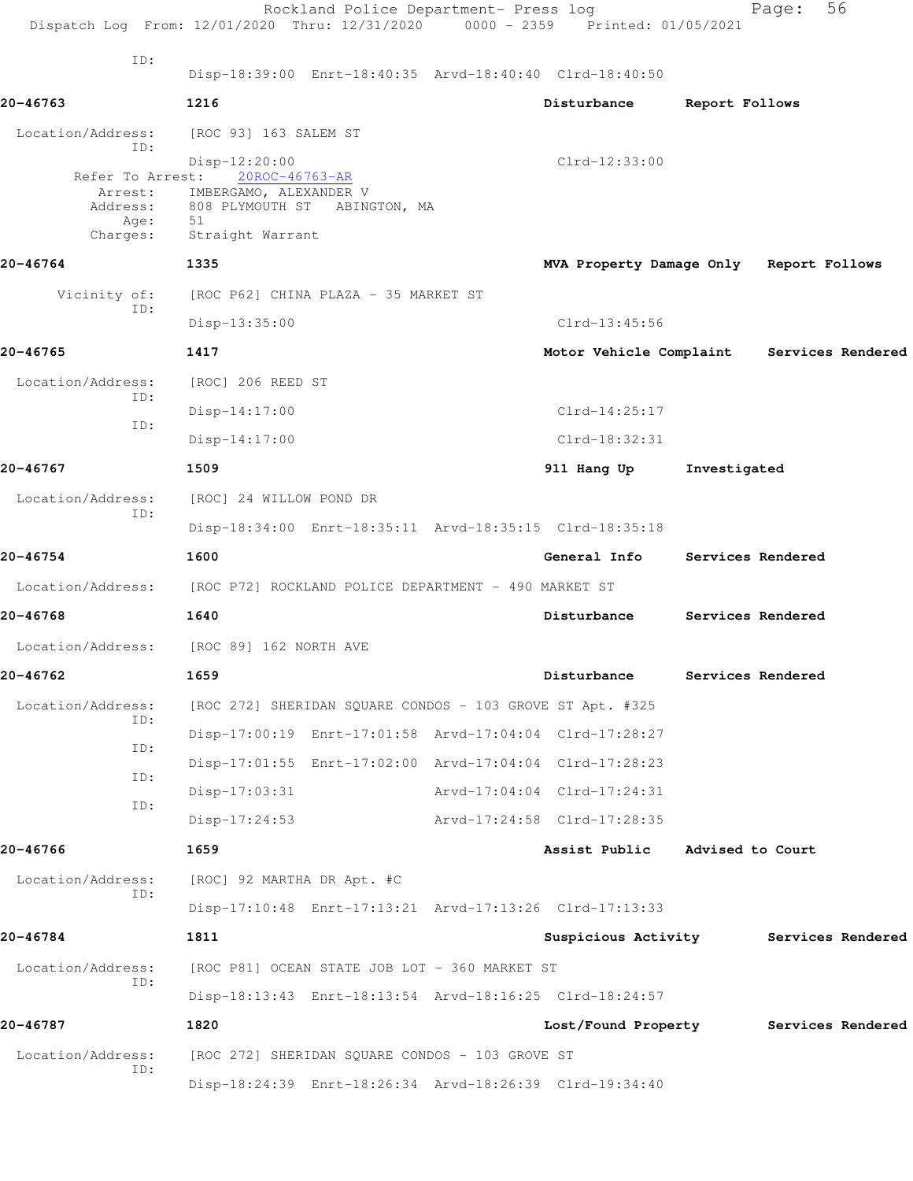ID:
Disp-18:39:00 Enrt-18:40:35 Arvd-18:40:40 Clrd-18:40:50

**20-46763** **1216** **Disturbance** **Report Follows**

Location/Address: [ROC 93] 163 SALEM ST
ID:
Disp-12:20:00 Clrd-12:33:00
Refer To Arrest: 20ROC-46763-AR
Arrest: IMBERGAMO, ALEXANDER V
Address: 808 PLYMOUTH ST ABINGTON, MA
Age: 51
Charges: Straight Warrant

**20-46764** **1335** **MVA Property Damage Only** **Report Follows**

Vicinity of: [ROC P62] CHINA PLAZA - 35 MARKET ST
ID:
Disp-13:35:00 Clrd-13:45:56

**20-46765** **1417** **Motor Vehicle Complaint** **Services Rendered**

Location/Address: [ROC] 206 REED ST
ID:
Disp-14:17:00 Clrd-14:25:17
ID:
Disp-14:17:00 Clrd-18:32:31

**20-46767** **1509** **911 Hang Up** **Investigated**

Location/Address: [ROC] 24 WILLOW POND DR
ID:
Disp-18:34:00 Enrt-18:35:11 Arvd-18:35:15 Clrd-18:35:18

**20-46754** **1600** **General Info** **Services Rendered**

Location/Address: [ROC P72] ROCKLAND POLICE DEPARTMENT - 490 MARKET ST

**20-46768** **1640** **Disturbance** **Services Rendered**

Location/Address: [ROC 89] 162 NORTH AVE

**20-46762** **1659** **Disturbance** **Services Rendered**

Location/Address: [ROC 272] SHERIDAN SQUARE CONDOS - 103 GROVE ST Apt. #325
ID:
Disp-17:00:19 Enrt-17:01:58 Arvd-17:04:04 Clrd-17:28:27
ID:
Disp-17:01:55 Enrt-17:02:00 Arvd-17:04:04 Clrd-17:28:23
ID:
Disp-17:03:31 Arvd-17:04:04 Clrd-17:24:31
ID:
Disp-17:24:53 Arvd-17:24:58 Clrd-17:28:35

**20-46766** **1659** **Assist Public** **Advised to Court**

Location/Address: [ROC] 92 MARTHA DR Apt. #C
ID:
Disp-17:10:48 Enrt-17:13:21 Arvd-17:13:26 Clrd-17:13:33

**20-46784** **1811** **Suspicious Activity** **Services Rendered**

Location/Address: [ROC P81] OCEAN STATE JOB LOT - 360 MARKET ST
ID:
Disp-18:13:43 Enrt-18:13:54 Arvd-18:16:25 Clrd-18:24:57

**20-46787** **1820** **Lost/Found Property** **Services Rendered**

Location/Address: [ROC 272] SHERIDAN SQUARE CONDOS - 103 GROVE ST
ID:
Disp-18:24:39 Enrt-18:26:34 Arvd-18:26:39 Clrd-19:34:40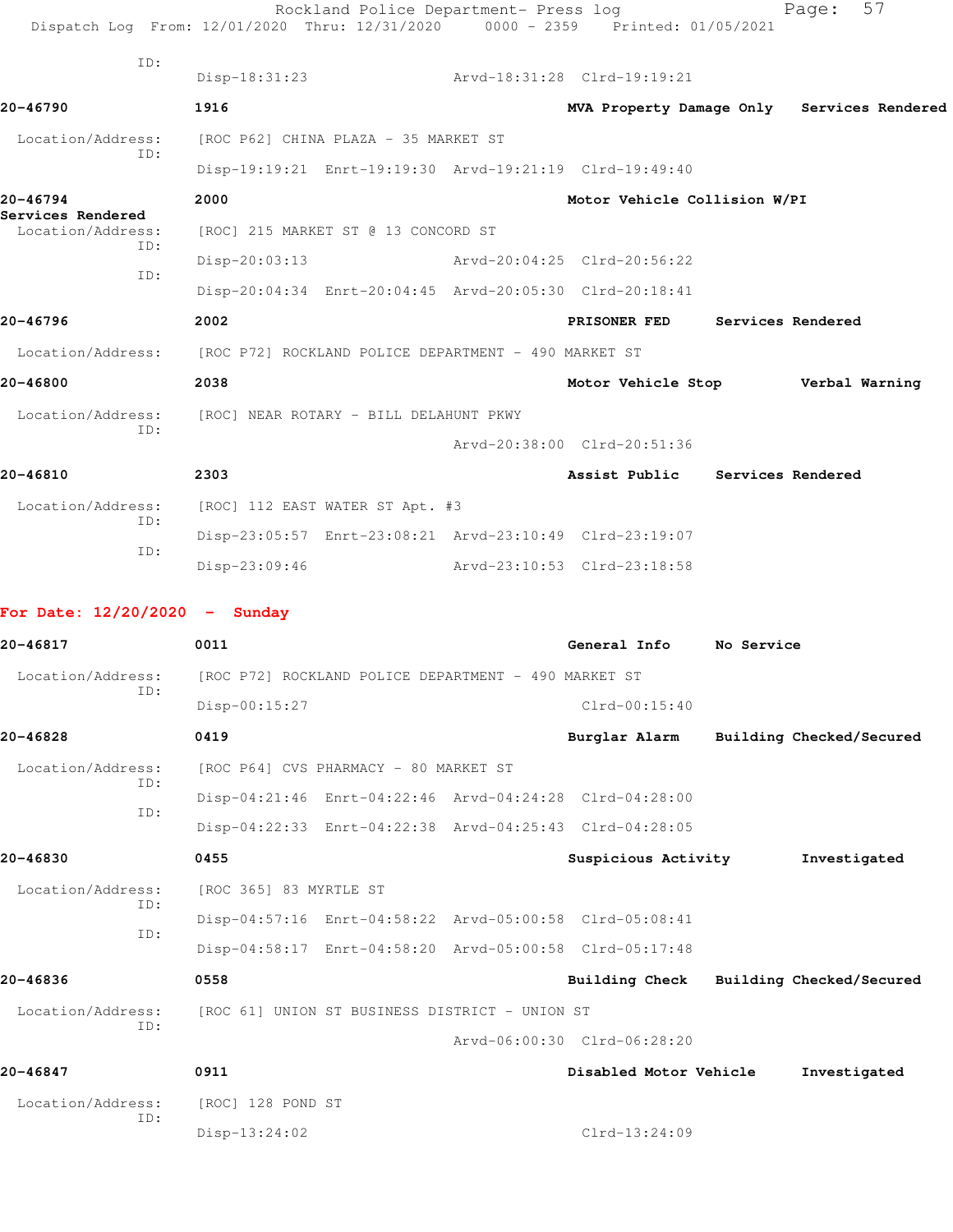ID:
Disp-18:31:23 Arvd-18:31:28 Clrd-19:19:21

**20-46790** 1916 MVA Property Damage Only Services Rendered

Location/Address: [ROC P62] CHINA PLAZA - 35 MARKET ST
ID:
Disp-19:19:21 Enrt-19:19:30 Arvd-19:21:19 Clrd-19:49:40

**20-46794** 2000 Motor Vehicle Collision W/PI
**Services Rendered**

Location/Address: [ROC] 215 MARKET ST @ 13 CONCORD ST
ID:
Disp-20:03:13 Arvd-20:04:25 Clrd-20:56:22
ID:
Disp-20:04:34 Enrt-20:04:45 Arvd-20:05:30 Clrd-20:18:41

**20-46796** 2002 PRISONER FED Services Rendered

Location/Address: [ROC P72] ROCKLAND POLICE DEPARTMENT - 490 MARKET ST

**20-46800** 2038 Motor Vehicle Stop Verbal Warning

Location/Address: [ROC] NEAR ROTARY - BILL DELAHUNT PKWY
ID:
Arvd-20:38:00 Clrd-20:51:36

**20-46810** 2303 Assist Public Services Rendered

Location/Address: [ROC] 112 EAST WATER ST Apt. #3
ID:
Disp-23:05:57 Enrt-23:08:21 Arvd-23:10:49 Clrd-23:19:07
ID:
Disp-23:09:46 Arvd-23:10:53 Clrd-23:18:58

## For Date: 12/20/2020 - Sunday

**20-46817** 0011 General Info No Service

Location/Address: [ROC P72] ROCKLAND POLICE DEPARTMENT - 490 MARKET ST
ID:
Disp-00:15:27 Clrd-00:15:40

**20-46828** 0419 Burglar Alarm Building Checked/Secured

Location/Address: [ROC P64] CVS PHARMACY - 80 MARKET ST
ID:
Disp-04:21:46 Enrt-04:22:46 Arvd-04:24:28 Clrd-04:28:00
ID:
Disp-04:22:33 Enrt-04:22:38 Arvd-04:25:43 Clrd-04:28:05

**20-46830** 0455 Suspicious Activity Investigated

Location/Address: [ROC 365] 83 MYRTLE ST
ID:
Disp-04:57:16 Enrt-04:58:22 Arvd-05:00:58 Clrd-05:08:41
ID:
Disp-04:58:17 Enrt-04:58:20 Arvd-05:00:58 Clrd-05:17:48

**20-46836** 0558 Building Check Building Checked/Secured

Location/Address: [ROC 61] UNION ST BUSINESS DISTRICT - UNION ST
ID:
Arvd-06:00:30 Clrd-06:28:20

**20-46847** 0911 Disabled Motor Vehicle Investigated

Location/Address: [ROC] 128 POND ST
ID:
Disp-13:24:02 Clrd-13:24:09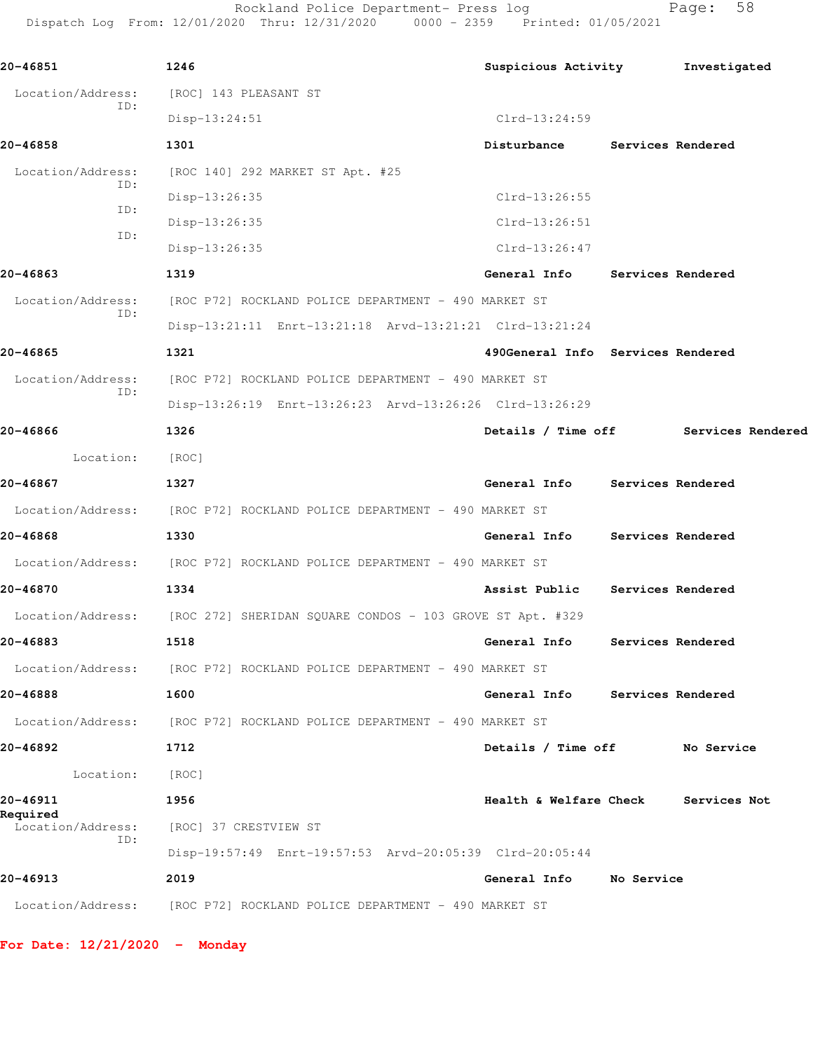**20-46851** 1246 **Suspicious Activity** **Investigated**

Location/Address: [ROC] 143 PLEASANT ST

ID: Disp-13:24:51 Clrd-13:24:59

**20-46858** 1301 **Disturbance** **Services Rendered**

Location/Address: [ROC 140] 292 MARKET ST Apt. #25

ID: Disp-13:26:35 Clrd-13:26:55

ID: Disp-13:26:35 Clrd-13:26:51

ID: Disp-13:26:35 Clrd-13:26:47

**20-46863** 1319 **General Info** **Services Rendered**

Location/Address: [ROC P72] ROCKLAND POLICE DEPARTMENT - 490 MARKET ST

ID: Disp-13:21:11 Enrt-13:21:18 Arvd-13:21:21 Clrd-13:21:24

**20-46865** 1321 **490General Info** **Services Rendered**

Location/Address: [ROC P72] ROCKLAND POLICE DEPARTMENT - 490 MARKET ST

ID: Disp-13:26:19 Enrt-13:26:23 Arvd-13:26:26 Clrd-13:26:29

**20-46866** 1326 **Details / Time off** **Services Rendered**

Location: [ROC]

**20-46867** 1327 **General Info** **Services Rendered**

Location/Address: [ROC P72] ROCKLAND POLICE DEPARTMENT - 490 MARKET ST

**20-46868** 1330 **General Info** **Services Rendered**

Location/Address: [ROC P72] ROCKLAND POLICE DEPARTMENT - 490 MARKET ST

**20-46870** 1334 **Assist Public** **Services Rendered**

Location/Address: [ROC 272] SHERIDAN SQUARE CONDOS - 103 GROVE ST Apt. #329

**20-46883** 1518 **General Info** **Services Rendered**

Location/Address: [ROC P72] ROCKLAND POLICE DEPARTMENT - 490 MARKET ST

**20-46888** 1600 **General Info** **Services Rendered**

Location/Address: [ROC P72] ROCKLAND POLICE DEPARTMENT - 490 MARKET ST

**20-46892** 1712 **Details / Time off** **No Service**

Location: [ROC]

**20-46911** 1956 **Health & Welfare Check** **Services Not Required**

Location/Address: [ROC] 37 CRESTVIEW ST

ID: Disp-19:57:49 Enrt-19:57:53 Arvd-20:05:39 Clrd-20:05:44

**20-46913** 2019 **General Info** **No Service**

Location/Address: [ROC P72] ROCKLAND POLICE DEPARTMENT - 490 MARKET ST

**For Date: 12/21/2020 - Monday**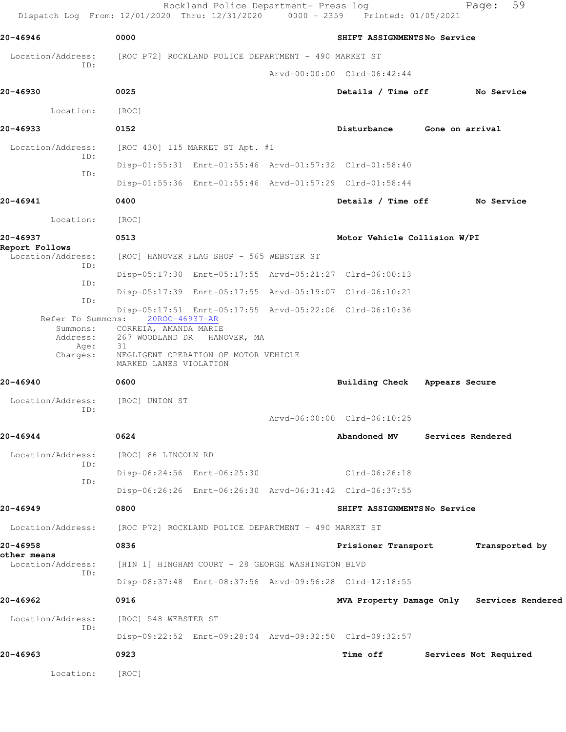Rockland Police Department- Press log
Dispatch Log From: 12/01/2020 Thru: 12/31/2020 0000 - 2359 Printed: 01/05/2021

**20-46946** 0000 **SHIFT ASSIGNMENTS No Service**

Location/Address: [ROC P72] ROCKLAND POLICE DEPARTMENT - 490 MARKET ST
ID:
Arvd-00:00:00 Clrd-06:42:44

**20-46930** 0025 **Details / Time off No Service**

Location: [ROC]

**20-46933** 0152 **Disturbance Gone on arrival**

Location/Address: [ROC 430] 115 MARKET ST Apt. #1
ID:
Disp-01:55:31 Enrt-01:55:46 Arvd-01:57:32 Clrd-01:58:40
ID:
Disp-01:55:36 Enrt-01:55:46 Arvd-01:57:29 Clrd-01:58:44

**20-46941** 0400 **Details / Time off No Service**

Location: [ROC]

**20-46937** 0513 **Motor Vehicle Collision W/PI Report Follows**

Location/Address: [ROC] HANOVER FLAG SHOP - 565 WEBSTER ST
ID:
Disp-05:17:30 Enrt-05:17:55 Arvd-05:21:27 Clrd-06:00:13
ID:
Disp-05:17:39 Enrt-05:17:55 Arvd-05:19:07 Clrd-06:10:21
ID:
Disp-05:17:51 Enrt-05:17:55 Arvd-05:22:06 Clrd-06:10:36
Refer To Summons: 20ROC-46937-AR
Summons: CORREIA, AMANDA MARIE
Address: 267 WOODLAND DR HANOVER, MA
Age: 31
Charges: NEGLIGENT OPERATION OF MOTOR VEHICLE
MARKED LANES VIOLATION

**20-46940** 0600 **Building Check Appears Secure**

Location/Address: [ROC] UNION ST
ID:
Arvd-06:00:00 Clrd-06:10:25

**20-46944** 0624 **Abandoned MV Services Rendered**

Location/Address: [ROC] 86 LINCOLN RD
ID:
Disp-06:24:56 Enrt-06:25:30 Clrd-06:26:18
ID:
Disp-06:26:26 Enrt-06:26:30 Arvd-06:31:42 Clrd-06:37:55

**20-46949** 0800 **SHIFT ASSIGNMENTS No Service**

Location/Address: [ROC P72] ROCKLAND POLICE DEPARTMENT - 490 MARKET ST

**20-46958** 0836 **Prisioner Transport Transported by other means**

Location/Address: [HIN 1] HINGHAM COURT - 28 GEORGE WASHINGTON BLVD
ID:
Disp-08:37:48 Enrt-08:37:56 Arvd-09:56:28 Clrd-12:18:55

**20-46962** 0916 **MVA Property Damage Only Services Rendered**

Location/Address: [ROC] 548 WEBSTER ST
ID:
Disp-09:22:52 Enrt-09:28:04 Arvd-09:32:50 Clrd-09:32:57

**20-46963** 0923 **Time off Services Not Required**

Location: [ROC]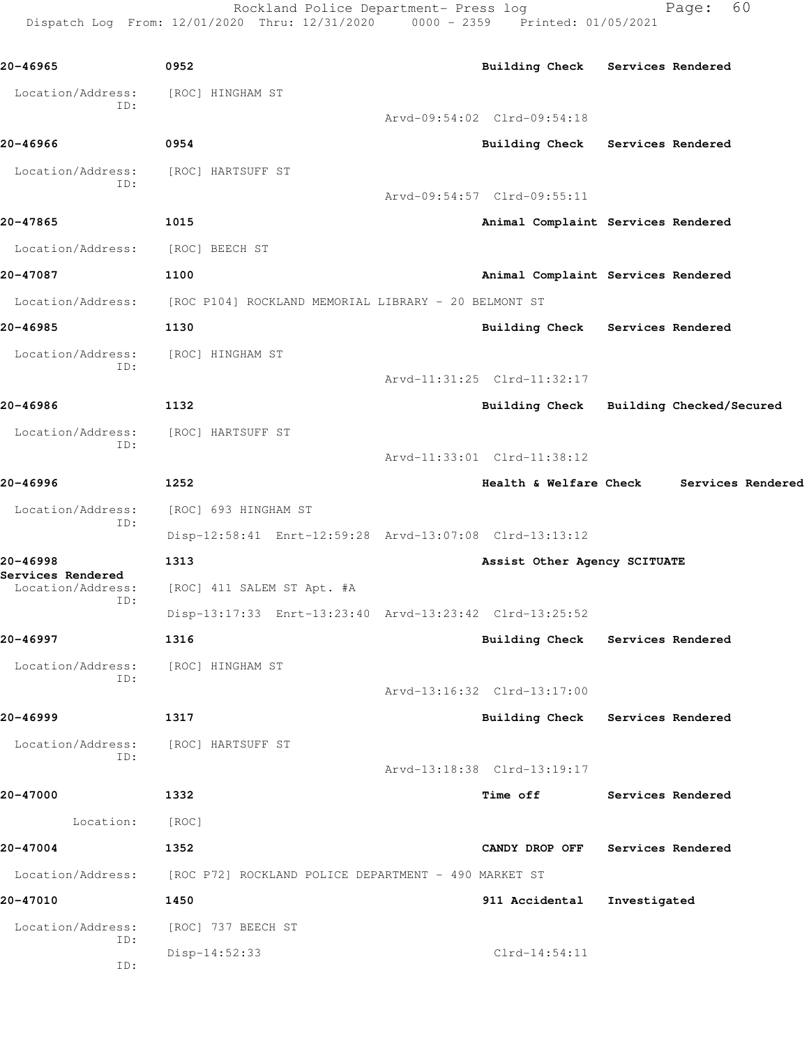**20-46965** 0952 **Building Check** **Services Rendered**

Location/Address: [ROC] HINGHAM ST
ID:
Arvd-09:54:02 Clrd-09:54:18

**20-46966** 0954 **Building Check** **Services Rendered**

Location/Address: [ROC] HARTSUFF ST
ID:
Arvd-09:54:57 Clrd-09:55:11

**20-47865** 1015 **Animal Complaint** **Services Rendered**

Location/Address: [ROC] BEECH ST

**20-47087** 1100 **Animal Complaint** **Services Rendered**

Location/Address: [ROC P104] ROCKLAND MEMORIAL LIBRARY - 20 BELMONT ST

**20-46985** 1130 **Building Check** **Services Rendered**

Location/Address: [ROC] HINGHAM ST
ID:
Arvd-11:31:25 Clrd-11:32:17

**20-46986** 1132 **Building Check** **Building Checked/Secured**

Location/Address: [ROC] HARTSUFF ST
ID:
Arvd-11:33:01 Clrd-11:38:12

**20-46996** 1252 **Health & Welfare Check** **Services Rendered**

Location/Address: [ROC] 693 HINGHAM ST
ID:
Disp-12:58:41 Enrt-12:59:28 Arvd-13:07:08 Clrd-13:13:12

**20-46998** 1313 **Assist Other Agency SCITUATE**
**Services Rendered**

Location/Address: [ROC] 411 SALEM ST Apt. #A
ID:
Disp-13:17:33 Enrt-13:23:40 Arvd-13:23:42 Clrd-13:25:52

**20-46997** 1316 **Building Check** **Services Rendered**

Location/Address: [ROC] HINGHAM ST
ID:
Arvd-13:16:32 Clrd-13:17:00

**20-46999** 1317 **Building Check** **Services Rendered**

Location/Address: [ROC] HARTSUFF ST
ID:
Arvd-13:18:38 Clrd-13:19:17

**20-47000** 1332 **Time off** **Services Rendered**

Location: [ROC]

**20-47004** 1352 **CANDY DROP OFF** **Services Rendered**

Location/Address: [ROC P72] ROCKLAND POLICE DEPARTMENT - 490 MARKET ST

**20-47010** 1450 **911 Accidental** **Investigated**

Location/Address: [ROC] 737 BEECH ST
ID:
Disp-14:52:33 Clrd-14:54:11
ID: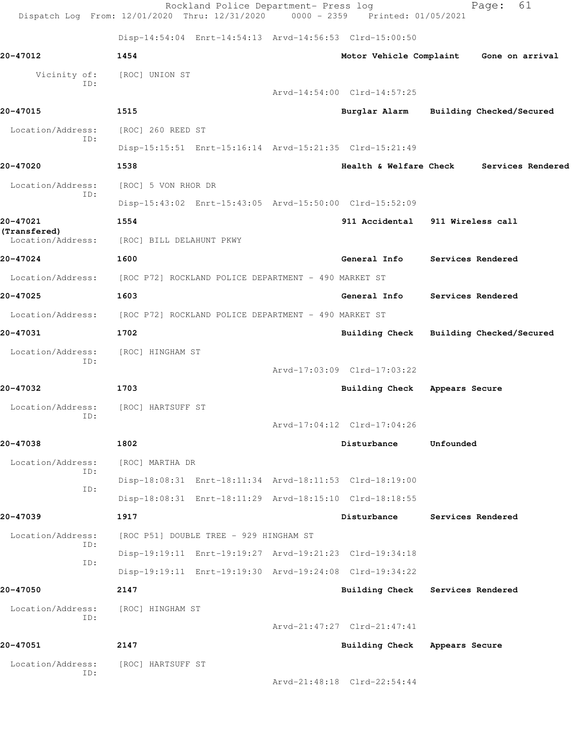Disp-14:54:04 Enrt-14:54:13 Arvd-14:56:53 Clrd-15:00:50

**20-47012** 1454 **Motor Vehicle Complaint** **Gone on arrival**

Vicinity of: [ROC] UNION ST
ID:
Arvd-14:54:00 Clrd-14:57:25

**20-47015** 1515 **Burglar Alarm** **Building Checked/Secured**

Location/Address: [ROC] 260 REED ST
ID:
Disp-15:15:51 Enrt-15:16:14 Arvd-15:21:35 Clrd-15:21:49

**20-47020** 1538 **Health & Welfare Check** **Services Rendered**

Location/Address: [ROC] 5 VON RHOR DR
ID:
Disp-15:43:02 Enrt-15:43:05 Arvd-15:50:00 Clrd-15:52:09

**20-47021 (Transfered)** 1554 **911 Accidental** **911 Wireless call**

Location/Address: [ROC] BILL DELAHUNT PKWY

**20-47024** 1600 **General Info** **Services Rendered**

Location/Address: [ROC P72] ROCKLAND POLICE DEPARTMENT - 490 MARKET ST

**20-47025** 1603 **General Info** **Services Rendered**

Location/Address: [ROC P72] ROCKLAND POLICE DEPARTMENT - 490 MARKET ST

**20-47031** 1702 **Building Check** **Building Checked/Secured**

Location/Address: [ROC] HINGHAM ST
ID:
Arvd-17:03:09 Clrd-17:03:22

**20-47032** 1703 **Building Check** **Appears Secure**

Location/Address: [ROC] HARTSUFF ST
ID:
Arvd-17:04:12 Clrd-17:04:26

**20-47038** 1802 **Disturbance** **Unfounded**

Location/Address: [ROC] MARTHA DR
ID:
Disp-18:08:31 Enrt-18:11:34 Arvd-18:11:53 Clrd-18:19:00
ID:
Disp-18:08:31 Enrt-18:11:29 Arvd-18:15:10 Clrd-18:18:55

**20-47039** 1917 **Disturbance** **Services Rendered**

Location/Address: [ROC P51] DOUBLE TREE - 929 HINGHAM ST
ID:
Disp-19:19:11 Enrt-19:19:27 Arvd-19:21:23 Clrd-19:34:18
ID:
Disp-19:19:11 Enrt-19:19:30 Arvd-19:24:08 Clrd-19:34:22

**20-47050** 2147 **Building Check** **Services Rendered**

Location/Address: [ROC] HINGHAM ST
ID:
Arvd-21:47:27 Clrd-21:47:41

**20-47051** 2147 **Building Check** **Appears Secure**

Location/Address: [ROC] HARTSUFF ST
ID:
Arvd-21:48:18 Clrd-22:54:44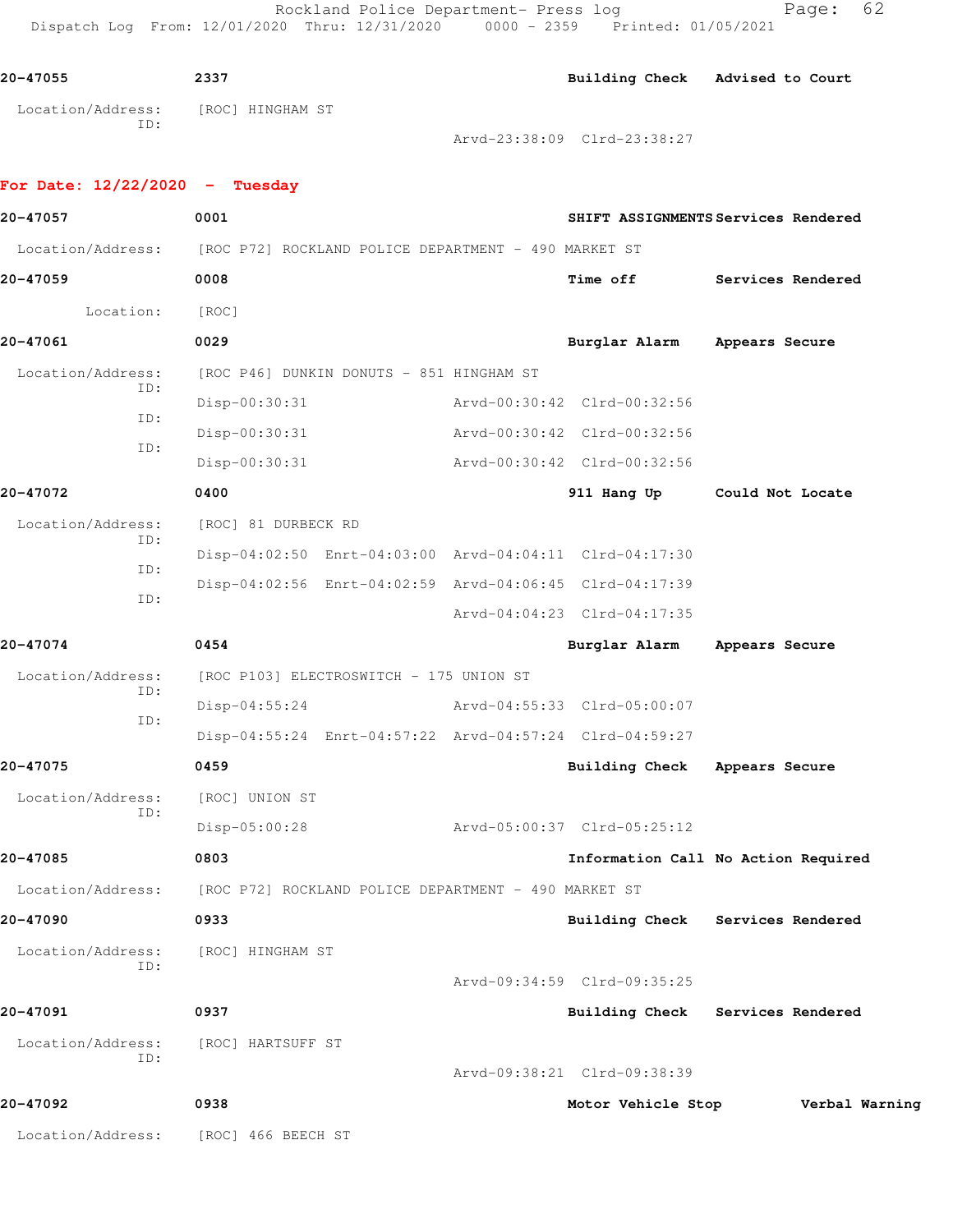20-47055 2337 Building Check Advised to Court

Location/Address: [ROC] HINGHAM ST
ID:
Arvd-23:38:09 Clrd-23:38:27

**For Date: 12/22/2020 - Tuesday**

20-47057 0001 SHIFT ASSIGNMENTS Services Rendered

Location/Address: [ROC P72] ROCKLAND POLICE DEPARTMENT - 490 MARKET ST

20-47059 0008 Time off Services Rendered

Location: [ROC]

20-47061 0029 Burglar Alarm Appears Secure

Location/Address: [ROC P46] DUNKIN DONUTS - 851 HINGHAM ST
ID:
Disp-00:30:31 Arvd-00:30:42 Clrd-00:32:56
ID:
Disp-00:30:31 Arvd-00:30:42 Clrd-00:32:56
ID:
Disp-00:30:31 Arvd-00:30:42 Clrd-00:32:56

20-47072 0400 911 Hang Up Could Not Locate

Location/Address: [ROC] 81 DURBECK RD
ID:
Disp-04:02:50 Enrt-04:03:00 Arvd-04:04:11 Clrd-04:17:30
ID:
Disp-04:02:56 Enrt-04:02:59 Arvd-04:06:45 Clrd-04:17:39
ID:
Arvd-04:04:23 Clrd-04:17:35

20-47074 0454 Burglar Alarm Appears Secure

Location/Address: [ROC P103] ELECTROSWITCH - 175 UNION ST
ID:
Disp-04:55:24 Arvd-04:55:33 Clrd-05:00:07
ID:
Disp-04:55:24 Enrt-04:57:22 Arvd-04:57:24 Clrd-04:59:27

20-47075 0459 Building Check Appears Secure

Location/Address: [ROC] UNION ST
ID:
Disp-05:00:28 Arvd-05:00:37 Clrd-05:25:12

20-47085 0803 Information Call No Action Required

Location/Address: [ROC P72] ROCKLAND POLICE DEPARTMENT - 490 MARKET ST

20-47090 0933 Building Check Services Rendered

Location/Address: [ROC] HINGHAM ST
ID:
Arvd-09:34:59 Clrd-09:35:25

20-47091 0937 Building Check Services Rendered

Location/Address: [ROC] HARTSUFF ST
ID:
Arvd-09:38:21 Clrd-09:38:39

20-47092 0938 Motor Vehicle Stop Verbal Warning

Location/Address: [ROC] 466 BEECH ST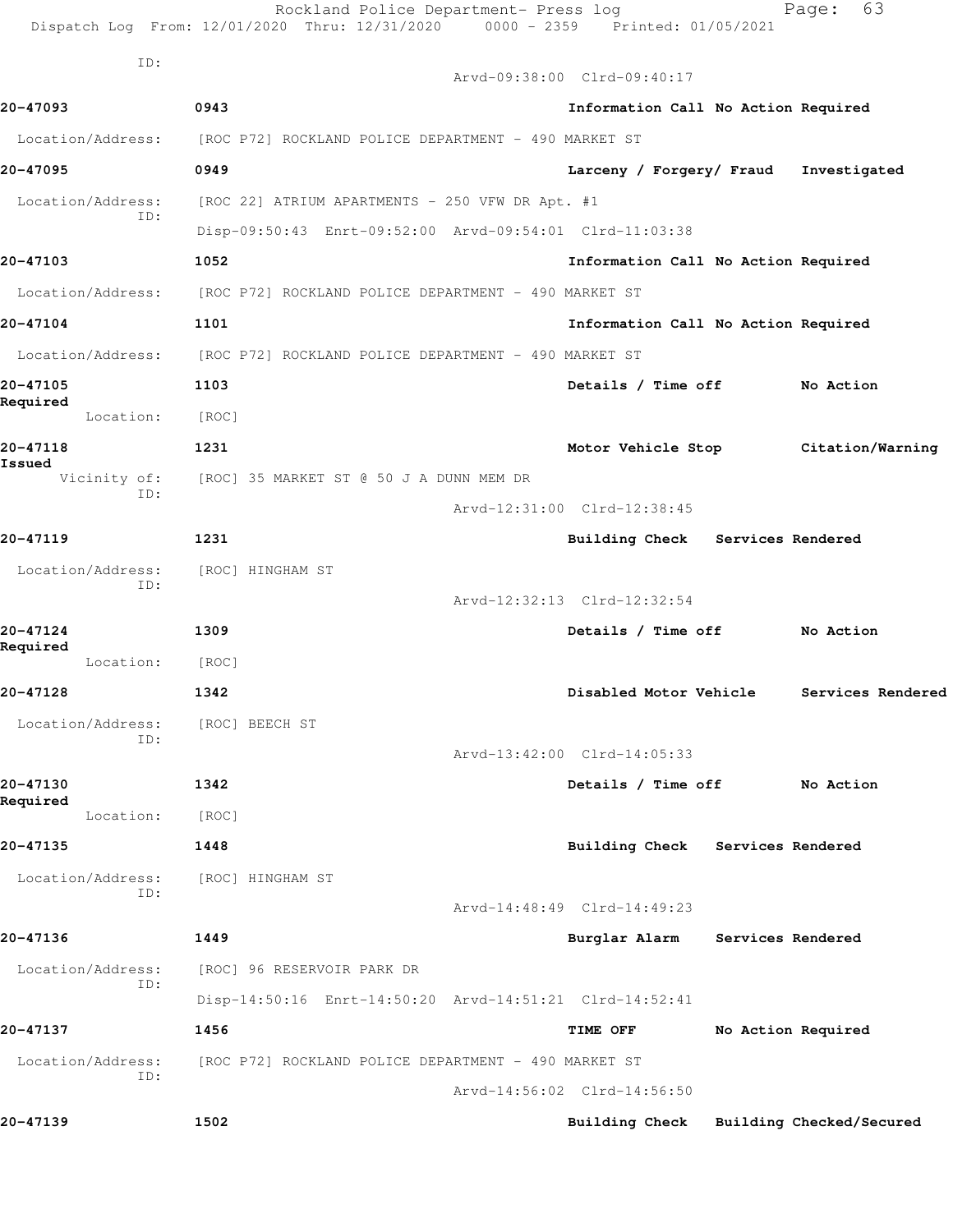ID:
Arvd-09:38:00 Clrd-09:40:17

**20-47093** 0943 Information Call No Action Required

Location/Address: [ROC P72] ROCKLAND POLICE DEPARTMENT - 490 MARKET ST

**20-47095** 0949 Larceny / Forgery/ Fraud Investigated

Location/Address: [ROC 22] ATRIUM APARTMENTS - 250 VFW DR Apt. #1
ID:
Disp-09:50:43 Enrt-09:52:00 Arvd-09:54:01 Clrd-11:03:38

**20-47103** 1052 Information Call No Action Required

Location/Address: [ROC P72] ROCKLAND POLICE DEPARTMENT - 490 MARKET ST

**20-47104** 1101 Information Call No Action Required

Location/Address: [ROC P72] ROCKLAND POLICE DEPARTMENT - 490 MARKET ST

**20-47105** 1103 Details / Time off No Action Required

Location: [ROC]

**20-47118** 1231 Motor Vehicle Stop Citation/Warning Issued

Vicinity of: [ROC] 35 MARKET ST @ 50 J A DUNN MEM DR
ID:
Arvd-12:31:00 Clrd-12:38:45

**20-47119** 1231 Building Check Services Rendered

Location/Address: [ROC] HINGHAM ST
ID:
Arvd-12:32:13 Clrd-12:32:54

**20-47124** 1309 Details / Time off No Action Required

Location: [ROC]

**20-47128** 1342 Disabled Motor Vehicle Services Rendered

Location/Address: [ROC] BEECH ST
ID:
Arvd-13:42:00 Clrd-14:05:33

**20-47130** 1342 Details / Time off No Action Required

Location: [ROC]

**20-47135** 1448 Building Check Services Rendered

Location/Address: [ROC] HINGHAM ST
ID:
Arvd-14:48:49 Clrd-14:49:23

**20-47136** 1449 Burglar Alarm Services Rendered

Location/Address: [ROC] 96 RESERVOIR PARK DR
ID:
Disp-14:50:16 Enrt-14:50:20 Arvd-14:51:21 Clrd-14:52:41

**20-47137** 1456 TIME OFF No Action Required

Location/Address: [ROC P72] ROCKLAND POLICE DEPARTMENT - 490 MARKET ST
ID:
Arvd-14:56:02 Clrd-14:56:50

**20-47139** 1502 Building Check Building Checked/Secured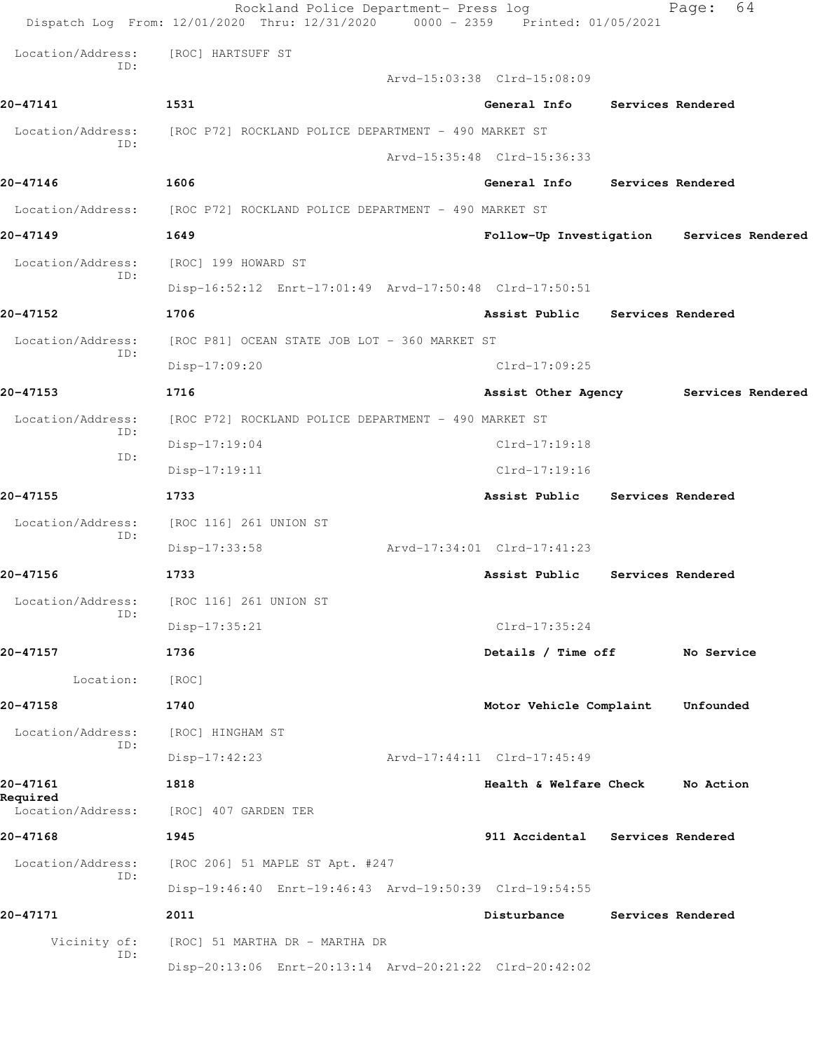Location/Address: [ROC] HARTSUFF ST
ID:
Arvd-15:03:38 Clrd-15:08:09

**20-47141** 1531 **General Info** **Services Rendered**

Location/Address: [ROC P72] ROCKLAND POLICE DEPARTMENT - 490 MARKET ST
ID:
Arvd-15:35:48 Clrd-15:36:33

**20-47146** 1606 **General Info** **Services Rendered**

Location/Address: [ROC P72] ROCKLAND POLICE DEPARTMENT - 490 MARKET ST

**20-47149** 1649 **Follow-Up Investigation** **Services Rendered**

Location/Address: [ROC] 199 HOWARD ST
ID:
Disp-16:52:12 Enrt-17:01:49 Arvd-17:50:48 Clrd-17:50:51

**20-47152** 1706 **Assist Public** **Services Rendered**

Location/Address: [ROC P81] OCEAN STATE JOB LOT - 360 MARKET ST
ID:
Disp-17:09:20 Clrd-17:09:25

**20-47153** 1716 **Assist Other Agency** **Services Rendered**

Location/Address: [ROC P72] ROCKLAND POLICE DEPARTMENT - 490 MARKET ST
ID:
Disp-17:19:04 Clrd-17:19:18
ID:
Disp-17:19:11 Clrd-17:19:16

**20-47155** 1733 **Assist Public** **Services Rendered**

Location/Address: [ROC 116] 261 UNION ST
ID:
Disp-17:33:58 Arvd-17:34:01 Clrd-17:41:23

**20-47156** 1733 **Assist Public** **Services Rendered**

Location/Address: [ROC 116] 261 UNION ST
ID:
Disp-17:35:21 Clrd-17:35:24

**20-47157** 1736 **Details / Time off** **No Service**

Location: [ROC]

**20-47158** 1740 **Motor Vehicle Complaint** **Unfounded**

Location/Address: [ROC] HINGHAM ST
ID:
Disp-17:42:23 Arvd-17:44:11 Clrd-17:45:49

**20-47161** 1818 **Health & Welfare Check** **No Action Required**

Location/Address: [ROC] 407 GARDEN TER

**20-47168** 1945 **911 Accidental** **Services Rendered**

Location/Address: [ROC 206] 51 MAPLE ST Apt. #247
ID:
Disp-19:46:40 Enrt-19:46:43 Arvd-19:50:39 Clrd-19:54:55

**20-47171** 2011 **Disturbance** **Services Rendered**

Vicinity of: [ROC] 51 MARTHA DR - MARTHA DR
ID:
Disp-20:13:06 Enrt-20:13:14 Arvd-20:21:22 Clrd-20:42:02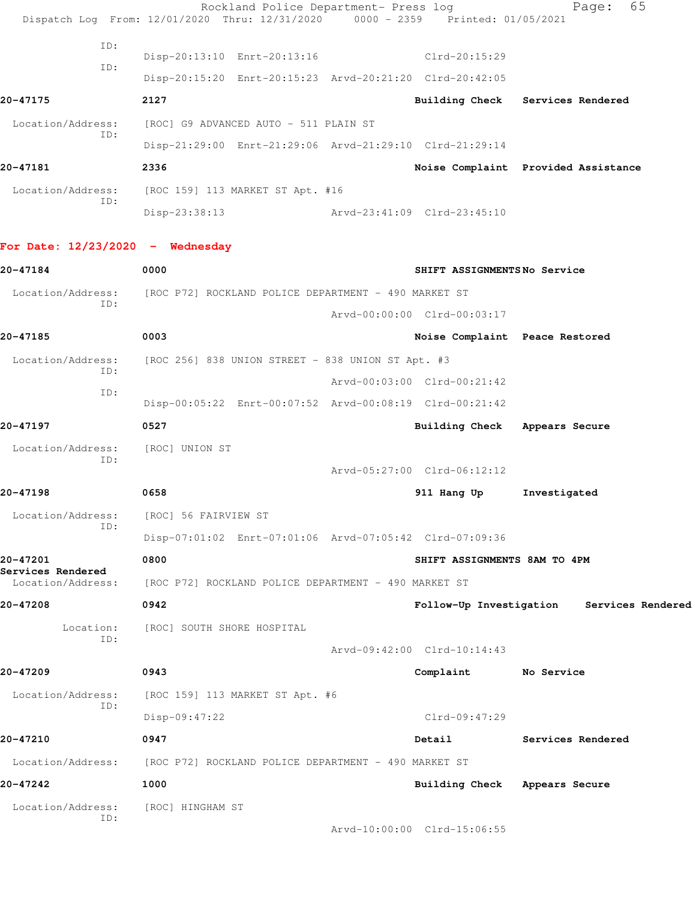ID: Disp-20:13:10 Enrt-20:13:16 Clrd-20:15:29

ID: Disp-20:15:20 Enrt-20:15:23 Arvd-20:21:20 Clrd-20:42:05

**20-47175** **2127** **Building Check** **Services Rendered**

Location/Address: [ROC] G9 ADVANCED AUTO - 511 PLAIN ST

ID: Disp-21:29:00 Enrt-21:29:06 Arvd-21:29:10 Clrd-21:29:14

**20-47181** **2336** **Noise Complaint** **Provided Assistance**

Location/Address: [ROC 159] 113 MARKET ST Apt. #16

ID: Disp-23:38:13 Arvd-23:41:09 Clrd-23:45:10

## For Date: 12/23/2020 - Wednesday

**20-47184** **0000** **SHIFT ASSIGNMENTS** **No Service**

Location/Address: [ROC P72] ROCKLAND POLICE DEPARTMENT - 490 MARKET ST

ID: Arvd-00:00:00 Clrd-00:03:17

**20-47185** **0003** **Noise Complaint** **Peace Restored**

Location/Address: [ROC 256] 838 UNION STREET - 838 UNION ST Apt. #3

ID: Arvd-00:03:00 Clrd-00:21:42

ID: Disp-00:05:22 Enrt-00:07:52 Arvd-00:08:19 Clrd-00:21:42

**20-47197** **0527** **Building Check** **Appears Secure**

Location/Address: [ROC] UNION ST

ID: Arvd-05:27:00 Clrd-06:12:12

**20-47198** **0658** **911 Hang Up** **Investigated**

Location/Address: [ROC] 56 FAIRVIEW ST

ID: Disp-07:01:02 Enrt-07:01:06 Arvd-07:05:42 Clrd-07:09:36

**20-47201** **0800** **SHIFT ASSIGNMENTS 8AM TO 4PM**
**Services Rendered**

Location/Address: [ROC P72] ROCKLAND POLICE DEPARTMENT - 490 MARKET ST

**20-47208** **0942** **Follow-Up Investigation** **Services Rendered**

Location: [ROC] SOUTH SHORE HOSPITAL

ID: Arvd-09:42:00 Clrd-10:14:43

**20-47209** **0943** **Complaint** **No Service**

Location/Address: [ROC 159] 113 MARKET ST Apt. #6

ID: Disp-09:47:22 Clrd-09:47:29

**20-47210** **0947** **Detail** **Services Rendered**

Location/Address: [ROC P72] ROCKLAND POLICE DEPARTMENT - 490 MARKET ST

**20-47242** **1000** **Building Check** **Appears Secure**

Location/Address: [ROC] HINGHAM ST

ID: Arvd-10:00:00 Clrd-15:06:55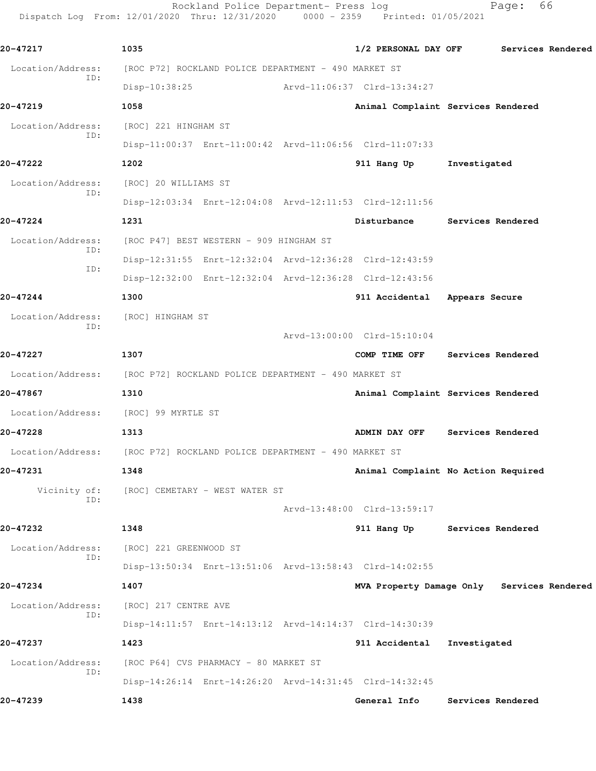**20-47217** 1035 **1/2 PERSONAL DAY OFF** **Services Rendered**

Location/Address: [ROC P72] ROCKLAND POLICE DEPARTMENT - 490 MARKET ST
ID: Disp-10:38:25 Arvd-11:06:37 Clrd-13:34:27

**20-47219** 1058 **Animal Complaint** **Services Rendered**

Location/Address: [ROC] 221 HINGHAM ST
ID: Disp-11:00:37 Enrt-11:00:42 Arvd-11:06:56 Clrd-11:07:33

**20-47222** 1202 **911 Hang Up** **Investigated**

Location/Address: [ROC] 20 WILLIAMS ST
ID: Disp-12:03:34 Enrt-12:04:08 Arvd-12:11:53 Clrd-12:11:56

**20-47224** 1231 **Disturbance** **Services Rendered**

Location/Address: [ROC P47] BEST WESTERN - 909 HINGHAM ST
ID: Disp-12:31:55 Enrt-12:32:04 Arvd-12:36:28 Clrd-12:43:59
ID: Disp-12:32:00 Enrt-12:32:04 Arvd-12:36:28 Clrd-12:43:56

**20-47244** 1300 **911 Accidental** **Appears Secure**

Location/Address: [ROC] HINGHAM ST
ID: Arvd-13:00:00 Clrd-15:10:04

**20-47227** 1307 **COMP TIME OFF** **Services Rendered**

Location/Address: [ROC P72] ROCKLAND POLICE DEPARTMENT - 490 MARKET ST

**20-47867** 1310 **Animal Complaint** **Services Rendered**

Location/Address: [ROC] 99 MYRTLE ST

**20-47228** 1313 **ADMIN DAY OFF** **Services Rendered**

Location/Address: [ROC P72] ROCKLAND POLICE DEPARTMENT - 490 MARKET ST

**20-47231** 1348 **Animal Complaint** **No Action Required**

Vicinity of: [ROC] CEMETARY - WEST WATER ST
ID: Arvd-13:48:00 Clrd-13:59:17

**20-47232** 1348 **911 Hang Up** **Services Rendered**

Location/Address: [ROC] 221 GREENWOOD ST
ID: Disp-13:50:34 Enrt-13:51:06 Arvd-13:58:43 Clrd-14:02:55

**20-47234** 1407 **MVA Property Damage Only** **Services Rendered**

Location/Address: [ROC] 217 CENTRE AVE
ID: Disp-14:11:57 Enrt-14:13:12 Arvd-14:14:37 Clrd-14:30:39

**20-47237** 1423 **911 Accidental** **Investigated**

Location/Address: [ROC P64] CVS PHARMACY - 80 MARKET ST
ID: Disp-14:26:14 Enrt-14:26:20 Arvd-14:31:45 Clrd-14:32:45

**20-47239** 1438 **General Info** **Services Rendered**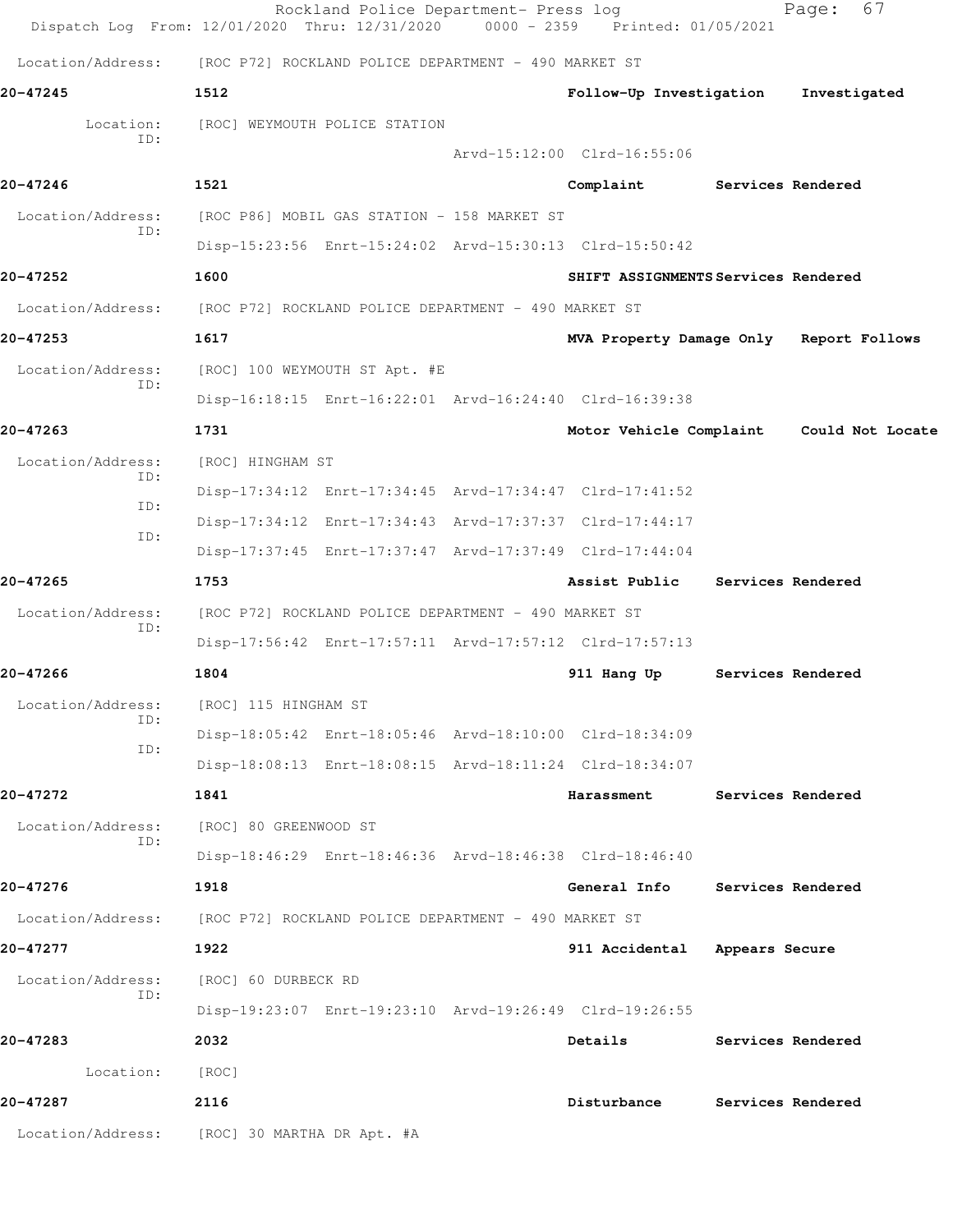Location/Address: [ROC P72] ROCKLAND POLICE DEPARTMENT - 490 MARKET ST

**20-47245** 1512 **Follow-Up Investigation** **Investigated**

Location: [ROC] WEYMOUTH POLICE STATION
ID:
Arvd-15:12:00 Clrd-16:55:06

**20-47246** 1521 **Complaint** **Services Rendered**

Location/Address: [ROC P86] MOBIL GAS STATION - 158 MARKET ST
ID:
Disp-15:23:56 Enrt-15:24:02 Arvd-15:30:13 Clrd-15:50:42

**20-47252** 1600 **SHIFT ASSIGNMENTS** **Services Rendered**

Location/Address: [ROC P72] ROCKLAND POLICE DEPARTMENT - 490 MARKET ST

**20-47253** 1617 **MVA Property Damage Only** **Report Follows**

Location/Address: [ROC] 100 WEYMOUTH ST Apt. #E
ID:
Disp-16:18:15 Enrt-16:22:01 Arvd-16:24:40 Clrd-16:39:38

**20-47263** 1731 **Motor Vehicle Complaint** **Could Not Locate**

Location/Address: [ROC] HINGHAM ST
ID:
Disp-17:34:12 Enrt-17:34:45 Arvd-17:34:47 Clrd-17:41:52
ID:
Disp-17:34:12 Enrt-17:34:43 Arvd-17:37:37 Clrd-17:44:17
ID:
Disp-17:37:45 Enrt-17:37:47 Arvd-17:37:49 Clrd-17:44:04

**20-47265** 1753 **Assist Public** **Services Rendered**

Location/Address: [ROC P72] ROCKLAND POLICE DEPARTMENT - 490 MARKET ST
ID:
Disp-17:56:42 Enrt-17:57:11 Arvd-17:57:12 Clrd-17:57:13

**20-47266** 1804 **911 Hang Up** **Services Rendered**

Location/Address: [ROC] 115 HINGHAM ST
ID:
Disp-18:05:42 Enrt-18:05:46 Arvd-18:10:00 Clrd-18:34:09
ID:
Disp-18:08:13 Enrt-18:08:15 Arvd-18:11:24 Clrd-18:34:07

**20-47272** 1841 **Harassment** **Services Rendered**

Location/Address: [ROC] 80 GREENWOOD ST
ID:
Disp-18:46:29 Enrt-18:46:36 Arvd-18:46:38 Clrd-18:46:40

**20-47276** 1918 **General Info** **Services Rendered**

Location/Address: [ROC P72] ROCKLAND POLICE DEPARTMENT - 490 MARKET ST

**20-47277** 1922 **911 Accidental** **Appears Secure**

Location/Address: [ROC] 60 DURBECK RD
ID:
Disp-19:23:07 Enrt-19:23:10 Arvd-19:26:49 Clrd-19:26:55

**20-47283** 2032 **Details** **Services Rendered**

Location: [ROC]

**20-47287** 2116 **Disturbance** **Services Rendered**

Location/Address: [ROC] 30 MARTHA DR Apt. #A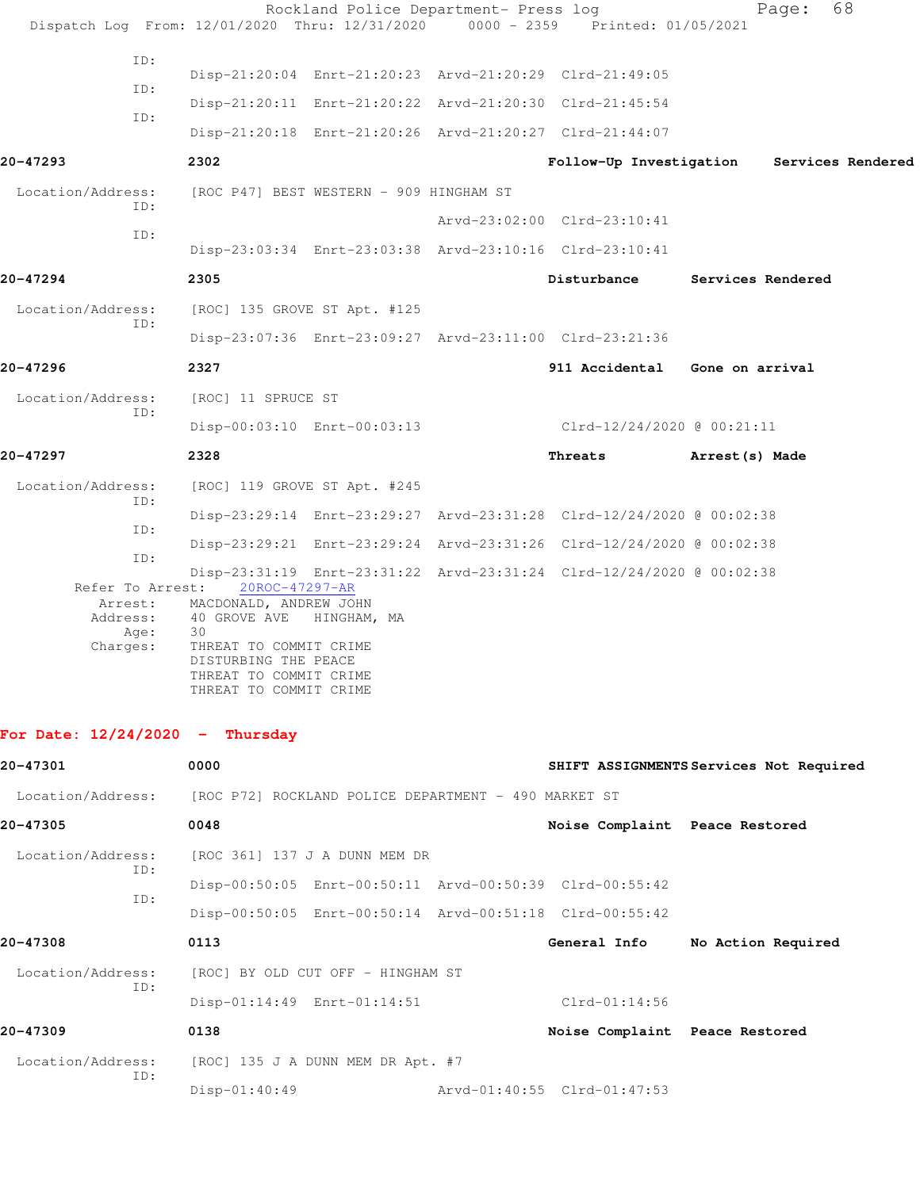ID:
Disp-21:20:04 Enrt-21:20:23 Arvd-21:20:29 Clrd-21:49:05
ID:
Disp-21:20:11 Enrt-21:20:22 Arvd-21:20:30 Clrd-21:45:54
ID:
Disp-21:20:18 Enrt-21:20:26 Arvd-21:20:27 Clrd-21:44:07

**20-47293** **2302** **Follow-Up Investigation** **Services Rendered**

Location/Address: [ROC P47] BEST WESTERN - 909 HINGHAM ST
ID:
Arvd-23:02:00 Clrd-23:10:41
ID:
Disp-23:03:34 Enrt-23:03:38 Arvd-23:10:16 Clrd-23:10:41

**20-47294** **2305** **Disturbance** **Services Rendered**

Location/Address: [ROC] 135 GROVE ST Apt. #125
ID:
Disp-23:07:36 Enrt-23:09:27 Arvd-23:11:00 Clrd-23:21:36

**20-47296** **2327** **911 Accidental** **Gone on arrival**

Location/Address: [ROC] 11 SPRUCE ST
ID:
Disp-00:03:10 Enrt-00:03:13 Clrd-12/24/2020 @ 00:21:11

**20-47297** **2328** **Threats** **Arrest(s) Made**

Location/Address: [ROC] 119 GROVE ST Apt. #245
ID:
Disp-23:29:14 Enrt-23:29:27 Arvd-23:31:28 Clrd-12/24/2020 @ 00:02:38
ID:
Disp-23:29:21 Enrt-23:29:24 Arvd-23:31:26 Clrd-12/24/2020 @ 00:02:38
ID:
Disp-23:31:19 Enrt-23:31:22 Arvd-23:31:24 Clrd-12/24/2020 @ 00:02:38

Refer To Arrest: 20ROC-47297-AR
Arrest: MACDONALD, ANDREW JOHN
Address: 40 GROVE AVE HINGHAM, MA
Age: 30
Charges: THREAT TO COMMIT CRIME
DISTURBING THE PEACE
THREAT TO COMMIT CRIME
THREAT TO COMMIT CRIME

## For Date: 12/24/2020 - Thursday

**20-47301** **0000** **SHIFT ASSIGNMENTS** **Services Not Required**

Location/Address: [ROC P72] ROCKLAND POLICE DEPARTMENT - 490 MARKET ST

**20-47305** **0048** **Noise Complaint** **Peace Restored**

Location/Address: [ROC 361] 137 J A DUNN MEM DR
ID:
Disp-00:50:05 Enrt-00:50:11 Arvd-00:50:39 Clrd-00:55:42
ID:
Disp-00:50:05 Enrt-00:50:14 Arvd-00:51:18 Clrd-00:55:42

**20-47308** **0113** **General Info** **No Action Required**

Location/Address: [ROC] BY OLD CUT OFF - HINGHAM ST
ID:
Disp-01:14:49 Enrt-01:14:51 Clrd-01:14:56

**20-47309** **0138** **Noise Complaint** **Peace Restored**

Location/Address: [ROC] 135 J A DUNN MEM DR Apt. #7
ID:
Disp-01:40:49 Arvd-01:40:55 Clrd-01:47:53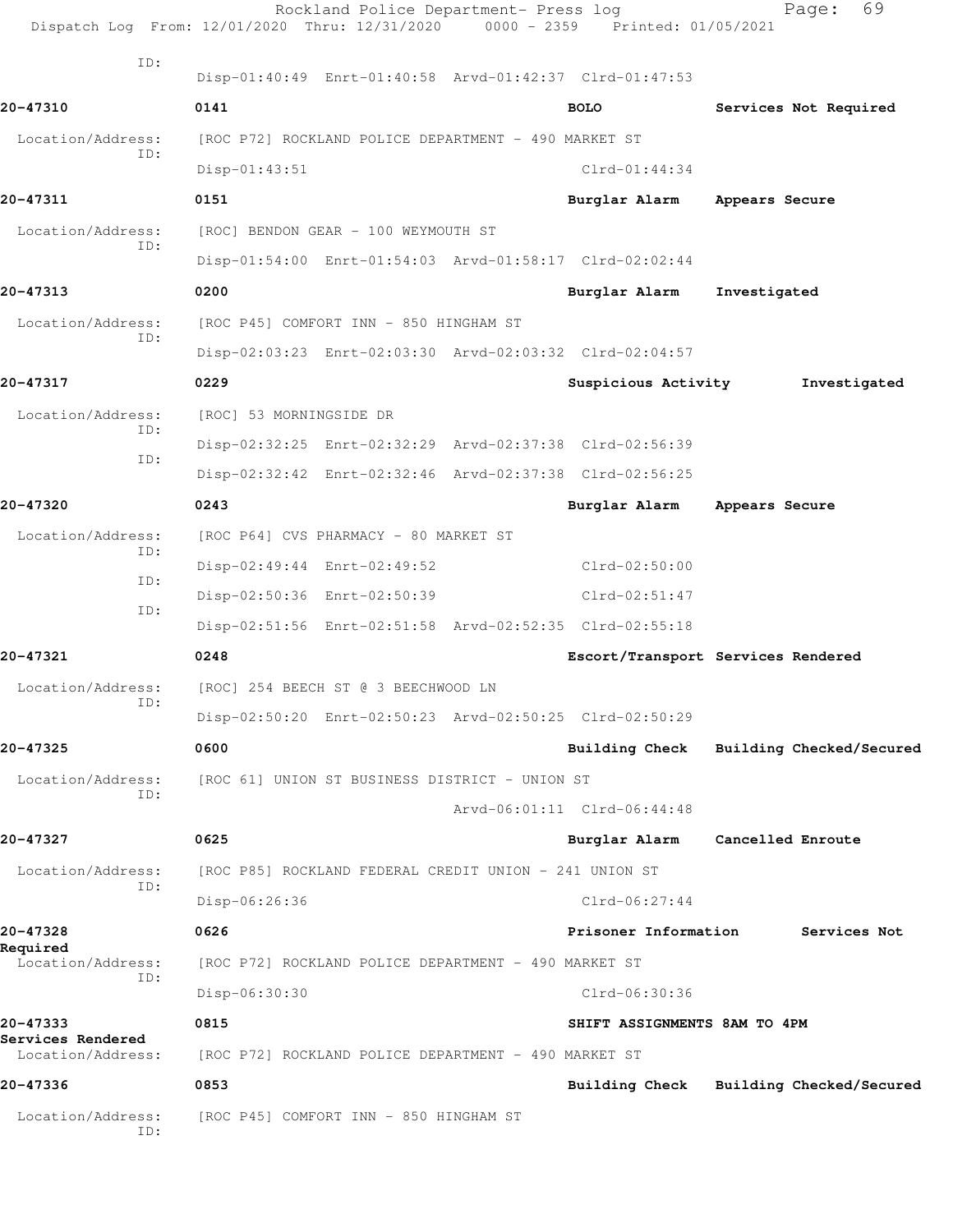ID:
Disp-01:40:49 Enrt-01:40:58 Arvd-01:42:37 Clrd-01:47:53

**20-47310** 0141 **BOLO** **Services Not Required**

Location/Address: [ROC P72] ROCKLAND POLICE DEPARTMENT - 490 MARKET ST
ID:
Disp-01:43:51 Clrd-01:44:34

**20-47311** 0151 **Burglar Alarm** **Appears Secure**

Location/Address: [ROC] BENDON GEAR - 100 WEYMOUTH ST
ID:
Disp-01:54:00 Enrt-01:54:03 Arvd-01:58:17 Clrd-02:02:44

**20-47313** 0200 **Burglar Alarm** **Investigated**

Location/Address: [ROC P45] COMFORT INN - 850 HINGHAM ST
ID:
Disp-02:03:23 Enrt-02:03:30 Arvd-02:03:32 Clrd-02:04:57

**20-47317** 0229 **Suspicious Activity** **Investigated**

Location/Address: [ROC] 53 MORNINGSIDE DR
ID:
Disp-02:32:25 Enrt-02:32:29 Arvd-02:37:38 Clrd-02:56:39
ID:
Disp-02:32:42 Enrt-02:32:46 Arvd-02:37:38 Clrd-02:56:25

**20-47320** 0243 **Burglar Alarm** **Appears Secure**

Location/Address: [ROC P64] CVS PHARMACY - 80 MARKET ST
ID:
Disp-02:49:44 Enrt-02:49:52 Clrd-02:50:00
ID:
Disp-02:50:36 Enrt-02:50:39 Clrd-02:51:47
ID:
Disp-02:51:56 Enrt-02:51:58 Arvd-02:52:35 Clrd-02:55:18

**20-47321** 0248 **Escort/Transport** **Services Rendered**

Location/Address: [ROC] 254 BEECH ST @ 3 BEECHWOOD LN
ID:
Disp-02:50:20 Enrt-02:50:23 Arvd-02:50:25 Clrd-02:50:29

**20-47325** 0600 **Building Check** **Building Checked/Secured**

Location/Address: [ROC 61] UNION ST BUSINESS DISTRICT - UNION ST
ID:
Arvd-06:01:11 Clrd-06:44:48

**20-47327** 0625 **Burglar Alarm** **Cancelled Enroute**

Location/Address: [ROC P85] ROCKLAND FEDERAL CREDIT UNION - 241 UNION ST
ID:
Disp-06:26:36 Clrd-06:27:44

**20-47328** 0626 **Prisoner Information** **Services Not Required**

Location/Address: [ROC P72] ROCKLAND POLICE DEPARTMENT - 490 MARKET ST
ID:
Disp-06:30:30 Clrd-06:30:36

**20-47333** 0815 **SHIFT ASSIGNMENTS 8AM TO 4PM** **Services Rendered**

Location/Address: [ROC P72] ROCKLAND POLICE DEPARTMENT - 490 MARKET ST

**20-47336** 0853 **Building Check** **Building Checked/Secured**

Location/Address: [ROC P45] COMFORT INN - 850 HINGHAM ST
ID: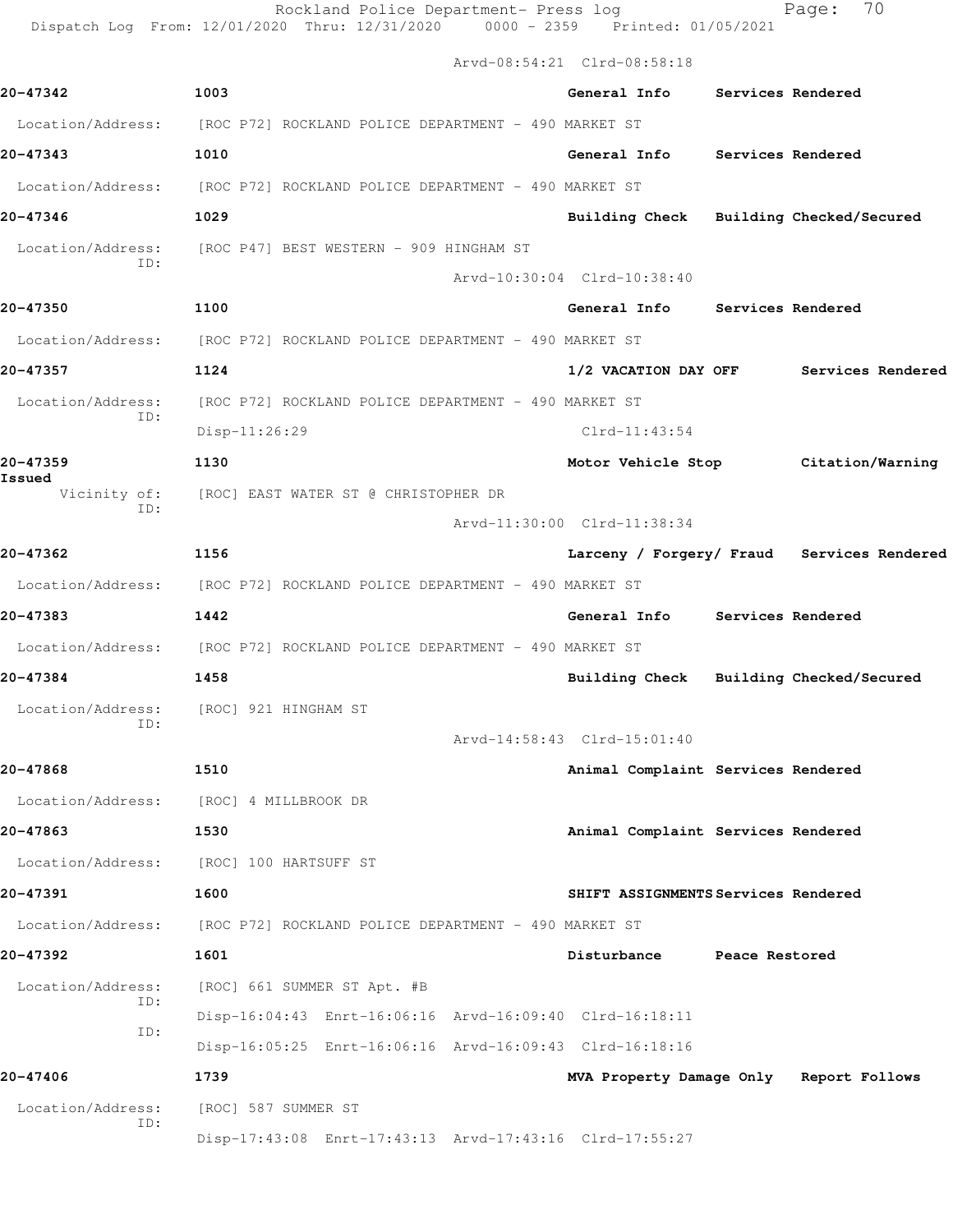Arvd-08:54:21 Clrd-08:58:18

**20-47342** 1003 General Info Services Rendered

Location/Address: [ROC P72] ROCKLAND POLICE DEPARTMENT - 490 MARKET ST

**20-47343** 1010 General Info Services Rendered

Location/Address: [ROC P72] ROCKLAND POLICE DEPARTMENT - 490 MARKET ST

**20-47346** 1029 Building Check Building Checked/Secured

Location/Address: [ROC P47] BEST WESTERN - 909 HINGHAM ST
ID:
Arvd-10:30:04 Clrd-10:38:40

**20-47350** 1100 General Info Services Rendered

Location/Address: [ROC P72] ROCKLAND POLICE DEPARTMENT - 490 MARKET ST

**20-47357** 1124 1/2 VACATION DAY OFF Services Rendered

Location/Address: [ROC P72] ROCKLAND POLICE DEPARTMENT - 490 MARKET ST
ID:
Disp-11:26:29 Clrd-11:43:54

**20-47359** 1130 Motor Vehicle Stop Citation/Warning Issued

Vicinity of: [ROC] EAST WATER ST @ CHRISTOPHER DR
ID:
Arvd-11:30:00 Clrd-11:38:34

**20-47362** 1156 Larceny / Forgery/ Fraud Services Rendered

Location/Address: [ROC P72] ROCKLAND POLICE DEPARTMENT - 490 MARKET ST

**20-47383** 1442 General Info Services Rendered

Location/Address: [ROC P72] ROCKLAND POLICE DEPARTMENT - 490 MARKET ST

**20-47384** 1458 Building Check Building Checked/Secured

Location/Address: [ROC] 921 HINGHAM ST
ID:
Arvd-14:58:43 Clrd-15:01:40

**20-47868** 1510 Animal Complaint Services Rendered

Location/Address: [ROC] 4 MILLBROOK DR

**20-47863** 1530 Animal Complaint Services Rendered

Location/Address: [ROC] 100 HARTSUFF ST

**20-47391** 1600 SHIFT ASSIGNMENTS Services Rendered

Location/Address: [ROC P72] ROCKLAND POLICE DEPARTMENT - 490 MARKET ST

**20-47392** 1601 Disturbance Peace Restored

Location/Address: [ROC] 661 SUMMER ST Apt. #B
ID:
Disp-16:04:43 Enrt-16:06:16 Arvd-16:09:40 Clrd-16:18:11
ID:
Disp-16:05:25 Enrt-16:06:16 Arvd-16:09:43 Clrd-16:18:16

**20-47406** 1739 MVA Property Damage Only Report Follows

Location/Address: [ROC] 587 SUMMER ST
ID:
Disp-17:43:08 Enrt-17:43:13 Arvd-17:43:16 Clrd-17:55:27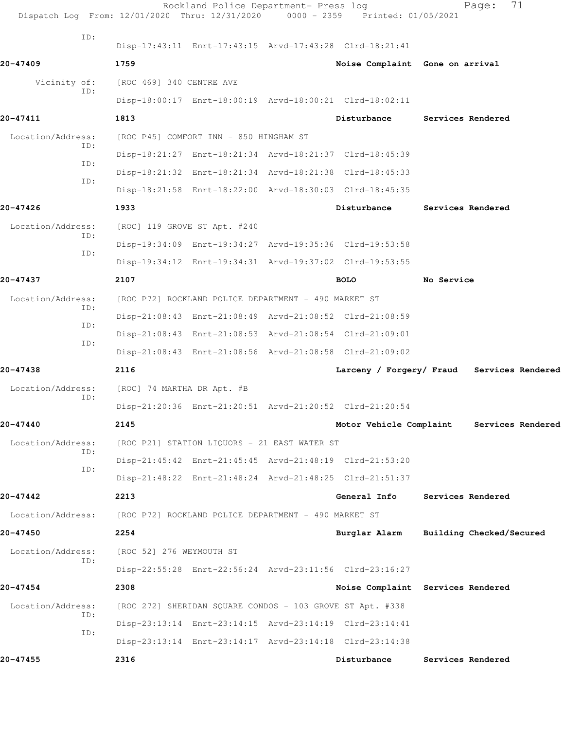ID:
Disp-17:43:11 Enrt-17:43:15 Arvd-17:43:28 Clrd-18:21:41

**20-47409** **1759** **Noise Complaint Gone on arrival**

Vicinity of: [ROC 469] 340 CENTRE AVE
ID:
Disp-18:00:17 Enrt-18:00:19 Arvd-18:00:21 Clrd-18:02:11

**20-47411** **1813** **Disturbance Services Rendered**

Location/Address: [ROC P45] COMFORT INN - 850 HINGHAM ST
ID:
Disp-18:21:27 Enrt-18:21:34 Arvd-18:21:37 Clrd-18:45:39
ID:
Disp-18:21:32 Enrt-18:21:34 Arvd-18:21:38 Clrd-18:45:33
ID:
Disp-18:21:58 Enrt-18:22:00 Arvd-18:30:03 Clrd-18:45:35

**20-47426** **1933** **Disturbance Services Rendered**

Location/Address: [ROC] 119 GROVE ST Apt. #240
ID:
Disp-19:34:09 Enrt-19:34:27 Arvd-19:35:36 Clrd-19:53:58
ID:
Disp-19:34:12 Enrt-19:34:31 Arvd-19:37:02 Clrd-19:53:55

**20-47437** **2107** **BOLO No Service**

Location/Address: [ROC P72] ROCKLAND POLICE DEPARTMENT - 490 MARKET ST
ID:
Disp-21:08:43 Enrt-21:08:49 Arvd-21:08:52 Clrd-21:08:59
ID:
Disp-21:08:43 Enrt-21:08:53 Arvd-21:08:54 Clrd-21:09:01
ID:
Disp-21:08:43 Enrt-21:08:56 Arvd-21:08:58 Clrd-21:09:02

**20-47438** **2116** **Larceny / Forgery/ Fraud Services Rendered**

Location/Address: [ROC] 74 MARTHA DR Apt. #B
ID:
Disp-21:20:36 Enrt-21:20:51 Arvd-21:20:52 Clrd-21:20:54

**20-47440** **2145** **Motor Vehicle Complaint Services Rendered**

Location/Address: [ROC P21] STATION LIQUORS - 21 EAST WATER ST
ID:
Disp-21:45:42 Enrt-21:45:45 Arvd-21:48:19 Clrd-21:53:20
ID:
Disp-21:48:22 Enrt-21:48:24 Arvd-21:48:25 Clrd-21:51:37

**20-47442** **2213** **General Info Services Rendered**

Location/Address: [ROC P72] ROCKLAND POLICE DEPARTMENT - 490 MARKET ST

**20-47450** **2254** **Burglar Alarm Building Checked/Secured**

Location/Address: [ROC 52] 276 WEYMOUTH ST
ID:
Disp-22:55:28 Enrt-22:56:24 Arvd-23:11:56 Clrd-23:16:27

**20-47454** **2308** **Noise Complaint Services Rendered**

Location/Address: [ROC 272] SHERIDAN SQUARE CONDOS - 103 GROVE ST Apt. #338
ID:
Disp-23:13:14 Enrt-23:14:15 Arvd-23:14:19 Clrd-23:14:41
ID:
Disp-23:13:14 Enrt-23:14:17 Arvd-23:14:18 Clrd-23:14:38

**20-47455** **2316** **Disturbance Services Rendered**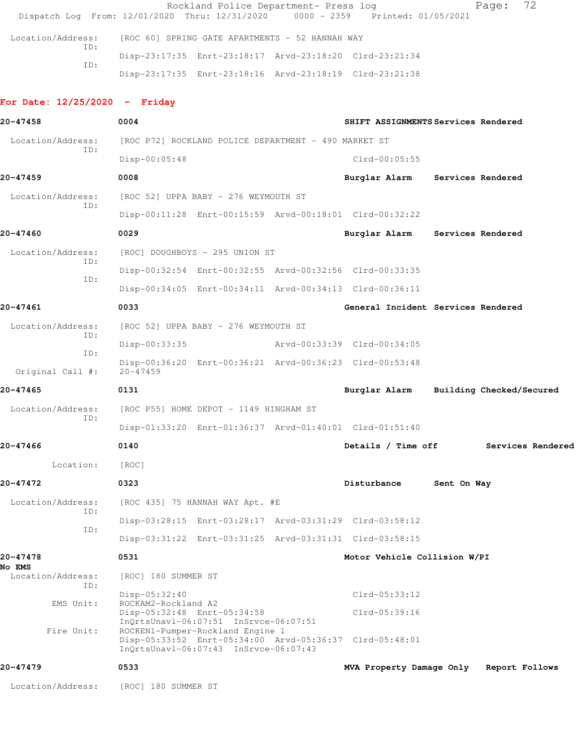Location/Address: [ROC 60] SPRING GATE APARTMENTS - 52 HANNAH WAY
ID:
Disp-23:17:35 Enrt-23:18:17 Arvd-23:18:20 Clrd-23:21:34
ID:
Disp-23:17:35 Enrt-23:18:16 Arvd-23:18:19 Clrd-23:21:38

**For Date: 12/25/2020 - Friday**

**20-47458** 0004 **SHIFT ASSIGNMENTS Services Rendered**

Location/Address: [ROC P72] ROCKLAND POLICE DEPARTMENT - 490 MARKET ST
ID:
Disp-00:05:48 Clrd-00:05:55

**20-47459** 0008 **Burglar Alarm Services Rendered**

Location/Address: [ROC 52] UPPA BABY - 276 WEYMOUTH ST
ID:
Disp-00:11:28 Enrt-00:15:59 Arvd-00:18:01 Clrd-00:32:22

**20-47460** 0029 **Burglar Alarm Services Rendered**

Location/Address: [ROC] DOUGHBOYS - 295 UNION ST
ID:
Disp-00:32:54 Enrt-00:32:55 Arvd-00:32:56 Clrd-00:33:35
ID:
Disp-00:34:05 Enrt-00:34:11 Arvd-00:34:13 Clrd-00:36:11

**20-47461** 0033 **General Incident Services Rendered**

Location/Address: [ROC 52] UPPA BABY - 276 WEYMOUTH ST
ID:
Disp-00:33:35 Arvd-00:33:39 Clrd-00:34:05
ID:
Disp-00:36:20 Enrt-00:36:21 Arvd-00:36:23 Clrd-00:53:48
Original Call #: 20-47459

**20-47465** 0131 **Burglar Alarm Building Checked/Secured**

Location/Address: [ROC P55] HOME DEPOT - 1149 HINGHAM ST
ID:
Disp-01:33:20 Enrt-01:36:37 Arvd-01:40:01 Clrd-01:51:40

**20-47466** 0140 **Details / Time off Services Rendered**

Location: [ROC]

**20-47472** 0323 **Disturbance Sent On Way**

Location/Address: [ROC 435] 75 HANNAH WAY Apt. #E
ID:
Disp-03:28:15 Enrt-03:28:17 Arvd-03:31:29 Clrd-03:58:12
ID:
Disp-03:31:22 Enrt-03:31:25 Arvd-03:31:31 Clrd-03:58:15

**20-47478** 0531 **Motor Vehicle Collision W/PI No EMS**

Location/Address: [ROC] 180 SUMMER ST
ID:
Disp-05:32:40 Clrd-05:33:12
EMS Unit: ROCKAM2-Rockland A2
Disp-05:32:48 Enrt-05:34:58 Clrd-05:39:16
InQrtsUnavl-06:07:51 InSrvce-06:07:51
Fire Unit: ROCKEN1-Pumper-Rockland Engine 1
Disp-05:33:52 Enrt-05:34:00 Arvd-05:36:37 Clrd-05:48:01
InQrtsUnavl-06:07:43 InSrvce-06:07:43

**20-47479** 0533 **MVA Property Damage Only Report Follows**

Location/Address: [ROC] 180 SUMMER ST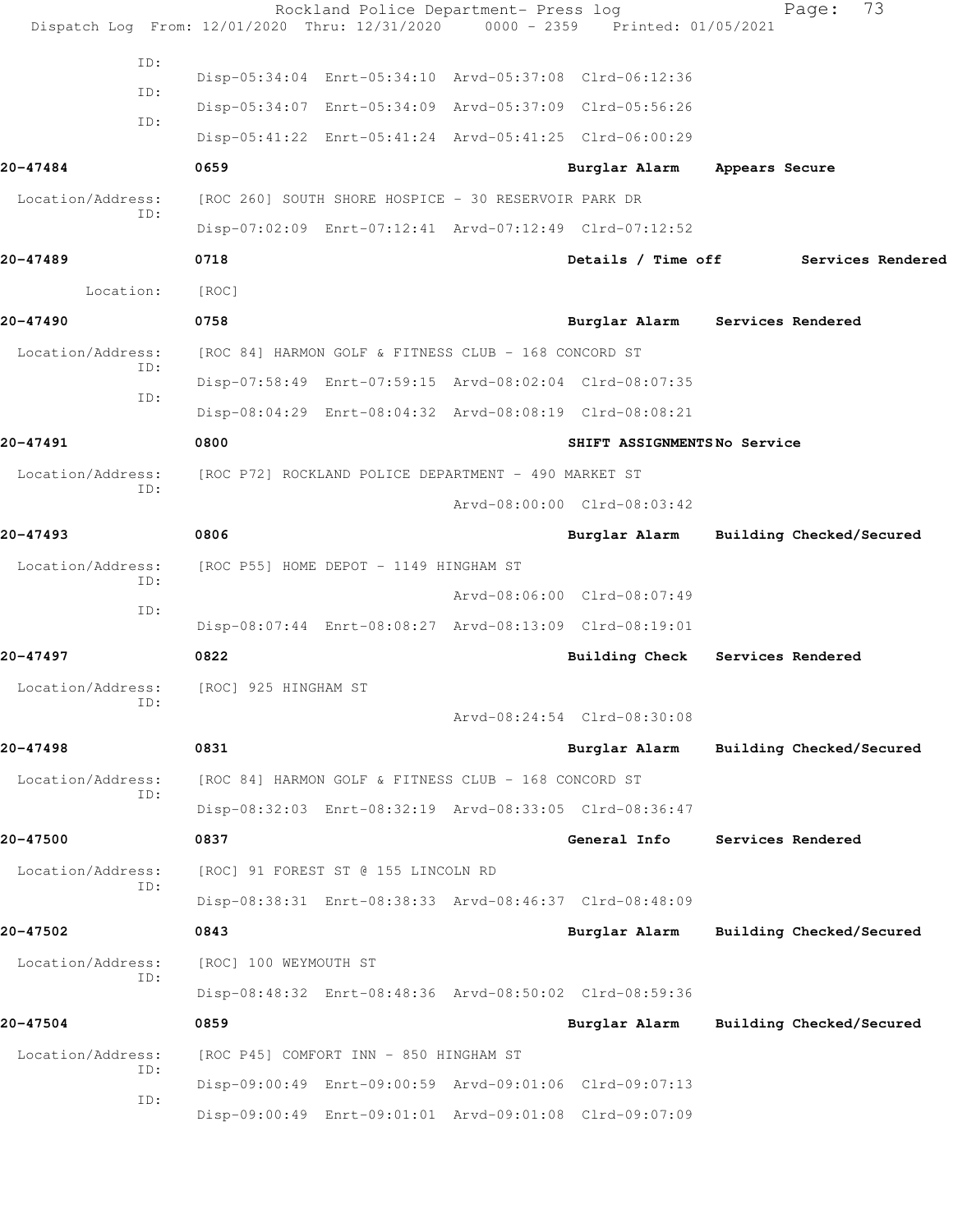Rockland Police Department- Press log
Dispatch Log From: 12/01/2020 Thru: 12/31/2020 0000 - 2359 Printed: 01/05/2021

```
             ID:
                      Disp-05:34:04  Enrt-05:34:10  Arvd-05:37:08  Clrd-06:12:36
             ID:
                      Disp-05:34:07  Enrt-05:34:09  Arvd-05:37:09  Clrd-05:56:26
             ID:
                      Disp-05:41:22  Enrt-05:41:24  Arvd-05:41:25  Clrd-06:00:29

20-47484              0659                                  Burglar Alarm     Appears Secure

 Location/Address:    [ROC 260] SOUTH SHORE HOSPICE - 30 RESERVOIR PARK DR
             ID:
                      Disp-07:02:09  Enrt-07:12:41  Arvd-07:12:49  Clrd-07:12:52

20-47489              0718                                  Details / Time off        Services Rendered

         Location:    [ROC]

20-47490              0758                                  Burglar Alarm     Services Rendered

 Location/Address:    [ROC 84] HARMON GOLF & FITNESS CLUB - 168 CONCORD ST
             ID:
                      Disp-07:58:49  Enrt-07:59:15  Arvd-08:02:04  Clrd-08:07:35
             ID:
                      Disp-08:04:29  Enrt-08:04:32  Arvd-08:08:19  Clrd-08:08:21

20-47491              0800                                  SHIFT ASSIGNMENTS No Service

 Location/Address:    [ROC P72] ROCKLAND POLICE DEPARTMENT - 490 MARKET ST
             ID:
                                                    Arvd-08:00:00  Clrd-08:03:42

20-47493              0806                                  Burglar Alarm     Building Checked/Secured

 Location/Address:    [ROC P55] HOME DEPOT - 1149 HINGHAM ST
             ID:
                                                    Arvd-08:06:00  Clrd-08:07:49
             ID:
                      Disp-08:07:44  Enrt-08:08:27  Arvd-08:13:09  Clrd-08:19:01

20-47497              0822                                  Building Check    Services Rendered

 Location/Address:    [ROC] 925 HINGHAM ST
             ID:
                                                    Arvd-08:24:54  Clrd-08:30:08

20-47498              0831                                  Burglar Alarm     Building Checked/Secured

 Location/Address:    [ROC 84] HARMON GOLF & FITNESS CLUB - 168 CONCORD ST
             ID:
                      Disp-08:32:03  Enrt-08:32:19  Arvd-08:33:05  Clrd-08:36:47

20-47500              0837                                  General Info      Services Rendered

 Location/Address:    [ROC] 91 FOREST ST @ 155 LINCOLN RD
             ID:
                      Disp-08:38:31  Enrt-08:38:33  Arvd-08:46:37  Clrd-08:48:09

20-47502              0843                                  Burglar Alarm     Building Checked/Secured

 Location/Address:    [ROC] 100 WEYMOUTH ST
             ID:
                      Disp-08:48:32  Enrt-08:48:36  Arvd-08:50:02  Clrd-08:59:36

20-47504              0859                                  Burglar Alarm     Building Checked/Secured

 Location/Address:    [ROC P45] COMFORT INN - 850 HINGHAM ST
             ID:
                      Disp-09:00:49  Enrt-09:00:59  Arvd-09:01:06  Clrd-09:07:13
             ID:
                      Disp-09:00:49  Enrt-09:01:01  Arvd-09:01:08  Clrd-09:07:09
```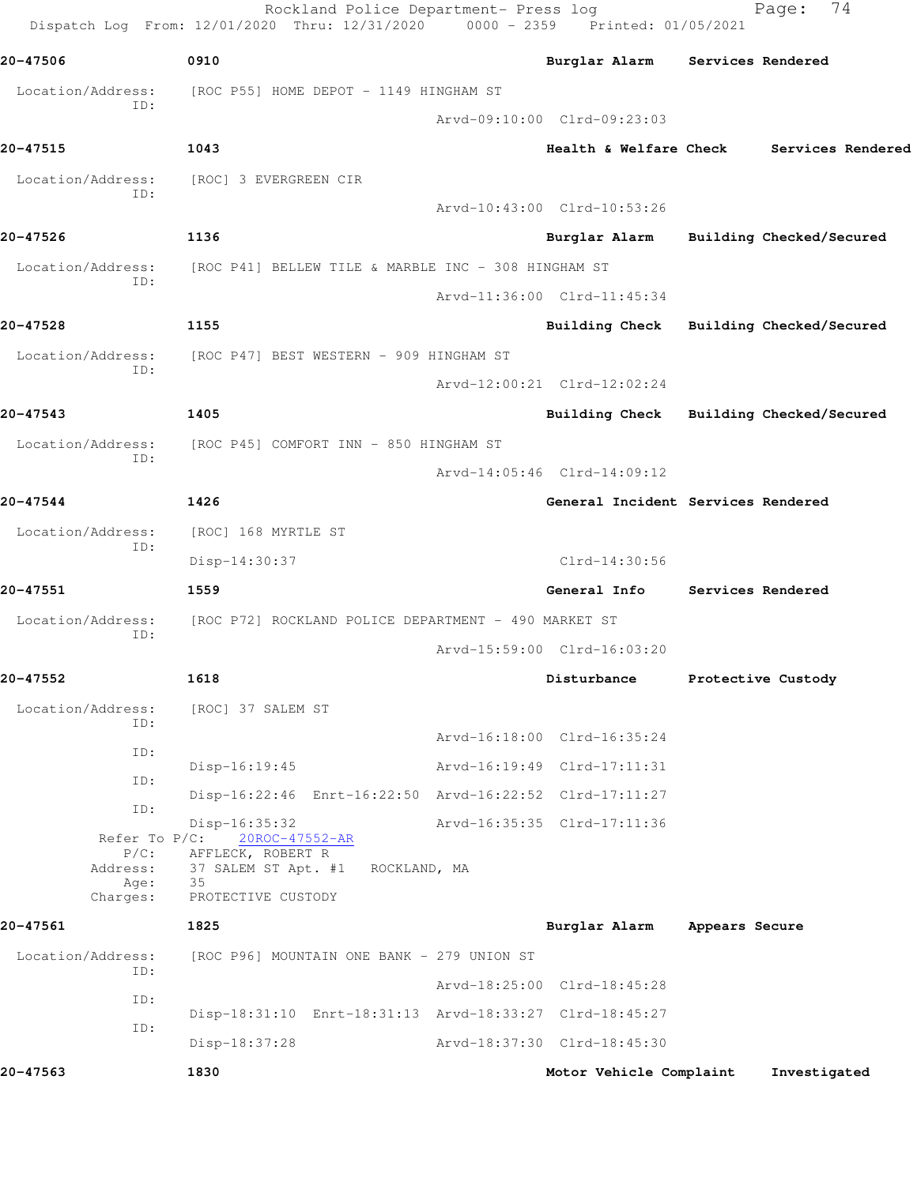Rockland Police Department- Press log
Dispatch Log From: 12/01/2020 Thru: 12/31/2020 0000 - 2359 Printed: 01/05/2021

**20-47506** 0910 **Burglar Alarm** **Services Rendered**

Location/Address: [ROC P55] HOME DEPOT - 1149 HINGHAM ST
ID:
Arvd-09:10:00 Clrd-09:23:03

**20-47515** 1043 **Health & Welfare Check** **Services Rendered**

Location/Address: [ROC] 3 EVERGREEN CIR
ID:
Arvd-10:43:00 Clrd-10:53:26

**20-47526** 1136 **Burglar Alarm** **Building Checked/Secured**

Location/Address: [ROC P41] BELLEW TILE & MARBLE INC - 308 HINGHAM ST
ID:
Arvd-11:36:00 Clrd-11:45:34

**20-47528** 1155 **Building Check** **Building Checked/Secured**

Location/Address: [ROC P47] BEST WESTERN - 909 HINGHAM ST
ID:
Arvd-12:00:21 Clrd-12:02:24

**20-47543** 1405 **Building Check** **Building Checked/Secured**

Location/Address: [ROC P45] COMFORT INN - 850 HINGHAM ST
ID:
Arvd-14:05:46 Clrd-14:09:12

**20-47544** 1426 **General Incident** **Services Rendered**

Location/Address: [ROC] 168 MYRTLE ST
ID:
Disp-14:30:37 Clrd-14:30:56

**20-47551** 1559 **General Info** **Services Rendered**

Location/Address: [ROC P72] ROCKLAND POLICE DEPARTMENT - 490 MARKET ST
ID:
Arvd-15:59:00 Clrd-16:03:20

**20-47552** 1618 **Disturbance** **Protective Custody**

Location/Address: [ROC] 37 SALEM ST
ID:
Arvd-16:18:00 Clrd-16:35:24
ID:
Disp-16:19:45 Arvd-16:19:49 Clrd-17:11:31
ID:
Disp-16:22:46 Enrt-16:22:50 Arvd-16:22:52 Clrd-17:11:27
ID:
Disp-16:35:32 Arvd-16:35:35 Clrd-17:11:36
Refer To P/C: 20ROC-47552-AR
P/C: AFFLECK, ROBERT R
Address: 37 SALEM ST Apt. #1 ROCKLAND, MA
Age: 35
Charges: PROTECTIVE CUSTODY

**20-47561** 1825 **Burglar Alarm** **Appears Secure**

Location/Address: [ROC P96] MOUNTAIN ONE BANK - 279 UNION ST
ID:
Arvd-18:25:00 Clrd-18:45:28
ID:
Disp-18:31:10 Enrt-18:31:13 Arvd-18:33:27 Clrd-18:45:27
ID:
Disp-18:37:28 Arvd-18:37:30 Clrd-18:45:30

**20-47563** 1830 **Motor Vehicle Complaint** **Investigated**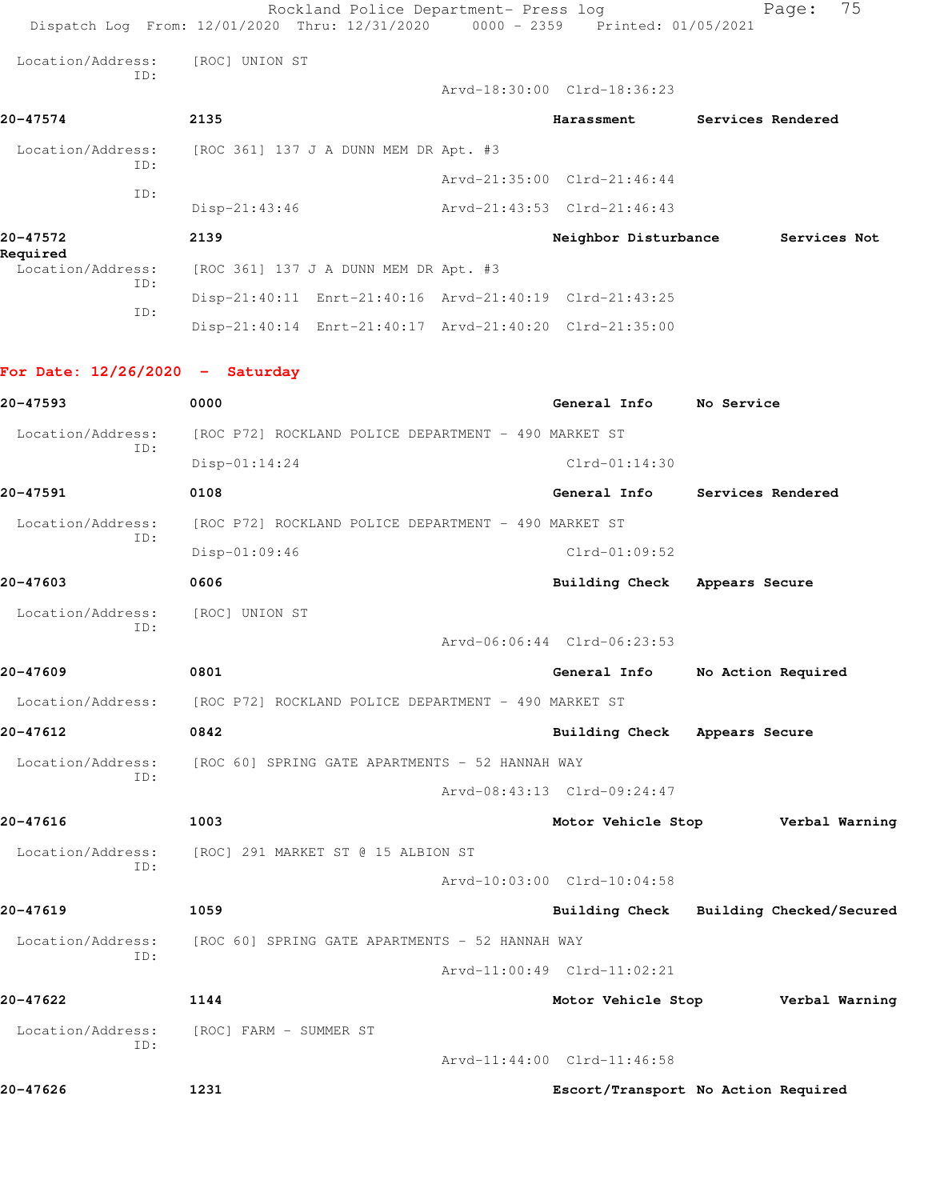Location/Address: [ROC] UNION ST
ID:
Arvd-18:30:00 Clrd-18:36:23

**20-47574** **2135** **Harassment** **Services Rendered**

Location/Address: [ROC 361] 137 J A DUNN MEM DR Apt. #3
ID:
Arvd-21:35:00 Clrd-21:46:44
ID:
Disp-21:43:46 Arvd-21:43:53 Clrd-21:46:43

**20-47572** **2139** **Neighbor Disturbance** **Services Not Required**

Location/Address: [ROC 361] 137 J A DUNN MEM DR Apt. #3
ID:
Disp-21:40:11 Enrt-21:40:16 Arvd-21:40:19 Clrd-21:43:25
ID:
Disp-21:40:14 Enrt-21:40:17 Arvd-21:40:20 Clrd-21:35:00

## For Date: 12/26/2020 - Saturday

**20-47593** **0000** **General Info** **No Service**

Location/Address: [ROC P72] ROCKLAND POLICE DEPARTMENT - 490 MARKET ST
ID:
Disp-01:14:24 Clrd-01:14:30

**20-47591** **0108** **General Info** **Services Rendered**

Location/Address: [ROC P72] ROCKLAND POLICE DEPARTMENT - 490 MARKET ST
ID:
Disp-01:09:46 Clrd-01:09:52

**20-47603** **0606** **Building Check** **Appears Secure**

Location/Address: [ROC] UNION ST
ID:
Arvd-06:06:44 Clrd-06:23:53

**20-47609** **0801** **General Info** **No Action Required**

Location/Address: [ROC P72] ROCKLAND POLICE DEPARTMENT - 490 MARKET ST

**20-47612** **0842** **Building Check** **Appears Secure**

Location/Address: [ROC 60] SPRING GATE APARTMENTS - 52 HANNAH WAY
ID:
Arvd-08:43:13 Clrd-09:24:47

**20-47616** **1003** **Motor Vehicle Stop** **Verbal Warning**

Location/Address: [ROC] 291 MARKET ST @ 15 ALBION ST
ID:
Arvd-10:03:00 Clrd-10:04:58

**20-47619** **1059** **Building Check** **Building Checked/Secured**

Location/Address: [ROC 60] SPRING GATE APARTMENTS - 52 HANNAH WAY
ID:
Arvd-11:00:49 Clrd-11:02:21

**20-47622** **1144** **Motor Vehicle Stop** **Verbal Warning**

Location/Address: [ROC] FARM - SUMMER ST
ID:
Arvd-11:44:00 Clrd-11:46:58

**20-47626** **1231** **Escort/Transport** **No Action Required**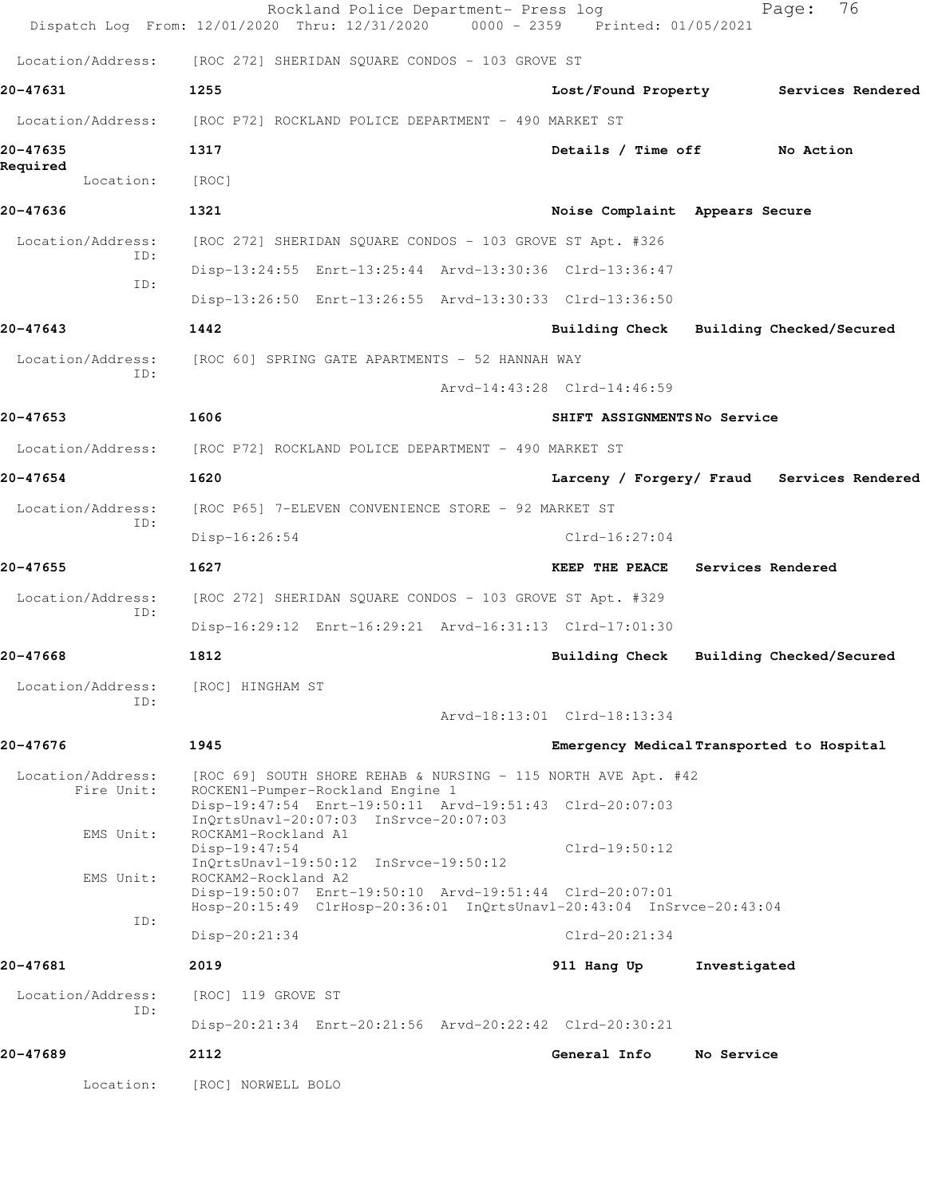Location/Address: [ROC 272] SHERIDAN SQUARE CONDOS - 103 GROVE ST

**20-47631** 1255 **Lost/Found Property** **Services Rendered**

Location/Address: [ROC P72] ROCKLAND POLICE DEPARTMENT - 490 MARKET ST

**20-47635** 1317 **Details / Time off** **No Action Required**

Location: [ROC]

**20-47636** 1321 **Noise Complaint** **Appears Secure**

Location/Address: [ROC 272] SHERIDAN SQUARE CONDOS - 103 GROVE ST Apt. #326
ID: Disp-13:24:55 Enrt-13:25:44 Arvd-13:30:36 Clrd-13:36:47
ID: Disp-13:26:50 Enrt-13:26:55 Arvd-13:30:33 Clrd-13:36:50

**20-47643** 1442 **Building Check** **Building Checked/Secured**

Location/Address: [ROC 60] SPRING GATE APARTMENTS - 52 HANNAH WAY
ID: Arvd-14:43:28 Clrd-14:46:59

**20-47653** 1606 **SHIFT ASSIGNMENTS** **No Service**

Location/Address: [ROC P72] ROCKLAND POLICE DEPARTMENT - 490 MARKET ST

**20-47654** 1620 **Larceny / Forgery/ Fraud** **Services Rendered**

Location/Address: [ROC P65] 7-ELEVEN CONVENIENCE STORE - 92 MARKET ST
ID: Disp-16:26:54 Clrd-16:27:04

**20-47655** 1627 **KEEP THE PEACE** **Services Rendered**

Location/Address: [ROC 272] SHERIDAN SQUARE CONDOS - 103 GROVE ST Apt. #329
ID: Disp-16:29:12 Enrt-16:29:21 Arvd-16:31:13 Clrd-17:01:30

**20-47668** 1812 **Building Check** **Building Checked/Secured**

Location/Address: [ROC] HINGHAM ST
ID: Arvd-18:13:01 Clrd-18:13:34

**20-47676** 1945 **Emergency Medical** **Transported to Hospital**

Location/Address: [ROC 69] SOUTH SHORE REHAB & NURSING - 115 NORTH AVE Apt. #42
Fire Unit: ROCKEN1-Pumper-Rockland Engine 1
Disp-19:47:54 Enrt-19:50:11 Arvd-19:51:43 Clrd-20:07:03
InQrtsUnavl-20:07:03 InSrvce-20:07:03
EMS Unit: ROCKAM1-Rockland A1
Disp-19:47:54 Clrd-19:50:12
InQrtsUnavl-19:50:12 InSrvce-19:50:12
EMS Unit: ROCKAM2-Rockland A2
Disp-19:50:07 Enrt-19:50:10 Arvd-19:51:44 Clrd-20:07:01
Hosp-20:15:49 ClrHosp-20:36:01 InQrtsUnavl-20:43:04 InSrvce-20:43:04
ID: Disp-20:21:34 Clrd-20:21:34

**20-47681** 2019 **911 Hang Up** **Investigated**

Location/Address: [ROC] 119 GROVE ST
ID: Disp-20:21:34 Enrt-20:21:56 Arvd-20:22:42 Clrd-20:30:21

**20-47689** 2112 **General Info** **No Service**

Location: [ROC] NORWELL BOLO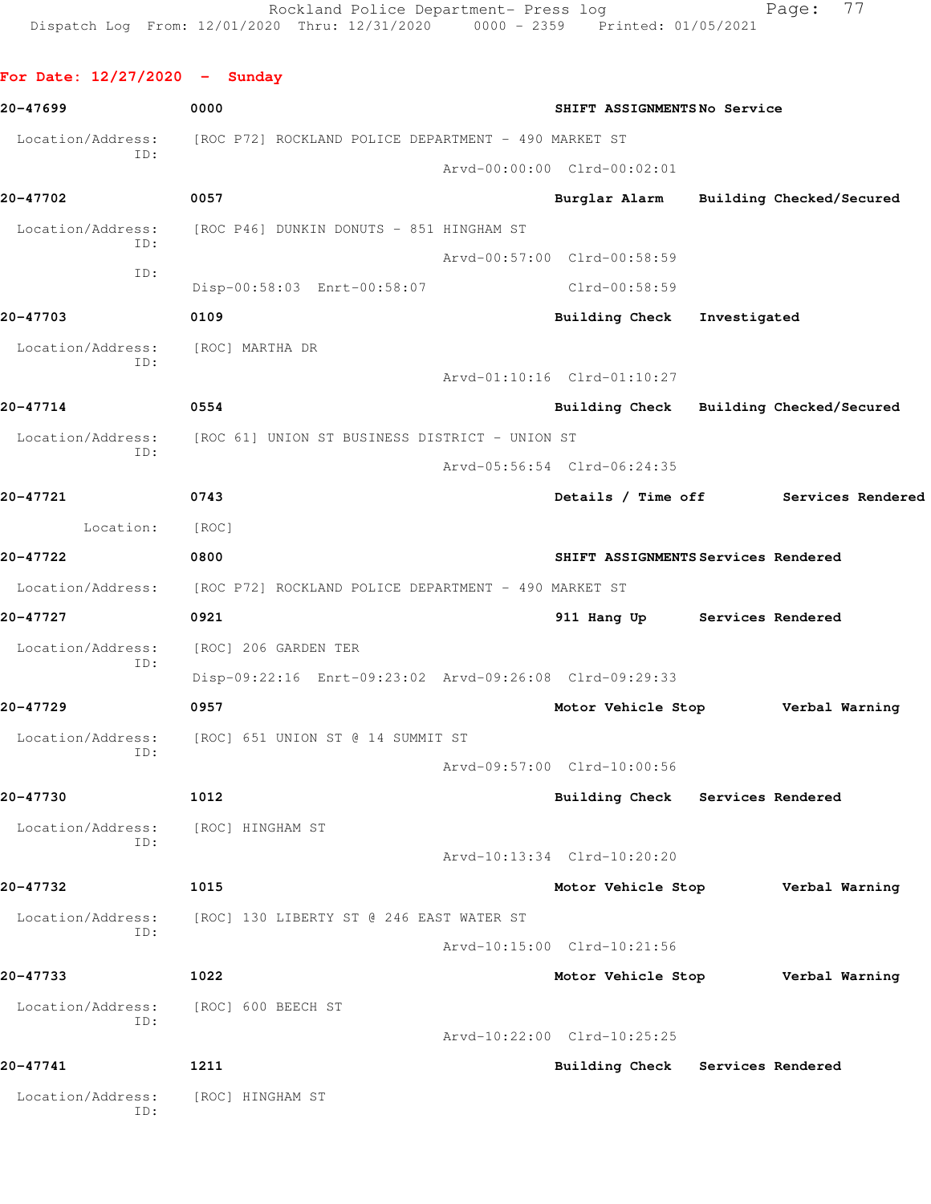**For Date: 12/27/2020 - Sunday**

**20-47699** **0000** **SHIFT ASSIGNMENTS** **No Service**

Location/Address: [ROC P72] ROCKLAND POLICE DEPARTMENT - 490 MARKET ST
ID:
Arvd-00:00:00 Clrd-00:02:01

**20-47702** **0057** **Burglar Alarm** **Building Checked/Secured**

Location/Address: [ROC P46] DUNKIN DONUTS - 851 HINGHAM ST
ID:
Arvd-00:57:00 Clrd-00:58:59
ID:
Disp-00:58:03 Enrt-00:58:07 Clrd-00:58:59

**20-47703** **0109** **Building Check** **Investigated**

Location/Address: [ROC] MARTHA DR
ID:
Arvd-01:10:16 Clrd-01:10:27

**20-47714** **0554** **Building Check** **Building Checked/Secured**

Location/Address: [ROC 61] UNION ST BUSINESS DISTRICT - UNION ST
ID:
Arvd-05:56:54 Clrd-06:24:35

**20-47721** **0743** **Details / Time off** **Services Rendered**

Location: [ROC]

**20-47722** **0800** **SHIFT ASSIGNMENTS** **Services Rendered**

Location/Address: [ROC P72] ROCKLAND POLICE DEPARTMENT - 490 MARKET ST

**20-47727** **0921** **911 Hang Up** **Services Rendered**

Location/Address: [ROC] 206 GARDEN TER
ID:
Disp-09:22:16 Enrt-09:23:02 Arvd-09:26:08 Clrd-09:29:33

**20-47729** **0957** **Motor Vehicle Stop** **Verbal Warning**

Location/Address: [ROC] 651 UNION ST @ 14 SUMMIT ST
ID:
Arvd-09:57:00 Clrd-10:00:56

**20-47730** **1012** **Building Check** **Services Rendered**

Location/Address: [ROC] HINGHAM ST
ID:
Arvd-10:13:34 Clrd-10:20:20

**20-47732** **1015** **Motor Vehicle Stop** **Verbal Warning**

Location/Address: [ROC] 130 LIBERTY ST @ 246 EAST WATER ST
ID:
Arvd-10:15:00 Clrd-10:21:56

**20-47733** **1022** **Motor Vehicle Stop** **Verbal Warning**

Location/Address: [ROC] 600 BEECH ST
ID:
Arvd-10:22:00 Clrd-10:25:25

**20-47741** **1211** **Building Check** **Services Rendered**

Location/Address: [ROC] HINGHAM ST
ID: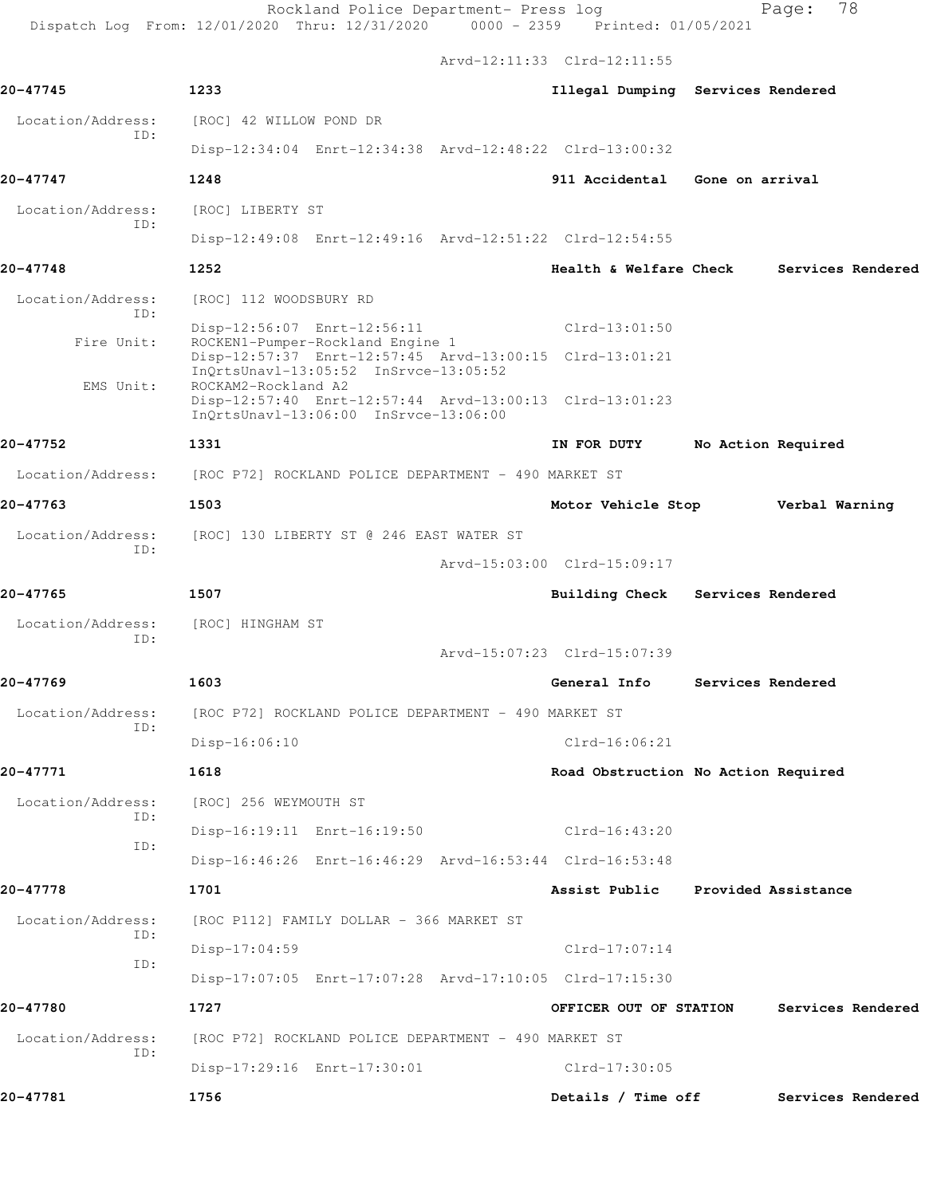Arvd-12:11:33 Clrd-12:11:55

**20-47745** 1233 Illegal Dumping Services Rendered

Location/Address: [ROC] 42 WILLOW POND DR
ID:
Disp-12:34:04 Enrt-12:34:38 Arvd-12:48:22 Clrd-13:00:32

**20-47747** 1248 911 Accidental Gone on arrival

Location/Address: [ROC] LIBERTY ST
ID:
Disp-12:49:08 Enrt-12:49:16 Arvd-12:51:22 Clrd-12:54:55

**20-47748** 1252 Health & Welfare Check Services Rendered

Location/Address: [ROC] 112 WOODSBURY RD
ID:
Disp-12:56:07 Enrt-12:56:11 Clrd-13:01:50
Fire Unit: ROCKEN1-Pumper-Rockland Engine 1
Disp-12:57:37 Enrt-12:57:45 Arvd-13:00:15 Clrd-13:01:21
InQrtsUnavl-13:05:52 InSrvce-13:05:52
EMS Unit: ROCKAM2-Rockland A2
Disp-12:57:40 Enrt-12:57:44 Arvd-13:00:13 Clrd-13:01:23
InQrtsUnavl-13:06:00 InSrvce-13:06:00

**20-47752** 1331 IN FOR DUTY No Action Required

Location/Address: [ROC P72] ROCKLAND POLICE DEPARTMENT - 490 MARKET ST

**20-47763** 1503 Motor Vehicle Stop Verbal Warning

Location/Address: [ROC] 130 LIBERTY ST @ 246 EAST WATER ST
ID:
Arvd-15:03:00 Clrd-15:09:17

**20-47765** 1507 Building Check Services Rendered

Location/Address: [ROC] HINGHAM ST
ID:
Arvd-15:07:23 Clrd-15:07:39

**20-47769** 1603 General Info Services Rendered

Location/Address: [ROC P72] ROCKLAND POLICE DEPARTMENT - 490 MARKET ST
ID:
Disp-16:06:10 Clrd-16:06:21

**20-47771** 1618 Road Obstruction No Action Required

Location/Address: [ROC] 256 WEYMOUTH ST
ID:
Disp-16:19:11 Enrt-16:19:50 Clrd-16:43:20
ID:
Disp-16:46:26 Enrt-16:46:29 Arvd-16:53:44 Clrd-16:53:48

**20-47778** 1701 Assist Public Provided Assistance

Location/Address: [ROC P112] FAMILY DOLLAR - 366 MARKET ST
ID:
Disp-17:04:59 Clrd-17:07:14
ID:
Disp-17:07:05 Enrt-17:07:28 Arvd-17:10:05 Clrd-17:15:30

**20-47780** 1727 OFFICER OUT OF STATION Services Rendered

Location/Address: [ROC P72] ROCKLAND POLICE DEPARTMENT - 490 MARKET ST
ID:
Disp-17:29:16 Enrt-17:30:01 Clrd-17:30:05

**20-47781** 1756 Details / Time off Services Rendered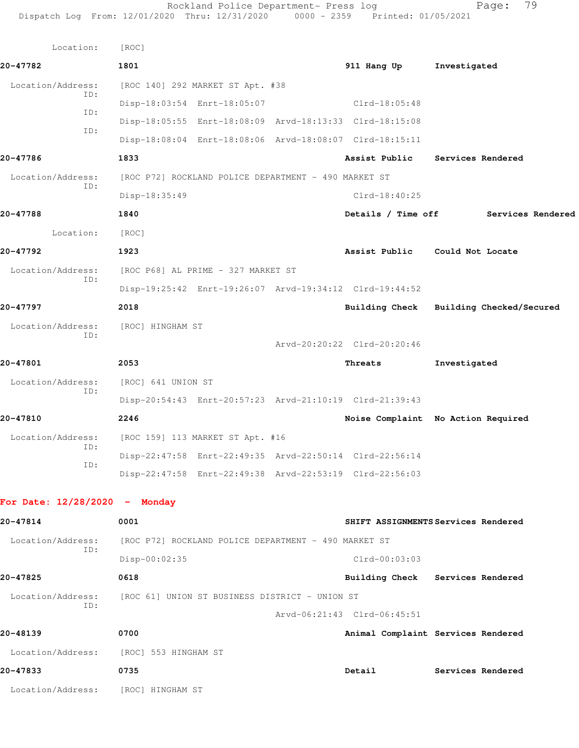Location: [ROC]

**20-47782** 1801 **911 Hang Up** **Investigated**

Location/Address: [ROC 140] 292 MARKET ST Apt. #38

ID: Disp-18:03:54 Enrt-18:05:07 Clrd-18:05:48

ID: Disp-18:05:55 Enrt-18:08:09 Arvd-18:13:33 Clrd-18:15:08

ID: Disp-18:08:04 Enrt-18:08:06 Arvd-18:08:07 Clrd-18:15:11

**20-47786** 1833 **Assist Public** **Services Rendered**

Location/Address: [ROC P72] ROCKLAND POLICE DEPARTMENT - 490 MARKET ST

ID: Disp-18:35:49 Clrd-18:40:25

**20-47788** 1840 **Details / Time off** **Services Rendered**

Location: [ROC]

**20-47792** 1923 **Assist Public** **Could Not Locate**

Location/Address: [ROC P68] AL PRIME - 327 MARKET ST

ID: Disp-19:25:42 Enrt-19:26:07 Arvd-19:34:12 Clrd-19:44:52

**20-47797** 2018 **Building Check** **Building Checked/Secured**

Location/Address: [ROC] HINGHAM ST

ID: Arvd-20:20:22 Clrd-20:20:46

**20-47801** 2053 **Threats** **Investigated**

Location/Address: [ROC] 641 UNION ST

ID: Disp-20:54:43 Enrt-20:57:23 Arvd-21:10:19 Clrd-21:39:43

**20-47810** 2246 **Noise Complaint** **No Action Required**

Location/Address: [ROC 159] 113 MARKET ST Apt. #16

ID: Disp-22:47:58 Enrt-22:49:35 Arvd-22:50:14 Clrd-22:56:14

ID: Disp-22:47:58 Enrt-22:49:38 Arvd-22:53:19 Clrd-22:56:03

## For Date: 12/28/2020 - Monday

**20-47814** 0001 **SHIFT ASSIGNMENTS** **Services Rendered**

Location/Address: [ROC P72] ROCKLAND POLICE DEPARTMENT - 490 MARKET ST

ID: Disp-00:02:35 Clrd-00:03:03

**20-47825** 0618 **Building Check** **Services Rendered**

Location/Address: [ROC 61] UNION ST BUSINESS DISTRICT - UNION ST

ID: Arvd-06:21:43 Clrd-06:45:51

**20-48139** 0700 **Animal Complaint** **Services Rendered**

Location/Address: [ROC] 553 HINGHAM ST

**20-47833** 0735 **Detail** **Services Rendered**

Location/Address: [ROC] HINGHAM ST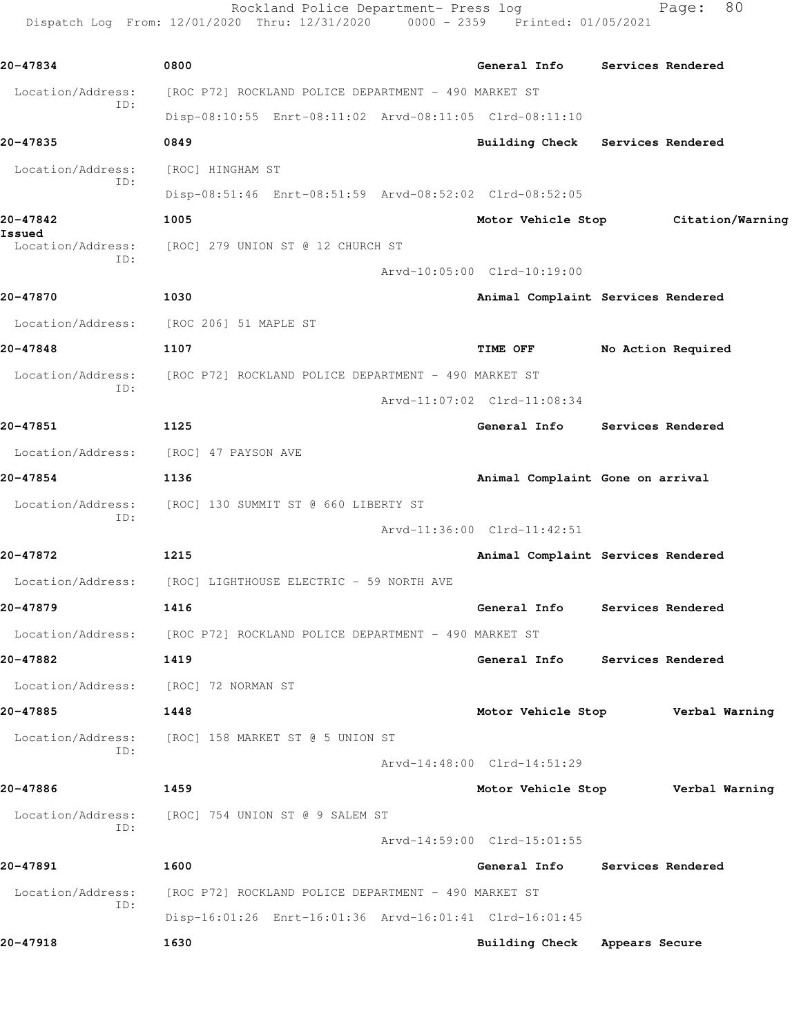Rockland Police Department- Press log

Dispatch Log From: 12/01/2020 Thru: 12/31/2020 0000 - 2359 Printed: 01/05/2021

**20-47834** 0800 General Info Services Rendered

Location/Address: [ROC P72] ROCKLAND POLICE DEPARTMENT - 490 MARKET ST
ID:
Disp-08:10:55 Enrt-08:11:02 Arvd-08:11:05 Clrd-08:11:10

**20-47835** 0849 Building Check Services Rendered

Location/Address: [ROC] HINGHAM ST
ID:
Disp-08:51:46 Enrt-08:51:59 Arvd-08:52:02 Clrd-08:52:05

**20-47842** 1005 Motor Vehicle Stop Citation/Warning Issued

Location/Address: [ROC] 279 UNION ST @ 12 CHURCH ST
ID:
Arvd-10:05:00 Clrd-10:19:00

**20-47870** 1030 Animal Complaint Services Rendered

Location/Address: [ROC 206] 51 MAPLE ST

**20-47848** 1107 TIME OFF No Action Required

Location/Address: [ROC P72] ROCKLAND POLICE DEPARTMENT - 490 MARKET ST
ID:
Arvd-11:07:02 Clrd-11:08:34

**20-47851** 1125 General Info Services Rendered

Location/Address: [ROC] 47 PAYSON AVE

**20-47854** 1136 Animal Complaint Gone on arrival

Location/Address: [ROC] 130 SUMMIT ST @ 660 LIBERTY ST
ID:
Arvd-11:36:00 Clrd-11:42:51

**20-47872** 1215 Animal Complaint Services Rendered

Location/Address: [ROC] LIGHTHOUSE ELECTRIC - 59 NORTH AVE

**20-47879** 1416 General Info Services Rendered

Location/Address: [ROC P72] ROCKLAND POLICE DEPARTMENT - 490 MARKET ST

**20-47882** 1419 General Info Services Rendered

Location/Address: [ROC] 72 NORMAN ST

**20-47885** 1448 Motor Vehicle Stop Verbal Warning

Location/Address: [ROC] 158 MARKET ST @ 5 UNION ST
ID:
Arvd-14:48:00 Clrd-14:51:29

**20-47886** 1459 Motor Vehicle Stop Verbal Warning

Location/Address: [ROC] 754 UNION ST @ 9 SALEM ST
ID:
Arvd-14:59:00 Clrd-15:01:55

**20-47891** 1600 General Info Services Rendered

Location/Address: [ROC P72] ROCKLAND POLICE DEPARTMENT - 490 MARKET ST
ID:
Disp-16:01:26 Enrt-16:01:36 Arvd-16:01:41 Clrd-16:01:45

**20-47918** 1630 Building Check Appears Secure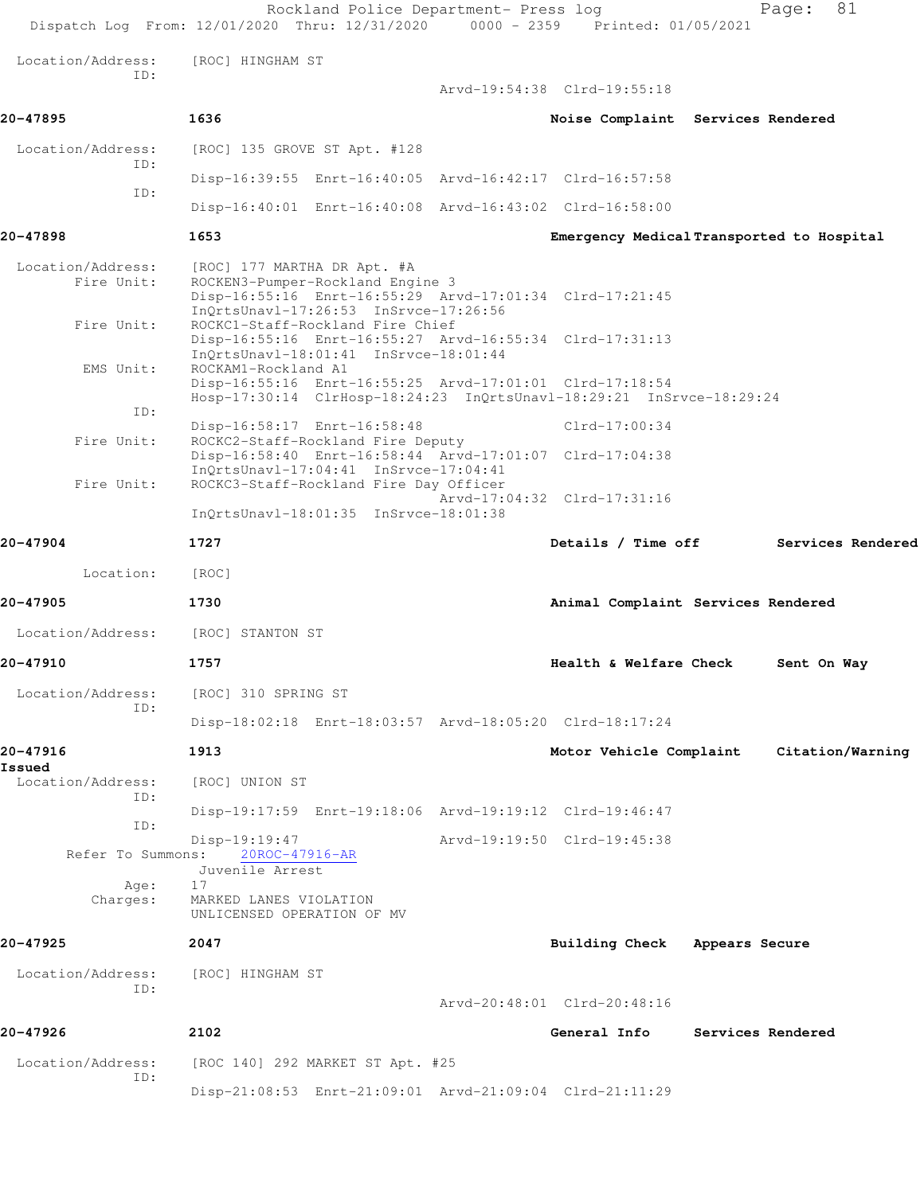Location/Address: [ROC] HINGHAM ST
ID:
Arvd-19:54:38 Clrd-19:55:18

**20-47895** **1636** **Noise Complaint** **Services Rendered**

Location/Address: [ROC] 135 GROVE ST Apt. #128
ID:
Disp-16:39:55 Enrt-16:40:05 Arvd-16:42:17 Clrd-16:57:58
ID:
Disp-16:40:01 Enrt-16:40:08 Arvd-16:43:02 Clrd-16:58:00

**20-47898** **1653** **Emergency Medical Transported to Hospital**

Location/Address: [ROC] 177 MARTHA DR Apt. #A
Fire Unit: ROCKEN3-Pumper-Rockland Engine 3
Disp-16:55:16 Enrt-16:55:29 Arvd-17:01:34 Clrd-17:21:45
InQrtsUnavl-17:26:53 InSrvce-17:26:56
Fire Unit: ROCKC1-Staff-Rockland Fire Chief
Disp-16:55:16 Enrt-16:55:27 Arvd-16:55:34 Clrd-17:31:13
InQrtsUnavl-18:01:41 InSrvce-18:01:44
EMS Unit: ROCKAM1-Rockland A1
Disp-16:55:16 Enrt-16:55:25 Arvd-17:01:01 Clrd-17:18:54
Hosp-17:30:14 ClrHosp-18:24:23 InQrtsUnavl-18:29:21 InSrvce-18:29:24
ID:
Disp-16:58:17 Enrt-16:58:48 Clrd-17:00:34
Fire Unit: ROCKC2-Staff-Rockland Fire Deputy
Disp-16:58:40 Enrt-16:58:44 Arvd-17:01:07 Clrd-17:04:38
InQrtsUnavl-17:04:41 InSrvce-17:04:41
Fire Unit: ROCKC3-Staff-Rockland Fire Day Officer
Arvd-17:04:32 Clrd-17:31:16
InQrtsUnavl-18:01:35 InSrvce-18:01:38

**20-47904** **1727** **Details / Time off** **Services Rendered**

Location: [ROC]

**20-47905** **1730** **Animal Complaint** **Services Rendered**

Location/Address: [ROC] STANTON ST

**20-47910** **1757** **Health & Welfare Check** **Sent On Way**

Location/Address: [ROC] 310 SPRING ST
ID:
Disp-18:02:18 Enrt-18:03:57 Arvd-18:05:20 Clrd-18:17:24

**20-47916** **1913** **Motor Vehicle Complaint** **Citation/Warning Issued**

Location/Address: [ROC] UNION ST
ID:
Disp-19:17:59 Enrt-19:18:06 Arvd-19:19:12 Clrd-19:46:47
ID:
Disp-19:19:47 Arvd-19:19:50 Clrd-19:45:38
Refer To Summons: 20ROC-47916-AR
Juvenile Arrest
Age: 17
Charges: MARKED LANES VIOLATION
UNLICENSED OPERATION OF MV

**20-47925** **2047** **Building Check** **Appears Secure**

Location/Address: [ROC] HINGHAM ST
ID:
Arvd-20:48:01 Clrd-20:48:16

**20-47926** **2102** **General Info** **Services Rendered**

Location/Address: [ROC 140] 292 MARKET ST Apt. #25
ID:
Disp-21:08:53 Enrt-21:09:01 Arvd-21:09:04 Clrd-21:11:29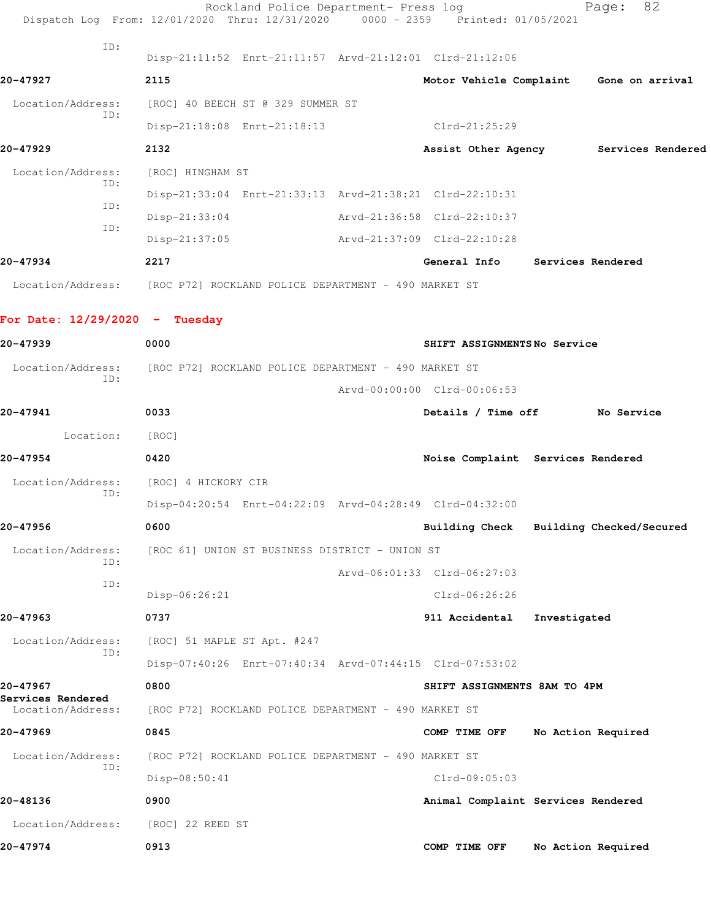Rockland Police Department- Press log

Dispatch Log From: 12/01/2020 Thru: 12/31/2020 0000 - 2359 Printed: 01/05/2021

ID:
Disp-21:11:52 Enrt-21:11:57 Arvd-21:12:01 Clrd-21:12:06

**20-47927** 2115 Motor Vehicle Complaint Gone on arrival

Location/Address: [ROC] 40 BEECH ST @ 329 SUMMER ST
ID:
Disp-21:18:08 Enrt-21:18:13 Clrd-21:25:29

**20-47929** 2132 Assist Other Agency Services Rendered

Location/Address: [ROC] HINGHAM ST
ID:
Disp-21:33:04 Enrt-21:33:13 Arvd-21:38:21 Clrd-22:10:31
ID:
Disp-21:33:04 Arvd-21:36:58 Clrd-22:10:37
ID:
Disp-21:37:05 Arvd-21:37:09 Clrd-22:10:28

**20-47934** 2217 General Info Services Rendered

Location/Address: [ROC P72] ROCKLAND POLICE DEPARTMENT - 490 MARKET ST

## For Date: 12/29/2020 - Tuesday

**20-47939** 0000 SHIFT ASSIGNMENTS No Service

Location/Address: [ROC P72] ROCKLAND POLICE DEPARTMENT - 490 MARKET ST
ID:
Arvd-00:00:00 Clrd-00:06:53

**20-47941** 0033 Details / Time off No Service

Location: [ROC]

**20-47954** 0420 Noise Complaint Services Rendered

Location/Address: [ROC] 4 HICKORY CIR
ID:
Disp-04:20:54 Enrt-04:22:09 Arvd-04:28:49 Clrd-04:32:00

**20-47956** 0600 Building Check Building Checked/Secured

Location/Address: [ROC 61] UNION ST BUSINESS DISTRICT - UNION ST
ID:
Arvd-06:01:33 Clrd-06:27:03
ID:
Disp-06:26:21 Clrd-06:26:26

**20-47963** 0737 911 Accidental Investigated

Location/Address: [ROC] 51 MAPLE ST Apt. #247
ID:
Disp-07:40:26 Enrt-07:40:34 Arvd-07:44:15 Clrd-07:53:02

**20-47967** 0800 SHIFT ASSIGNMENTS 8AM TO 4PM
Services Rendered
Location/Address: [ROC P72] ROCKLAND POLICE DEPARTMENT - 490 MARKET ST

**20-47969** 0845 COMP TIME OFF No Action Required

Location/Address: [ROC P72] ROCKLAND POLICE DEPARTMENT - 490 MARKET ST
ID:
Disp-08:50:41 Clrd-09:05:03

**20-48136** 0900 Animal Complaint Services Rendered

Location/Address: [ROC] 22 REED ST

**20-47974** 0913 COMP TIME OFF No Action Required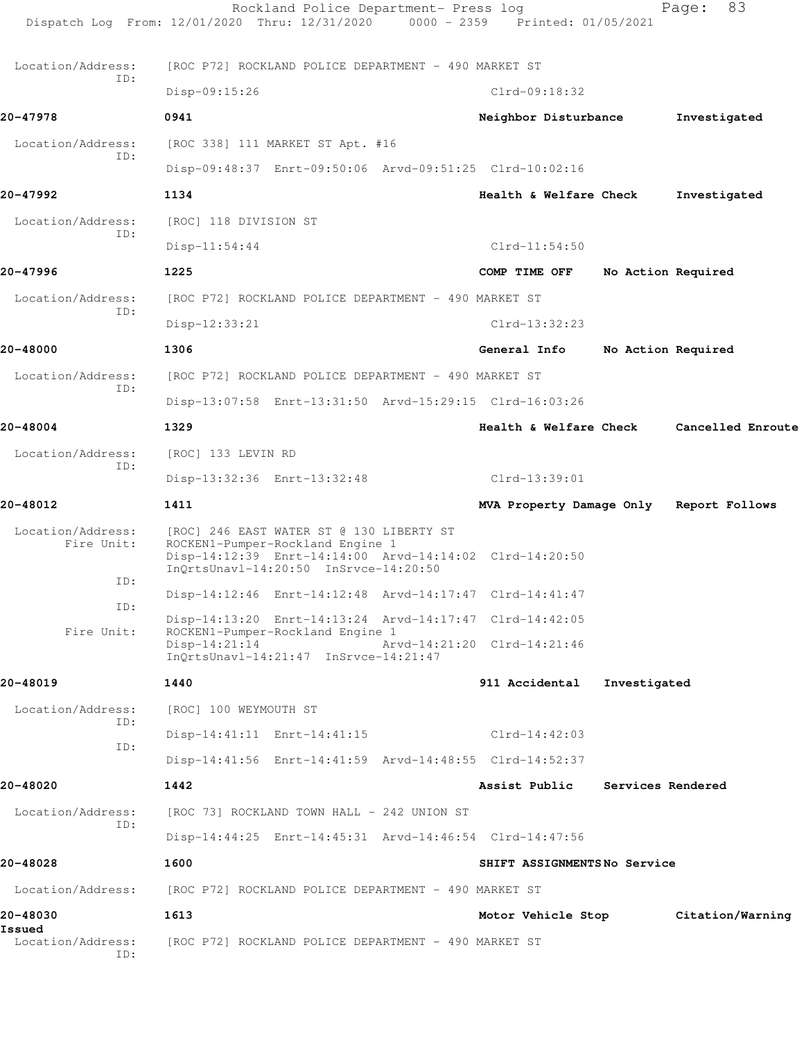Location/Address: [ROC P72] ROCKLAND POLICE DEPARTMENT - 490 MARKET ST
ID:
Disp-09:15:26 Clrd-09:18:32

**20-47978** 0941 Neighbor Disturbance Investigated

Location/Address: [ROC 338] 111 MARKET ST Apt. #16
ID:
Disp-09:48:37 Enrt-09:50:06 Arvd-09:51:25 Clrd-10:02:16

**20-47992** 1134 Health & Welfare Check Investigated

Location/Address: [ROC] 118 DIVISION ST
ID:
Disp-11:54:44 Clrd-11:54:50

**20-47996** 1225 COMP TIME OFF No Action Required

Location/Address: [ROC P72] ROCKLAND POLICE DEPARTMENT - 490 MARKET ST
ID:
Disp-12:33:21 Clrd-13:32:23

**20-48000** 1306 General Info No Action Required

Location/Address: [ROC P72] ROCKLAND POLICE DEPARTMENT - 490 MARKET ST
ID:
Disp-13:07:58 Enrt-13:31:50 Arvd-15:29:15 Clrd-16:03:26

**20-48004** 1329 Health & Welfare Check Cancelled Enroute

Location/Address: [ROC] 133 LEVIN RD
ID:
Disp-13:32:36 Enrt-13:32:48 Clrd-13:39:01

**20-48012** 1411 MVA Property Damage Only Report Follows

Location/Address: [ROC] 246 EAST WATER ST @ 130 LIBERTY ST
Fire Unit: ROCKEN1-Pumper-Rockland Engine 1
Disp-14:12:39 Enrt-14:14:00 Arvd-14:14:02 Clrd-14:20:50
InQrtsUnavl-14:20:50 InSrvce-14:20:50
ID:
Disp-14:12:46 Enrt-14:12:48 Arvd-14:17:47 Clrd-14:41:47
ID:
Disp-14:13:20 Enrt-14:13:24 Arvd-14:17:47 Clrd-14:42:05
Fire Unit: ROCKEN1-Pumper-Rockland Engine 1
Disp-14:21:14 Arvd-14:21:20 Clrd-14:21:46
InQrtsUnavl-14:21:47 InSrvce-14:21:47

**20-48019** 1440 911 Accidental Investigated

Location/Address: [ROC] 100 WEYMOUTH ST
ID:
Disp-14:41:11 Enrt-14:41:15 Clrd-14:42:03
ID:
Disp-14:41:56 Enrt-14:41:59 Arvd-14:48:55 Clrd-14:52:37

**20-48020** 1442 Assist Public Services Rendered

Location/Address: [ROC 73] ROCKLAND TOWN HALL - 242 UNION ST
ID:
Disp-14:44:25 Enrt-14:45:31 Arvd-14:46:54 Clrd-14:47:56

**20-48028** 1600 SHIFT ASSIGNMENTS No Service

Location/Address: [ROC P72] ROCKLAND POLICE DEPARTMENT - 490 MARKET ST

**20-48030** 1613 Motor Vehicle Stop Citation/Warning Issued

Location/Address: [ROC P72] ROCKLAND POLICE DEPARTMENT - 490 MARKET ST
ID: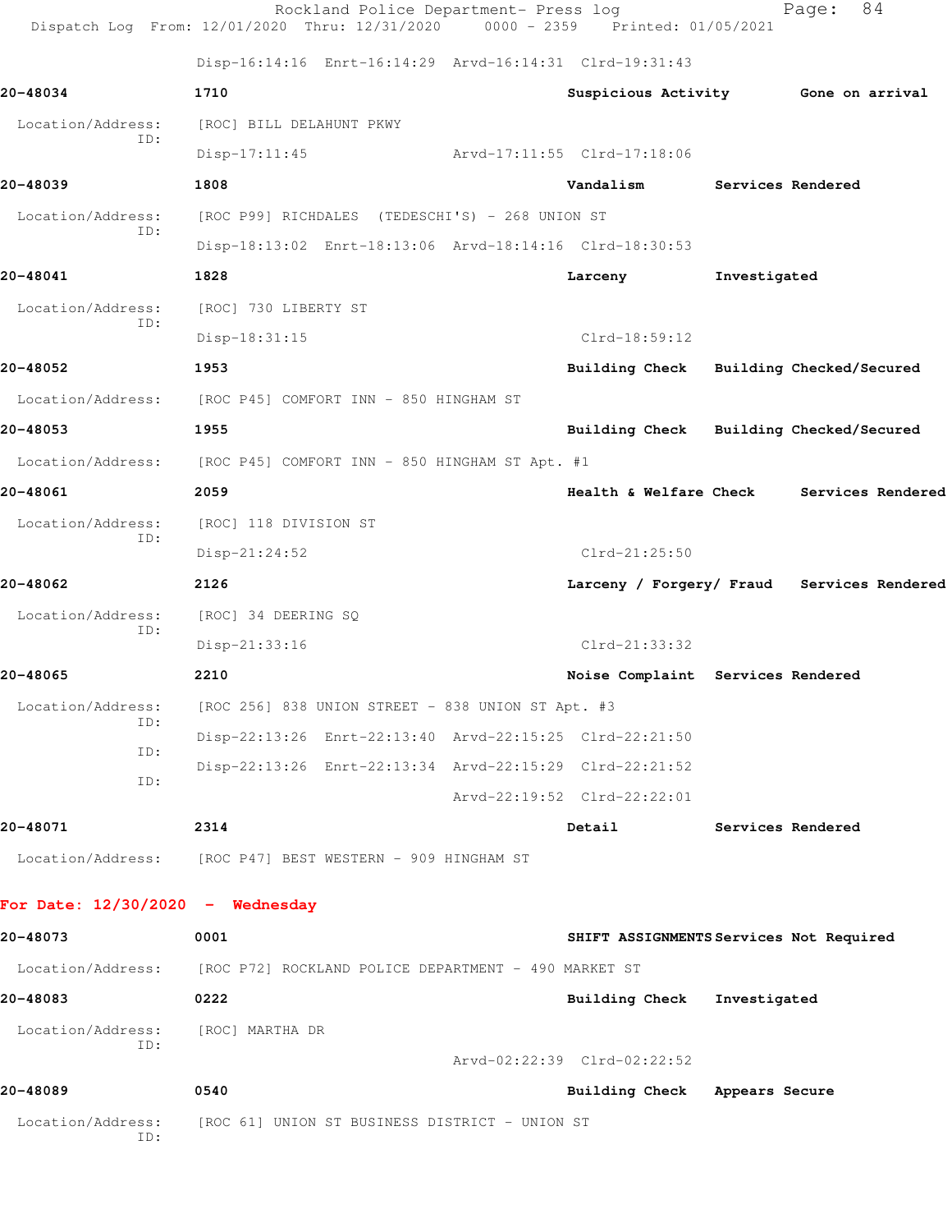Disp-16:14:16  Enrt-16:14:29  Arvd-16:14:31  Clrd-19:31:43

**20-48034** 1710 **Suspicious Activity** **Gone on arrival**

Location/Address: [ROC] BILL DELAHUNT PKWY
ID:
Disp-17:11:45  Arvd-17:11:55  Clrd-17:18:06

**20-48039** 1808 **Vandalism** **Services Rendered**

Location/Address: [ROC P99] RICHDALES (TEDESCHI'S) - 268 UNION ST
ID:
Disp-18:13:02  Enrt-18:13:06  Arvd-18:14:16  Clrd-18:30:53

**20-48041** 1828 **Larceny** **Investigated**

Location/Address: [ROC] 730 LIBERTY ST
ID:
Disp-18:31:15  Clrd-18:59:12

**20-48052** 1953 **Building Check** **Building Checked/Secured**

Location/Address: [ROC P45] COMFORT INN - 850 HINGHAM ST

**20-48053** 1955 **Building Check** **Building Checked/Secured**

Location/Address: [ROC P45] COMFORT INN - 850 HINGHAM ST Apt. #1

**20-48061** 2059 **Health & Welfare Check** **Services Rendered**

Location/Address: [ROC] 118 DIVISION ST
ID:
Disp-21:24:52  Clrd-21:25:50

**20-48062** 2126 **Larceny / Forgery/ Fraud** **Services Rendered**

Location/Address: [ROC] 34 DEERING SQ
ID:
Disp-21:33:16  Clrd-21:33:32

**20-48065** 2210 **Noise Complaint** **Services Rendered**

Location/Address: [ROC 256] 838 UNION STREET - 838 UNION ST Apt. #3
ID:
Disp-22:13:26  Enrt-22:13:40  Arvd-22:15:25  Clrd-22:21:50
ID:
Disp-22:13:26  Enrt-22:13:34  Arvd-22:15:29  Clrd-22:21:52
ID:
Arvd-22:19:52  Clrd-22:22:01

**20-48071** 2314 **Detail** **Services Rendered**

Location/Address: [ROC P47] BEST WESTERN - 909 HINGHAM ST

## For Date: 12/30/2020 - Wednesday

**20-48073** 0001 **SHIFT ASSIGNMENTS** **Services Not Required**

Location/Address: [ROC P72] ROCKLAND POLICE DEPARTMENT - 490 MARKET ST

**20-48083** 0222 **Building Check** **Investigated**

Location/Address: [ROC] MARTHA DR
ID:
Arvd-02:22:39  Clrd-02:22:52

**20-48089** 0540 **Building Check** **Appears Secure**

Location/Address: [ROC 61] UNION ST BUSINESS DISTRICT - UNION ST
ID: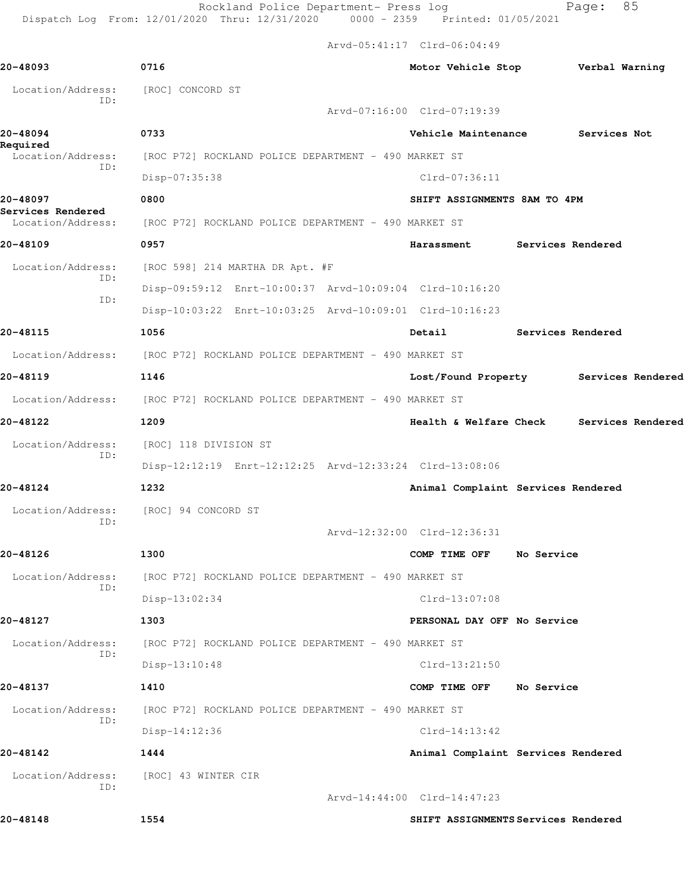Arvd-05:41:17 Clrd-06:04:49

**20-48093** 0716 **Motor Vehicle Stop** **Verbal Warning**

Location/Address: [ROC] CONCORD ST
ID:
Arvd-07:16:00 Clrd-07:19:39

**20-48094** 0733 **Vehicle Maintenance** **Services Not Required**

Location/Address: [ROC P72] ROCKLAND POLICE DEPARTMENT - 490 MARKET ST
ID:
Disp-07:35:38 Clrd-07:36:11

**20-48097** 0800 **SHIFT ASSIGNMENTS 8AM TO 4PM** **Services Rendered**

Location/Address: [ROC P72] ROCKLAND POLICE DEPARTMENT - 490 MARKET ST

**20-48109** 0957 **Harassment** **Services Rendered**

Location/Address: [ROC 598] 214 MARTHA DR Apt. #F
ID:
Disp-09:59:12 Enrt-10:00:37 Arvd-10:09:04 Clrd-10:16:20
ID:
Disp-10:03:22 Enrt-10:03:25 Arvd-10:09:01 Clrd-10:16:23

**20-48115** 1056 **Detail** **Services Rendered**

Location/Address: [ROC P72] ROCKLAND POLICE DEPARTMENT - 490 MARKET ST

**20-48119** 1146 **Lost/Found Property** **Services Rendered**

Location/Address: [ROC P72] ROCKLAND POLICE DEPARTMENT - 490 MARKET ST

**20-48122** 1209 **Health & Welfare Check** **Services Rendered**

Location/Address: [ROC] 118 DIVISION ST
ID:
Disp-12:12:19 Enrt-12:12:25 Arvd-12:33:24 Clrd-13:08:06

**20-48124** 1232 **Animal Complaint** **Services Rendered**

Location/Address: [ROC] 94 CONCORD ST
ID:
Arvd-12:32:00 Clrd-12:36:31

**20-48126** 1300 **COMP TIME OFF** **No Service**

Location/Address: [ROC P72] ROCKLAND POLICE DEPARTMENT - 490 MARKET ST
ID:
Disp-13:02:34 Clrd-13:07:08

**20-48127** 1303 **PERSONAL DAY OFF** **No Service**

Location/Address: [ROC P72] ROCKLAND POLICE DEPARTMENT - 490 MARKET ST
ID:
Disp-13:10:48 Clrd-13:21:50

**20-48137** 1410 **COMP TIME OFF** **No Service**

Location/Address: [ROC P72] ROCKLAND POLICE DEPARTMENT - 490 MARKET ST
ID:
Disp-14:12:36 Clrd-14:13:42

**20-48142** 1444 **Animal Complaint** **Services Rendered**

Location/Address: [ROC] 43 WINTER CIR
ID:
Arvd-14:44:00 Clrd-14:47:23

**20-48148** 1554 **SHIFT ASSIGNMENTS** **Services Rendered**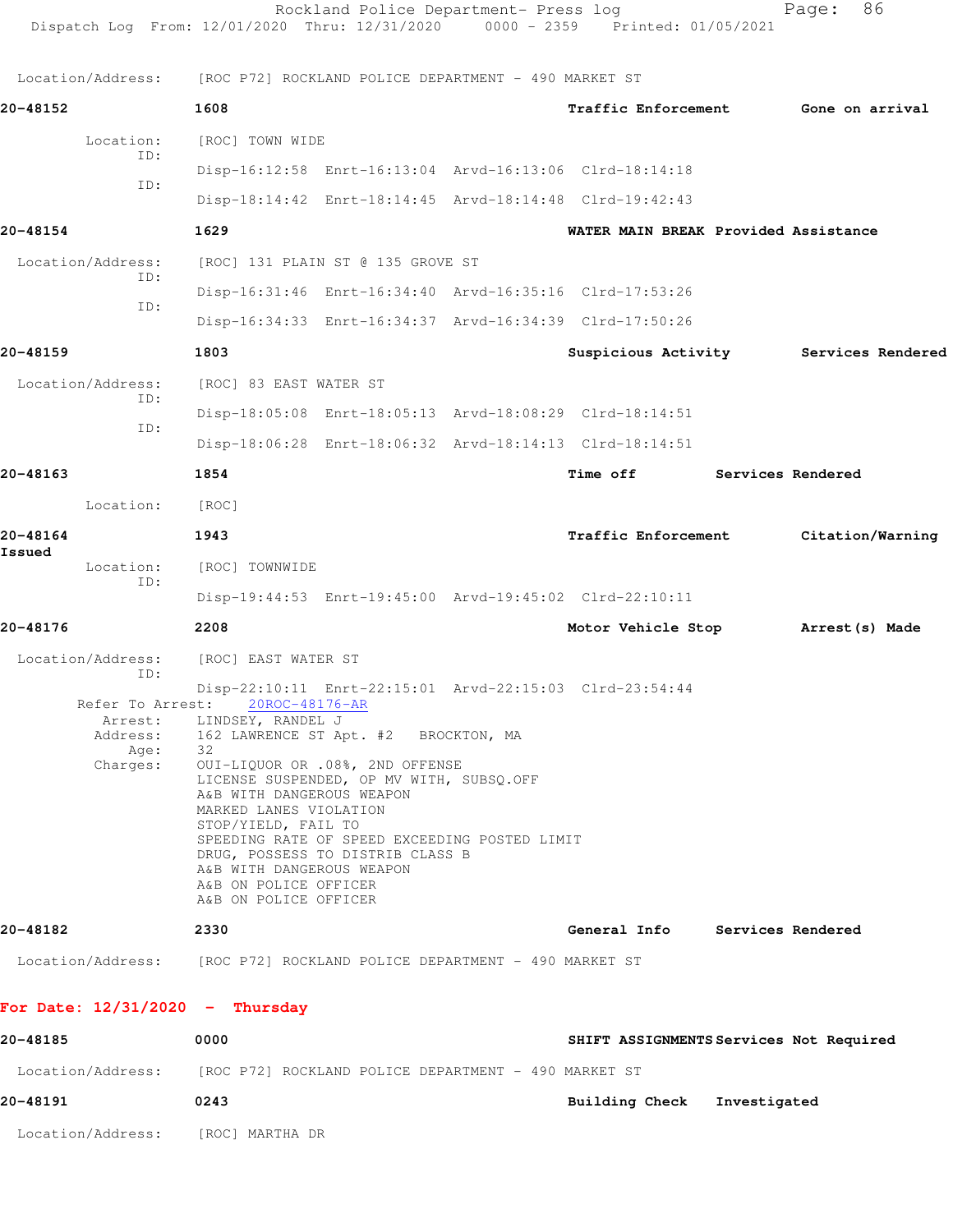Location/Address: [ROC P72] ROCKLAND POLICE DEPARTMENT - 490 MARKET ST

**20-48152** **1608** **Traffic Enforcement** **Gone on arrival**

Location: [ROC] TOWN WIDE
ID:
Disp-16:12:58 Enrt-16:13:04 Arvd-16:13:06 Clrd-18:14:18
ID:
Disp-18:14:42 Enrt-18:14:45 Arvd-18:14:48 Clrd-19:42:43

**20-48154** **1629** **WATER MAIN BREAK Provided Assistance**

Location/Address: [ROC] 131 PLAIN ST @ 135 GROVE ST
ID:
Disp-16:31:46 Enrt-16:34:40 Arvd-16:35:16 Clrd-17:53:26
ID:
Disp-16:34:33 Enrt-16:34:37 Arvd-16:34:39 Clrd-17:50:26

**20-48159** **1803** **Suspicious Activity** **Services Rendered**

Location/Address: [ROC] 83 EAST WATER ST
ID:
Disp-18:05:08 Enrt-18:05:13 Arvd-18:08:29 Clrd-18:14:51
ID:
Disp-18:06:28 Enrt-18:06:32 Arvd-18:14:13 Clrd-18:14:51

**20-48163** **1854** **Time off** **Services Rendered**

Location: [ROC]

**20-48164** **1943** **Traffic Enforcement** **Citation/Warning Issued**

Location: [ROC] TOWNWIDE
ID:
Disp-19:44:53 Enrt-19:45:00 Arvd-19:45:02 Clrd-22:10:11

**20-48176** **2208** **Motor Vehicle Stop** **Arrest(s) Made**

Location/Address: [ROC] EAST WATER ST
ID:
Disp-22:10:11 Enrt-22:15:01 Arvd-22:15:03 Clrd-23:54:44
Refer To Arrest: 20ROC-48176-AR
Arrest: LINDSEY, RANDEL J
Address: 162 LAWRENCE ST Apt. #2 BROCKTON, MA
Age: 32
Charges: OUI-LIQUOR OR .08%, 2ND OFFENSE
LICENSE SUSPENDED, OP MV WITH, SUBSQ.OFF
A&B WITH DANGEROUS WEAPON
MARKED LANES VIOLATION
STOP/YIELD, FAIL TO
SPEEDING RATE OF SPEED EXCEEDING POSTED LIMIT
DRUG, POSSESS TO DISTRIB CLASS B
A&B WITH DANGEROUS WEAPON
A&B ON POLICE OFFICER
A&B ON POLICE OFFICER

**20-48182** **2330** **General Info** **Services Rendered**

Location/Address: [ROC P72] ROCKLAND POLICE DEPARTMENT - 490 MARKET ST

## For Date: 12/31/2020 - Thursday

**20-48185** **0000** **SHIFT ASSIGNMENTS Services Not Required**

Location/Address: [ROC P72] ROCKLAND POLICE DEPARTMENT - 490 MARKET ST

**20-48191** **0243** **Building Check** **Investigated**

Location/Address: [ROC] MARTHA DR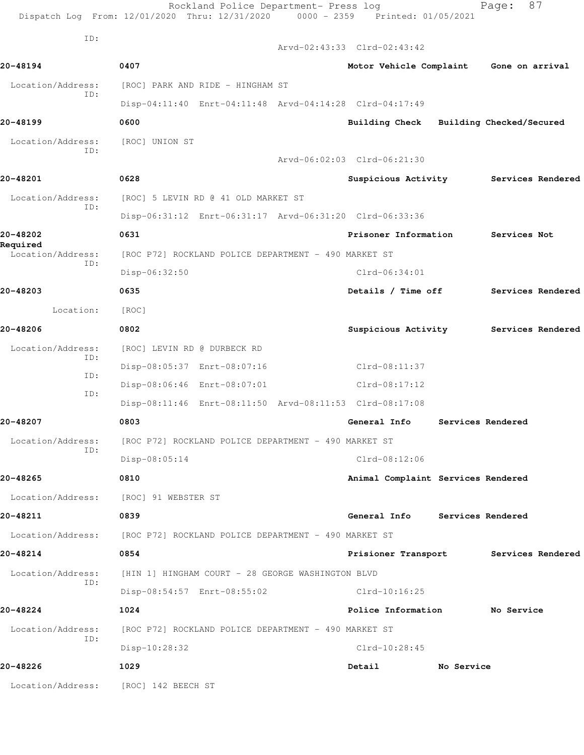ID:

Arvd-02:43:33 Clrd-02:43:42

**20-48194** 0407 **Motor Vehicle Complaint** **Gone on arrival**

Location/Address: [ROC] PARK AND RIDE - HINGHAM ST
ID:
Disp-04:11:40 Enrt-04:11:48 Arvd-04:14:28 Clrd-04:17:49

**20-48199** 0600 **Building Check** **Building Checked/Secured**

Location/Address: [ROC] UNION ST
ID:
Arvd-06:02:03 Clrd-06:21:30

**20-48201** 0628 **Suspicious Activity** **Services Rendered**

Location/Address: [ROC] 5 LEVIN RD @ 41 OLD MARKET ST
ID:
Disp-06:31:12 Enrt-06:31:17 Arvd-06:31:20 Clrd-06:33:36

**20-48202** 0631 **Prisoner Information** **Services Not Required**

Location/Address: [ROC P72] ROCKLAND POLICE DEPARTMENT - 490 MARKET ST
ID:
Disp-06:32:50 Clrd-06:34:01

**20-48203** 0635 **Details / Time off** **Services Rendered**

Location: [ROC]

**20-48206** 0802 **Suspicious Activity** **Services Rendered**

Location/Address: [ROC] LEVIN RD @ DURBECK RD
ID:
Disp-08:05:37 Enrt-08:07:16 Clrd-08:11:37
ID:
Disp-08:06:46 Enrt-08:07:01 Clrd-08:17:12
ID:
Disp-08:11:46 Enrt-08:11:50 Arvd-08:11:53 Clrd-08:17:08

**20-48207** 0803 **General Info** **Services Rendered**

Location/Address: [ROC P72] ROCKLAND POLICE DEPARTMENT - 490 MARKET ST
ID:
Disp-08:05:14 Clrd-08:12:06

**20-48265** 0810 **Animal Complaint** **Services Rendered**

Location/Address: [ROC] 91 WEBSTER ST

**20-48211** 0839 **General Info** **Services Rendered**

Location/Address: [ROC P72] ROCKLAND POLICE DEPARTMENT - 490 MARKET ST

**20-48214** 0854 **Prisioner Transport** **Services Rendered**

Location/Address: [HIN 1] HINGHAM COURT - 28 GEORGE WASHINGTON BLVD
ID:
Disp-08:54:57 Enrt-08:55:02 Clrd-10:16:25

**20-48224** 1024 **Police Information** **No Service**

Location/Address: [ROC P72] ROCKLAND POLICE DEPARTMENT - 490 MARKET ST
ID:
Disp-10:28:32 Clrd-10:28:45

**20-48226** 1029 **Detail** **No Service**

Location/Address: [ROC] 142 BEECH ST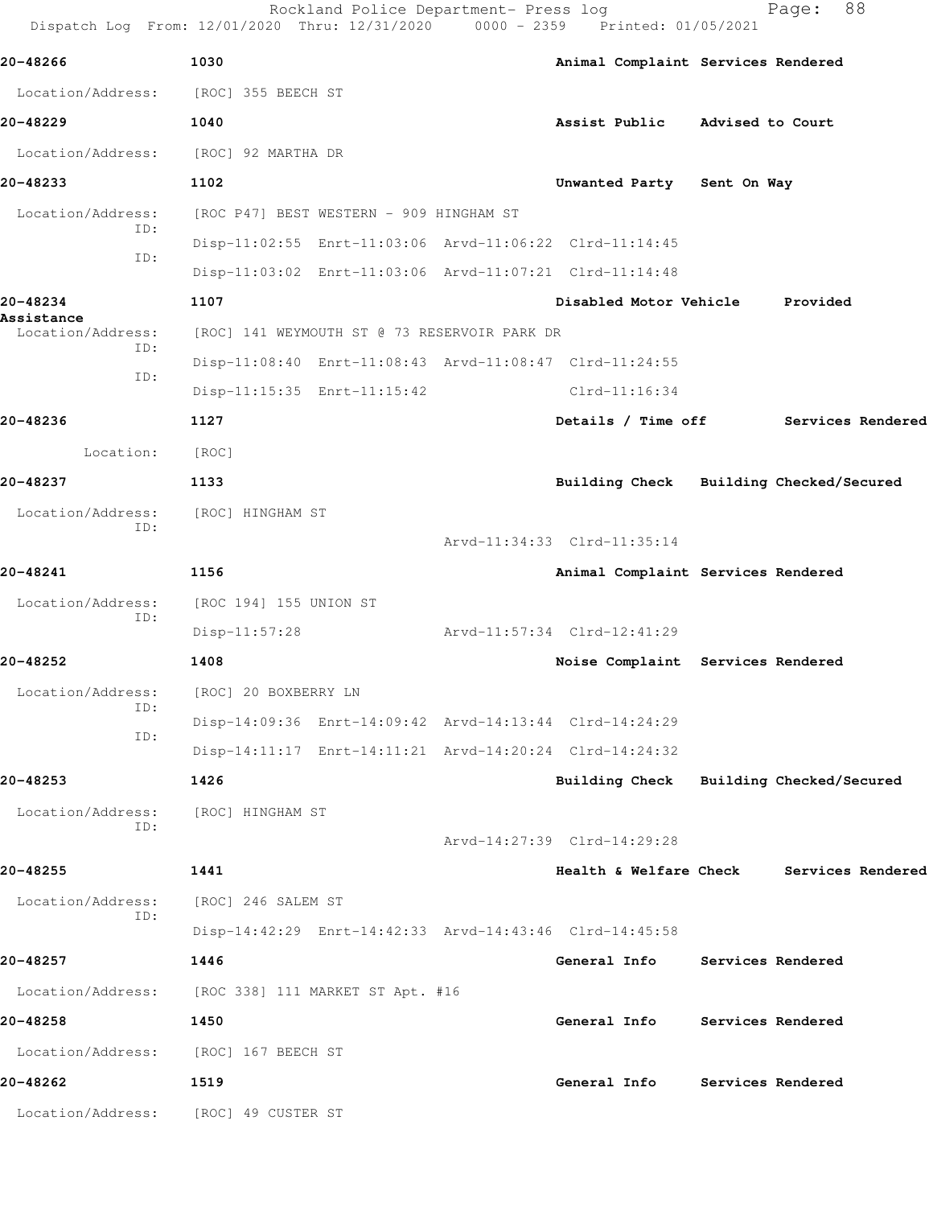| Call # | Time | Call Type | Disposition |
|---|---|---|---|
| 20-48266 | 1030 | Animal Complaint | Services Rendered |

Location/Address: [ROC] 355 BEECH ST

| Call # | Time | Call Type | Disposition |
|---|---|---|---|
| 20-48229 | 1040 | Assist Public | Advised to Court |

Location/Address: [ROC] 92 MARTHA DR

| Call # | Time | Call Type | Disposition |
|---|---|---|---|
| 20-48233 | 1102 | Unwanted Party | Sent On Way |

Location/Address: [ROC P47] BEST WESTERN - 909 HINGHAM ST

ID: Disp-11:02:55 Enrt-11:03:06 Arvd-11:06:22 Clrd-11:14:45

ID: Disp-11:03:02 Enrt-11:03:06 Arvd-11:07:21 Clrd-11:14:48

| Call # | Time | Call Type | Disposition |
|---|---|---|---|
| 20-48234 | 1107 | Disabled Motor Vehicle | Provided Assistance |

Location/Address: [ROC] 141 WEYMOUTH ST @ 73 RESERVOIR PARK DR

ID: Disp-11:08:40 Enrt-11:08:43 Arvd-11:08:47 Clrd-11:24:55

ID: Disp-11:15:35 Enrt-11:15:42 Clrd-11:16:34

| Call # | Time | Call Type | Disposition |
|---|---|---|---|
| 20-48236 | 1127 | Details / Time off | Services Rendered |

Location: [ROC]

| Call # | Time | Call Type | Disposition |
|---|---|---|---|
| 20-48237 | 1133 | Building Check | Building Checked/Secured |

Location/Address: [ROC] HINGHAM ST

ID: Arvd-11:34:33 Clrd-11:35:14

| Call # | Time | Call Type | Disposition |
|---|---|---|---|
| 20-48241 | 1156 | Animal Complaint | Services Rendered |

Location/Address: [ROC 194] 155 UNION ST

ID: Disp-11:57:28 Arvd-11:57:34 Clrd-12:41:29

| Call # | Time | Call Type | Disposition |
|---|---|---|---|
| 20-48252 | 1408 | Noise Complaint | Services Rendered |

Location/Address: [ROC] 20 BOXBERRY LN

ID: Disp-14:09:36 Enrt-14:09:42 Arvd-14:13:44 Clrd-14:24:29

ID: Disp-14:11:17 Enrt-14:11:21 Arvd-14:20:24 Clrd-14:24:32

| Call # | Time | Call Type | Disposition |
|---|---|---|---|
| 20-48253 | 1426 | Building Check | Building Checked/Secured |

Location/Address: [ROC] HINGHAM ST

ID: Arvd-14:27:39 Clrd-14:29:28

| Call # | Time | Call Type | Disposition |
|---|---|---|---|
| 20-48255 | 1441 | Health & Welfare Check | Services Rendered |

Location/Address: [ROC] 246 SALEM ST

ID: Disp-14:42:29 Enrt-14:42:33 Arvd-14:43:46 Clrd-14:45:58

| Call # | Time | Call Type | Disposition |
|---|---|---|---|
| 20-48257 | 1446 | General Info | Services Rendered |

Location/Address: [ROC 338] 111 MARKET ST Apt. #16

| Call # | Time | Call Type | Disposition |
|---|---|---|---|
| 20-48258 | 1450 | General Info | Services Rendered |

Location/Address: [ROC] 167 BEECH ST

| Call # | Time | Call Type | Disposition |
|---|---|---|---|
| 20-48262 | 1519 | General Info | Services Rendered |

Location/Address: [ROC] 49 CUSTER ST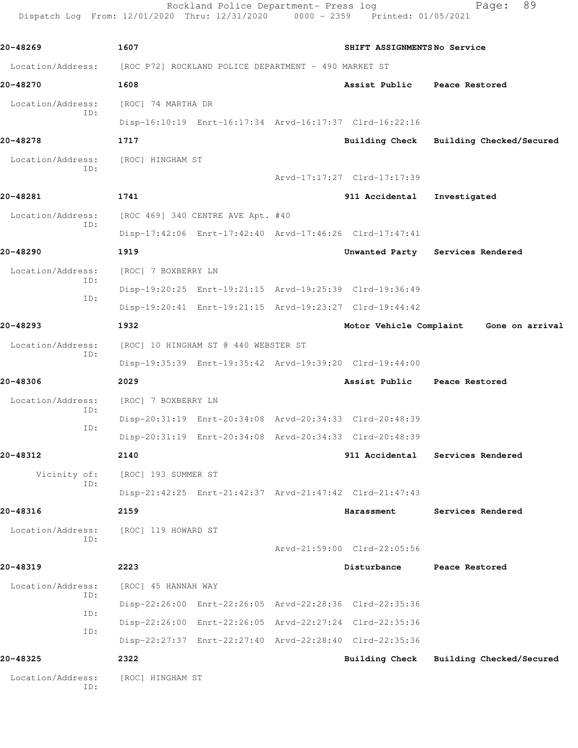| Call Number | Time | | Call Reason | Action |
|---|---|---|---|---|
| 20-48269 | 1607 | | SHIFT ASSIGNMENTS | No Service |
| Location/Address: | [ROC P72] ROCKLAND POLICE DEPARTMENT - 490 MARKET ST | | | |
| 20-48270 | 1608 | | Assist Public | Peace Restored |
| Location/Address: | [ROC] 74 MARTHA DR | | | |
| ID: | Disp-16:10:19 Enrt-16:17:34 Arvd-16:17:37 Clrd-16:22:16 | | | |
| 20-48278 | 1717 | | Building Check | Building Checked/Secured |
| Location/Address: | [ROC] HINGHAM ST | | | |
| ID: | Arvd-17:17:27 Clrd-17:17:39 | | | |
| 20-48281 | 1741 | | 911 Accidental | Investigated |
| Location/Address: | [ROC 469] 340 CENTRE AVE Apt. #40 | | | |
| ID: | Disp-17:42:06 Enrt-17:42:40 Arvd-17:46:26 Clrd-17:47:41 | | | |
| 20-48290 | 1919 | | Unwanted Party | Services Rendered |
| Location/Address: | [ROC] 7 BOXBERRY LN | | | |
| ID: | Disp-19:20:25 Enrt-19:21:15 Arvd-19:25:39 Clrd-19:36:49 | | | |
| ID: | Disp-19:20:41 Enrt-19:21:15 Arvd-19:23:27 Clrd-19:44:42 | | | |
| 20-48293 | 1932 | | Motor Vehicle Complaint | Gone on arrival |
| Location/Address: | [ROC] 10 HINGHAM ST @ 440 WEBSTER ST | | | |
| ID: | Disp-19:35:39 Enrt-19:35:42 Arvd-19:39:20 Clrd-19:44:00 | | | |
| 20-48306 | 2029 | | Assist Public | Peace Restored |
| Location/Address: | [ROC] 7 BOXBERRY LN | | | |
| ID: | Disp-20:31:19 Enrt-20:34:08 Arvd-20:34:33 Clrd-20:48:39 | | | |
| ID: | Disp-20:31:19 Enrt-20:34:08 Arvd-20:34:33 Clrd-20:48:39 | | | |
| 20-48312 | 2140 | | 911 Accidental | Services Rendered |
| Vicinity of: | [ROC] 193 SUMMER ST | | | |
| ID: | Disp-21:42:25 Enrt-21:42:37 Arvd-21:47:42 Clrd-21:47:43 | | | |
| 20-48316 | 2159 | | Harassment | Services Rendered |
| Location/Address: | [ROC] 119 HOWARD ST | | | |
| ID: | Arvd-21:59:00 Clrd-22:05:56 | | | |
| 20-48319 | 2223 | | Disturbance | Peace Restored |
| Location/Address: | [ROC] 45 HANNAH WAY | | | |
| ID: | Disp-22:26:00 Enrt-22:26:05 Arvd-22:28:36 Clrd-22:35:36 | | | |
| ID: | Disp-22:26:00 Enrt-22:26:05 Arvd-22:27:24 Clrd-22:35:36 | | | |
| ID: | Disp-22:27:37 Enrt-22:27:40 Arvd-22:28:40 Clrd-22:35:36 | | | |
| 20-48325 | 2322 | | Building Check | Building Checked/Secured |
| Location/Address: | [ROC] HINGHAM ST | | | |
| ID: | | | | |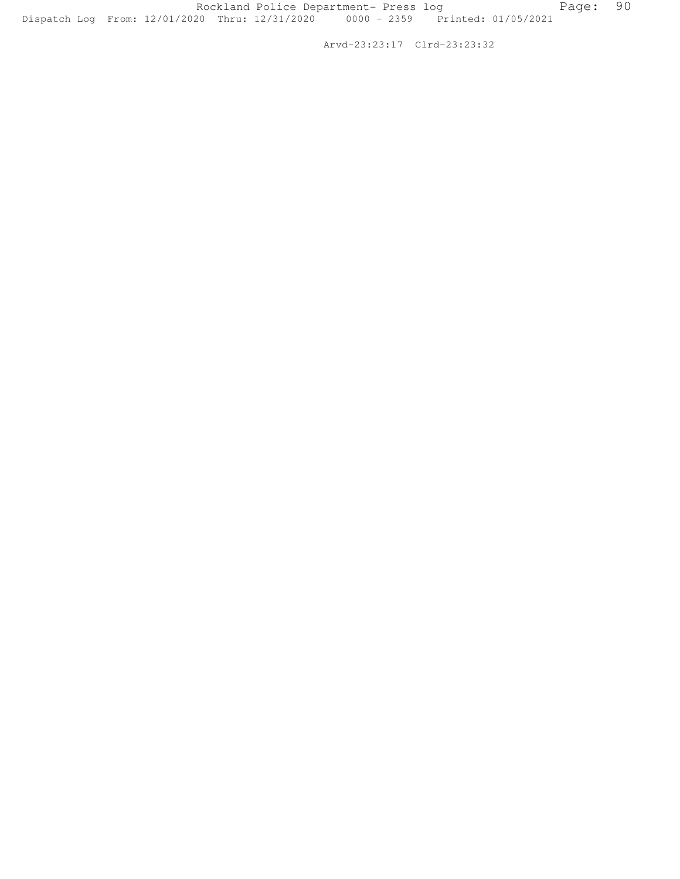Arvd-23:23:17 Clrd-23:23:32